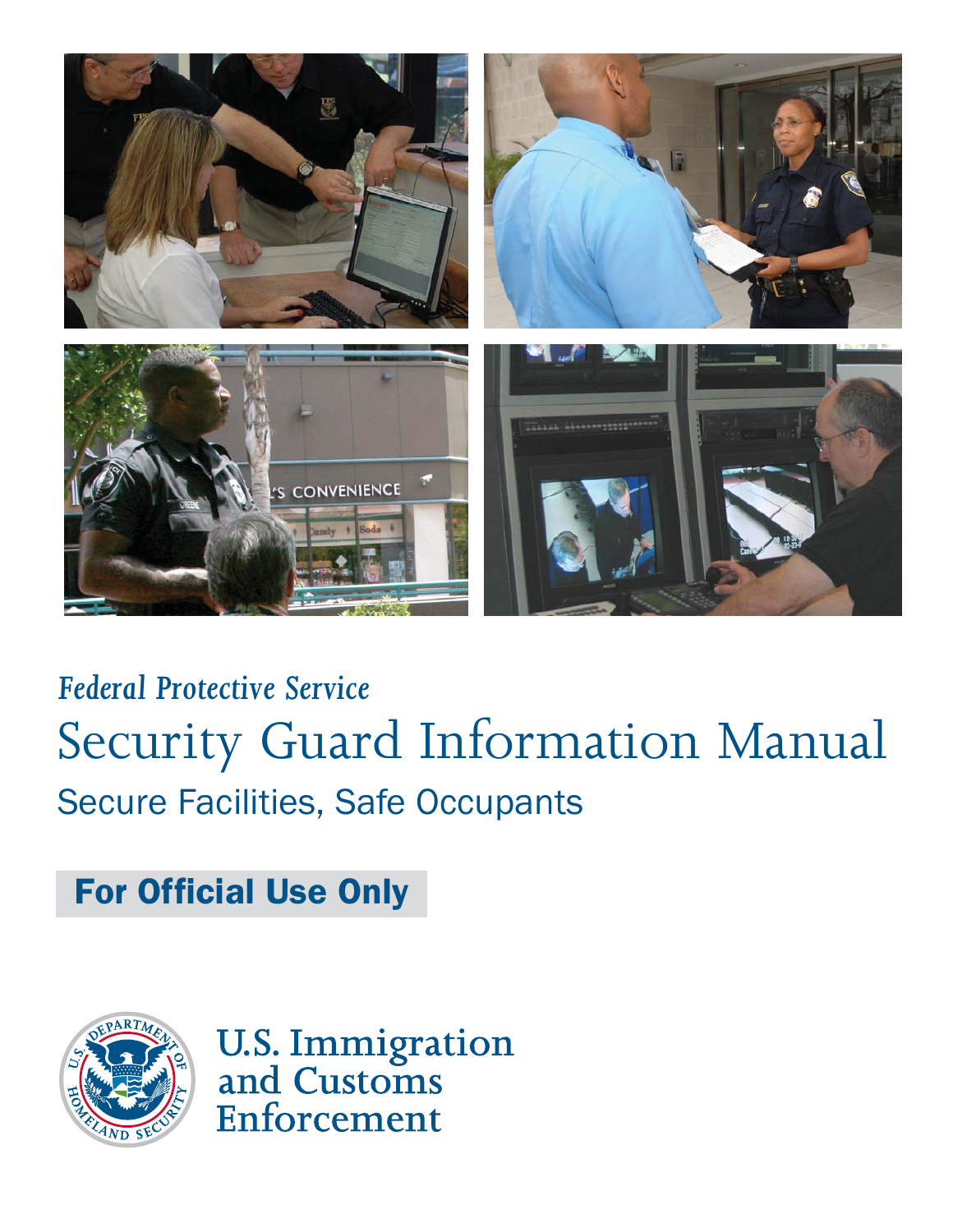*Federal Protective Service*

# Security Guard Information Manual

## Secure Facilities, Safe Occupants

**For Official Use Only**

U.S. Immigration and Customs Enforcement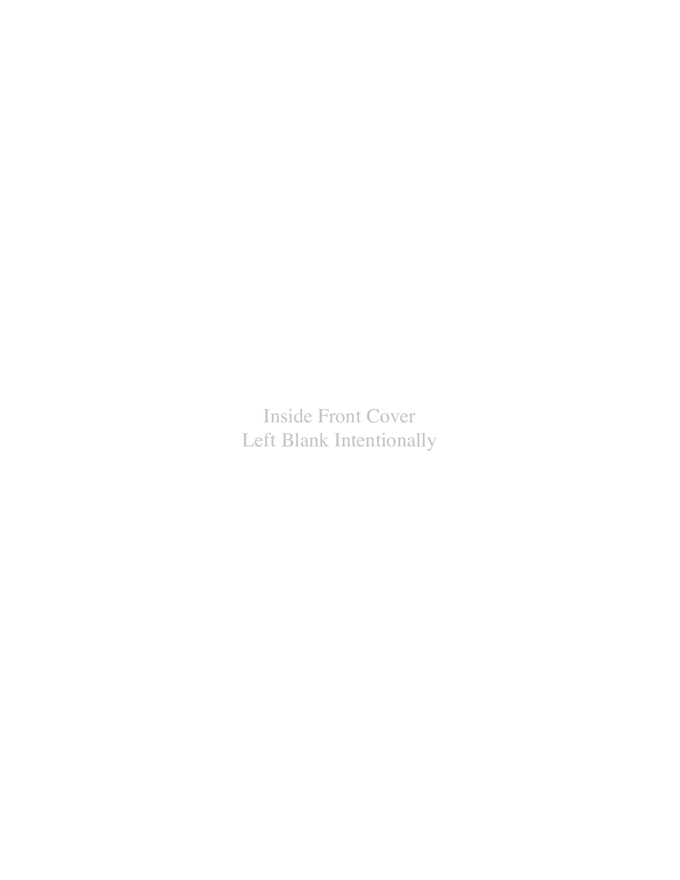Inside Front Cover
Left Blank Intentionally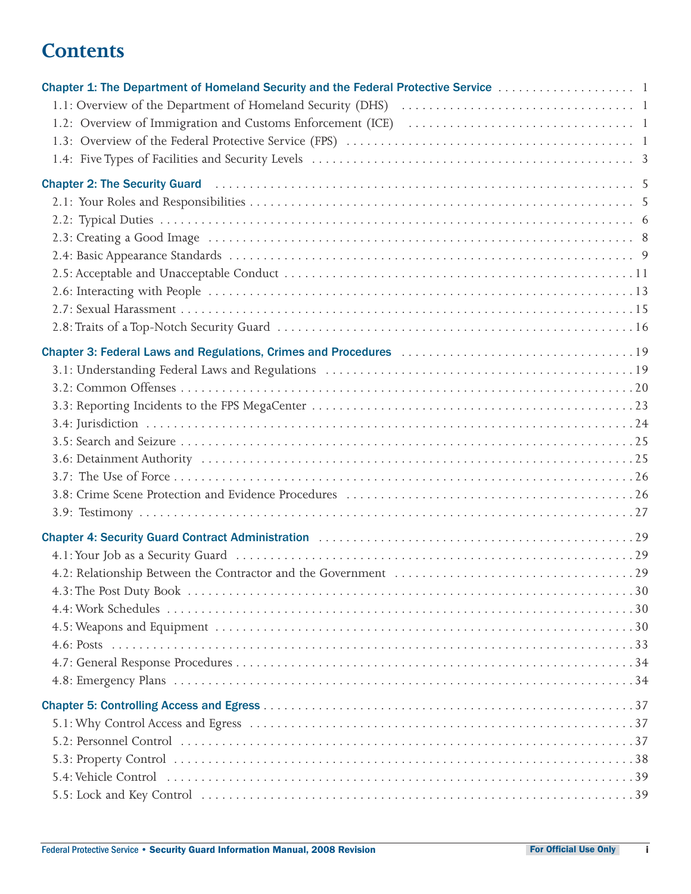# Contents

**Chapter 1: The Department of Homeland Security and the Federal Protective Service** . . . . . 1

- 1.1: Overview of the Department of Homeland Security (DHS) . . . . . 1
- 1.2: Overview of Immigration and Customs Enforcement (ICE) . . . . . 1
- 1.3: Overview of the Federal Protective Service (FPS) . . . . . 1
- 1.4: Five Types of Facilities and Security Levels . . . . . 3

**Chapter 2: The Security Guard** . . . . . 5

- 2.1: Your Roles and Responsibilities . . . . . 5
- 2.2: Typical Duties . . . . . 6
- 2.3: Creating a Good Image . . . . . 8
- 2.4: Basic Appearance Standards . . . . . 9
- 2.5: Acceptable and Unacceptable Conduct . . . . . 11
- 2.6: Interacting with People . . . . . 13
- 2.7: Sexual Harassment . . . . . 15
- 2.8: Traits of a Top-Notch Security Guard . . . . . 16

**Chapter 3: Federal Laws and Regulations, Crimes and Procedures** . . . . . 19

- 3.1: Understanding Federal Laws and Regulations . . . . . 19
- 3.2: Common Offenses . . . . . 20
- 3.3: Reporting Incidents to the FPS MegaCenter . . . . . 23
- 3.4: Jurisdiction . . . . . 24
- 3.5: Search and Seizure . . . . . 25
- 3.6: Detainment Authority . . . . . 25
- 3.7: The Use of Force . . . . . 26
- 3.8: Crime Scene Protection and Evidence Procedures . . . . . 26
- 3.9: Testimony . . . . . 27

**Chapter 4: Security Guard Contract Administration** . . . . . 29

- 4.1: Your Job as a Security Guard . . . . . 29
- 4.2: Relationship Between the Contractor and the Government . . . . . 29
- 4.3: The Post Duty Book . . . . . 30
- 4.4: Work Schedules . . . . . 30
- 4.5: Weapons and Equipment . . . . . 30
- 4.6: Posts . . . . . 33
- 4.7: General Response Procedures . . . . . 34
- 4.8: Emergency Plans . . . . . 34

**Chapter 5: Controlling Access and Egress** . . . . . 37

- 5.1: Why Control Access and Egress . . . . . 37
- 5.2: Personnel Control . . . . . 37
- 5.3: Property Control . . . . . 38
- 5.4: Vehicle Control . . . . . 39
- 5.5: Lock and Key Control . . . . . 39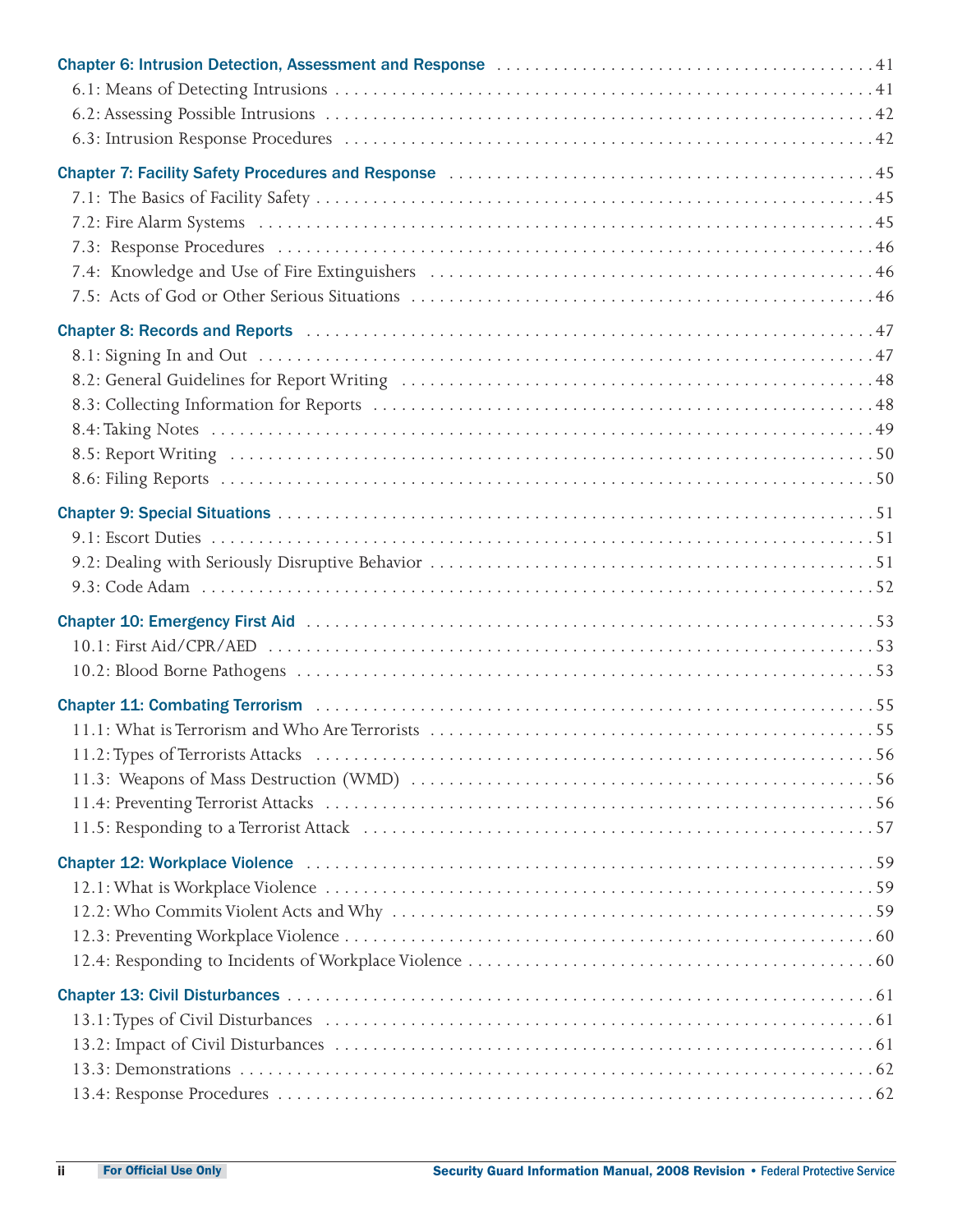Chapter 6: Intrusion Detection, Assessment and Response . . . . . 41

6.1: Means of Detecting Intrusions . . . . . 41

6.2: Assessing Possible Intrusions . . . . . 42

6.3: Intrusion Response Procedures . . . . . 42

Chapter 7: Facility Safety Procedures and Response . . . . . 45

7.1: The Basics of Facility Safety . . . . . 45

7.2: Fire Alarm Systems . . . . . 45

7.3: Response Procedures . . . . . 46

7.4: Knowledge and Use of Fire Extinguishers . . . . . 46

7.5: Acts of God or Other Serious Situations . . . . . 46

Chapter 8: Records and Reports . . . . . 47

8.1: Signing In and Out . . . . . 47

8.2: General Guidelines for Report Writing . . . . . 48

8.3: Collecting Information for Reports . . . . . 48

8.4: Taking Notes . . . . . 49

8.5: Report Writing . . . . . 50

8.6: Filing Reports . . . . . 50

Chapter 9: Special Situations . . . . . 51

9.1: Escort Duties . . . . . 51

9.2: Dealing with Seriously Disruptive Behavior . . . . . 51

9.3: Code Adam . . . . . 52

Chapter 10: Emergency First Aid . . . . . 53

10.1: First Aid/CPR/AED . . . . . 53

10.2: Blood Borne Pathogens . . . . . 53

Chapter 11: Combating Terrorism . . . . . 55

11.1: What is Terrorism and Who Are Terrorists . . . . . 55

11.2: Types of Terrorists Attacks . . . . . 56

11.3: Weapons of Mass Destruction (WMD) . . . . . 56

11.4: Preventing Terrorist Attacks . . . . . 56

11.5: Responding to a Terrorist Attack . . . . . 57

Chapter 12: Workplace Violence . . . . . 59

12.1: What is Workplace Violence . . . . . 59

12.2: Who Commits Violent Acts and Why . . . . . 59

12.3: Preventing Workplace Violence . . . . . 60

12.4: Responding to Incidents of Workplace Violence . . . . . 60

Chapter 13: Civil Disturbances . . . . . 61

13.1: Types of Civil Disturbances . . . . . 61

13.2: Impact of Civil Disturbances . . . . . 61

13.3: Demonstrations . . . . . 62

13.4: Response Procedures . . . . . 62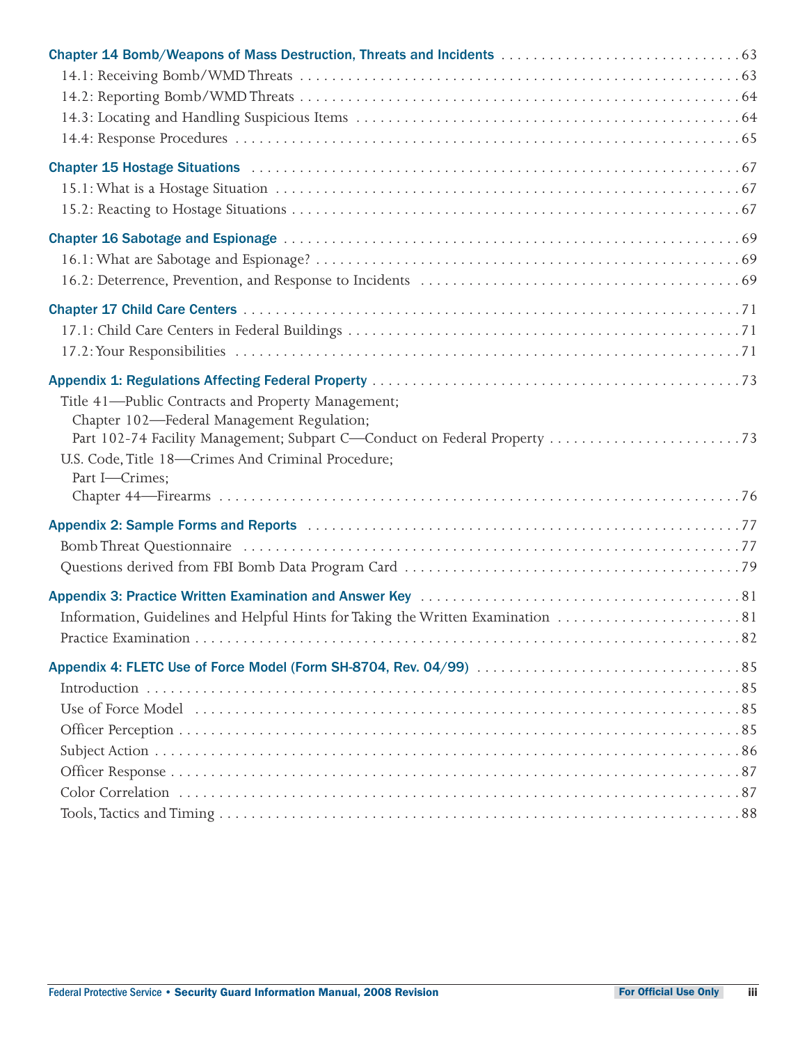Chapter 14 Bomb/Weapons of Mass Destruction, Threats and Incidents . . . . . 63

14.1: Receiving Bomb/WMD Threats . . . . . 63

14.2: Reporting Bomb/WMD Threats . . . . . 64

14.3: Locating and Handling Suspicious Items . . . . . 64

14.4: Response Procedures . . . . . 65

Chapter 15 Hostage Situations . . . . . 67

15.1: What is a Hostage Situation . . . . . 67

15.2: Reacting to Hostage Situations . . . . . 67

Chapter 16 Sabotage and Espionage . . . . . 69

16.1: What are Sabotage and Espionage? . . . . . 69

16.2: Deterrence, Prevention, and Response to Incidents . . . . . 69

Chapter 17 Child Care Centers . . . . . 71

17.1: Child Care Centers in Federal Buildings . . . . . 71

17.2: Your Responsibilities . . . . . 71

Appendix 1: Regulations Affecting Federal Property . . . . . 73

Title 41—Public Contracts and Property Management;
Chapter 102—Federal Management Regulation;
Part 102-74 Facility Management; Subpart C—Conduct on Federal Property . . . . . 73

U.S. Code, Title 18—Crimes And Criminal Procedure;
Part I—Crimes;
Chapter 44—Firearms . . . . . 76

Appendix 2: Sample Forms and Reports . . . . . 77

Bomb Threat Questionnaire . . . . . 77

Questions derived from FBI Bomb Data Program Card . . . . . 79

Appendix 3: Practice Written Examination and Answer Key . . . . . 81

Information, Guidelines and Helpful Hints for Taking the Written Examination . . . . . 81

Practice Examination . . . . . 82

Appendix 4: FLETC Use of Force Model (Form SH-8704, Rev. 04/99) . . . . . 85

Introduction . . . . . 85

Use of Force Model . . . . . 85

Officer Perception . . . . . 85

Subject Action . . . . . 86

Officer Response . . . . . 87

Color Correlation . . . . . 87

Tools, Tactics and Timing . . . . . 88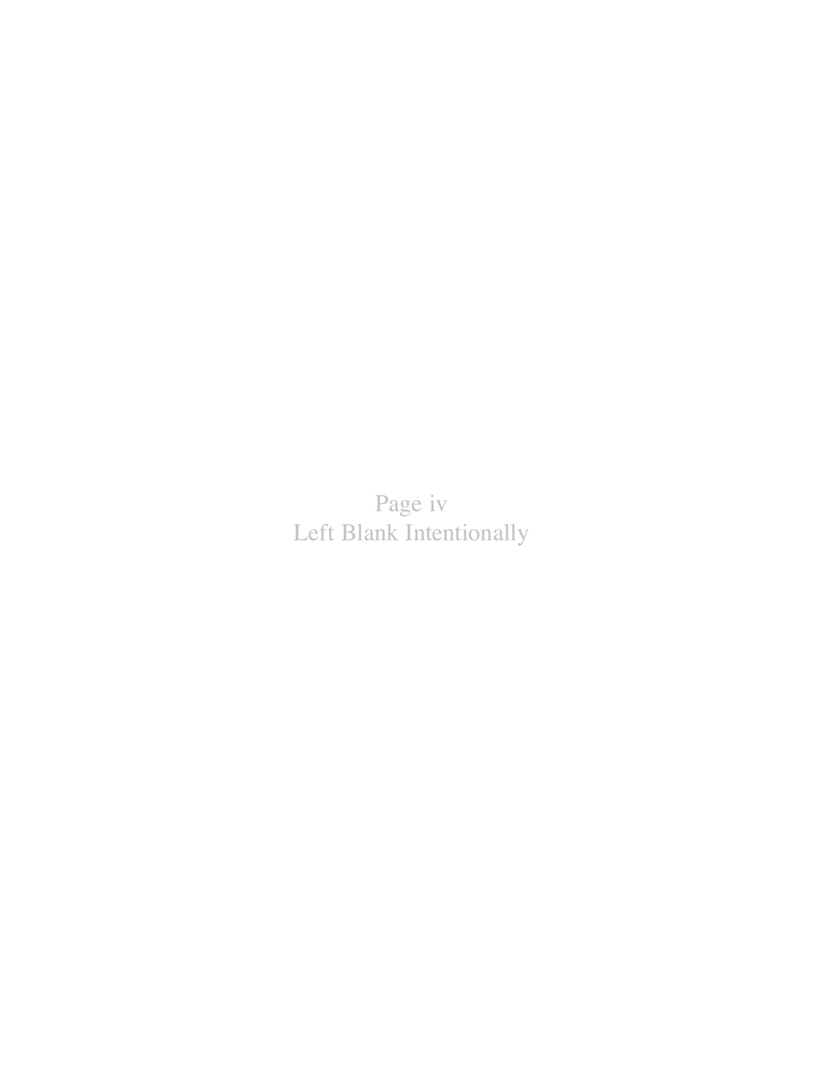Page iv
Left Blank Intentionally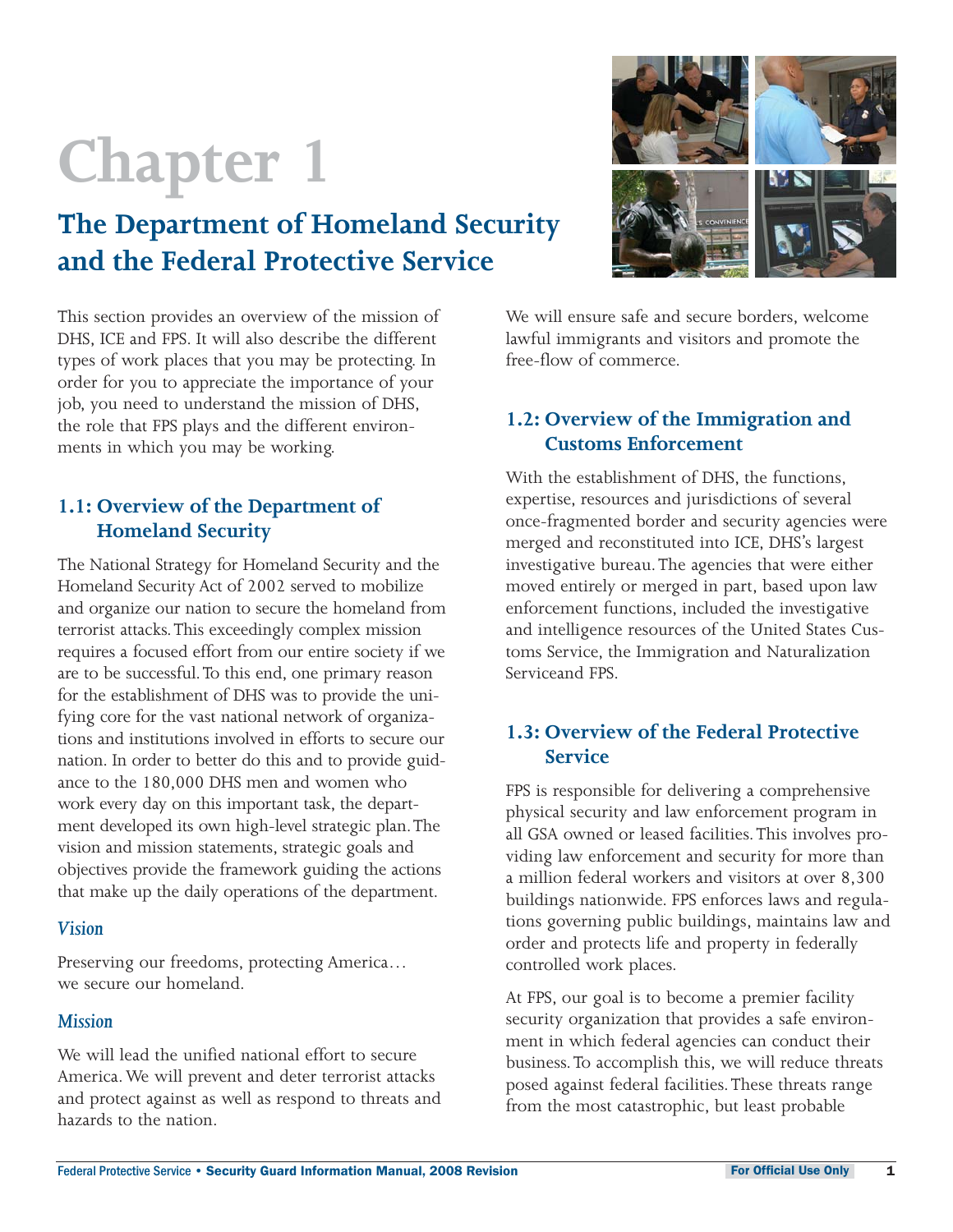# Chapter 1

## The Department of Homeland Security and the Federal Protective Service

This section provides an overview of the mission of DHS, ICE and FPS. It will also describe the different types of work places that you may be protecting. In order for you to appreciate the importance of your job, you need to understand the mission of DHS, the role that FPS plays and the different environments in which you may be working.

### 1.1: Overview of the Department of Homeland Security

The National Strategy for Homeland Security and the Homeland Security Act of 2002 served to mobilize and organize our nation to secure the homeland from terrorist attacks. This exceedingly complex mission requires a focused effort from our entire society if we are to be successful. To this end, one primary reason for the establishment of DHS was to provide the unifying core for the vast national network of organizations and institutions involved in efforts to secure our nation. In order to better do this and to provide guidance to the 180,000 DHS men and women who work every day on this important task, the department developed its own high-level strategic plan. The vision and mission statements, strategic goals and objectives provide the framework guiding the actions that make up the daily operations of the department.

#### *Vision*

Preserving our freedoms, protecting America… we secure our homeland.

#### *Mission*

We will lead the unified national effort to secure America. We will prevent and deter terrorist attacks and protect against as well as respond to threats and hazards to the nation.

We will ensure safe and secure borders, welcome lawful immigrants and visitors and promote the free-flow of commerce.

### 1.2: Overview of the Immigration and Customs Enforcement

With the establishment of DHS, the functions, expertise, resources and jurisdictions of several once-fragmented border and security agencies were merged and reconstituted into ICE, DHS's largest investigative bureau. The agencies that were either moved entirely or merged in part, based upon law enforcement functions, included the investigative and intelligence resources of the United States Customs Service, the Immigration and Naturalization Serviceand FPS.

### 1.3: Overview of the Federal Protective Service

FPS is responsible for delivering a comprehensive physical security and law enforcement program in all GSA owned or leased facilities. This involves providing law enforcement and security for more than a million federal workers and visitors at over 8,300 buildings nationwide. FPS enforces laws and regulations governing public buildings, maintains law and order and protects life and property in federally controlled work places.

At FPS, our goal is to become a premier facility security organization that provides a safe environment in which federal agencies can conduct their business. To accomplish this, we will reduce threats posed against federal facilities. These threats range from the most catastrophic, but least probable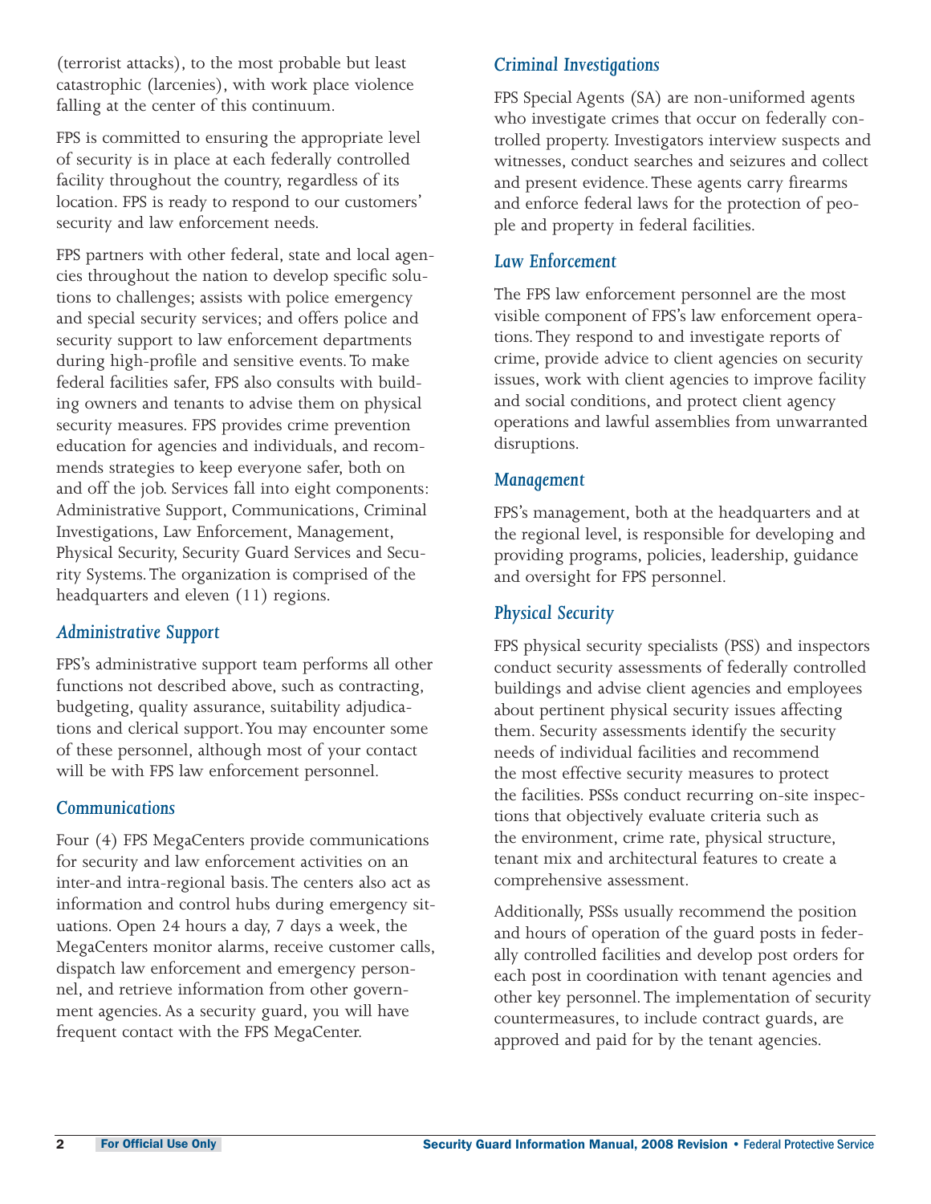(terrorist attacks), to the most probable but least catastrophic (larcenies), with work place violence falling at the center of this continuum.

FPS is committed to ensuring the appropriate level of security is in place at each federally controlled facility throughout the country, regardless of its location. FPS is ready to respond to our customers' security and law enforcement needs.

FPS partners with other federal, state and local agencies throughout the nation to develop specific solutions to challenges; assists with police emergency and special security services; and offers police and security support to law enforcement departments during high-profile and sensitive events. To make federal facilities safer, FPS also consults with building owners and tenants to advise them on physical security measures. FPS provides crime prevention education for agencies and individuals, and recommends strategies to keep everyone safer, both on and off the job. Services fall into eight components: Administrative Support, Communications, Criminal Investigations, Law Enforcement, Management, Physical Security, Security Guard Services and Security Systems. The organization is comprised of the headquarters and eleven (11) regions.

### *Administrative Support*

FPS's administrative support team performs all other functions not described above, such as contracting, budgeting, quality assurance, suitability adjudications and clerical support. You may encounter some of these personnel, although most of your contact will be with FPS law enforcement personnel.

### *Communications*

Four (4) FPS MegaCenters provide communications for security and law enforcement activities on an inter-and intra-regional basis. The centers also act as information and control hubs during emergency situations. Open 24 hours a day, 7 days a week, the MegaCenters monitor alarms, receive customer calls, dispatch law enforcement and emergency personnel, and retrieve information from other government agencies. As a security guard, you will have frequent contact with the FPS MegaCenter.

### *Criminal Investigations*

FPS Special Agents (SA) are non-uniformed agents who investigate crimes that occur on federally controlled property. Investigators interview suspects and witnesses, conduct searches and seizures and collect and present evidence. These agents carry firearms and enforce federal laws for the protection of people and property in federal facilities.

### *Law Enforcement*

The FPS law enforcement personnel are the most visible component of FPS's law enforcement operations. They respond to and investigate reports of crime, provide advice to client agencies on security issues, work with client agencies to improve facility and social conditions, and protect client agency operations and lawful assemblies from unwarranted disruptions.

### *Management*

FPS's management, both at the headquarters and at the regional level, is responsible for developing and providing programs, policies, leadership, guidance and oversight for FPS personnel.

### *Physical Security*

FPS physical security specialists (PSS) and inspectors conduct security assessments of federally controlled buildings and advise client agencies and employees about pertinent physical security issues affecting them. Security assessments identify the security needs of individual facilities and recommend the most effective security measures to protect the facilities. PSSs conduct recurring on-site inspections that objectively evaluate criteria such as the environment, crime rate, physical structure, tenant mix and architectural features to create a comprehensive assessment.

Additionally, PSSs usually recommend the position and hours of operation of the guard posts in federally controlled facilities and develop post orders for each post in coordination with tenant agencies and other key personnel. The implementation of security countermeasures, to include contract guards, are approved and paid for by the tenant agencies.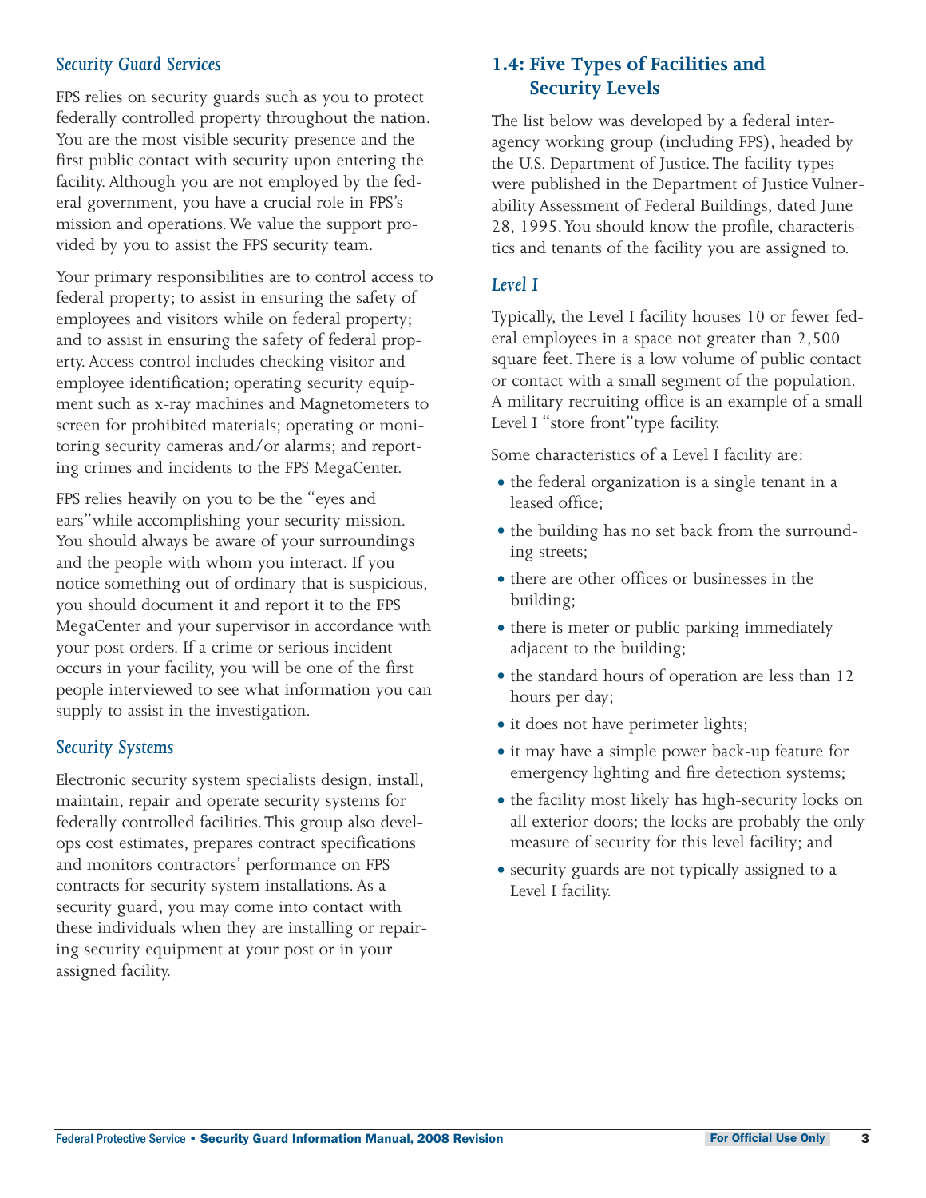### *Security Guard Services*

FPS relies on security guards such as you to protect federally controlled property throughout the nation. You are the most visible security presence and the first public contact with security upon entering the facility. Although you are not employed by the federal government, you have a crucial role in FPS's mission and operations. We value the support provided by you to assist the FPS security team.

Your primary responsibilities are to control access to federal property; to assist in ensuring the safety of employees and visitors while on federal property; and to assist in ensuring the safety of federal property. Access control includes checking visitor and employee identification; operating security equipment such as x-ray machines and Magnetometers to screen for prohibited materials; operating or monitoring security cameras and/or alarms; and reporting crimes and incidents to the FPS MegaCenter.

FPS relies heavily on you to be the "eyes and ears" while accomplishing your security mission. You should always be aware of your surroundings and the people with whom you interact. If you notice something out of ordinary that is suspicious, you should document it and report it to the FPS MegaCenter and your supervisor in accordance with your post orders. If a crime or serious incident occurs in your facility, you will be one of the first people interviewed to see what information you can supply to assist in the investigation.

### *Security Systems*

Electronic security system specialists design, install, maintain, repair and operate security systems for federally controlled facilities. This group also develops cost estimates, prepares contract specifications and monitors contractors' performance on FPS contracts for security system installations. As a security guard, you may come into contact with these individuals when they are installing or repairing security equipment at your post or in your assigned facility.

## 1.4: Five Types of Facilities and Security Levels

The list below was developed by a federal interagency working group (including FPS), headed by the U.S. Department of Justice. The facility types were published in the Department of Justice Vulnerability Assessment of Federal Buildings, dated June 28, 1995. You should know the profile, characteristics and tenants of the facility you are assigned to.

### *Level I*

Typically, the Level I facility houses 10 or fewer federal employees in a space not greater than 2,500 square feet. There is a low volume of public contact or contact with a small segment of the population. A military recruiting office is an example of a small Level I "store front" type facility.

Some characteristics of a Level I facility are:

- the federal organization is a single tenant in a leased office;
- the building has no set back from the surrounding streets;
- there are other offices or businesses in the building;
- there is meter or public parking immediately adjacent to the building;
- the standard hours of operation are less than 12 hours per day;
- it does not have perimeter lights;
- it may have a simple power back-up feature for emergency lighting and fire detection systems;
- the facility most likely has high-security locks on all exterior doors; the locks are probably the only measure of security for this level facility; and
- security guards are not typically assigned to a Level I facility.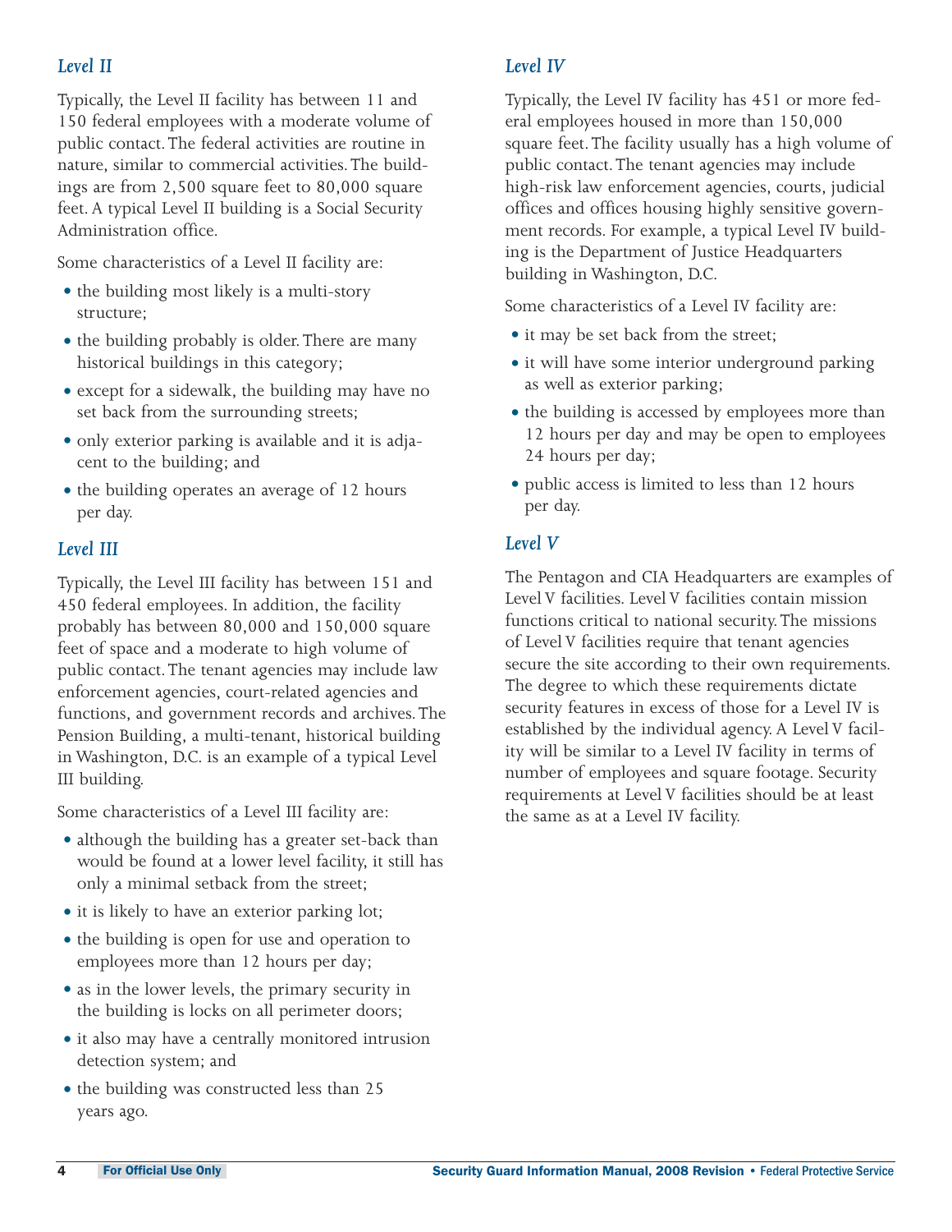### Level II

Typically, the Level II facility has between 11 and 150 federal employees with a moderate volume of public contact. The federal activities are routine in nature, similar to commercial activities. The buildings are from 2,500 square feet to 80,000 square feet. A typical Level II building is a Social Security Administration office.

Some characteristics of a Level II facility are:

- the building most likely is a multi-story structure;
- the building probably is older. There are many historical buildings in this category;
- except for a sidewalk, the building may have no set back from the surrounding streets;
- only exterior parking is available and it is adjacent to the building; and
- the building operates an average of 12 hours per day.

### Level III

Typically, the Level III facility has between 151 and 450 federal employees. In addition, the facility probably has between 80,000 and 150,000 square feet of space and a moderate to high volume of public contact. The tenant agencies may include law enforcement agencies, court-related agencies and functions, and government records and archives. The Pension Building, a multi-tenant, historical building in Washington, D.C. is an example of a typical Level III building.

Some characteristics of a Level III facility are:

- although the building has a greater set-back than would be found at a lower level facility, it still has only a minimal setback from the street;
- it is likely to have an exterior parking lot;
- the building is open for use and operation to employees more than 12 hours per day;
- as in the lower levels, the primary security in the building is locks on all perimeter doors;
- it also may have a centrally monitored intrusion detection system; and
- the building was constructed less than 25 years ago.

### Level IV

Typically, the Level IV facility has 451 or more federal employees housed in more than 150,000 square feet. The facility usually has a high volume of public contact. The tenant agencies may include high-risk law enforcement agencies, courts, judicial offices and offices housing highly sensitive government records. For example, a typical Level IV building is the Department of Justice Headquarters building in Washington, D.C.

Some characteristics of a Level IV facility are:

- it may be set back from the street;
- it will have some interior underground parking as well as exterior parking;
- the building is accessed by employees more than 12 hours per day and may be open to employees 24 hours per day;
- public access is limited to less than 12 hours per day.

### Level V

The Pentagon and CIA Headquarters are examples of Level V facilities. Level V facilities contain mission functions critical to national security. The missions of Level V facilities require that tenant agencies secure the site according to their own requirements. The degree to which these requirements dictate security features in excess of those for a Level IV is established by the individual agency. A Level V facility will be similar to a Level IV facility in terms of number of employees and square footage. Security requirements at Level V facilities should be at least the same as at a Level IV facility.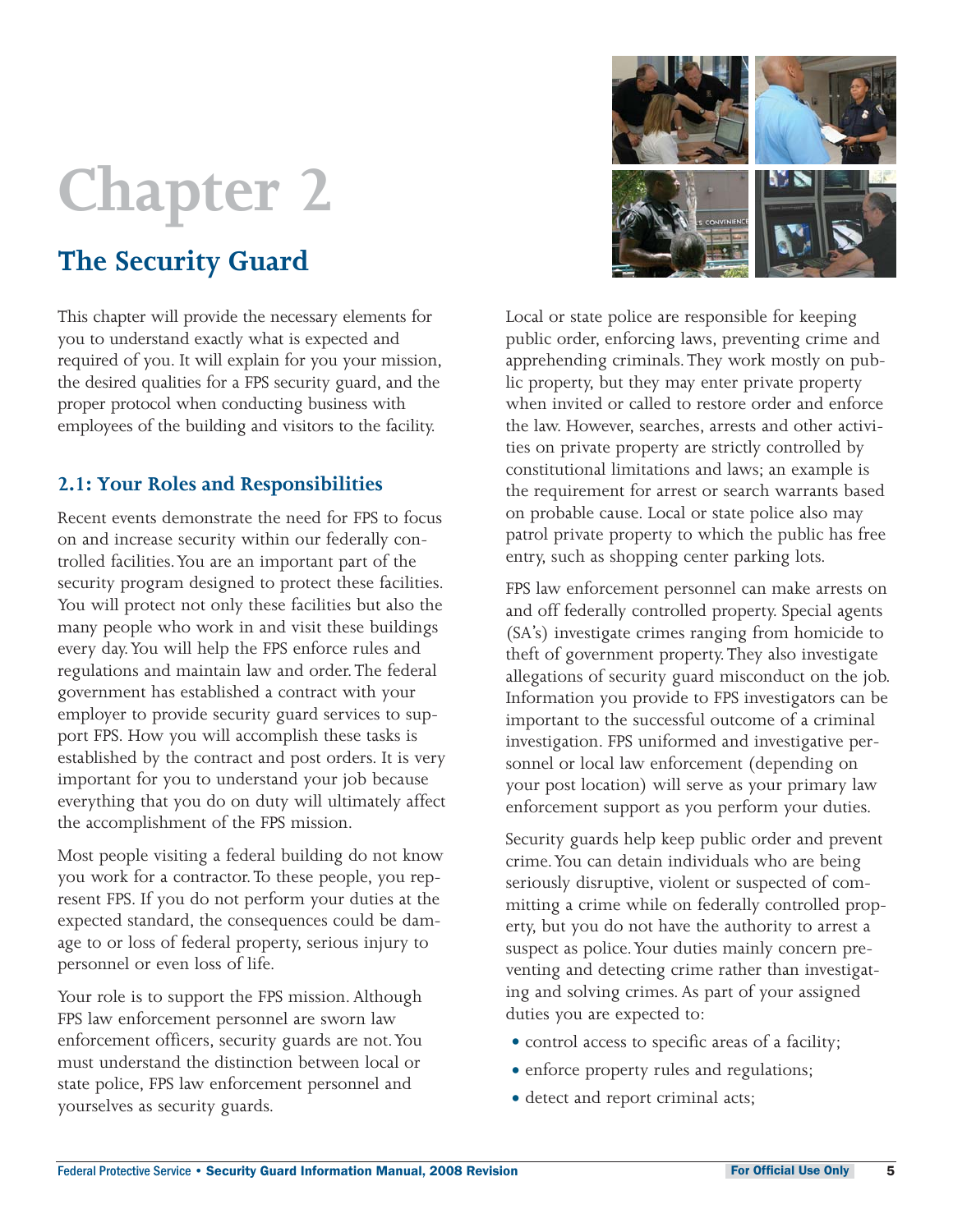# Chapter 2

## The Security Guard

This chapter will provide the necessary elements for you to understand exactly what is expected and required of you. It will explain for you your mission, the desired qualities for a FPS security guard, and the proper protocol when conducting business with employees of the building and visitors to the facility.

### 2.1: Your Roles and Responsibilities

Recent events demonstrate the need for FPS to focus on and increase security within our federally controlled facilities. You are an important part of the security program designed to protect these facilities. You will protect not only these facilities but also the many people who work in and visit these buildings every day. You will help the FPS enforce rules and regulations and maintain law and order. The federal government has established a contract with your employer to provide security guard services to support FPS. How you will accomplish these tasks is established by the contract and post orders. It is very important for you to understand your job because everything that you do on duty will ultimately affect the accomplishment of the FPS mission.

Most people visiting a federal building do not know you work for a contractor. To these people, you represent FPS. If you do not perform your duties at the expected standard, the consequences could be damage to or loss of federal property, serious injury to personnel or even loss of life.

Your role is to support the FPS mission. Although FPS law enforcement personnel are sworn law enforcement officers, security guards are not. You must understand the distinction between local or state police, FPS law enforcement personnel and yourselves as security guards.

Local or state police are responsible for keeping public order, enforcing laws, preventing crime and apprehending criminals. They work mostly on public property, but they may enter private property when invited or called to restore order and enforce the law. However, searches, arrests and other activities on private property are strictly controlled by constitutional limitations and laws; an example is the requirement for arrest or search warrants based on probable cause. Local or state police also may patrol private property to which the public has free entry, such as shopping center parking lots.

FPS law enforcement personnel can make arrests on and off federally controlled property. Special agents (SA's) investigate crimes ranging from homicide to theft of government property. They also investigate allegations of security guard misconduct on the job. Information you provide to FPS investigators can be important to the successful outcome of a criminal investigation. FPS uniformed and investigative personnel or local law enforcement (depending on your post location) will serve as your primary law enforcement support as you perform your duties.

Security guards help keep public order and prevent crime. You can detain individuals who are being seriously disruptive, violent or suspected of committing a crime while on federally controlled property, but you do not have the authority to arrest a suspect as police. Your duties mainly concern preventing and detecting crime rather than investigating and solving crimes. As part of your assigned duties you are expected to:

- control access to specific areas of a facility;
- enforce property rules and regulations;
- detect and report criminal acts;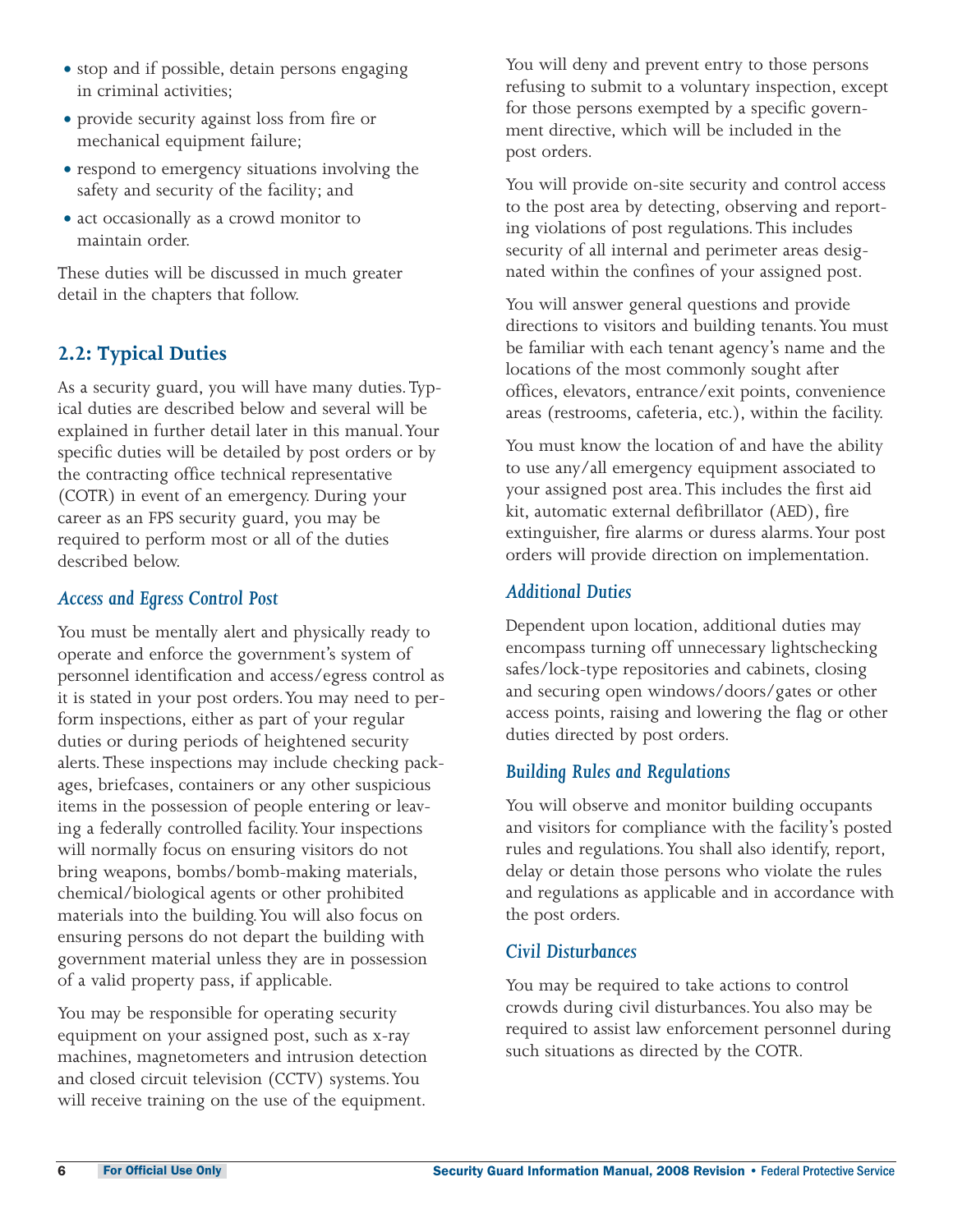- stop and if possible, detain persons engaging in criminal activities;
- provide security against loss from fire or mechanical equipment failure;
- respond to emergency situations involving the safety and security of the facility; and
- act occasionally as a crowd monitor to maintain order.

These duties will be discussed in much greater detail in the chapters that follow.

## 2.2: Typical Duties

As a security guard, you will have many duties. Typical duties are described below and several will be explained in further detail later in this manual. Your specific duties will be detailed by post orders or by the contracting office technical representative (COTR) in event of an emergency. During your career as an FPS security guard, you may be required to perform most or all of the duties described below.

### *Access and Egress Control Post*

You must be mentally alert and physically ready to operate and enforce the government's system of personnel identification and access/egress control as it is stated in your post orders. You may need to perform inspections, either as part of your regular duties or during periods of heightened security alerts. These inspections may include checking packages, briefcases, containers or any other suspicious items in the possession of people entering or leaving a federally controlled facility. Your inspections will normally focus on ensuring visitors do not bring weapons, bombs/bomb-making materials, chemical/biological agents or other prohibited materials into the building. You will also focus on ensuring persons do not depart the building with government material unless they are in possession of a valid property pass, if applicable.

You may be responsible for operating security equipment on your assigned post, such as x-ray machines, magnetometers and intrusion detection and closed circuit television (CCTV) systems. You will receive training on the use of the equipment.

You will deny and prevent entry to those persons refusing to submit to a voluntary inspection, except for those persons exempted by a specific government directive, which will be included in the post orders.

You will provide on-site security and control access to the post area by detecting, observing and reporting violations of post regulations. This includes security of all internal and perimeter areas designated within the confines of your assigned post.

You will answer general questions and provide directions to visitors and building tenants. You must be familiar with each tenant agency's name and the locations of the most commonly sought after offices, elevators, entrance/exit points, convenience areas (restrooms, cafeteria, etc.), within the facility.

You must know the location of and have the ability to use any/all emergency equipment associated to your assigned post area. This includes the first aid kit, automatic external defibrillator (AED), fire extinguisher, fire alarms or duress alarms. Your post orders will provide direction on implementation.

### *Additional Duties*

Dependent upon location, additional duties may encompass turning off unnecessary lightschecking safes/lock-type repositories and cabinets, closing and securing open windows/doors/gates or other access points, raising and lowering the flag or other duties directed by post orders.

### *Building Rules and Regulations*

You will observe and monitor building occupants and visitors for compliance with the facility's posted rules and regulations. You shall also identify, report, delay or detain those persons who violate the rules and regulations as applicable and in accordance with the post orders.

### *Civil Disturbances*

You may be required to take actions to control crowds during civil disturbances. You also may be required to assist law enforcement personnel during such situations as directed by the COTR.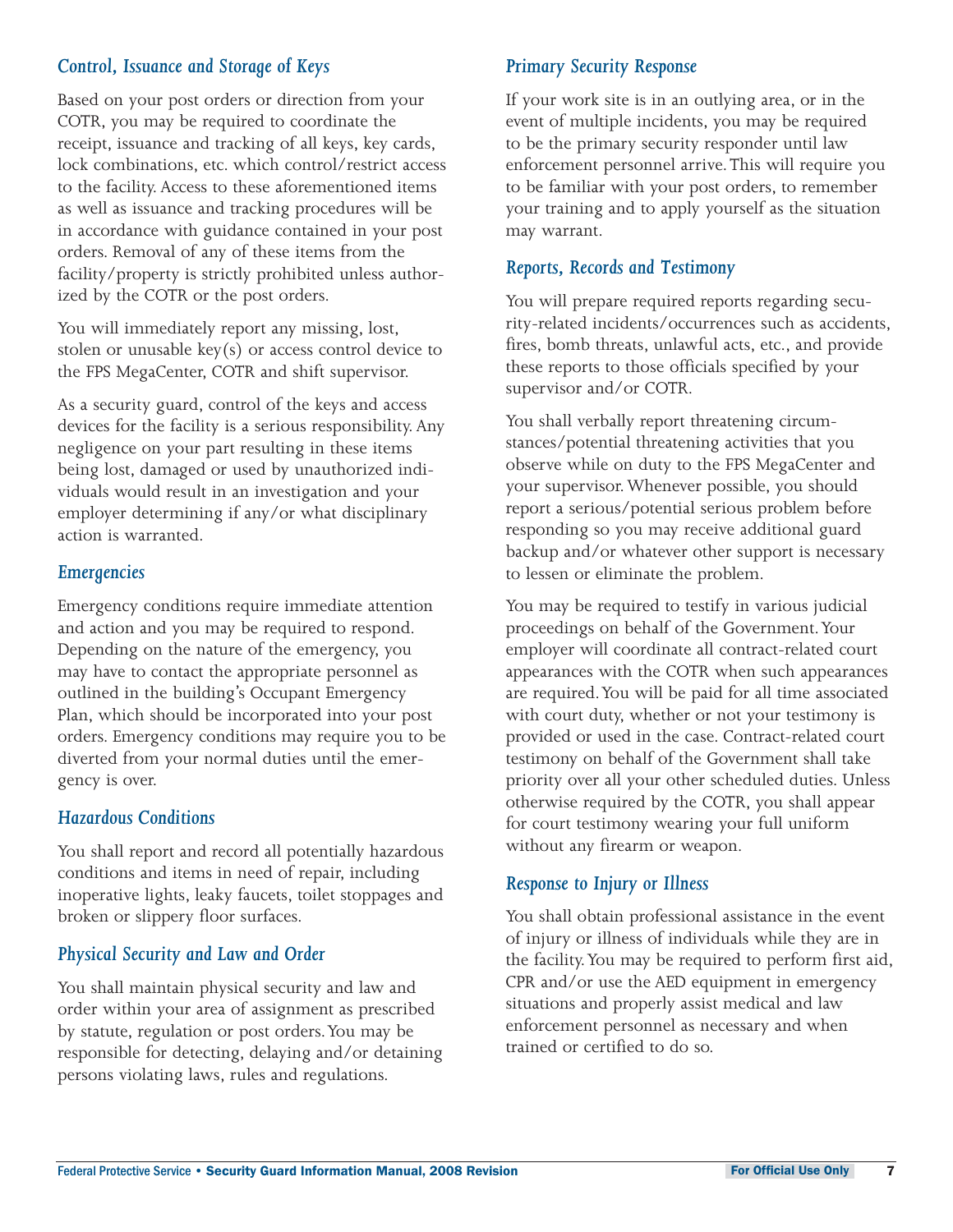### *Control, Issuance and Storage of Keys*

Based on your post orders or direction from your COTR, you may be required to coordinate the receipt, issuance and tracking of all keys, key cards, lock combinations, etc. which control/restrict access to the facility. Access to these aforementioned items as well as issuance and tracking procedures will be in accordance with guidance contained in your post orders. Removal of any of these items from the facility/property is strictly prohibited unless authorized by the COTR or the post orders.

You will immediately report any missing, lost, stolen or unusable key(s) or access control device to the FPS MegaCenter, COTR and shift supervisor.

As a security guard, control of the keys and access devices for the facility is a serious responsibility. Any negligence on your part resulting in these items being lost, damaged or used by unauthorized individuals would result in an investigation and your employer determining if any/or what disciplinary action is warranted.

### *Emergencies*

Emergency conditions require immediate attention and action and you may be required to respond. Depending on the nature of the emergency, you may have to contact the appropriate personnel as outlined in the building's Occupant Emergency Plan, which should be incorporated into your post orders. Emergency conditions may require you to be diverted from your normal duties until the emergency is over.

### *Hazardous Conditions*

You shall report and record all potentially hazardous conditions and items in need of repair, including inoperative lights, leaky faucets, toilet stoppages and broken or slippery floor surfaces.

### *Physical Security and Law and Order*

You shall maintain physical security and law and order within your area of assignment as prescribed by statute, regulation or post orders. You may be responsible for detecting, delaying and/or detaining persons violating laws, rules and regulations.

### *Primary Security Response*

If your work site is in an outlying area, or in the event of multiple incidents, you may be required to be the primary security responder until law enforcement personnel arrive. This will require you to be familiar with your post orders, to remember your training and to apply yourself as the situation may warrant.

### *Reports, Records and Testimony*

You will prepare required reports regarding security-related incidents/occurrences such as accidents, fires, bomb threats, unlawful acts, etc., and provide these reports to those officials specified by your supervisor and/or COTR.

You shall verbally report threatening circumstances/potential threatening activities that you observe while on duty to the FPS MegaCenter and your supervisor. Whenever possible, you should report a serious/potential serious problem before responding so you may receive additional guard backup and/or whatever other support is necessary to lessen or eliminate the problem.

You may be required to testify in various judicial proceedings on behalf of the Government. Your employer will coordinate all contract-related court appearances with the COTR when such appearances are required. You will be paid for all time associated with court duty, whether or not your testimony is provided or used in the case. Contract-related court testimony on behalf of the Government shall take priority over all your other scheduled duties. Unless otherwise required by the COTR, you shall appear for court testimony wearing your full uniform without any firearm or weapon.

### *Response to Injury or Illness*

You shall obtain professional assistance in the event of injury or illness of individuals while they are in the facility. You may be required to perform first aid, CPR and/or use the AED equipment in emergency situations and properly assist medical and law enforcement personnel as necessary and when trained or certified to do so.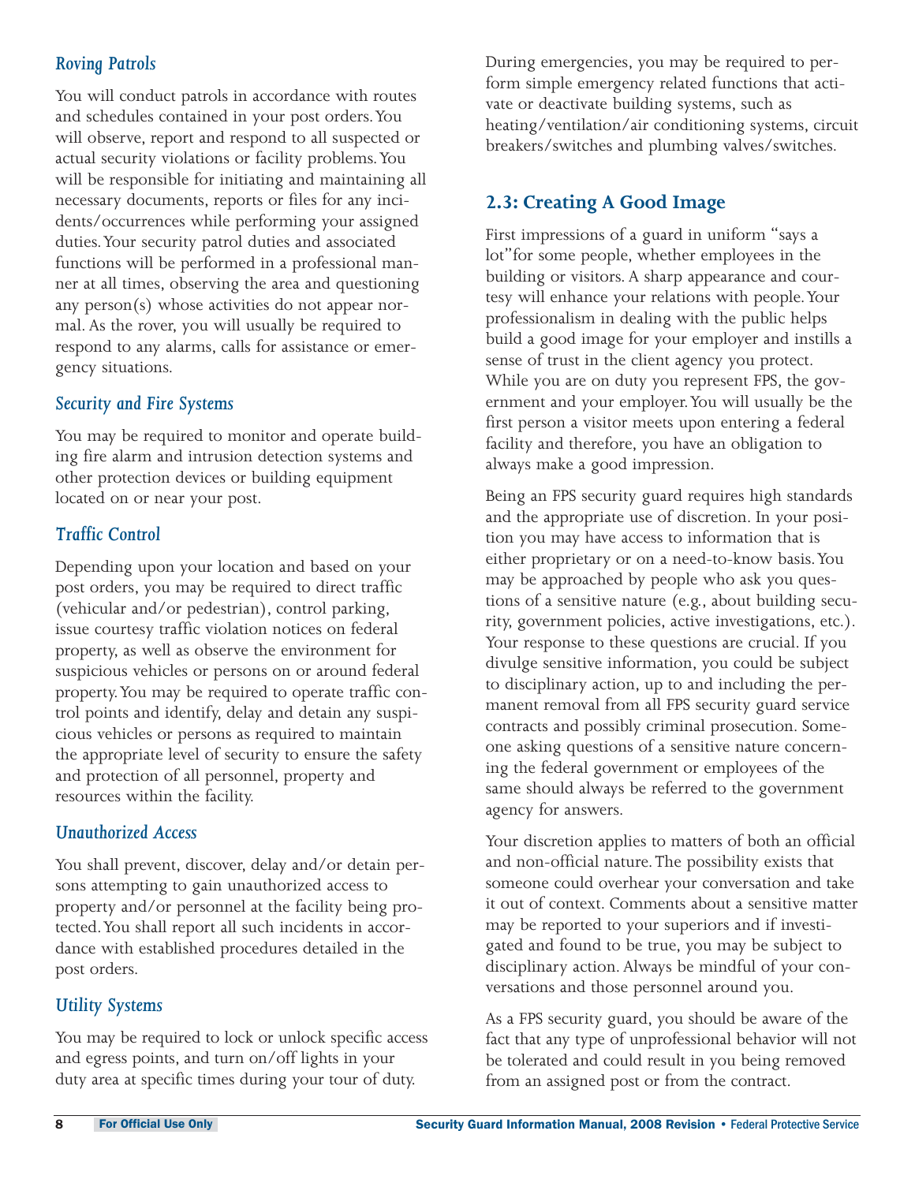### *Roving Patrols*

You will conduct patrols in accordance with routes and schedules contained in your post orders. You will observe, report and respond to all suspected or actual security violations or facility problems. You will be responsible for initiating and maintaining all necessary documents, reports or files for any incidents/occurrences while performing your assigned duties. Your security patrol duties and associated functions will be performed in a professional manner at all times, observing the area and questioning any person(s) whose activities do not appear normal. As the rover, you will usually be required to respond to any alarms, calls for assistance or emergency situations.

### *Security and Fire Systems*

You may be required to monitor and operate building fire alarm and intrusion detection systems and other protection devices or building equipment located on or near your post.

### *Traffic Control*

Depending upon your location and based on your post orders, you may be required to direct traffic (vehicular and/or pedestrian), control parking, issue courtesy traffic violation notices on federal property, as well as observe the environment for suspicious vehicles or persons on or around federal property. You may be required to operate traffic control points and identify, delay and detain any suspicious vehicles or persons as required to maintain the appropriate level of security to ensure the safety and protection of all personnel, property and resources within the facility.

### *Unauthorized Access*

You shall prevent, discover, delay and/or detain persons attempting to gain unauthorized access to property and/or personnel at the facility being protected. You shall report all such incidents in accordance with established procedures detailed in the post orders.

### *Utility Systems*

You may be required to lock or unlock specific access and egress points, and turn on/off lights in your duty area at specific times during your tour of duty.

During emergencies, you may be required to perform simple emergency related functions that activate or deactivate building systems, such as heating/ventilation/air conditioning systems, circuit breakers/switches and plumbing valves/switches.

## 2.3: Creating A Good Image

First impressions of a guard in uniform "says a lot" for some people, whether employees in the building or visitors. A sharp appearance and courtesy will enhance your relations with people. Your professionalism in dealing with the public helps build a good image for your employer and instills a sense of trust in the client agency you protect. While you are on duty you represent FPS, the government and your employer. You will usually be the first person a visitor meets upon entering a federal facility and therefore, you have an obligation to always make a good impression.

Being an FPS security guard requires high standards and the appropriate use of discretion. In your position you may have access to information that is either proprietary or on a need-to-know basis. You may be approached by people who ask you questions of a sensitive nature (e.g., about building security, government policies, active investigations, etc.). Your response to these questions are crucial. If you divulge sensitive information, you could be subject to disciplinary action, up to and including the permanent removal from all FPS security guard service contracts and possibly criminal prosecution. Someone asking questions of a sensitive nature concerning the federal government or employees of the same should always be referred to the government agency for answers.

Your discretion applies to matters of both an official and non-official nature. The possibility exists that someone could overhear your conversation and take it out of context. Comments about a sensitive matter may be reported to your superiors and if investigated and found to be true, you may be subject to disciplinary action. Always be mindful of your conversations and those personnel around you.

As a FPS security guard, you should be aware of the fact that any type of unprofessional behavior will not be tolerated and could result in you being removed from an assigned post or from the contract.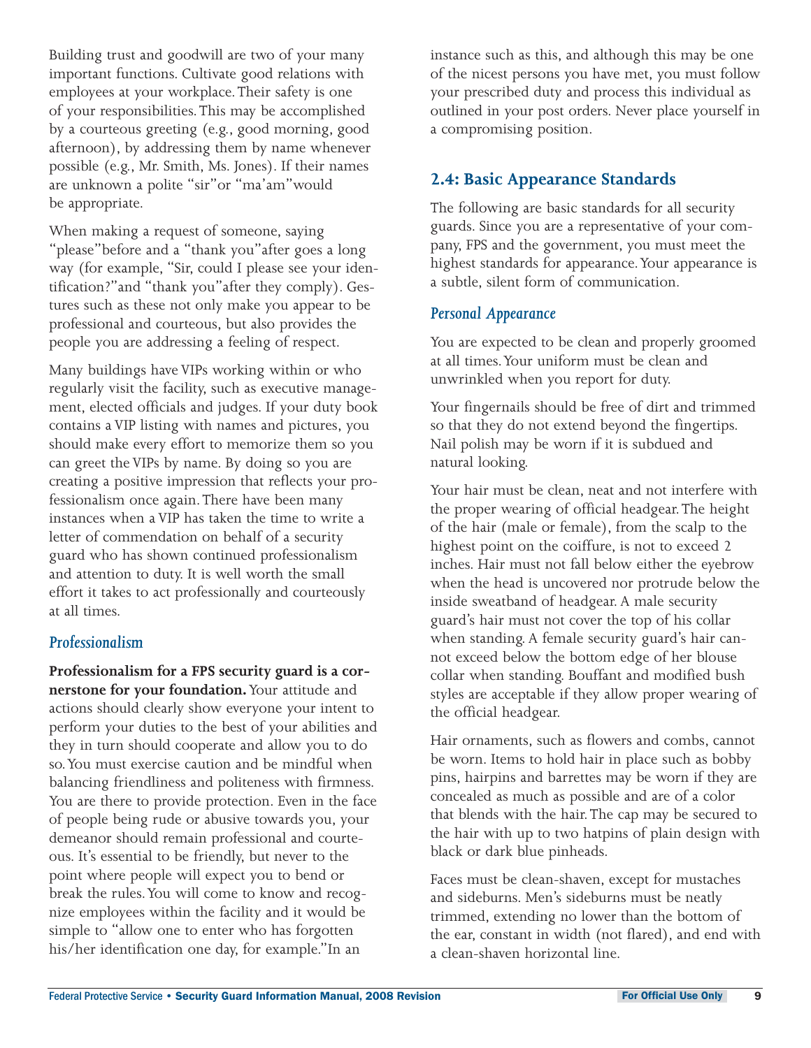Building trust and goodwill are two of your many important functions. Cultivate good relations with employees at your workplace. Their safety is one of your responsibilities. This may be accomplished by a courteous greeting (e.g., good morning, good afternoon), by addressing them by name whenever possible (e.g., Mr. Smith, Ms. Jones). If their names are unknown a polite "sir"or "ma'am"would be appropriate.

When making a request of someone, saying "please"before and a "thank you"after goes a long way (for example, "Sir, could I please see your identification?"and "thank you"after they comply). Gestures such as these not only make you appear to be professional and courteous, but also provides the people you are addressing a feeling of respect.

Many buildings have VIPs working within or who regularly visit the facility, such as executive management, elected officials and judges. If your duty book contains a VIP listing with names and pictures, you should make every effort to memorize them so you can greet the VIPs by name. By doing so you are creating a positive impression that reflects your professionalism once again. There have been many instances when a VIP has taken the time to write a letter of commendation on behalf of a security guard who has shown continued professionalism and attention to duty. It is well worth the small effort it takes to act professionally and courteously at all times.

### Professionalism

**Professionalism for a FPS security guard is a cornerstone for your foundation.** Your attitude and actions should clearly show everyone your intent to perform your duties to the best of your abilities and they in turn should cooperate and allow you to do so. You must exercise caution and be mindful when balancing friendliness and politeness with firmness. You are there to provide protection. Even in the face of people being rude or abusive towards you, your demeanor should remain professional and courteous. It's essential to be friendly, but never to the point where people will expect you to bend or break the rules. You will come to know and recognize employees within the facility and it would be simple to "allow one to enter who has forgotten his/her identification one day, for example."In an instance such as this, and although this may be one of the nicest persons you have met, you must follow your prescribed duty and process this individual as outlined in your post orders. Never place yourself in a compromising position.

## 2.4: Basic Appearance Standards

The following are basic standards for all security guards. Since you are a representative of your company, FPS and the government, you must meet the highest standards for appearance. Your appearance is a subtle, silent form of communication.

### Personal Appearance

You are expected to be clean and properly groomed at all times. Your uniform must be clean and unwrinkled when you report for duty.

Your fingernails should be free of dirt and trimmed so that they do not extend beyond the fingertips. Nail polish may be worn if it is subdued and natural looking.

Your hair must be clean, neat and not interfere with the proper wearing of official headgear. The height of the hair (male or female), from the scalp to the highest point on the coiffure, is not to exceed 2 inches. Hair must not fall below either the eyebrow when the head is uncovered nor protrude below the inside sweatband of headgear. A male security guard's hair must not cover the top of his collar when standing. A female security guard's hair cannot exceed below the bottom edge of her blouse collar when standing. Bouffant and modified bush styles are acceptable if they allow proper wearing of the official headgear.

Hair ornaments, such as flowers and combs, cannot be worn. Items to hold hair in place such as bobby pins, hairpins and barrettes may be worn if they are concealed as much as possible and are of a color that blends with the hair. The cap may be secured to the hair with up to two hatpins of plain design with black or dark blue pinheads.

Faces must be clean-shaven, except for mustaches and sideburns. Men's sideburns must be neatly trimmed, extending no lower than the bottom of the ear, constant in width (not flared), and end with a clean-shaven horizontal line.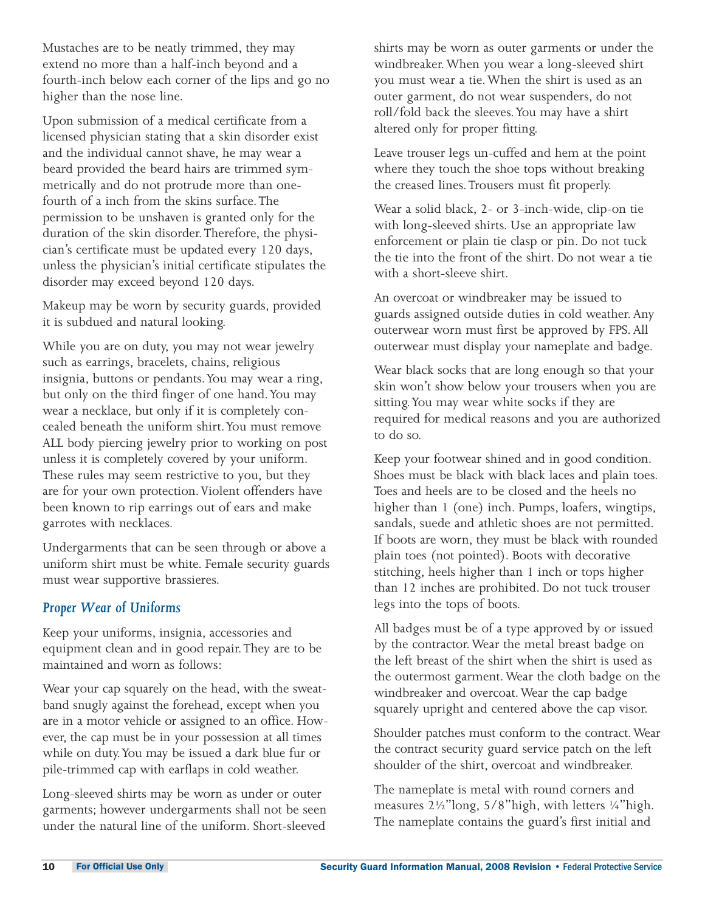Mustaches are to be neatly trimmed, they may extend no more than a half-inch beyond and a fourth-inch below each corner of the lips and go no higher than the nose line.

Upon submission of a medical certificate from a licensed physician stating that a skin disorder exist and the individual cannot shave, he may wear a beard provided the beard hairs are trimmed symmetrically and do not protrude more than one-fourth of a inch from the skins surface. The permission to be unshaven is granted only for the duration of the skin disorder. Therefore, the physician's certificate must be updated every 120 days, unless the physician's initial certificate stipulates the disorder may exceed beyond 120 days.

Makeup may be worn by security guards, provided it is subdued and natural looking.

While you are on duty, you may not wear jewelry such as earrings, bracelets, chains, religious insignia, buttons or pendants. You may wear a ring, but only on the third finger of one hand. You may wear a necklace, but only if it is completely concealed beneath the uniform shirt. You must remove ALL body piercing jewelry prior to working on post unless it is completely covered by your uniform. These rules may seem restrictive to you, but they are for your own protection. Violent offenders have been known to rip earrings out of ears and make garrotes with necklaces.

Undergarments that can be seen through or above a uniform shirt must be white. Female security guards must wear supportive brassieres.

### *Proper Wear of Uniforms*

Keep your uniforms, insignia, accessories and equipment clean and in good repair. They are to be maintained and worn as follows:

Wear your cap squarely on the head, with the sweatband snugly against the forehead, except when you are in a motor vehicle or assigned to an office. However, the cap must be in your possession at all times while on duty. You may be issued a dark blue fur or pile-trimmed cap with earflaps in cold weather.

Long-sleeved shirts may be worn as under or outer garments; however undergarments shall not be seen under the natural line of the uniform. Short-sleeved shirts may be worn as outer garments or under the windbreaker. When you wear a long-sleeved shirt you must wear a tie. When the shirt is used as an outer garment, do not wear suspenders, do not roll/fold back the sleeves. You may have a shirt altered only for proper fitting.

Leave trouser legs un-cuffed and hem at the point where they touch the shoe tops without breaking the creased lines. Trousers must fit properly.

Wear a solid black, 2- or 3-inch-wide, clip-on tie with long-sleeved shirts. Use an appropriate law enforcement or plain tie clasp or pin. Do not tuck the tie into the front of the shirt. Do not wear a tie with a short-sleeve shirt.

An overcoat or windbreaker may be issued to guards assigned outside duties in cold weather. Any outerwear worn must first be approved by FPS. All outerwear must display your nameplate and badge.

Wear black socks that are long enough so that your skin won't show below your trousers when you are sitting. You may wear white socks if they are required for medical reasons and you are authorized to do so.

Keep your footwear shined and in good condition. Shoes must be black with black laces and plain toes. Toes and heels are to be closed and the heels no higher than 1 (one) inch. Pumps, loafers, wingtips, sandals, suede and athletic shoes are not permitted. If boots are worn, they must be black with rounded plain toes (not pointed). Boots with decorative stitching, heels higher than 1 inch or tops higher than 12 inches are prohibited. Do not tuck trouser legs into the tops of boots.

All badges must be of a type approved by or issued by the contractor. Wear the metal breast badge on the left breast of the shirt when the shirt is used as the outermost garment. Wear the cloth badge on the windbreaker and overcoat. Wear the cap badge squarely upright and centered above the cap visor.

Shoulder patches must conform to the contract. Wear the contract security guard service patch on the left shoulder of the shirt, overcoat and windbreaker.

The nameplate is metal with round corners and measures 2½"long, 5/8"high, with letters ¼"high. The nameplate contains the guard's first initial and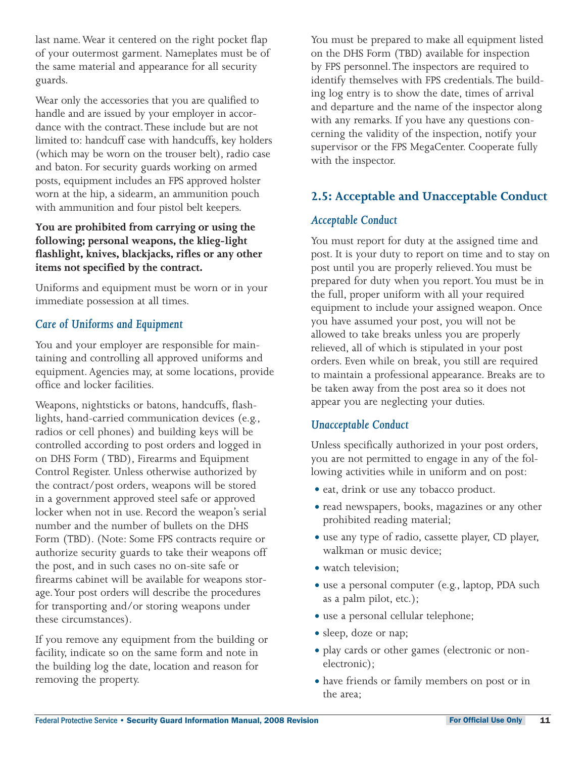last name. Wear it centered on the right pocket flap of your outermost garment. Nameplates must be of the same material and appearance for all security guards.

Wear only the accessories that you are qualified to handle and are issued by your employer in accordance with the contract. These include but are not limited to: handcuff case with handcuffs, key holders (which may be worn on the trouser belt), radio case and baton. For security guards working on armed posts, equipment includes an FPS approved holster worn at the hip, a sidearm, an ammunition pouch with ammunition and four pistol belt keepers.

**You are prohibited from carrying or using the following; personal weapons, the klieg-light flashlight, knives, blackjacks, rifles or any other items not specified by the contract.**

Uniforms and equipment must be worn or in your immediate possession at all times.

### Care of Uniforms and Equipment

You and your employer are responsible for maintaining and controlling all approved uniforms and equipment. Agencies may, at some locations, provide office and locker facilities.

Weapons, nightsticks or batons, handcuffs, flashlights, hand-carried communication devices (e.g., radios or cell phones) and building keys will be controlled according to post orders and logged in on DHS Form (TBD), Firearms and Equipment Control Register. Unless otherwise authorized by the contract/post orders, weapons will be stored in a government approved steel safe or approved locker when not in use. Record the weapon's serial number and the number of bullets on the DHS Form (TBD). (Note: Some FPS contracts require or authorize security guards to take their weapons off the post, and in such cases no on-site safe or firearms cabinet will be available for weapons storage. Your post orders will describe the procedures for transporting and/or storing weapons under these circumstances).

If you remove any equipment from the building or facility, indicate so on the same form and note in the building log the date, location and reason for removing the property.

You must be prepared to make all equipment listed on the DHS Form (TBD) available for inspection by FPS personnel. The inspectors are required to identify themselves with FPS credentials. The building log entry is to show the date, times of arrival and departure and the name of the inspector along with any remarks. If you have any questions concerning the validity of the inspection, notify your supervisor or the FPS MegaCenter. Cooperate fully with the inspector.

## 2.5: Acceptable and Unacceptable Conduct

### Acceptable Conduct

You must report for duty at the assigned time and post. It is your duty to report on time and to stay on post until you are properly relieved. You must be prepared for duty when you report. You must be in the full, proper uniform with all your required equipment to include your assigned weapon. Once you have assumed your post, you will not be allowed to take breaks unless you are properly relieved, all of which is stipulated in your post orders. Even while on break, you still are required to maintain a professional appearance. Breaks are to be taken away from the post area so it does not appear you are neglecting your duties.

### Unacceptable Conduct

Unless specifically authorized in your post orders, you are not permitted to engage in any of the following activities while in uniform and on post:

- eat, drink or use any tobacco product.
- read newspapers, books, magazines or any other prohibited reading material;
- use any type of radio, cassette player, CD player, walkman or music device;
- watch television;
- use a personal computer (e.g., laptop, PDA such as a palm pilot, etc.);
- use a personal cellular telephone;
- sleep, doze or nap;
- play cards or other games (electronic or non-electronic);
- have friends or family members on post or in the area;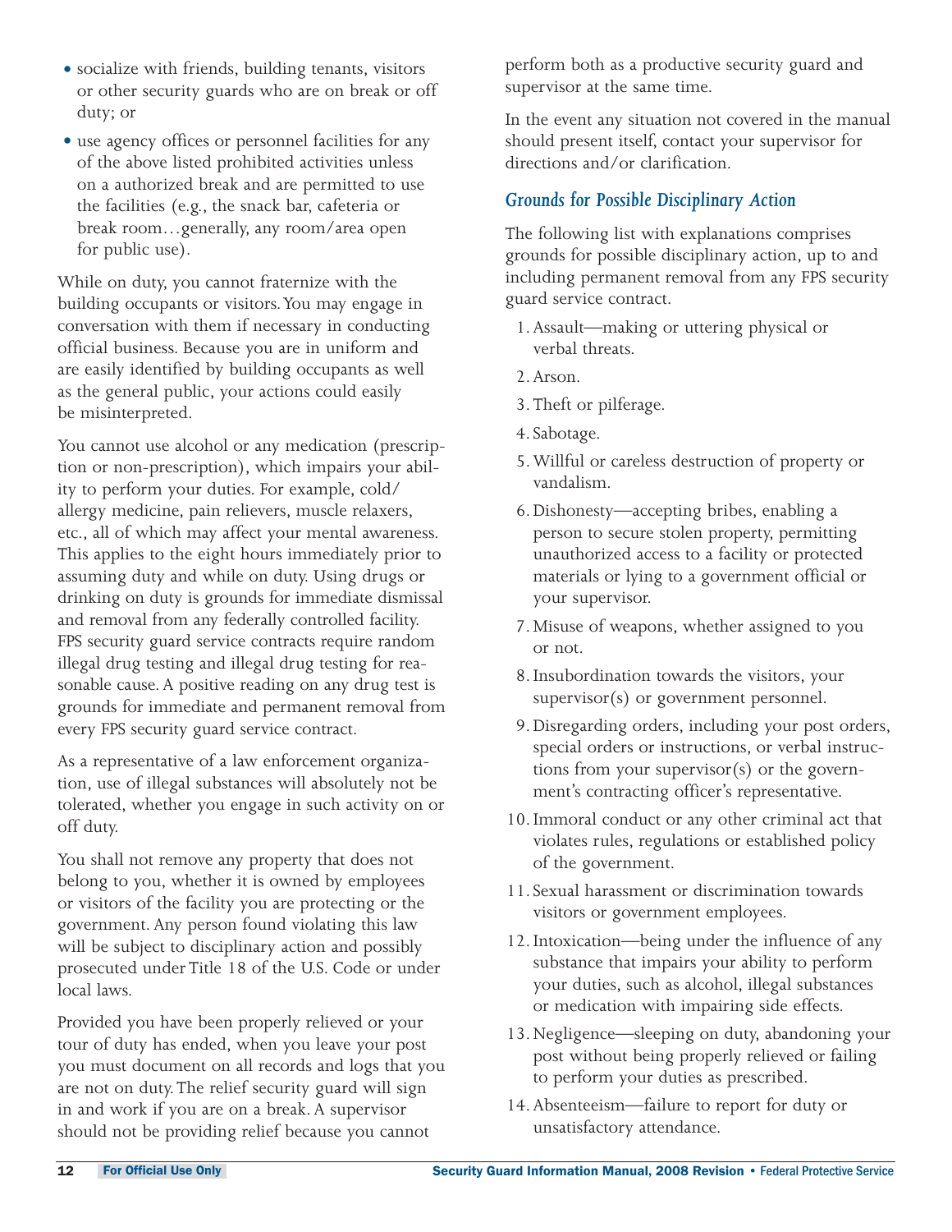- socialize with friends, building tenants, visitors or other security guards who are on break or off duty; or
- use agency offices or personnel facilities for any of the above listed prohibited activities unless on a authorized break and are permitted to use the facilities (e.g., the snack bar, cafeteria or break room…generally, any room/area open for public use).

While on duty, you cannot fraternize with the building occupants or visitors. You may engage in conversation with them if necessary in conducting official business. Because you are in uniform and are easily identified by building occupants as well as the general public, your actions could easily be misinterpreted.

You cannot use alcohol or any medication (prescription or non-prescription), which impairs your ability to perform your duties. For example, cold/allergy medicine, pain relievers, muscle relaxers, etc., all of which may affect your mental awareness. This applies to the eight hours immediately prior to assuming duty and while on duty. Using drugs or drinking on duty is grounds for immediate dismissal and removal from any federally controlled facility. FPS security guard service contracts require random illegal drug testing and illegal drug testing for reasonable cause. A positive reading on any drug test is grounds for immediate and permanent removal from every FPS security guard service contract.

As a representative of a law enforcement organization, use of illegal substances will absolutely not be tolerated, whether you engage in such activity on or off duty.

You shall not remove any property that does not belong to you, whether it is owned by employees or visitors of the facility you are protecting or the government. Any person found violating this law will be subject to disciplinary action and possibly prosecuted under Title 18 of the U.S. Code or under local laws.

Provided you have been properly relieved or your tour of duty has ended, when you leave your post you must document on all records and logs that you are not on duty. The relief security guard will sign in and work if you are on a break. A supervisor should not be providing relief because you cannot perform both as a productive security guard and supervisor at the same time.

In the event any situation not covered in the manual should present itself, contact your supervisor for directions and/or clarification.

### *Grounds for Possible Disciplinary Action*

The following list with explanations comprises grounds for possible disciplinary action, up to and including permanent removal from any FPS security guard service contract.

1. Assault—making or uttering physical or verbal threats.
2. Arson.
3. Theft or pilferage.
4. Sabotage.
5. Willful or careless destruction of property or vandalism.
6. Dishonesty—accepting bribes, enabling a person to secure stolen property, permitting unauthorized access to a facility or protected materials or lying to a government official or your supervisor.
7. Misuse of weapons, whether assigned to you or not.
8. Insubordination towards the visitors, your supervisor(s) or government personnel.
9. Disregarding orders, including your post orders, special orders or instructions, or verbal instructions from your supervisor(s) or the government's contracting officer's representative.
10. Immoral conduct or any other criminal act that violates rules, regulations or established policy of the government.
11. Sexual harassment or discrimination towards visitors or government employees.
12. Intoxication—being under the influence of any substance that impairs your ability to perform your duties, such as alcohol, illegal substances or medication with impairing side effects.
13. Negligence—sleeping on duty, abandoning your post without being properly relieved or failing to perform your duties as prescribed.
14. Absenteeism—failure to report for duty or unsatisfactory attendance.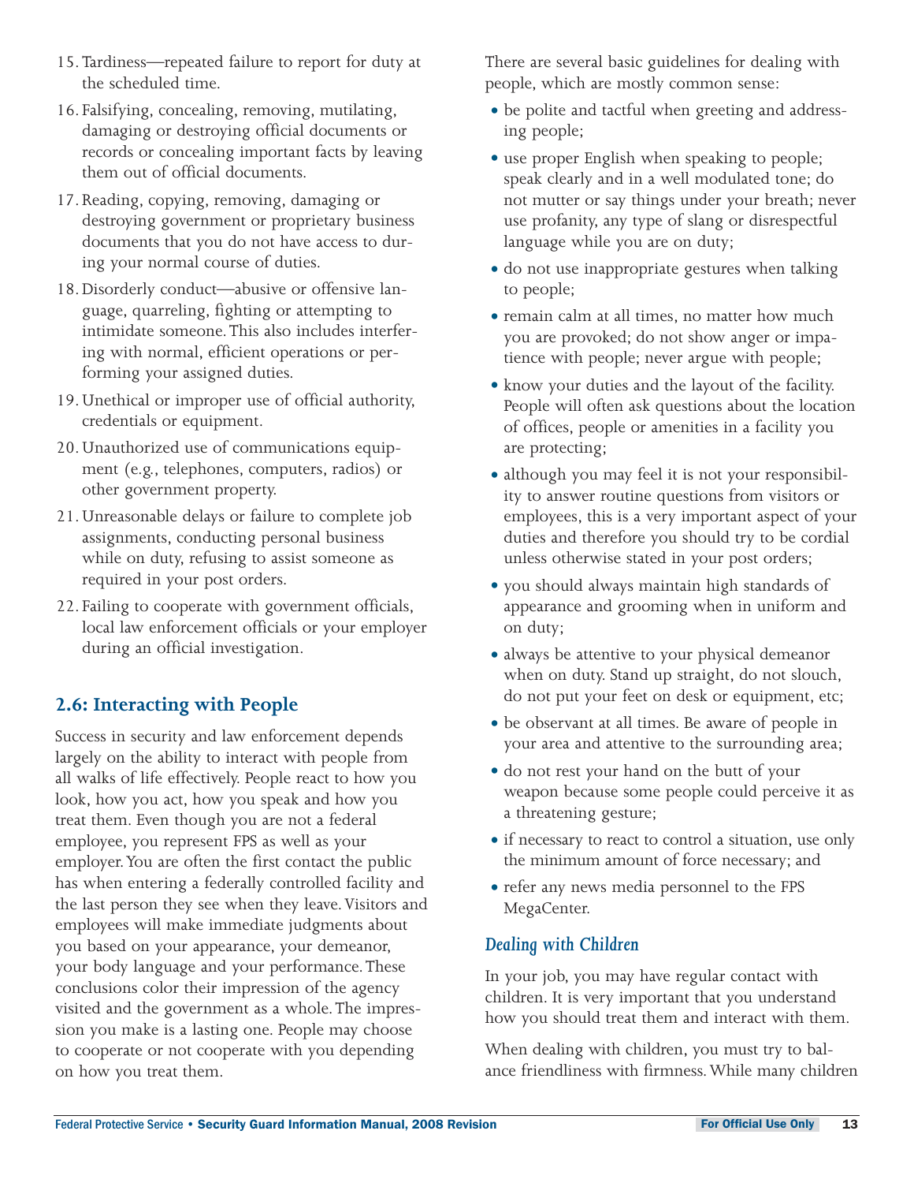15. Tardiness—repeated failure to report for duty at the scheduled time.
16. Falsifying, concealing, removing, mutilating, damaging or destroying official documents or records or concealing important facts by leaving them out of official documents.
17. Reading, copying, removing, damaging or destroying government or proprietary business documents that you do not have access to during your normal course of duties.
18. Disorderly conduct—abusive or offensive language, quarreling, fighting or attempting to intimidate someone. This also includes interfering with normal, efficient operations or performing your assigned duties.
19. Unethical or improper use of official authority, credentials or equipment.
20. Unauthorized use of communications equipment (e.g., telephones, computers, radios) or other government property.
21. Unreasonable delays or failure to complete job assignments, conducting personal business while on duty, refusing to assist someone as required in your post orders.
22. Failing to cooperate with government officials, local law enforcement officials or your employer during an official investigation.

## 2.6: Interacting with People

Success in security and law enforcement depends largely on the ability to interact with people from all walks of life effectively. People react to how you look, how you act, how you speak and how you treat them. Even though you are not a federal employee, you represent FPS as well as your employer. You are often the first contact the public has when entering a federally controlled facility and the last person they see when they leave. Visitors and employees will make immediate judgments about you based on your appearance, your demeanor, your body language and your performance. These conclusions color their impression of the agency visited and the government as a whole. The impression you make is a lasting one. People may choose to cooperate or not cooperate with you depending on how you treat them.

There are several basic guidelines for dealing with people, which are mostly common sense:

- be polite and tactful when greeting and addressing people;
- use proper English when speaking to people; speak clearly and in a well modulated tone; do not mutter or say things under your breath; never use profanity, any type of slang or disrespectful language while you are on duty;
- do not use inappropriate gestures when talking to people;
- remain calm at all times, no matter how much you are provoked; do not show anger or impatience with people; never argue with people;
- know your duties and the layout of the facility. People will often ask questions about the location of offices, people or amenities in a facility you are protecting;
- although you may feel it is not your responsibility to answer routine questions from visitors or employees, this is a very important aspect of your duties and therefore you should try to be cordial unless otherwise stated in your post orders;
- you should always maintain high standards of appearance and grooming when in uniform and on duty;
- always be attentive to your physical demeanor when on duty. Stand up straight, do not slouch, do not put your feet on desk or equipment, etc;
- be observant at all times. Be aware of people in your area and attentive to the surrounding area;
- do not rest your hand on the butt of your weapon because some people could perceive it as a threatening gesture;
- if necessary to react to control a situation, use only the minimum amount of force necessary; and
- refer any news media personnel to the FPS MegaCenter.

### *Dealing with Children*

In your job, you may have regular contact with children. It is very important that you understand how you should treat them and interact with them.

When dealing with children, you must try to balance friendliness with firmness. While many children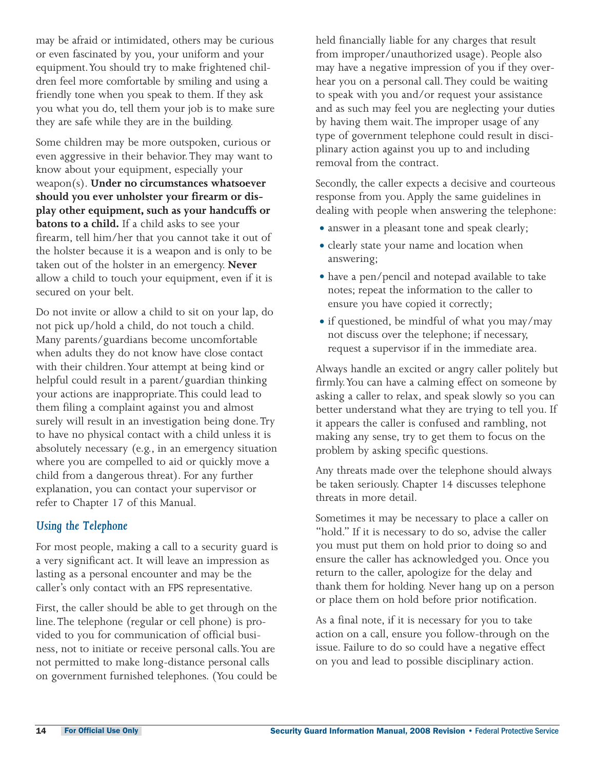may be afraid or intimidated, others may be curious or even fascinated by you, your uniform and your equipment. You should try to make frightened children feel more comfortable by smiling and using a friendly tone when you speak to them. If they ask you what you do, tell them your job is to make sure they are safe while they are in the building.

Some children may be more outspoken, curious or even aggressive in their behavior. They may want to know about your equipment, especially your weapon(s). **Under no circumstances whatsoever should you ever unholster your firearm or display other equipment, such as your handcuffs or batons to a child.** If a child asks to see your firearm, tell him/her that you cannot take it out of the holster because it is a weapon and is only to be taken out of the holster in an emergency. **Never** allow a child to touch your equipment, even if it is secured on your belt.

Do not invite or allow a child to sit on your lap, do not pick up/hold a child, do not touch a child. Many parents/guardians become uncomfortable when adults they do not know have close contact with their children. Your attempt at being kind or helpful could result in a parent/guardian thinking your actions are inappropriate. This could lead to them filing a complaint against you and almost surely will result in an investigation being done. Try to have no physical contact with a child unless it is absolutely necessary (e.g., in an emergency situation where you are compelled to aid or quickly move a child from a dangerous threat). For any further explanation, you can contact your supervisor or refer to Chapter 17 of this Manual.

### *Using the Telephone*

For most people, making a call to a security guard is a very significant act. It will leave an impression as lasting as a personal encounter and may be the caller's only contact with an FPS representative.

First, the caller should be able to get through on the line. The telephone (regular or cell phone) is provided to you for communication of official business, not to initiate or receive personal calls. You are not permitted to make long-distance personal calls on government furnished telephones. (You could be held financially liable for any charges that result from improper/unauthorized usage). People also may have a negative impression of you if they overhear you on a personal call. They could be waiting to speak with you and/or request your assistance and as such may feel you are neglecting your duties by having them wait. The improper usage of any type of government telephone could result in disciplinary action against you up to and including removal from the contract.

Secondly, the caller expects a decisive and courteous response from you. Apply the same guidelines in dealing with people when answering the telephone:

- answer in a pleasant tone and speak clearly;
- clearly state your name and location when answering;
- have a pen/pencil and notepad available to take notes; repeat the information to the caller to ensure you have copied it correctly;
- if questioned, be mindful of what you may/may not discuss over the telephone; if necessary, request a supervisor if in the immediate area.

Always handle an excited or angry caller politely but firmly. You can have a calming effect on someone by asking a caller to relax, and speak slowly so you can better understand what they are trying to tell you. If it appears the caller is confused and rambling, not making any sense, try to get them to focus on the problem by asking specific questions.

Any threats made over the telephone should always be taken seriously. Chapter 14 discusses telephone threats in more detail.

Sometimes it may be necessary to place a caller on "hold." If it is necessary to do so, advise the caller you must put them on hold prior to doing so and ensure the caller has acknowledged you. Once you return to the caller, apologize for the delay and thank them for holding. Never hang up on a person or place them on hold before prior notification.

As a final note, if it is necessary for you to take action on a call, ensure you follow-through on the issue. Failure to do so could have a negative effect on you and lead to possible disciplinary action.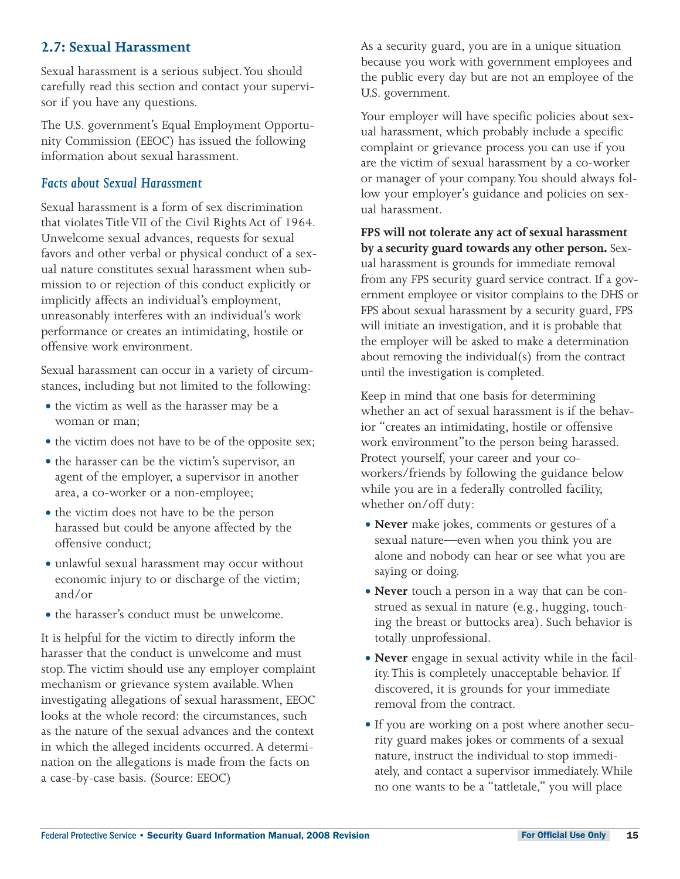## 2.7: Sexual Harassment

Sexual harassment is a serious subject. You should carefully read this section and contact your supervisor if you have any questions.

The U.S. government's Equal Employment Opportunity Commission (EEOC) has issued the following information about sexual harassment.

### *Facts about Sexual Harassment*

Sexual harassment is a form of sex discrimination that violates Title VII of the Civil Rights Act of 1964. Unwelcome sexual advances, requests for sexual favors and other verbal or physical conduct of a sexual nature constitutes sexual harassment when submission to or rejection of this conduct explicitly or implicitly affects an individual's employment, unreasonably interferes with an individual's work performance or creates an intimidating, hostile or offensive work environment.

Sexual harassment can occur in a variety of circumstances, including but not limited to the following:

- the victim as well as the harasser may be a woman or man;
- the victim does not have to be of the opposite sex;
- the harasser can be the victim's supervisor, an agent of the employer, a supervisor in another area, a co-worker or a non-employee;
- the victim does not have to be the person harassed but could be anyone affected by the offensive conduct;
- unlawful sexual harassment may occur without economic injury to or discharge of the victim; and/or
- the harasser's conduct must be unwelcome.

It is helpful for the victim to directly inform the harasser that the conduct is unwelcome and must stop. The victim should use any employer complaint mechanism or grievance system available. When investigating allegations of sexual harassment, EEOC looks at the whole record: the circumstances, such as the nature of the sexual advances and the context in which the alleged incidents occurred. A determination on the allegations is made from the facts on a case-by-case basis. (Source: EEOC)

As a security guard, you are in a unique situation because you work with government employees and the public every day but are not an employee of the U.S. government.

Your employer will have specific policies about sexual harassment, which probably include a specific complaint or grievance process you can use if you are the victim of sexual harassment by a co-worker or manager of your company. You should always follow your employer's guidance and policies on sexual harassment.

**FPS will not tolerate any act of sexual harassment by a security guard towards any other person.** Sexual harassment is grounds for immediate removal from any FPS security guard service contract. If a government employee or visitor complains to the DHS or FPS about sexual harassment by a security guard, FPS will initiate an investigation, and it is probable that the employer will be asked to make a determination about removing the individual(s) from the contract until the investigation is completed.

Keep in mind that one basis for determining whether an act of sexual harassment is if the behavior "creates an intimidating, hostile or offensive work environment" to the person being harassed. Protect yourself, your career and your co-workers/friends by following the guidance below while you are in a federally controlled facility, whether on/off duty:

- **Never** make jokes, comments or gestures of a sexual nature—even when you think you are alone and nobody can hear or see what you are saying or doing.
- **Never** touch a person in a way that can be construed as sexual in nature (e.g., hugging, touching the breast or buttocks area). Such behavior is totally unprofessional.
- **Never** engage in sexual activity while in the facility. This is completely unacceptable behavior. If discovered, it is grounds for your immediate removal from the contract.
- If you are working on a post where another security guard makes jokes or comments of a sexual nature, instruct the individual to stop immediately, and contact a supervisor immediately. While no one wants to be a "tattletale," you will place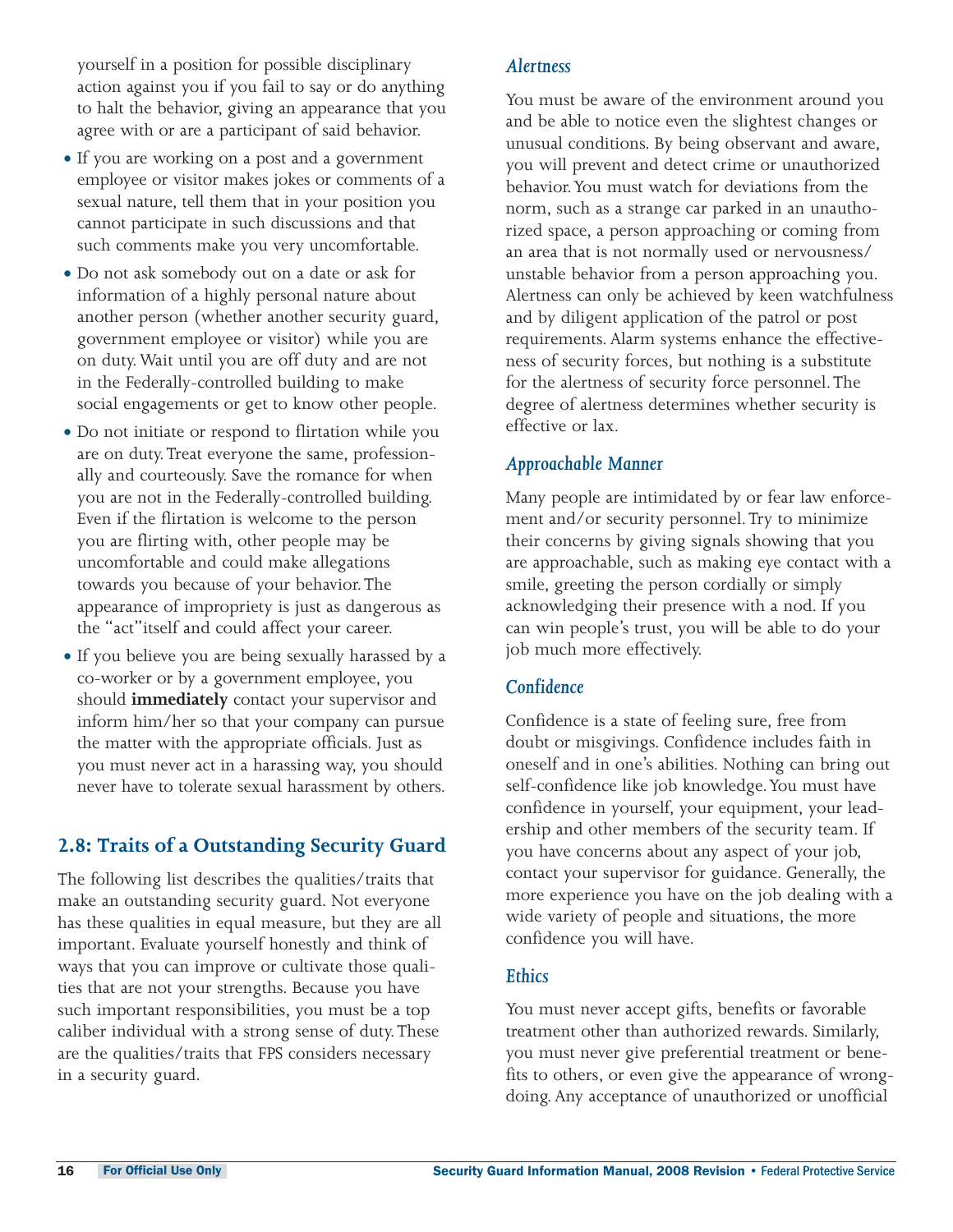yourself in a position for possible disciplinary action against you if you fail to say or do anything to halt the behavior, giving an appearance that you agree with or are a participant of said behavior.

- If you are working on a post and a government employee or visitor makes jokes or comments of a sexual nature, tell them that in your position you cannot participate in such discussions and that such comments make you very uncomfortable.
- Do not ask somebody out on a date or ask for information of a highly personal nature about another person (whether another security guard, government employee or visitor) while you are on duty. Wait until you are off duty and are not in the Federally-controlled building to make social engagements or get to know other people.
- Do not initiate or respond to flirtation while you are on duty. Treat everyone the same, professionally and courteously. Save the romance for when you are not in the Federally-controlled building. Even if the flirtation is welcome to the person you are flirting with, other people may be uncomfortable and could make allegations towards you because of your behavior. The appearance of impropriety is just as dangerous as the "act" itself and could affect your career.
- If you believe you are being sexually harassed by a co-worker or by a government employee, you should **immediately** contact your supervisor and inform him/her so that your company can pursue the matter with the appropriate officials. Just as you must never act in a harassing way, you should never have to tolerate sexual harassment by others.

## 2.8: Traits of a Outstanding Security Guard

The following list describes the qualities/traits that make an outstanding security guard. Not everyone has these qualities in equal measure, but they are all important. Evaluate yourself honestly and think of ways that you can improve or cultivate those qualities that are not your strengths. Because you have such important responsibilities, you must be a top caliber individual with a strong sense of duty. These are the qualities/traits that FPS considers necessary in a security guard.

### *Alertness*

You must be aware of the environment around you and be able to notice even the slightest changes or unusual conditions. By being observant and aware, you will prevent and detect crime or unauthorized behavior. You must watch for deviations from the norm, such as a strange car parked in an unauthorized space, a person approaching or coming from an area that is not normally used or nervousness/unstable behavior from a person approaching you. Alertness can only be achieved by keen watchfulness and by diligent application of the patrol or post requirements. Alarm systems enhance the effectiveness of security forces, but nothing is a substitute for the alertness of security force personnel. The degree of alertness determines whether security is effective or lax.

### *Approachable Manner*

Many people are intimidated by or fear law enforcement and/or security personnel. Try to minimize their concerns by giving signals showing that you are approachable, such as making eye contact with a smile, greeting the person cordially or simply acknowledging their presence with a nod. If you can win people's trust, you will be able to do your job much more effectively.

### *Confidence*

Confidence is a state of feeling sure, free from doubt or misgivings. Confidence includes faith in oneself and in one's abilities. Nothing can bring out self-confidence like job knowledge. You must have confidence in yourself, your equipment, your leadership and other members of the security team. If you have concerns about any aspect of your job, contact your supervisor for guidance. Generally, the more experience you have on the job dealing with a wide variety of people and situations, the more confidence you will have.

### *Ethics*

You must never accept gifts, benefits or favorable treatment other than authorized rewards. Similarly, you must never give preferential treatment or benefits to others, or even give the appearance of wrongdoing. Any acceptance of unauthorized or unofficial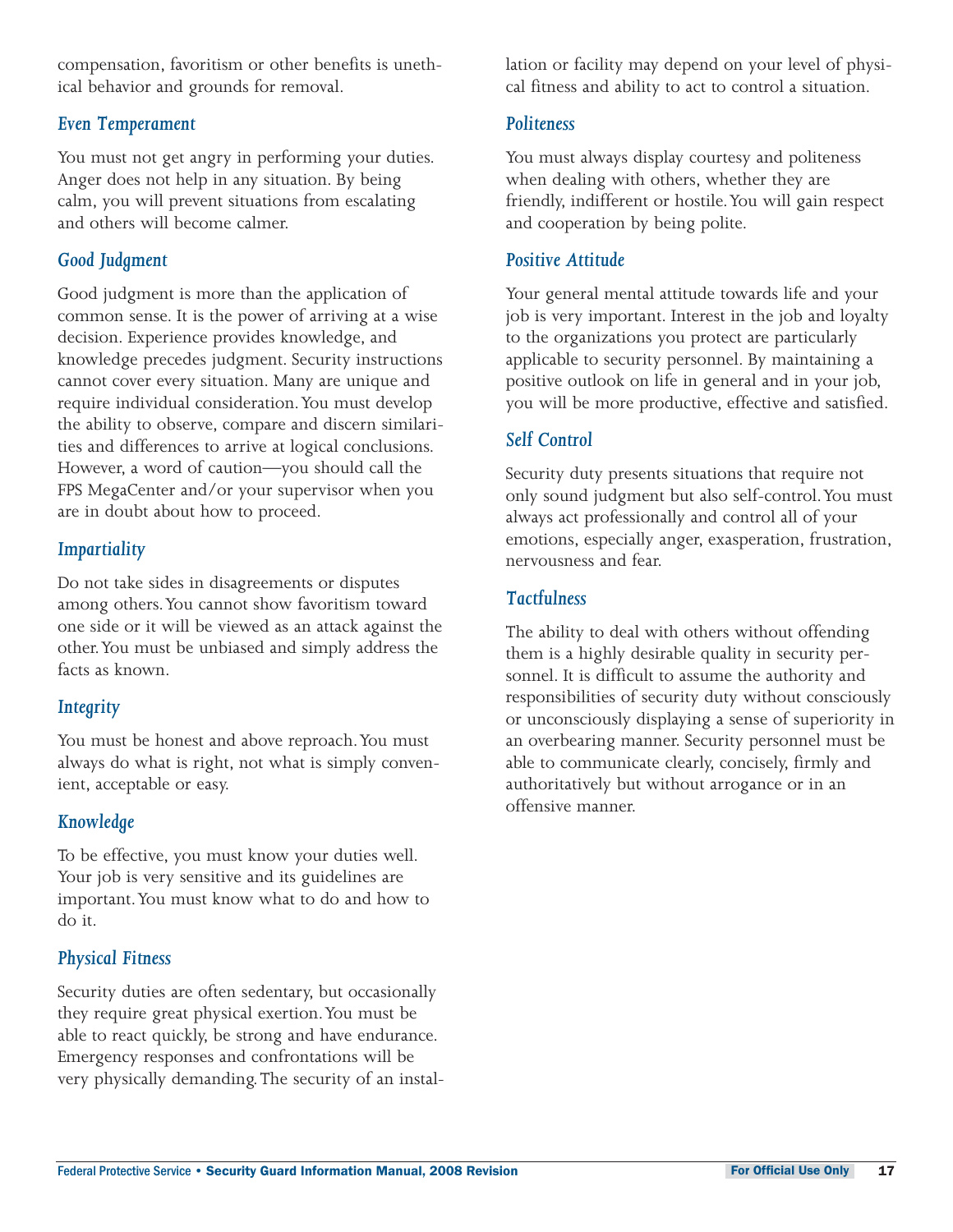compensation, favoritism or other benefits is unethical behavior and grounds for removal.

### *Even Temperament*

You must not get angry in performing your duties. Anger does not help in any situation. By being calm, you will prevent situations from escalating and others will become calmer.

### *Good Judgment*

Good judgment is more than the application of common sense. It is the power of arriving at a wise decision. Experience provides knowledge, and knowledge precedes judgment. Security instructions cannot cover every situation. Many are unique and require individual consideration. You must develop the ability to observe, compare and discern similarities and differences to arrive at logical conclusions. However, a word of caution—you should call the FPS MegaCenter and/or your supervisor when you are in doubt about how to proceed.

### *Impartiality*

Do not take sides in disagreements or disputes among others. You cannot show favoritism toward one side or it will be viewed as an attack against the other. You must be unbiased and simply address the facts as known.

### *Integrity*

You must be honest and above reproach. You must always do what is right, not what is simply convenient, acceptable or easy.

### *Knowledge*

To be effective, you must know your duties well. Your job is very sensitive and its guidelines are important. You must know what to do and how to do it.

### *Physical Fitness*

Security duties are often sedentary, but occasionally they require great physical exertion. You must be able to react quickly, be strong and have endurance. Emergency responses and confrontations will be very physically demanding. The security of an installation or facility may depend on your level of physical fitness and ability to act to control a situation.

### *Politeness*

You must always display courtesy and politeness when dealing with others, whether they are friendly, indifferent or hostile. You will gain respect and cooperation by being polite.

### *Positive Attitude*

Your general mental attitude towards life and your job is very important. Interest in the job and loyalty to the organizations you protect are particularly applicable to security personnel. By maintaining a positive outlook on life in general and in your job, you will be more productive, effective and satisfied.

### *Self Control*

Security duty presents situations that require not only sound judgment but also self-control. You must always act professionally and control all of your emotions, especially anger, exasperation, frustration, nervousness and fear.

### *Tactfulness*

The ability to deal with others without offending them is a highly desirable quality in security personnel. It is difficult to assume the authority and responsibilities of security duty without consciously or unconsciously displaying a sense of superiority in an overbearing manner. Security personnel must be able to communicate clearly, concisely, firmly and authoritatively but without arrogance or in an offensive manner.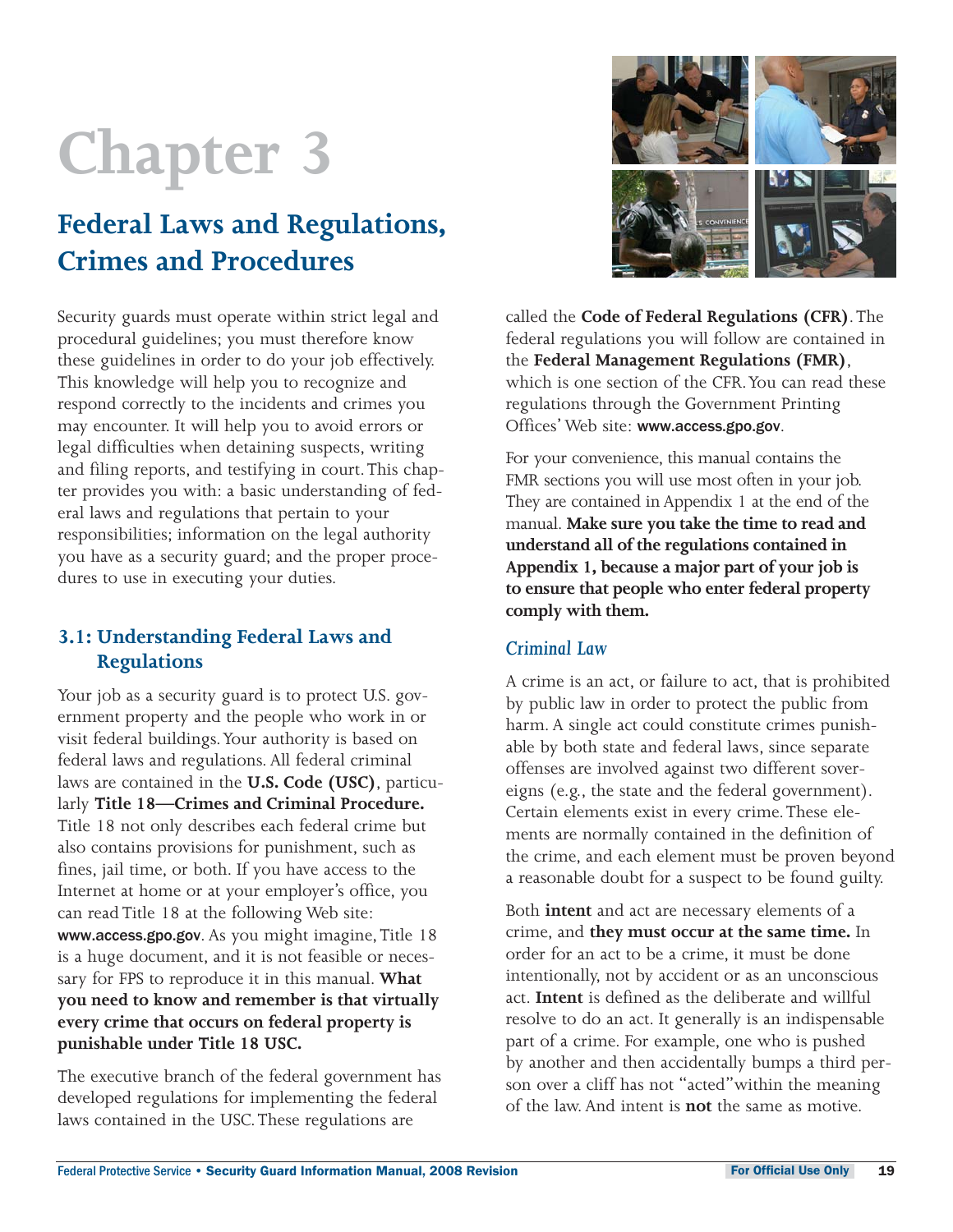# Chapter 3

## Federal Laws and Regulations, Crimes and Procedures

Security guards must operate within strict legal and procedural guidelines; you must therefore know these guidelines in order to do your job effectively. This knowledge will help you to recognize and respond correctly to the incidents and crimes you may encounter. It will help you to avoid errors or legal difficulties when detaining suspects, writing and filing reports, and testifying in court. This chapter provides you with: a basic understanding of federal laws and regulations that pertain to your responsibilities; information on the legal authority you have as a security guard; and the proper procedures to use in executing your duties.

### 3.1: Understanding Federal Laws and Regulations

Your job as a security guard is to protect U.S. government property and the people who work in or visit federal buildings. Your authority is based on federal laws and regulations. All federal criminal laws are contained in the **U.S. Code (USC)**, particularly **Title 18—Crimes and Criminal Procedure.** Title 18 not only describes each federal crime but also contains provisions for punishment, such as fines, jail time, or both. If you have access to the Internet at home or at your employer's office, you can read Title 18 at the following Web site: www.access.gpo.gov. As you might imagine, Title 18 is a huge document, and it is not feasible or necessary for FPS to reproduce it in this manual. **What you need to know and remember is that virtually every crime that occurs on federal property is punishable under Title 18 USC.**

The executive branch of the federal government has developed regulations for implementing the federal laws contained in the USC. These regulations are called the **Code of Federal Regulations (CFR)**. The federal regulations you will follow are contained in the **Federal Management Regulations (FMR)**, which is one section of the CFR. You can read these regulations through the Government Printing Offices' Web site: www.access.gpo.gov.

For your convenience, this manual contains the FMR sections you will use most often in your job. They are contained in Appendix 1 at the end of the manual. **Make sure you take the time to read and understand all of the regulations contained in Appendix 1, because a major part of your job is to ensure that people who enter federal property comply with them.**

#### *Criminal Law*

A crime is an act, or failure to act, that is prohibited by public law in order to protect the public from harm. A single act could constitute crimes punishable by both state and federal laws, since separate offenses are involved against two different sovereigns (e.g., the state and the federal government). Certain elements exist in every crime. These elements are normally contained in the definition of the crime, and each element must be proven beyond a reasonable doubt for a suspect to be found guilty.

Both **intent** and act are necessary elements of a crime, and **they must occur at the same time.** In order for an act to be a crime, it must be done intentionally, not by accident or as an unconscious act. **Intent** is defined as the deliberate and willful resolve to do an act. It generally is an indispensable part of a crime. For example, one who is pushed by another and then accidentally bumps a third person over a cliff has not "acted" within the meaning of the law. And intent is **not** the same as motive.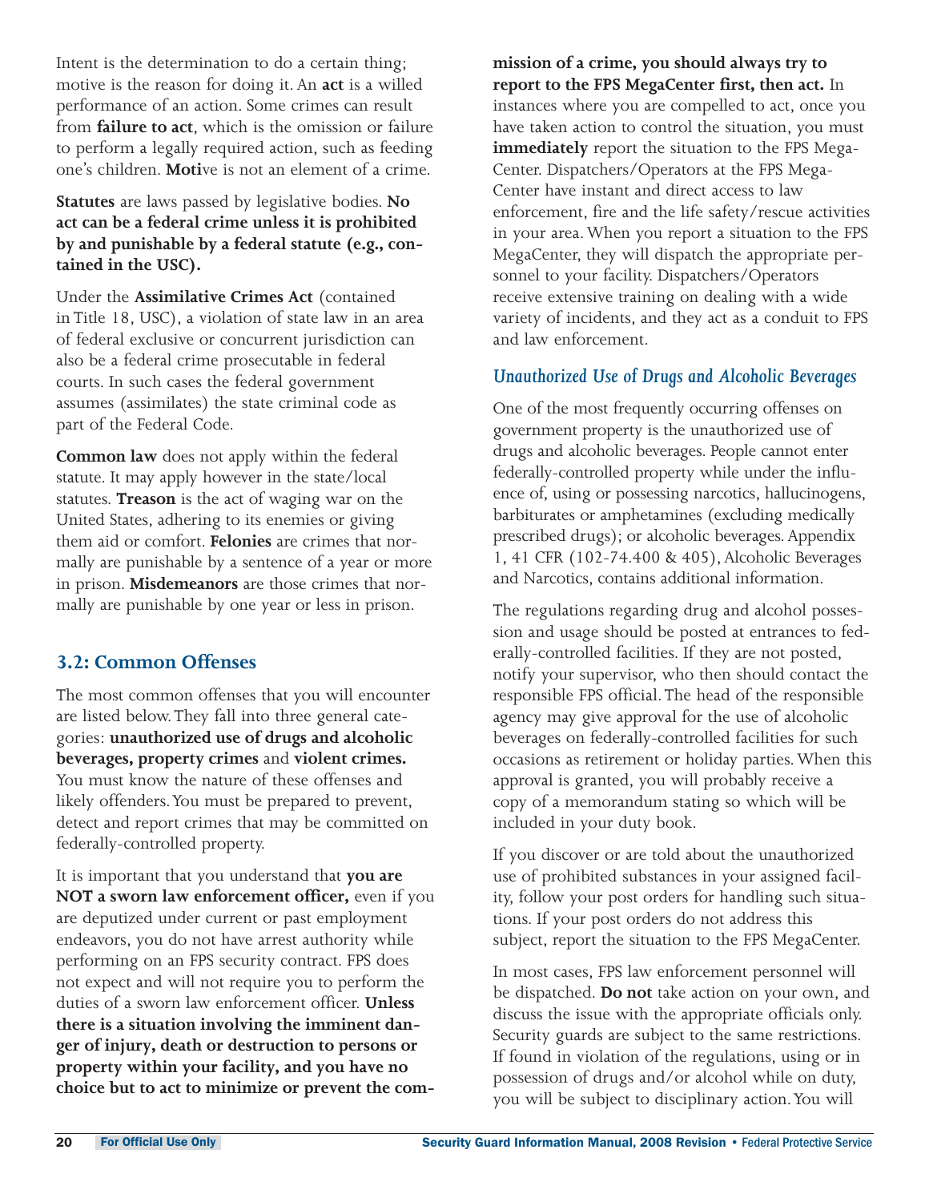Intent is the determination to do a certain thing; motive is the reason for doing it. An **act** is a willed performance of an action. Some crimes can result from **failure to act**, which is the omission or failure to perform a legally required action, such as feeding one's children. **Moti**ve is not an element of a crime.

**Statutes** are laws passed by legislative bodies. **No act can be a federal crime unless it is prohibited by and punishable by a federal statute (e.g., contained in the USC).**

Under the **Assimilative Crimes Act** (contained in Title 18, USC), a violation of state law in an area of federal exclusive or concurrent jurisdiction can also be a federal crime prosecutable in federal courts. In such cases the federal government assumes (assimilates) the state criminal code as part of the Federal Code.

**Common law** does not apply within the federal statute. It may apply however in the state/local statutes. **Treason** is the act of waging war on the United States, adhering to its enemies or giving them aid or comfort. **Felonies** are crimes that normally are punishable by a sentence of a year or more in prison. **Misdemeanors** are those crimes that normally are punishable by one year or less in prison.

## 3.2: Common Offenses

The most common offenses that you will encounter are listed below. They fall into three general categories: **unauthorized use of drugs and alcoholic beverages, property crimes** and **violent crimes.** You must know the nature of these offenses and likely offenders. You must be prepared to prevent, detect and report crimes that may be committed on federally-controlled property.

It is important that you understand that **you are NOT a sworn law enforcement officer,** even if you are deputized under current or past employment endeavors, you do not have arrest authority while performing on an FPS security contract. FPS does not expect and will not require you to perform the duties of a sworn law enforcement officer. **Unless there is a situation involving the imminent danger of injury, death or destruction to persons or property within your facility, and you have no choice but to act to minimize or prevent the commission of a crime, you should always try to report to the FPS MegaCenter first, then act.** In instances where you are compelled to act, once you have taken action to control the situation, you must **immediately** report the situation to the FPS MegaCenter. Dispatchers/Operators at the FPS MegaCenter have instant and direct access to law enforcement, fire and the life safety/rescue activities in your area. When you report a situation to the FPS MegaCenter, they will dispatch the appropriate personnel to your facility. Dispatchers/Operators receive extensive training on dealing with a wide variety of incidents, and they act as a conduit to FPS and law enforcement.

### *Unauthorized Use of Drugs and Alcoholic Beverages*

One of the most frequently occurring offenses on government property is the unauthorized use of drugs and alcoholic beverages. People cannot enter federally-controlled property while under the influence of, using or possessing narcotics, hallucinogens, barbiturates or amphetamines (excluding medically prescribed drugs); or alcoholic beverages. Appendix 1, 41 CFR (102-74.400 & 405), Alcoholic Beverages and Narcotics, contains additional information.

The regulations regarding drug and alcohol possession and usage should be posted at entrances to federally-controlled facilities. If they are not posted, notify your supervisor, who then should contact the responsible FPS official. The head of the responsible agency may give approval for the use of alcoholic beverages on federally-controlled facilities for such occasions as retirement or holiday parties. When this approval is granted, you will probably receive a copy of a memorandum stating so which will be included in your duty book.

If you discover or are told about the unauthorized use of prohibited substances in your assigned facility, follow your post orders for handling such situations. If your post orders do not address this subject, report the situation to the FPS MegaCenter.

In most cases, FPS law enforcement personnel will be dispatched. **Do not** take action on your own, and discuss the issue with the appropriate officials only. Security guards are subject to the same restrictions. If found in violation of the regulations, using or in possession of drugs and/or alcohol while on duty, you will be subject to disciplinary action. You will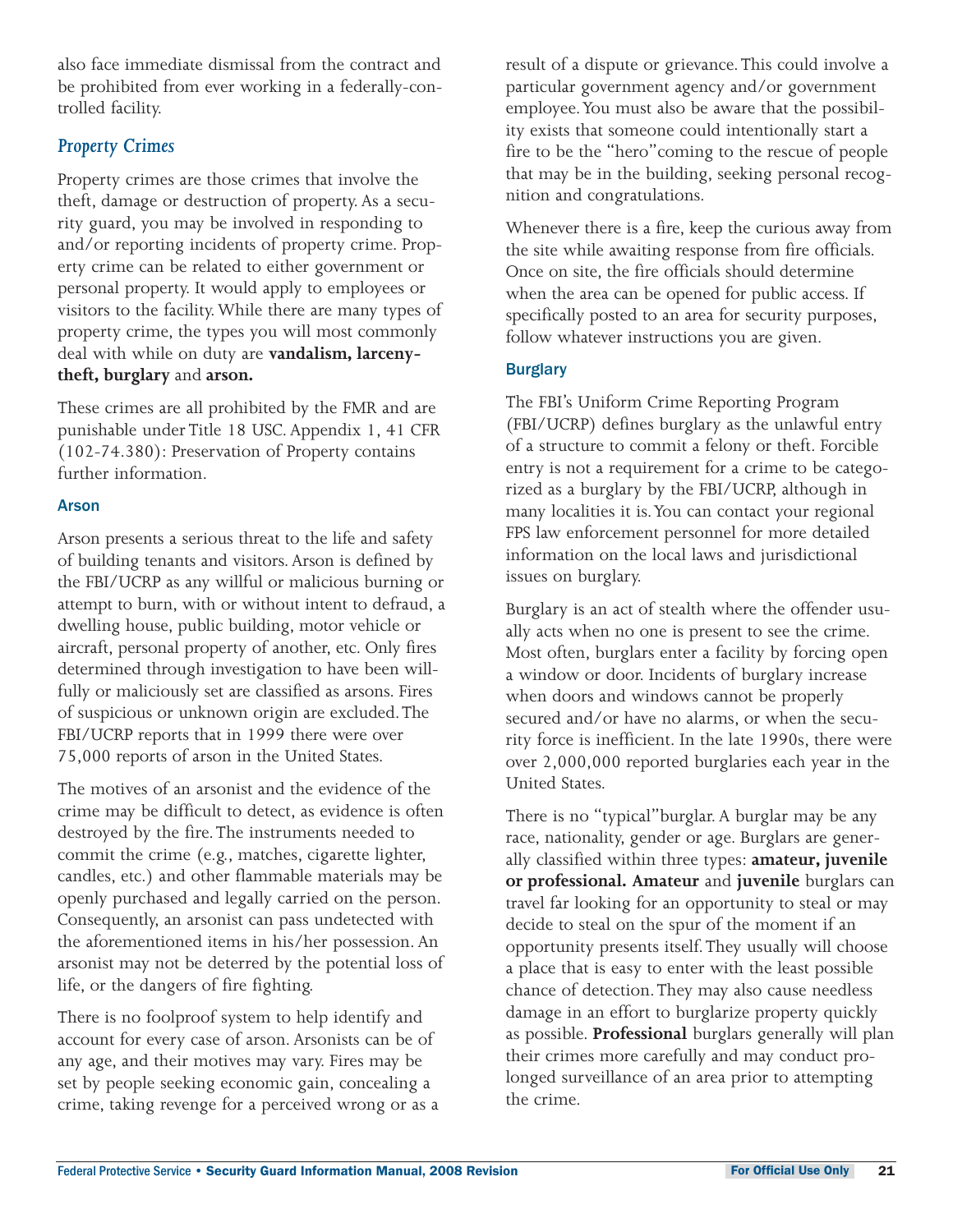also face immediate dismissal from the contract and be prohibited from ever working in a federally-controlled facility.

## *Property Crimes*

Property crimes are those crimes that involve the theft, damage or destruction of property. As a security guard, you may be involved in responding to and/or reporting incidents of property crime. Property crime can be related to either government or personal property. It would apply to employees or visitors to the facility. While there are many types of property crime, the types you will most commonly deal with while on duty are **vandalism, larceny-theft, burglary** and **arson.**

These crimes are all prohibited by the FMR and are punishable under Title 18 USC. Appendix 1, 41 CFR (102-74.380): Preservation of Property contains further information.

### Arson

Arson presents a serious threat to the life and safety of building tenants and visitors. Arson is defined by the FBI/UCRP as any willful or malicious burning or attempt to burn, with or without intent to defraud, a dwelling house, public building, motor vehicle or aircraft, personal property of another, etc. Only fires determined through investigation to have been willfully or maliciously set are classified as arsons. Fires of suspicious or unknown origin are excluded. The FBI/UCRP reports that in 1999 there were over 75,000 reports of arson in the United States.

The motives of an arsonist and the evidence of the crime may be difficult to detect, as evidence is often destroyed by the fire. The instruments needed to commit the crime (e.g., matches, cigarette lighter, candles, etc.) and other flammable materials may be openly purchased and legally carried on the person. Consequently, an arsonist can pass undetected with the aforementioned items in his/her possession. An arsonist may not be deterred by the potential loss of life, or the dangers of fire fighting.

There is no foolproof system to help identify and account for every case of arson. Arsonists can be of any age, and their motives may vary. Fires may be set by people seeking economic gain, concealing a crime, taking revenge for a perceived wrong or as a result of a dispute or grievance. This could involve a particular government agency and/or government employee. You must also be aware that the possibility exists that someone could intentionally start a fire to be the "hero" coming to the rescue of people that may be in the building, seeking personal recognition and congratulations.

Whenever there is a fire, keep the curious away from the site while awaiting response from fire officials. Once on site, the fire officials should determine when the area can be opened for public access. If specifically posted to an area for security purposes, follow whatever instructions you are given.

### Burglary

The FBI's Uniform Crime Reporting Program (FBI/UCRP) defines burglary as the unlawful entry of a structure to commit a felony or theft. Forcible entry is not a requirement for a crime to be categorized as a burglary by the FBI/UCRP, although in many localities it is. You can contact your regional FPS law enforcement personnel for more detailed information on the local laws and jurisdictional issues on burglary.

Burglary is an act of stealth where the offender usually acts when no one is present to see the crime. Most often, burglars enter a facility by forcing open a window or door. Incidents of burglary increase when doors and windows cannot be properly secured and/or have no alarms, or when the security force is inefficient. In the late 1990s, there were over 2,000,000 reported burglaries each year in the United States.

There is no "typical" burglar. A burglar may be any race, nationality, gender or age. Burglars are generally classified within three types: **amateur, juvenile or professional. Amateur** and **juvenile** burglars can travel far looking for an opportunity to steal or may decide to steal on the spur of the moment if an opportunity presents itself. They usually will choose a place that is easy to enter with the least possible chance of detection. They may also cause needless damage in an effort to burglarize property quickly as possible. **Professional** burglars generally will plan their crimes more carefully and may conduct prolonged surveillance of an area prior to attempting the crime.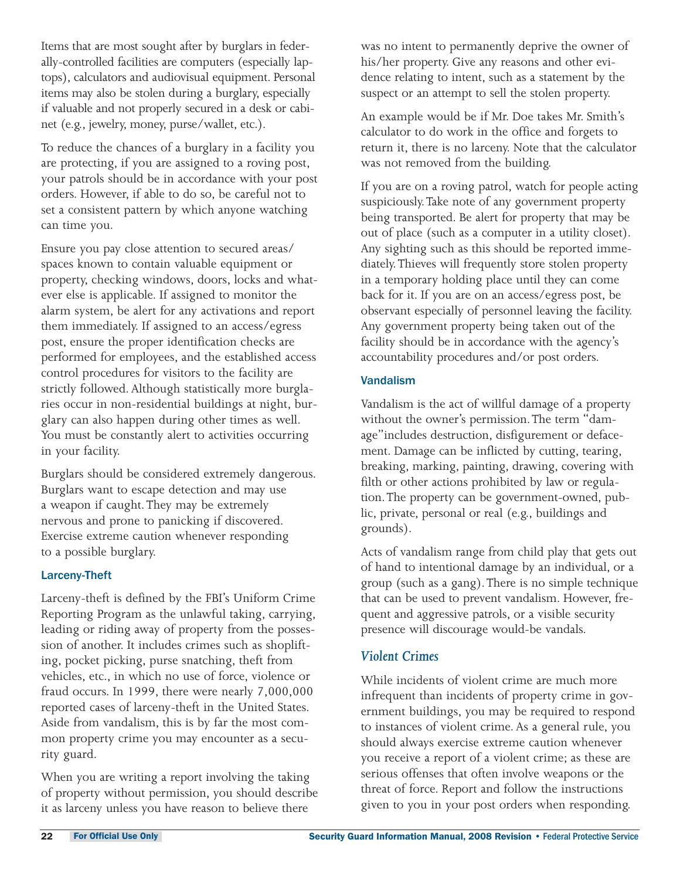Items that are most sought after by burglars in federally-controlled facilities are computers (especially laptops), calculators and audiovisual equipment. Personal items may also be stolen during a burglary, especially if valuable and not properly secured in a desk or cabinet (e.g., jewelry, money, purse/wallet, etc.).

To reduce the chances of a burglary in a facility you are protecting, if you are assigned to a roving post, your patrols should be in accordance with your post orders. However, if able to do so, be careful not to set a consistent pattern by which anyone watching can time you.

Ensure you pay close attention to secured areas/spaces known to contain valuable equipment or property, checking windows, doors, locks and whatever else is applicable. If assigned to monitor the alarm system, be alert for any activations and report them immediately. If assigned to an access/egress post, ensure the proper identification checks are performed for employees, and the established access control procedures for visitors to the facility are strictly followed. Although statistically more burglaries occur in non-residential buildings at night, burglary can also happen during other times as well. You must be constantly alert to activities occurring in your facility.

Burglars should be considered extremely dangerous. Burglars want to escape detection and may use a weapon if caught. They may be extremely nervous and prone to panicking if discovered. Exercise extreme caution whenever responding to a possible burglary.

### Larceny-Theft

Larceny-theft is defined by the FBI's Uniform Crime Reporting Program as the unlawful taking, carrying, leading or riding away of property from the possession of another. It includes crimes such as shoplifting, pocket picking, purse snatching, theft from vehicles, etc., in which no use of force, violence or fraud occurs. In 1999, there were nearly 7,000,000 reported cases of larceny-theft in the United States. Aside from vandalism, this is by far the most common property crime you may encounter as a security guard.

When you are writing a report involving the taking of property without permission, you should describe it as larceny unless you have reason to believe there was no intent to permanently deprive the owner of his/her property. Give any reasons and other evidence relating to intent, such as a statement by the suspect or an attempt to sell the stolen property.

An example would be if Mr. Doe takes Mr. Smith's calculator to do work in the office and forgets to return it, there is no larceny. Note that the calculator was not removed from the building.

If you are on a roving patrol, watch for people acting suspiciously. Take note of any government property being transported. Be alert for property that may be out of place (such as a computer in a utility closet). Any sighting such as this should be reported immediately. Thieves will frequently store stolen property in a temporary holding place until they can come back for it. If you are on an access/egress post, be observant especially of personnel leaving the facility. Any government property being taken out of the facility should be in accordance with the agency's accountability procedures and/or post orders.

### Vandalism

Vandalism is the act of willful damage of a property without the owner's permission. The term "damage" includes destruction, disfigurement or defacement. Damage can be inflicted by cutting, tearing, breaking, marking, painting, drawing, covering with filth or other actions prohibited by law or regulation. The property can be government-owned, public, private, personal or real (e.g., buildings and grounds).

Acts of vandalism range from child play that gets out of hand to intentional damage by an individual, or a group (such as a gang). There is no simple technique that can be used to prevent vandalism. However, frequent and aggressive patrols, or a visible security presence will discourage would-be vandals.

## *Violent Crimes*

While incidents of violent crime are much more infrequent than incidents of property crime in government buildings, you may be required to respond to instances of violent crime. As a general rule, you should always exercise extreme caution whenever you receive a report of a violent crime; as these are serious offenses that often involve weapons or the threat of force. Report and follow the instructions given to you in your post orders when responding.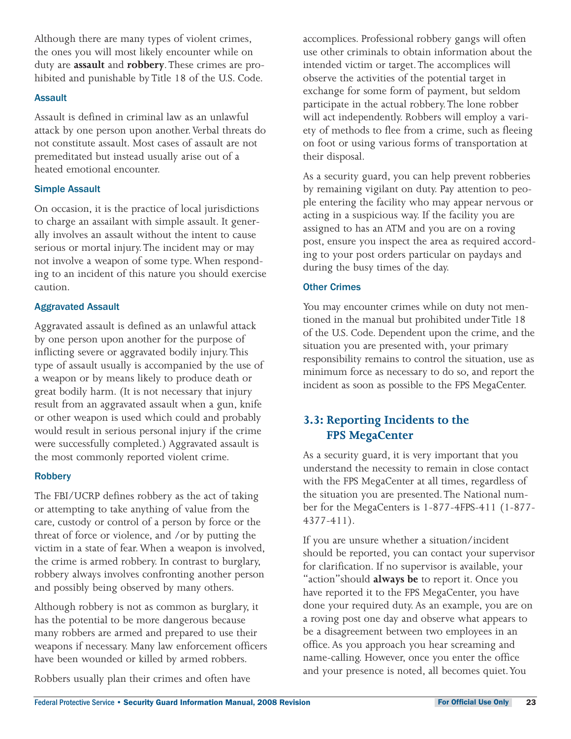Although there are many types of violent crimes, the ones you will most likely encounter while on duty are **assault** and **robbery**. These crimes are prohibited and punishable by Title 18 of the U.S. Code.

### Assault

Assault is defined in criminal law as an unlawful attack by one person upon another. Verbal threats do not constitute assault. Most cases of assault are not premeditated but instead usually arise out of a heated emotional encounter.

### Simple Assault

On occasion, it is the practice of local jurisdictions to charge an assailant with simple assault. It generally involves an assault without the intent to cause serious or mortal injury. The incident may or may not involve a weapon of some type. When responding to an incident of this nature you should exercise caution.

### Aggravated Assault

Aggravated assault is defined as an unlawful attack by one person upon another for the purpose of inflicting severe or aggravated bodily injury. This type of assault usually is accompanied by the use of a weapon or by means likely to produce death or great bodily harm. (It is not necessary that injury result from an aggravated assault when a gun, knife or other weapon is used which could and probably would result in serious personal injury if the crime were successfully completed.) Aggravated assault is the most commonly reported violent crime.

### Robbery

The FBI/UCRP defines robbery as the act of taking or attempting to take anything of value from the care, custody or control of a person by force or the threat of force or violence, and /or by putting the victim in a state of fear. When a weapon is involved, the crime is armed robbery. In contrast to burglary, robbery always involves confronting another person and possibly being observed by many others.

Although robbery is not as common as burglary, it has the potential to be more dangerous because many robbers are armed and prepared to use their weapons if necessary. Many law enforcement officers have been wounded or killed by armed robbers.

Robbers usually plan their crimes and often have accomplices. Professional robbery gangs will often use other criminals to obtain information about the intended victim or target. The accomplices will observe the activities of the potential target in exchange for some form of payment, but seldom participate in the actual robbery. The lone robber will act independently. Robbers will employ a variety of methods to flee from a crime, such as fleeing on foot or using various forms of transportation at their disposal.

As a security guard, you can help prevent robberies by remaining vigilant on duty. Pay attention to people entering the facility who may appear nervous or acting in a suspicious way. If the facility you are assigned to has an ATM and you are on a roving post, ensure you inspect the area as required according to your post orders particular on paydays and during the busy times of the day.

### Other Crimes

You may encounter crimes while on duty not mentioned in the manual but prohibited under Title 18 of the U.S. Code. Dependent upon the crime, and the situation you are presented with, your primary responsibility remains to control the situation, use as minimum force as necessary to do so, and report the incident as soon as possible to the FPS MegaCenter.

## 3.3: Reporting Incidents to the FPS MegaCenter

As a security guard, it is very important that you understand the necessity to remain in close contact with the FPS MegaCenter at all times, regardless of the situation you are presented. The National number for the MegaCenters is 1-877-4FPS-411 (1-877-4377-411).

If you are unsure whether a situation/incident should be reported, you can contact your supervisor for clarification. If no supervisor is available, your "action"should **always be** to report it. Once you have reported it to the FPS MegaCenter, you have done your required duty. As an example, you are on a roving post one day and observe what appears to be a disagreement between two employees in an office. As you approach you hear screaming and name-calling. However, once you enter the office and your presence is noted, all becomes quiet. You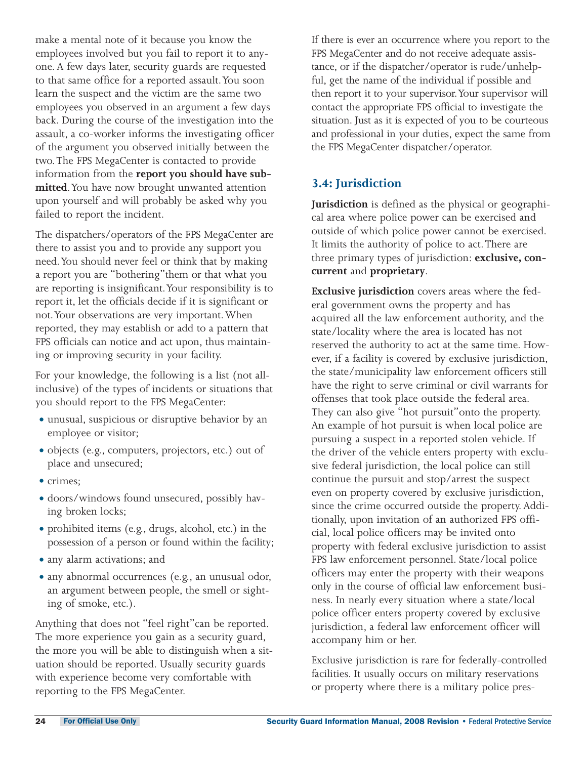make a mental note of it because you know the employees involved but you fail to report it to anyone. A few days later, security guards are requested to that same office for a reported assault. You soon learn the suspect and the victim are the same two employees you observed in an argument a few days back. During the course of the investigation into the assault, a co-worker informs the investigating officer of the argument you observed initially between the two. The FPS MegaCenter is contacted to provide information from the **report you should have submitted**. You have now brought unwanted attention upon yourself and will probably be asked why you failed to report the incident.

The dispatchers/operators of the FPS MegaCenter are there to assist you and to provide any support you need. You should never feel or think that by making a report you are "bothering" them or that what you are reporting is insignificant. Your responsibility is to report it, let the officials decide if it is significant or not. Your observations are very important. When reported, they may establish or add to a pattern that FPS officials can notice and act upon, thus maintaining or improving security in your facility.

For your knowledge, the following is a list (not all-inclusive) of the types of incidents or situations that you should report to the FPS MegaCenter:

- unusual, suspicious or disruptive behavior by an employee or visitor;
- objects (e.g., computers, projectors, etc.) out of place and unsecured;
- crimes;
- doors/windows found unsecured, possibly having broken locks;
- prohibited items (e.g., drugs, alcohol, etc.) in the possession of a person or found within the facility;
- any alarm activations; and
- any abnormal occurrences (e.g., an unusual odor, an argument between people, the smell or sighting of smoke, etc.).

Anything that does not "feel right" can be reported. The more experience you gain as a security guard, the more you will be able to distinguish when a situation should be reported. Usually security guards with experience become very comfortable with reporting to the FPS MegaCenter.

If there is ever an occurrence where you report to the FPS MegaCenter and do not receive adequate assistance, or if the dispatcher/operator is rude/unhelpful, get the name of the individual if possible and then report it to your supervisor. Your supervisor will contact the appropriate FPS official to investigate the situation. Just as it is expected of you to be courteous and professional in your duties, expect the same from the FPS MegaCenter dispatcher/operator.

## 3.4: Jurisdiction

**Jurisdiction** is defined as the physical or geographical area where police power can be exercised and outside of which police power cannot be exercised. It limits the authority of police to act. There are three primary types of jurisdiction: **exclusive, concurrent** and **proprietary**.

**Exclusive jurisdiction** covers areas where the federal government owns the property and has acquired all the law enforcement authority, and the state/locality where the area is located has not reserved the authority to act at the same time. However, if a facility is covered by exclusive jurisdiction, the state/municipality law enforcement officers still have the right to serve criminal or civil warrants for offenses that took place outside the federal area. They can also give "hot pursuit" onto the property. An example of hot pursuit is when local police are pursuing a suspect in a reported stolen vehicle. If the driver of the vehicle enters property with exclusive federal jurisdiction, the local police can still continue the pursuit and stop/arrest the suspect even on property covered by exclusive jurisdiction, since the crime occurred outside the property. Additionally, upon invitation of an authorized FPS official, local police officers may be invited onto property with federal exclusive jurisdiction to assist FPS law enforcement personnel. State/local police officers may enter the property with their weapons only in the course of official law enforcement business. In nearly every situation where a state/local police officer enters property covered by exclusive jurisdiction, a federal law enforcement officer will accompany him or her.

Exclusive jurisdiction is rare for federally-controlled facilities. It usually occurs on military reservations or property where there is a military police pres-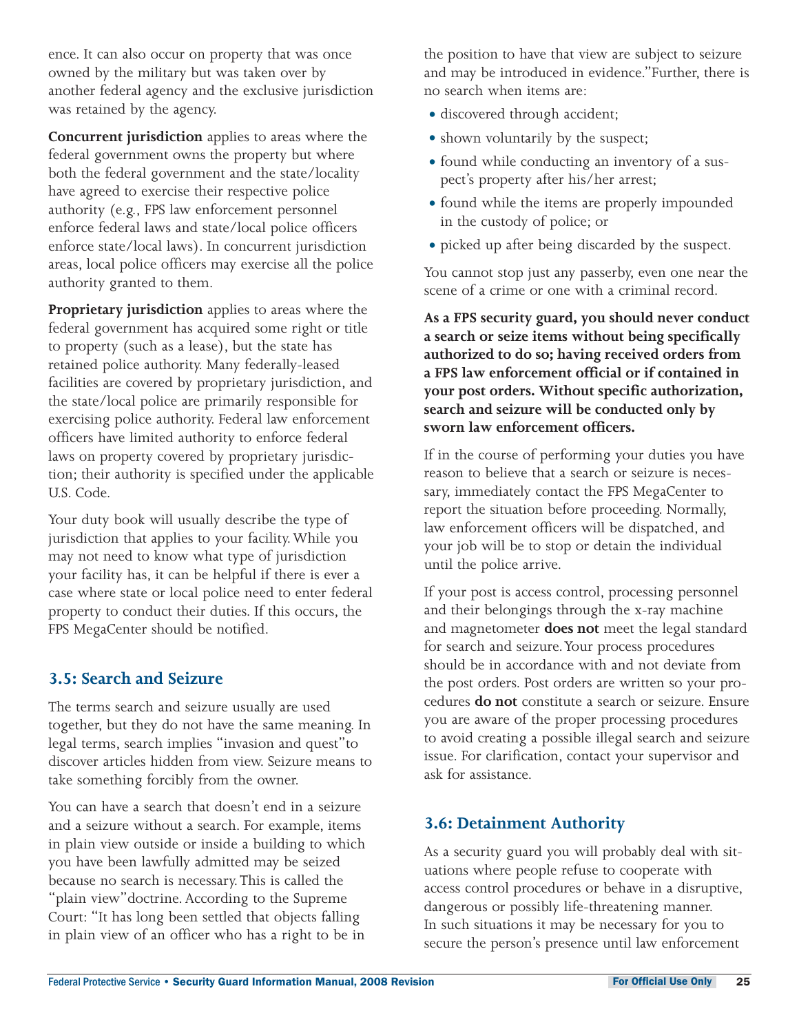ence. It can also occur on property that was once owned by the military but was taken over by another federal agency and the exclusive jurisdiction was retained by the agency.

**Concurrent jurisdiction** applies to areas where the federal government owns the property but where both the federal government and the state/locality have agreed to exercise their respective police authority (e.g., FPS law enforcement personnel enforce federal laws and state/local police officers enforce state/local laws). In concurrent jurisdiction areas, local police officers may exercise all the police authority granted to them.

**Proprietary jurisdiction** applies to areas where the federal government has acquired some right or title to property (such as a lease), but the state has retained police authority. Many federally-leased facilities are covered by proprietary jurisdiction, and the state/local police are primarily responsible for exercising police authority. Federal law enforcement officers have limited authority to enforce federal laws on property covered by proprietary jurisdiction; their authority is specified under the applicable U.S. Code.

Your duty book will usually describe the type of jurisdiction that applies to your facility. While you may not need to know what type of jurisdiction your facility has, it can be helpful if there is ever a case where state or local police need to enter federal property to conduct their duties. If this occurs, the FPS MegaCenter should be notified.

### 3.5: Search and Seizure

The terms search and seizure usually are used together, but they do not have the same meaning. In legal terms, search implies "invasion and quest" to discover articles hidden from view. Seizure means to take something forcibly from the owner.

You can have a search that doesn't end in a seizure and a seizure without a search. For example, items in plain view outside or inside a building to which you have been lawfully admitted may be seized because no search is necessary. This is called the "plain view" doctrine. According to the Supreme Court: "It has long been settled that objects falling in plain view of an officer who has a right to be in the position to have that view are subject to seizure and may be introduced in evidence." Further, there is no search when items are:

- discovered through accident;
- shown voluntarily by the suspect;
- found while conducting an inventory of a suspect's property after his/her arrest;
- found while the items are properly impounded in the custody of police; or
- picked up after being discarded by the suspect.

You cannot stop just any passerby, even one near the scene of a crime or one with a criminal record.

**As a FPS security guard, you should never conduct a search or seize items without being specifically authorized to do so; having received orders from a FPS law enforcement official or if contained in your post orders. Without specific authorization, search and seizure will be conducted only by sworn law enforcement officers.**

If in the course of performing your duties you have reason to believe that a search or seizure is necessary, immediately contact the FPS MegaCenter to report the situation before proceeding. Normally, law enforcement officers will be dispatched, and your job will be to stop or detain the individual until the police arrive.

If your post is access control, processing personnel and their belongings through the x-ray machine and magnetometer **does not** meet the legal standard for search and seizure. Your process procedures should be in accordance with and not deviate from the post orders. Post orders are written so your procedures **do not** constitute a search or seizure. Ensure you are aware of the proper processing procedures to avoid creating a possible illegal search and seizure issue. For clarification, contact your supervisor and ask for assistance.

### 3.6: Detainment Authority

As a security guard you will probably deal with situations where people refuse to cooperate with access control procedures or behave in a disruptive, dangerous or possibly life-threatening manner. In such situations it may be necessary for you to secure the person's presence until law enforcement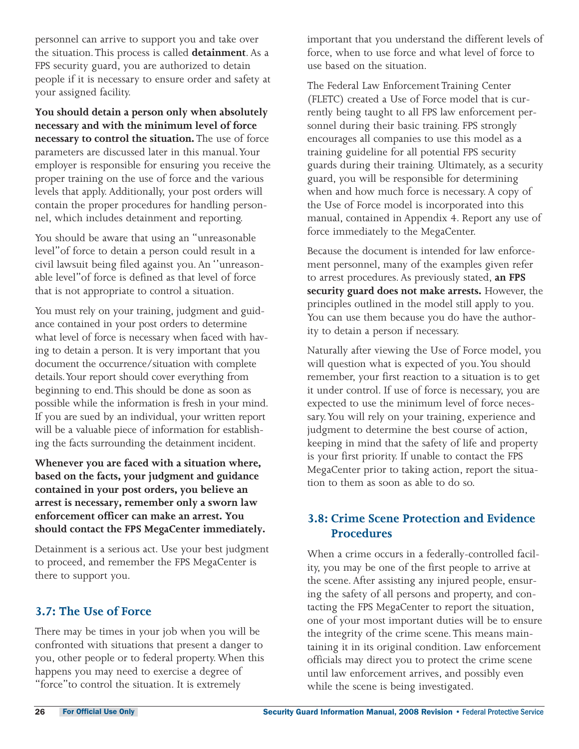personnel can arrive to support you and take over the situation. This process is called **detainment**. As a FPS security guard, you are authorized to detain people if it is necessary to ensure order and safety at your assigned facility.

**You should detain a person only when absolutely necessary and with the minimum level of force necessary to control the situation.** The use of force parameters are discussed later in this manual. Your employer is responsible for ensuring you receive the proper training on the use of force and the various levels that apply. Additionally, your post orders will contain the proper procedures for handling personnel, which includes detainment and reporting.

You should be aware that using an "unreasonable level" of force to detain a person could result in a civil lawsuit being filed against you. An "unreasonable level" of force is defined as that level of force that is not appropriate to control a situation.

You must rely on your training, judgment and guidance contained in your post orders to determine what level of force is necessary when faced with having to detain a person. It is very important that you document the occurrence/situation with complete details. Your report should cover everything from beginning to end. This should be done as soon as possible while the information is fresh in your mind. If you are sued by an individual, your written report will be a valuable piece of information for establishing the facts surrounding the detainment incident.

**Whenever you are faced with a situation where, based on the facts, your judgment and guidance contained in your post orders, you believe an arrest is necessary, remember only a sworn law enforcement officer can make an arrest. You should contact the FPS MegaCenter immediately.**

Detainment is a serious act. Use your best judgment to proceed, and remember the FPS MegaCenter is there to support you.

## 3.7: The Use of Force

There may be times in your job when you will be confronted with situations that present a danger to you, other people or to federal property. When this happens you may need to exercise a degree of "force" to control the situation. It is extremely important that you understand the different levels of force, when to use force and what level of force to use based on the situation.

The Federal Law Enforcement Training Center (FLETC) created a Use of Force model that is currently being taught to all FPS law enforcement personnel during their basic training. FPS strongly encourages all companies to use this model as a training guideline for all potential FPS security guards during their training. Ultimately, as a security guard, you will be responsible for determining when and how much force is necessary. A copy of the Use of Force model is incorporated into this manual, contained in Appendix 4. Report any use of force immediately to the MegaCenter.

Because the document is intended for law enforcement personnel, many of the examples given refer to arrest procedures. As previously stated, **an FPS security guard does not make arrests.** However, the principles outlined in the model still apply to you. You can use them because you do have the authority to detain a person if necessary.

Naturally after viewing the Use of Force model, you will question what is expected of you. You should remember, your first reaction to a situation is to get it under control. If use of force is necessary, you are expected to use the minimum level of force necessary. You will rely on your training, experience and judgment to determine the best course of action, keeping in mind that the safety of life and property is your first priority. If unable to contact the FPS MegaCenter prior to taking action, report the situation to them as soon as able to do so.

## 3.8: Crime Scene Protection and Evidence Procedures

When a crime occurs in a federally-controlled facility, you may be one of the first people to arrive at the scene. After assisting any injured people, ensuring the safety of all persons and property, and contacting the FPS MegaCenter to report the situation, one of your most important duties will be to ensure the integrity of the crime scene. This means maintaining it in its original condition. Law enforcement officials may direct you to protect the crime scene until law enforcement arrives, and possibly even while the scene is being investigated.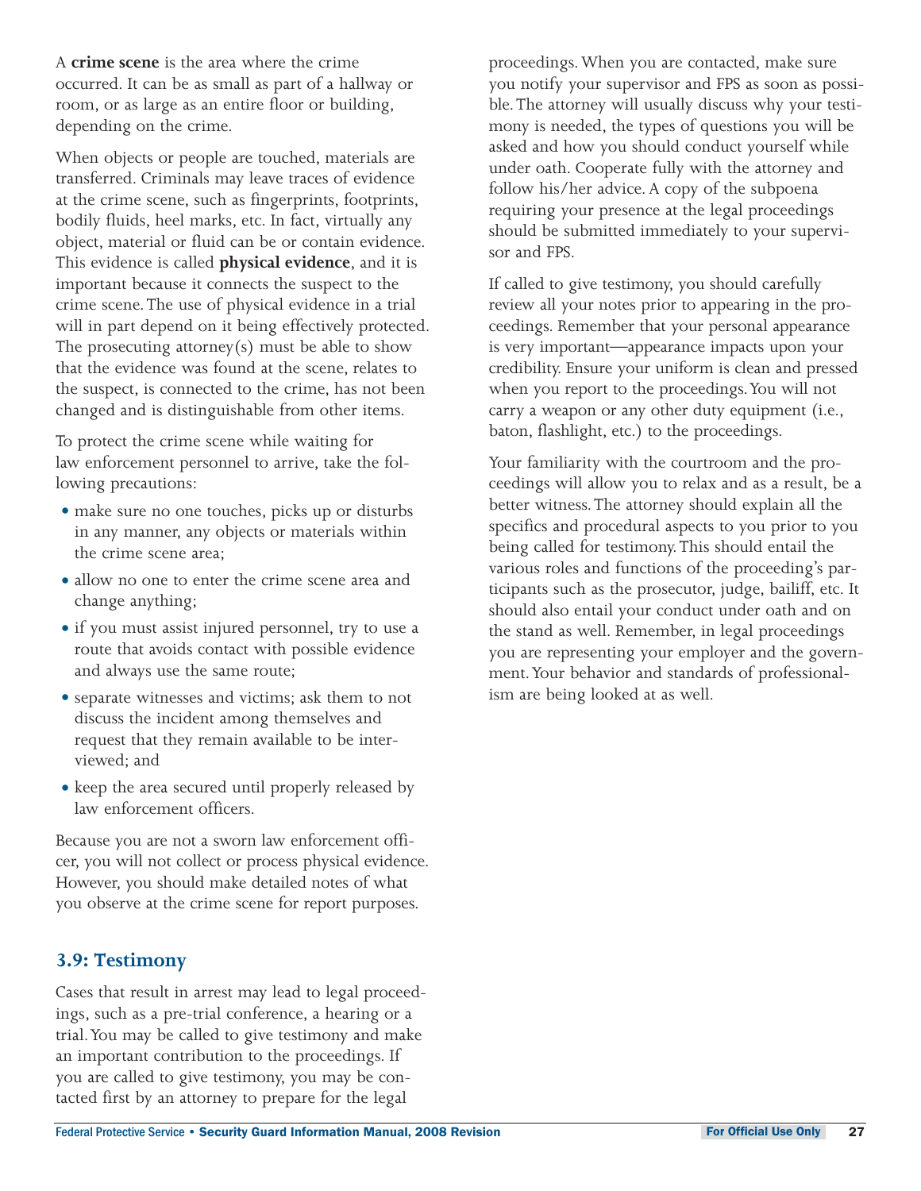A **crime scene** is the area where the crime occurred. It can be as small as part of a hallway or room, or as large as an entire floor or building, depending on the crime.

When objects or people are touched, materials are transferred. Criminals may leave traces of evidence at the crime scene, such as fingerprints, footprints, bodily fluids, heel marks, etc. In fact, virtually any object, material or fluid can be or contain evidence. This evidence is called **physical evidence**, and it is important because it connects the suspect to the crime scene. The use of physical evidence in a trial will in part depend on it being effectively protected. The prosecuting attorney(s) must be able to show that the evidence was found at the scene, relates to the suspect, is connected to the crime, has not been changed and is distinguishable from other items.

To protect the crime scene while waiting for law enforcement personnel to arrive, take the following precautions:

- make sure no one touches, picks up or disturbs in any manner, any objects or materials within the crime scene area;
- allow no one to enter the crime scene area and change anything;
- if you must assist injured personnel, try to use a route that avoids contact with possible evidence and always use the same route;
- separate witnesses and victims; ask them to not discuss the incident among themselves and request that they remain available to be interviewed; and
- keep the area secured until properly released by law enforcement officers.

Because you are not a sworn law enforcement officer, you will not collect or process physical evidence. However, you should make detailed notes of what you observe at the crime scene for report purposes.

## 3.9: Testimony

Cases that result in arrest may lead to legal proceedings, such as a pre-trial conference, a hearing or a trial. You may be called to give testimony and make an important contribution to the proceedings. If you are called to give testimony, you may be contacted first by an attorney to prepare for the legal proceedings. When you are contacted, make sure you notify your supervisor and FPS as soon as possible. The attorney will usually discuss why your testimony is needed, the types of questions you will be asked and how you should conduct yourself while under oath. Cooperate fully with the attorney and follow his/her advice. A copy of the subpoena requiring your presence at the legal proceedings should be submitted immediately to your supervisor and FPS.

If called to give testimony, you should carefully review all your notes prior to appearing in the proceedings. Remember that your personal appearance is very important—appearance impacts upon your credibility. Ensure your uniform is clean and pressed when you report to the proceedings. You will not carry a weapon or any other duty equipment (i.e., baton, flashlight, etc.) to the proceedings.

Your familiarity with the courtroom and the proceedings will allow you to relax and as a result, be a better witness. The attorney should explain all the specifics and procedural aspects to you prior to you being called for testimony. This should entail the various roles and functions of the proceeding's participants such as the prosecutor, judge, bailiff, etc. It should also entail your conduct under oath and on the stand as well. Remember, in legal proceedings you are representing your employer and the government. Your behavior and standards of professionalism are being looked at as well.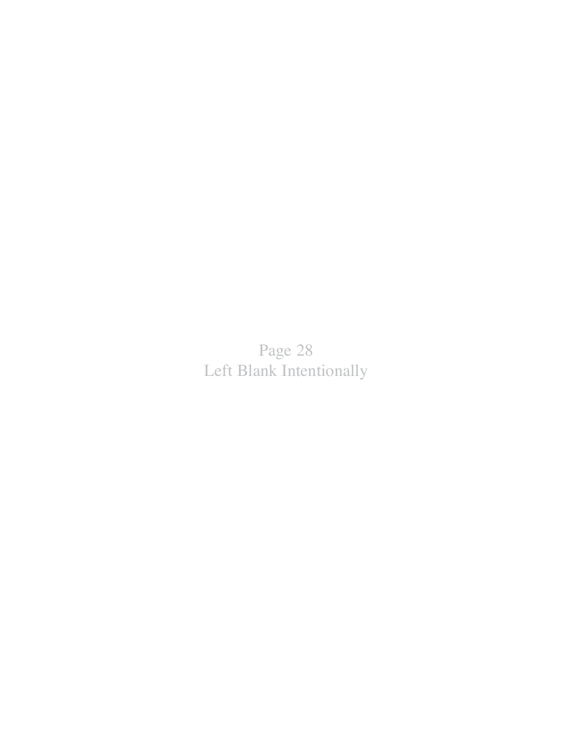Page 28
Left Blank Intentionally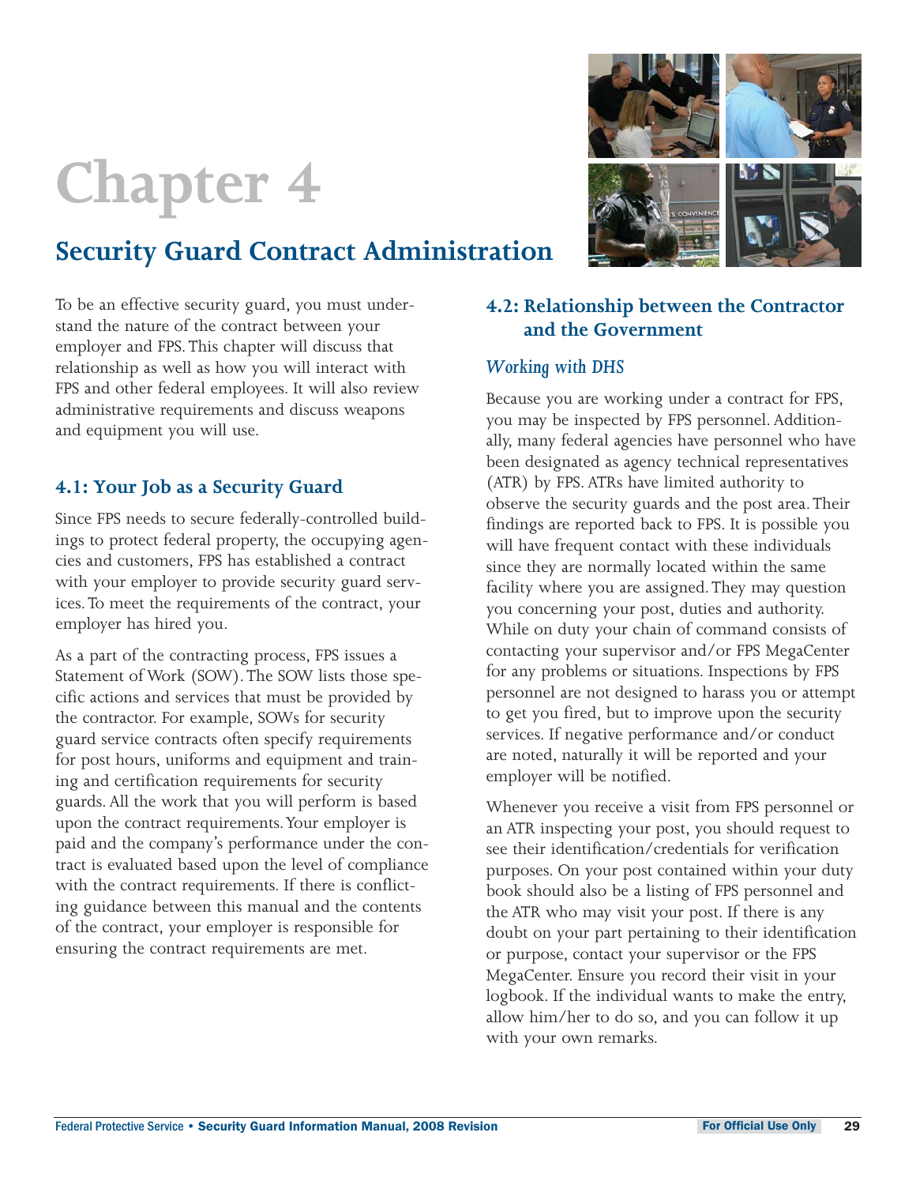# Chapter 4

## Security Guard Contract Administration

To be an effective security guard, you must understand the nature of the contract between your employer and FPS. This chapter will discuss that relationship as well as how you will interact with FPS and other federal employees. It will also review administrative requirements and discuss weapons and equipment you will use.

### 4.1: Your Job as a Security Guard

Since FPS needs to secure federally-controlled buildings to protect federal property, the occupying agencies and customers, FPS has established a contract with your employer to provide security guard services. To meet the requirements of the contract, your employer has hired you.

As a part of the contracting process, FPS issues a Statement of Work (SOW). The SOW lists those specific actions and services that must be provided by the contractor. For example, SOWs for security guard service contracts often specify requirements for post hours, uniforms and equipment and training and certification requirements for security guards. All the work that you will perform is based upon the contract requirements. Your employer is paid and the company's performance under the contract is evaluated based upon the level of compliance with the contract requirements. If there is conflicting guidance between this manual and the contents of the contract, your employer is responsible for ensuring the contract requirements are met.

### 4.2: Relationship between the Contractor and the Government

#### *Working with DHS*

Because you are working under a contract for FPS, you may be inspected by FPS personnel. Additionally, many federal agencies have personnel who have been designated as agency technical representatives (ATR) by FPS. ATRs have limited authority to observe the security guards and the post area. Their findings are reported back to FPS. It is possible you will have frequent contact with these individuals since they are normally located within the same facility where you are assigned. They may question you concerning your post, duties and authority. While on duty your chain of command consists of contacting your supervisor and/or FPS MegaCenter for any problems or situations. Inspections by FPS personnel are not designed to harass you or attempt to get you fired, but to improve upon the security services. If negative performance and/or conduct are noted, naturally it will be reported and your employer will be notified.

Whenever you receive a visit from FPS personnel or an ATR inspecting your post, you should request to see their identification/credentials for verification purposes. On your post contained within your duty book should also be a listing of FPS personnel and the ATR who may visit your post. If there is any doubt on your part pertaining to their identification or purpose, contact your supervisor or the FPS MegaCenter. Ensure you record their visit in your logbook. If the individual wants to make the entry, allow him/her to do so, and you can follow it up with your own remarks.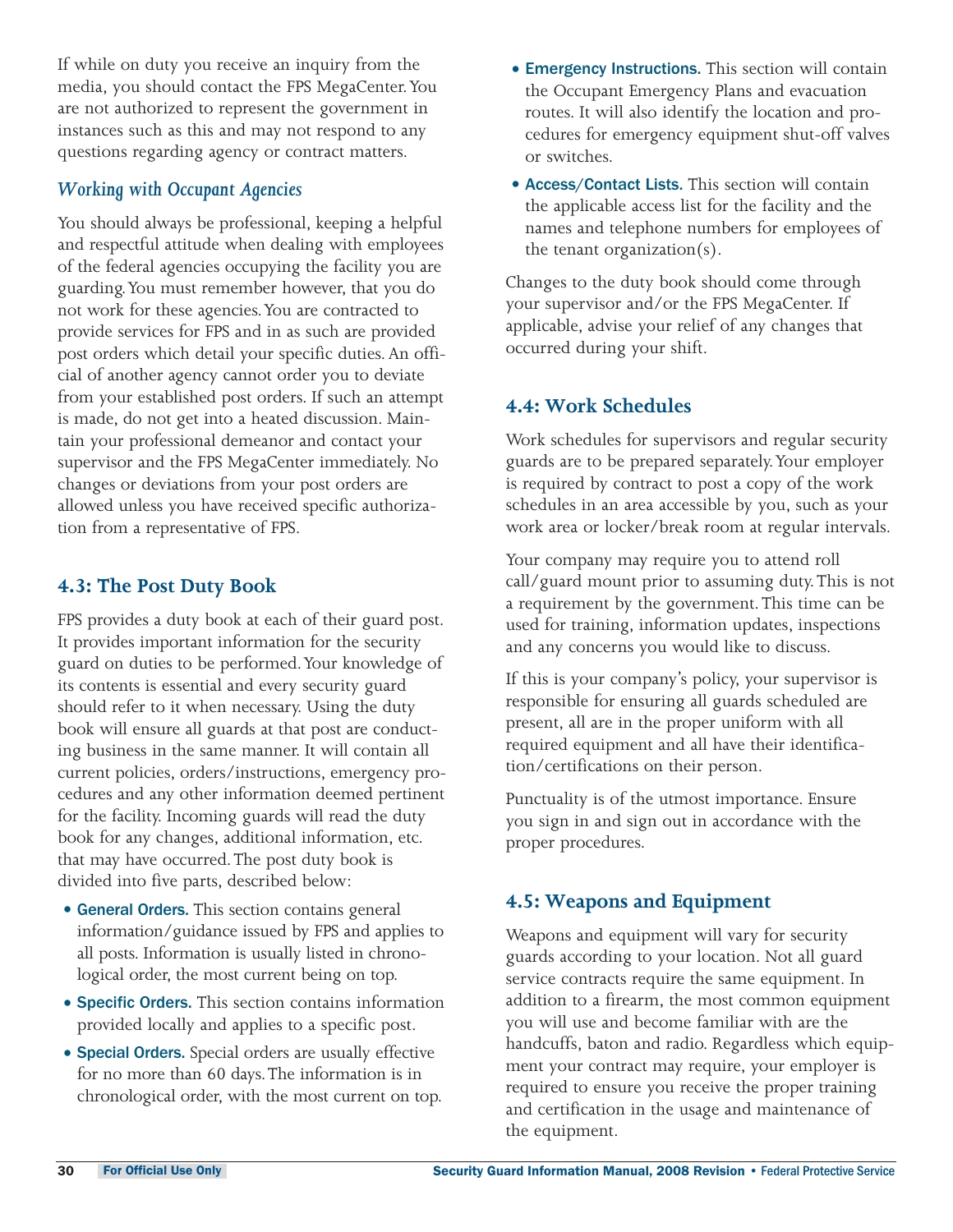If while on duty you receive an inquiry from the media, you should contact the FPS MegaCenter. You are not authorized to represent the government in instances such as this and may not respond to any questions regarding agency or contract matters.

### *Working with Occupant Agencies*

You should always be professional, keeping a helpful and respectful attitude when dealing with employees of the federal agencies occupying the facility you are guarding. You must remember however, that you do not work for these agencies. You are contracted to provide services for FPS and in as such are provided post orders which detail your specific duties. An official of another agency cannot order you to deviate from your established post orders. If such an attempt is made, do not get into a heated discussion. Maintain your professional demeanor and contact your supervisor and the FPS MegaCenter immediately. No changes or deviations from your post orders are allowed unless you have received specific authorization from a representative of FPS.

## 4.3: The Post Duty Book

FPS provides a duty book at each of their guard post. It provides important information for the security guard on duties to be performed. Your knowledge of its contents is essential and every security guard should refer to it when necessary. Using the duty book will ensure all guards at that post are conducting business in the same manner. It will contain all current policies, orders/instructions, emergency procedures and any other information deemed pertinent for the facility. Incoming guards will read the duty book for any changes, additional information, etc. that may have occurred. The post duty book is divided into five parts, described below:

- **General Orders.** This section contains general information/guidance issued by FPS and applies to all posts. Information is usually listed in chronological order, the most current being on top.
- **Specific Orders.** This section contains information provided locally and applies to a specific post.
- **Special Orders.** Special orders are usually effective for no more than 60 days. The information is in chronological order, with the most current on top.
- **Emergency Instructions.** This section will contain the Occupant Emergency Plans and evacuation routes. It will also identify the location and procedures for emergency equipment shut-off valves or switches.
- **Access/Contact Lists.** This section will contain the applicable access list for the facility and the names and telephone numbers for employees of the tenant organization(s).

Changes to the duty book should come through your supervisor and/or the FPS MegaCenter. If applicable, advise your relief of any changes that occurred during your shift.

## 4.4: Work Schedules

Work schedules for supervisors and regular security guards are to be prepared separately. Your employer is required by contract to post a copy of the work schedules in an area accessible by you, such as your work area or locker/break room at regular intervals.

Your company may require you to attend roll call/guard mount prior to assuming duty. This is not a requirement by the government. This time can be used for training, information updates, inspections and any concerns you would like to discuss.

If this is your company's policy, your supervisor is responsible for ensuring all guards scheduled are present, all are in the proper uniform with all required equipment and all have their identification/certifications on their person.

Punctuality is of the utmost importance. Ensure you sign in and sign out in accordance with the proper procedures.

## 4.5: Weapons and Equipment

Weapons and equipment will vary for security guards according to your location. Not all guard service contracts require the same equipment. In addition to a firearm, the most common equipment you will use and become familiar with are the handcuffs, baton and radio. Regardless which equipment your contract may require, your employer is required to ensure you receive the proper training and certification in the usage and maintenance of the equipment.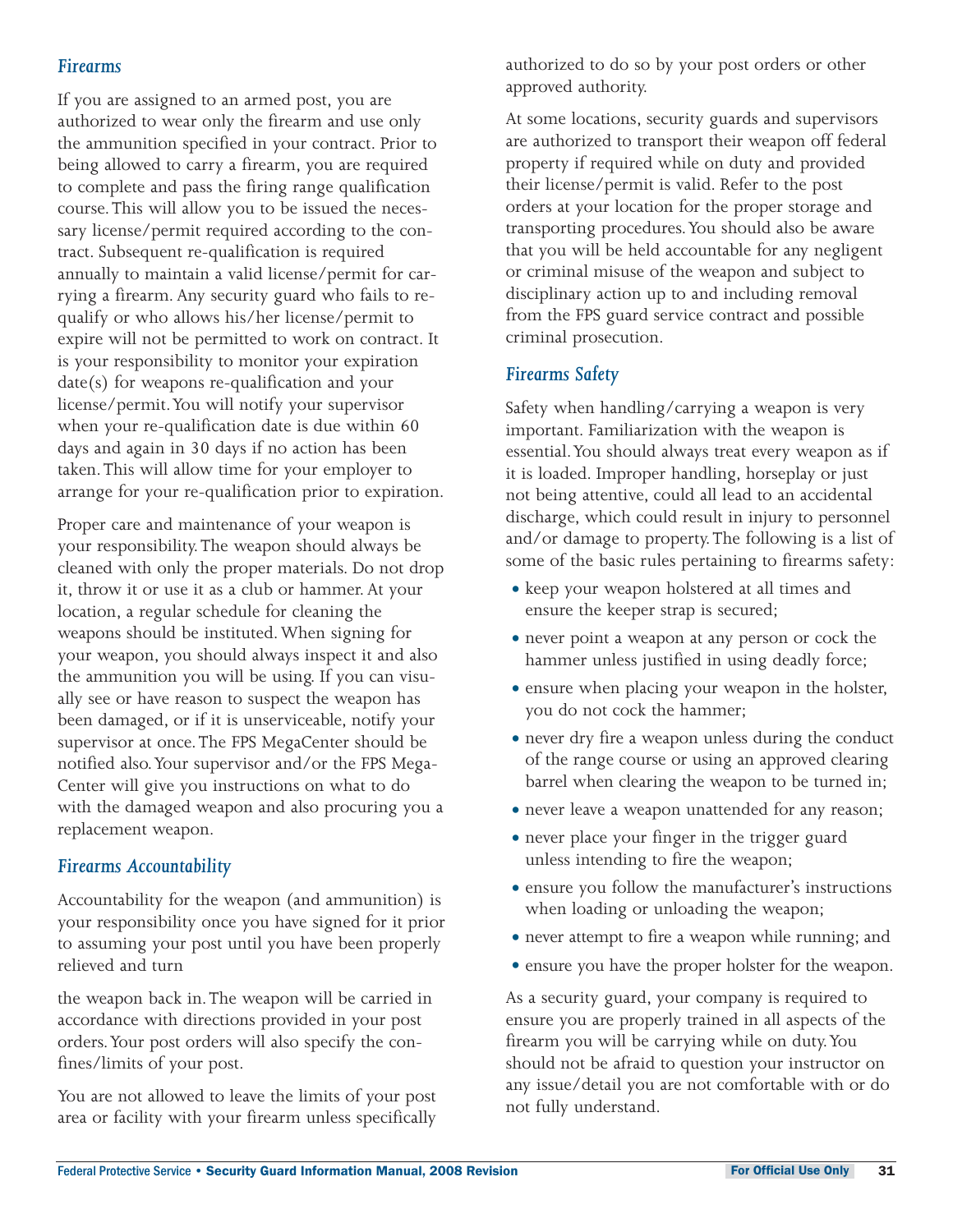### *Firearms*

If you are assigned to an armed post, you are authorized to wear only the firearm and use only the ammunition specified in your contract. Prior to being allowed to carry a firearm, you are required to complete and pass the firing range qualification course. This will allow you to be issued the necessary license/permit required according to the contract. Subsequent re-qualification is required annually to maintain a valid license/permit for carrying a firearm. Any security guard who fails to re-qualify or who allows his/her license/permit to expire will not be permitted to work on contract. It is your responsibility to monitor your expiration date(s) for weapons re-qualification and your license/permit. You will notify your supervisor when your re-qualification date is due within 60 days and again in 30 days if no action has been taken. This will allow time for your employer to arrange for your re-qualification prior to expiration.

Proper care and maintenance of your weapon is your responsibility. The weapon should always be cleaned with only the proper materials. Do not drop it, throw it or use it as a club or hammer. At your location, a regular schedule for cleaning the weapons should be instituted. When signing for your weapon, you should always inspect it and also the ammunition you will be using. If you can visually see or have reason to suspect the weapon has been damaged, or if it is unserviceable, notify your supervisor at once. The FPS MegaCenter should be notified also. Your supervisor and/or the FPS MegaCenter will give you instructions on what to do with the damaged weapon and also procuring you a replacement weapon.

### *Firearms Accountability*

Accountability for the weapon (and ammunition) is your responsibility once you have signed for it prior to assuming your post until you have been properly relieved and turn

the weapon back in. The weapon will be carried in accordance with directions provided in your post orders. Your post orders will also specify the confines/limits of your post.

You are not allowed to leave the limits of your post area or facility with your firearm unless specifically authorized to do so by your post orders or other approved authority.

At some locations, security guards and supervisors are authorized to transport their weapon off federal property if required while on duty and provided their license/permit is valid. Refer to the post orders at your location for the proper storage and transporting procedures. You should also be aware that you will be held accountable for any negligent or criminal misuse of the weapon and subject to disciplinary action up to and including removal from the FPS guard service contract and possible criminal prosecution.

### *Firearms Safety*

Safety when handling/carrying a weapon is very important. Familiarization with the weapon is essential. You should always treat every weapon as if it is loaded. Improper handling, horseplay or just not being attentive, could all lead to an accidental discharge, which could result in injury to personnel and/or damage to property. The following is a list of some of the basic rules pertaining to firearms safety:

- keep your weapon holstered at all times and ensure the keeper strap is secured;
- never point a weapon at any person or cock the hammer unless justified in using deadly force;
- ensure when placing your weapon in the holster, you do not cock the hammer;
- never dry fire a weapon unless during the conduct of the range course or using an approved clearing barrel when clearing the weapon to be turned in;
- never leave a weapon unattended for any reason;
- never place your finger in the trigger guard unless intending to fire the weapon;
- ensure you follow the manufacturer's instructions when loading or unloading the weapon;
- never attempt to fire a weapon while running; and
- ensure you have the proper holster for the weapon.

As a security guard, your company is required to ensure you are properly trained in all aspects of the firearm you will be carrying while on duty. You should not be afraid to question your instructor on any issue/detail you are not comfortable with or do not fully understand.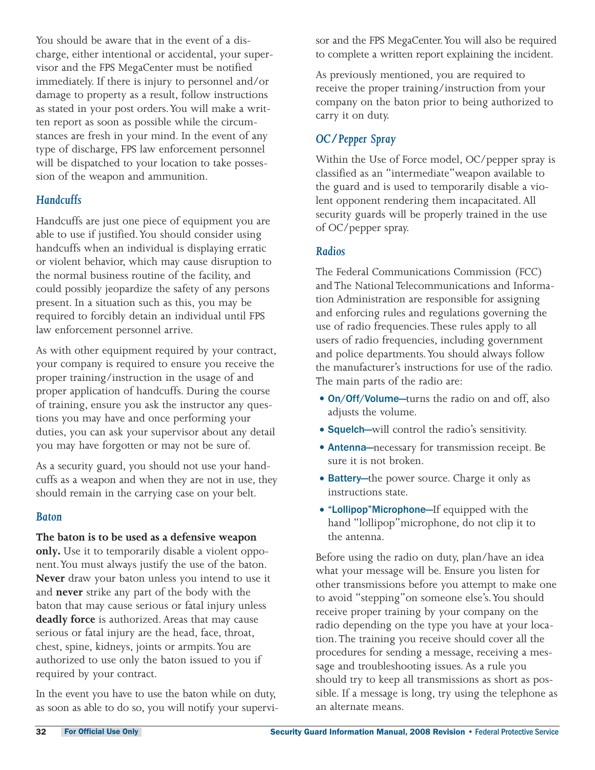You should be aware that in the event of a discharge, either intentional or accidental, your supervisor and the FPS MegaCenter must be notified immediately. If there is injury to personnel and/or damage to property as a result, follow instructions as stated in your post orders. You will make a written report as soon as possible while the circumstances are fresh in your mind. In the event of any type of discharge, FPS law enforcement personnel will be dispatched to your location to take possession of the weapon and ammunition.

### *Handcuffs*

Handcuffs are just one piece of equipment you are able to use if justified. You should consider using handcuffs when an individual is displaying erratic or violent behavior, which may cause disruption to the normal business routine of the facility, and could possibly jeopardize the safety of any persons present. In a situation such as this, you may be required to forcibly detain an individual until FPS law enforcement personnel arrive.

As with other equipment required by your contract, your company is required to ensure you receive the proper training/instruction in the usage of and proper application of handcuffs. During the course of training, ensure you ask the instructor any questions you may have and once performing your duties, you can ask your supervisor about any detail you may have forgotten or may not be sure of.

As a security guard, you should not use your handcuffs as a weapon and when they are not in use, they should remain in the carrying case on your belt.

### *Baton*

**The baton is to be used as a defensive weapon only.** Use it to temporarily disable a violent opponent. You must always justify the use of the baton. **Never** draw your baton unless you intend to use it and **never** strike any part of the body with the baton that may cause serious or fatal injury unless **deadly force** is authorized. Areas that may cause serious or fatal injury are the head, face, throat, chest, spine, kidneys, joints or armpits. You are authorized to use only the baton issued to you if required by your contract.

In the event you have to use the baton while on duty, as soon as able to do so, you will notify your supervisor and the FPS MegaCenter. You will also be required to complete a written report explaining the incident.

As previously mentioned, you are required to receive the proper training/instruction from your company on the baton prior to being authorized to carry it on duty.

### *OC/Pepper Spray*

Within the Use of Force model, OC/pepper spray is classified as an "intermediate" weapon available to the guard and is used to temporarily disable a violent opponent rendering them incapacitated. All security guards will be properly trained in the use of OC/pepper spray.

### *Radios*

The Federal Communications Commission (FCC) and The National Telecommunications and Information Administration are responsible for assigning and enforcing rules and regulations governing the use of radio frequencies. These rules apply to all users of radio frequencies, including government and police departments. You should always follow the manufacturer's instructions for use of the radio. The main parts of the radio are:

- **On/Off/Volume**—turns the radio on and off, also adjusts the volume.
- **Squelch**—will control the radio's sensitivity.
- **Antenna**—necessary for transmission receipt. Be sure it is not broken.
- **Battery**—the power source. Charge it only as instructions state.
- **"Lollipop" Microphone**—If equipped with the hand "lollipop" microphone, do not clip it to the antenna.

Before using the radio on duty, plan/have an idea what your message will be. Ensure you listen for other transmissions before you attempt to make one to avoid "stepping" on someone else's. You should receive proper training by your company on the radio depending on the type you have at your location. The training you receive should cover all the procedures for sending a message, receiving a message and troubleshooting issues. As a rule you should try to keep all transmissions as short as possible. If a message is long, try using the telephone as an alternate means.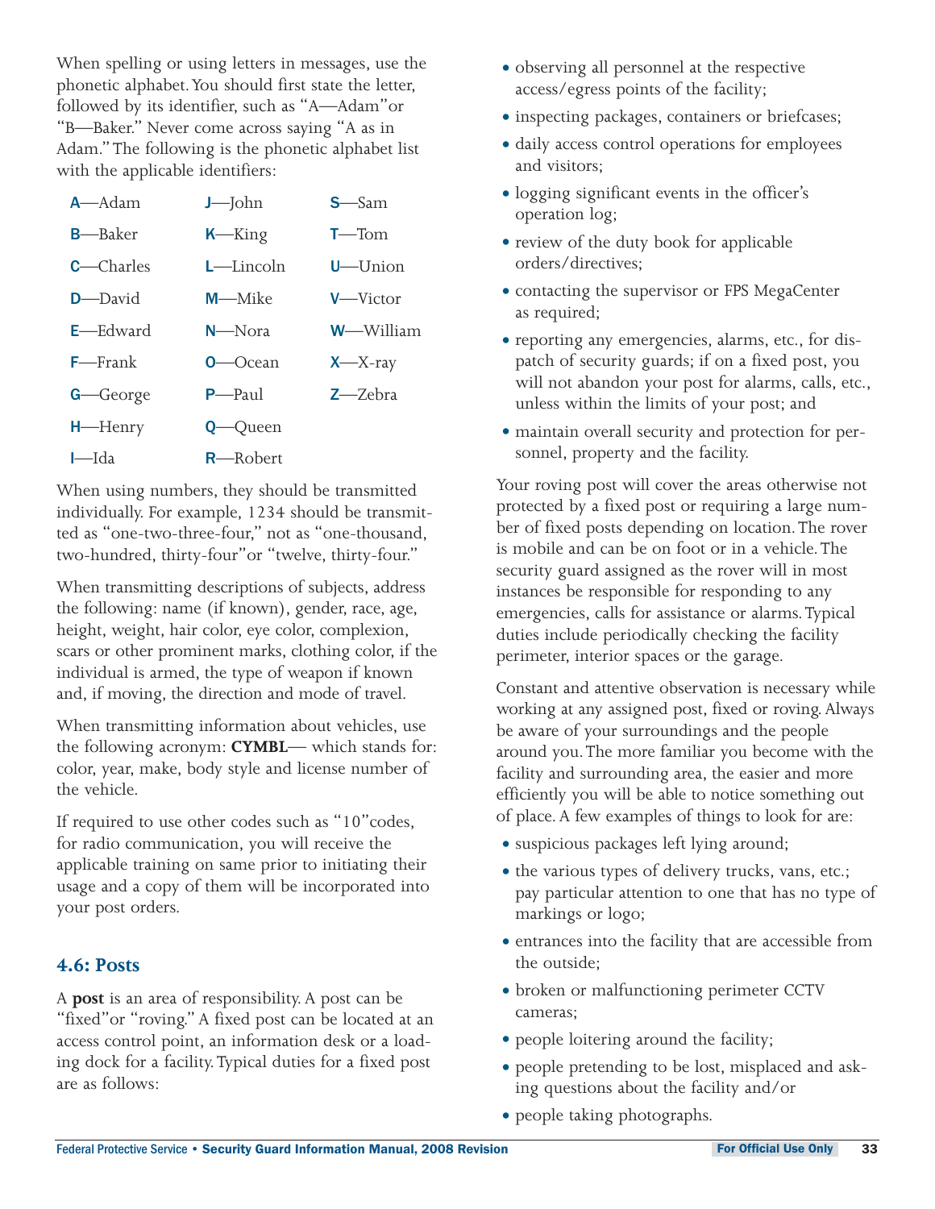When spelling or using letters in messages, use the phonetic alphabet. You should first state the letter, followed by its identifier, such as "A—Adam" or "B—Baker." Never come across saying "A as in Adam." The following is the phonetic alphabet list with the applicable identifiers:

| | | |
|---|---|---|
| **A**—Adam | **J**—John | **S**—Sam |
| **B**—Baker | **K**—King | **T**—Tom |
| **C**—Charles | **L**—Lincoln | **U**—Union |
| **D**—David | **M**—Mike | **V**—Victor |
| **E**—Edward | **N**—Nora | **W**—William |
| **F**—Frank | **O**—Ocean | **X**—X-ray |
| **G**—George | **P**—Paul | **Z**—Zebra |
| **H**—Henry | **Q**—Queen | |
| **I**—Ida | **R**—Robert | |

When using numbers, they should be transmitted individually. For example, 1234 should be transmitted as "one-two-three-four," not as "one-thousand, two-hundred, thirty-four" or "twelve, thirty-four."

When transmitting descriptions of subjects, address the following: name (if known), gender, race, age, height, weight, hair color, eye color, complexion, scars or other prominent marks, clothing color, if the individual is armed, the type of weapon if known and, if moving, the direction and mode of travel.

When transmitting information about vehicles, use the following acronym: **CYMBL**— which stands for: color, year, make, body style and license number of the vehicle.

If required to use other codes such as "10" codes, for radio communication, you will receive the applicable training on same prior to initiating their usage and a copy of them will be incorporated into your post orders.

## 4.6: Posts

A **post** is an area of responsibility. A post can be "fixed" or "roving." A fixed post can be located at an access control point, an information desk or a loading dock for a facility. Typical duties for a fixed post are as follows:

- observing all personnel at the respective access/egress points of the facility;
- inspecting packages, containers or briefcases;
- daily access control operations for employees and visitors;
- logging significant events in the officer's operation log;
- review of the duty book for applicable orders/directives;
- contacting the supervisor or FPS MegaCenter as required;
- reporting any emergencies, alarms, etc., for dispatch of security guards; if on a fixed post, you will not abandon your post for alarms, calls, etc., unless within the limits of your post; and
- maintain overall security and protection for personnel, property and the facility.

Your roving post will cover the areas otherwise not protected by a fixed post or requiring a large number of fixed posts depending on location. The rover is mobile and can be on foot or in a vehicle. The security guard assigned as the rover will in most instances be responsible for responding to any emergencies, calls for assistance or alarms. Typical duties include periodically checking the facility perimeter, interior spaces or the garage.

Constant and attentive observation is necessary while working at any assigned post, fixed or roving. Always be aware of your surroundings and the people around you. The more familiar you become with the facility and surrounding area, the easier and more efficiently you will be able to notice something out of place. A few examples of things to look for are:

- suspicious packages left lying around;
- the various types of delivery trucks, vans, etc.; pay particular attention to one that has no type of markings or logo;
- entrances into the facility that are accessible from the outside;
- broken or malfunctioning perimeter CCTV cameras;
- people loitering around the facility;
- people pretending to be lost, misplaced and asking questions about the facility and/or
- people taking photographs.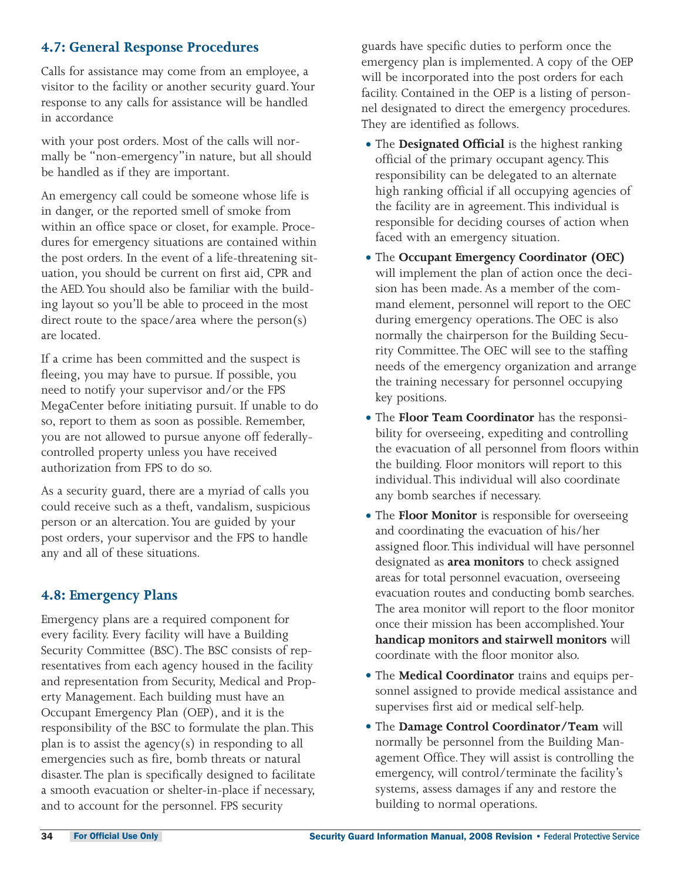## 4.7: General Response Procedures

Calls for assistance may come from an employee, a visitor to the facility or another security guard. Your response to any calls for assistance will be handled in accordance

with your post orders. Most of the calls will normally be "non-emergency" in nature, but all should be handled as if they are important.

An emergency call could be someone whose life is in danger, or the reported smell of smoke from within an office space or closet, for example. Procedures for emergency situations are contained within the post orders. In the event of a life-threatening situation, you should be current on first aid, CPR and the AED. You should also be familiar with the building layout so you'll be able to proceed in the most direct route to the space/area where the person(s) are located.

If a crime has been committed and the suspect is fleeing, you may have to pursue. If possible, you need to notify your supervisor and/or the FPS MegaCenter before initiating pursuit. If unable to do so, report to them as soon as possible. Remember, you are not allowed to pursue anyone off federally-controlled property unless you have received authorization from FPS to do so.

As a security guard, there are a myriad of calls you could receive such as a theft, vandalism, suspicious person or an altercation. You are guided by your post orders, your supervisor and the FPS to handle any and all of these situations.

## 4.8: Emergency Plans

Emergency plans are a required component for every facility. Every facility will have a Building Security Committee (BSC). The BSC consists of representatives from each agency housed in the facility and representation from Security, Medical and Property Management. Each building must have an Occupant Emergency Plan (OEP), and it is the responsibility of the BSC to formulate the plan. This plan is to assist the agency(s) in responding to all emergencies such as fire, bomb threats or natural disaster. The plan is specifically designed to facilitate a smooth evacuation or shelter-in-place if necessary, and to account for the personnel. FPS security guards have specific duties to perform once the emergency plan is implemented. A copy of the OEP will be incorporated into the post orders for each facility. Contained in the OEP is a listing of personnel designated to direct the emergency procedures. They are identified as follows.

- The **Designated Official** is the highest ranking official of the primary occupant agency. This responsibility can be delegated to an alternate high ranking official if all occupying agencies of the facility are in agreement. This individual is responsible for deciding courses of action when faced with an emergency situation.
- The **Occupant Emergency Coordinator (OEC)** will implement the plan of action once the decision has been made. As a member of the command element, personnel will report to the OEC during emergency operations. The OEC is also normally the chairperson for the Building Security Committee. The OEC will see to the staffing needs of the emergency organization and arrange the training necessary for personnel occupying key positions.
- The **Floor Team Coordinator** has the responsibility for overseeing, expediting and controlling the evacuation of all personnel from floors within the building. Floor monitors will report to this individual. This individual will also coordinate any bomb searches if necessary.
- The **Floor Monitor** is responsible for overseeing and coordinating the evacuation of his/her assigned floor. This individual will have personnel designated as **area monitors** to check assigned areas for total personnel evacuation, overseeing evacuation routes and conducting bomb searches. The area monitor will report to the floor monitor once their mission has been accomplished. Your **handicap monitors and stairwell monitors** will coordinate with the floor monitor also.
- The **Medical Coordinator** trains and equips personnel assigned to provide medical assistance and supervises first aid or medical self-help.
- The **Damage Control Coordinator/Team** will normally be personnel from the Building Management Office. They will assist is controlling the emergency, will control/terminate the facility's systems, assess damages if any and restore the building to normal operations.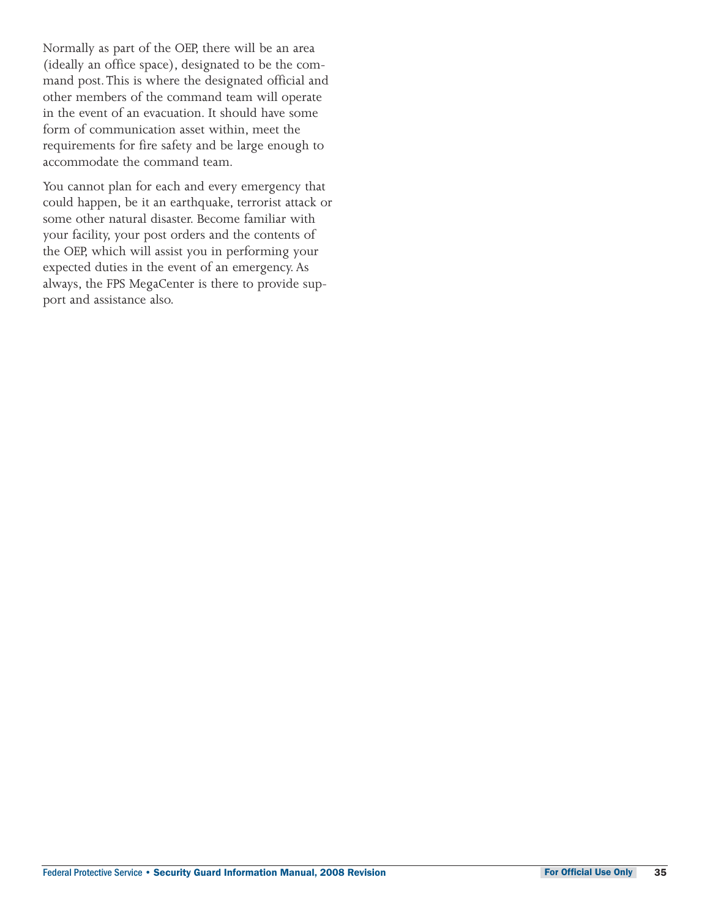Normally as part of the OEP, there will be an area (ideally an office space), designated to be the command post. This is where the designated official and other members of the command team will operate in the event of an evacuation. It should have some form of communication asset within, meet the requirements for fire safety and be large enough to accommodate the command team.

You cannot plan for each and every emergency that could happen, be it an earthquake, terrorist attack or some other natural disaster. Become familiar with your facility, your post orders and the contents of the OEP, which will assist you in performing your expected duties in the event of an emergency. As always, the FPS MegaCenter is there to provide support and assistance also.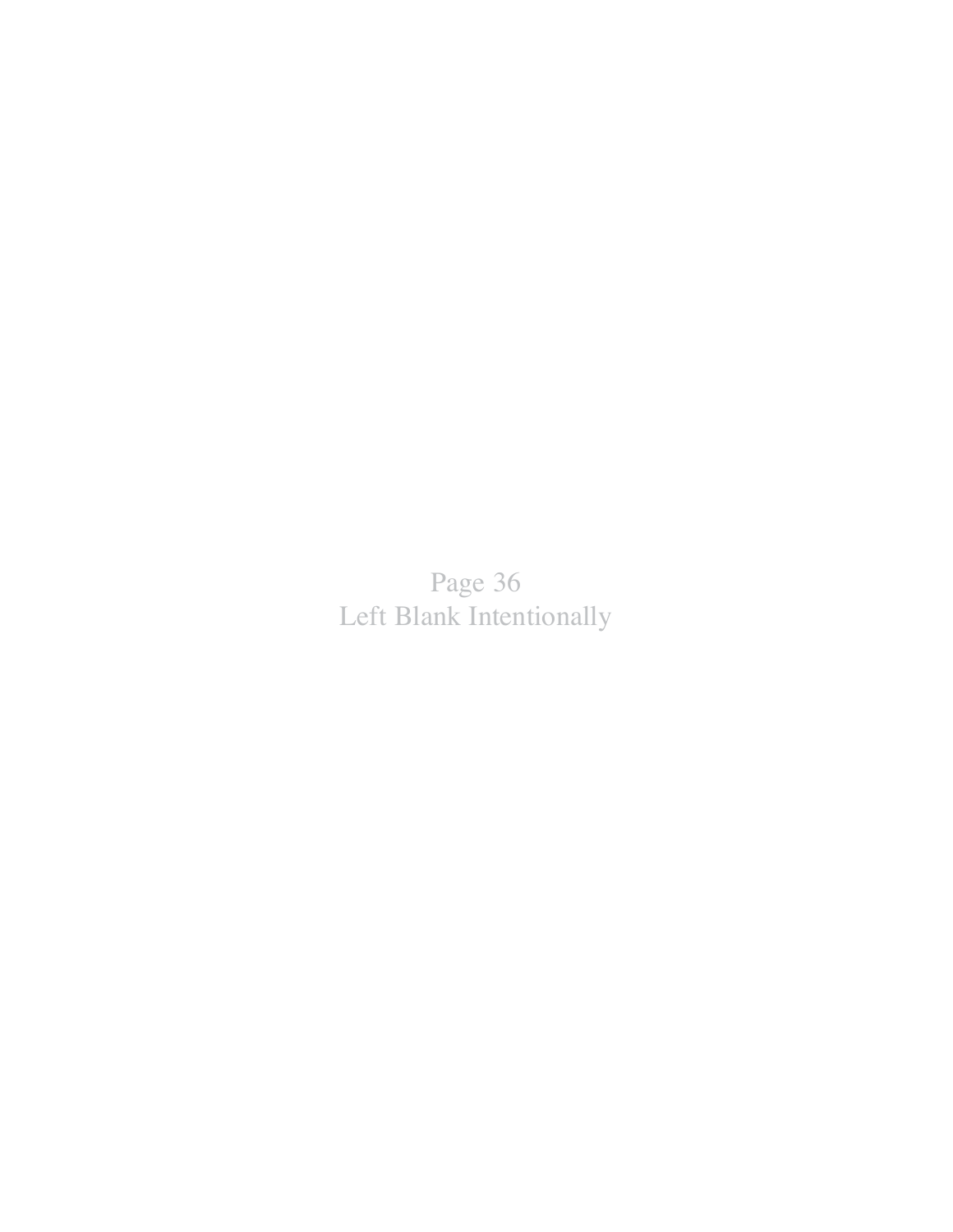Page 36
Left Blank Intentionally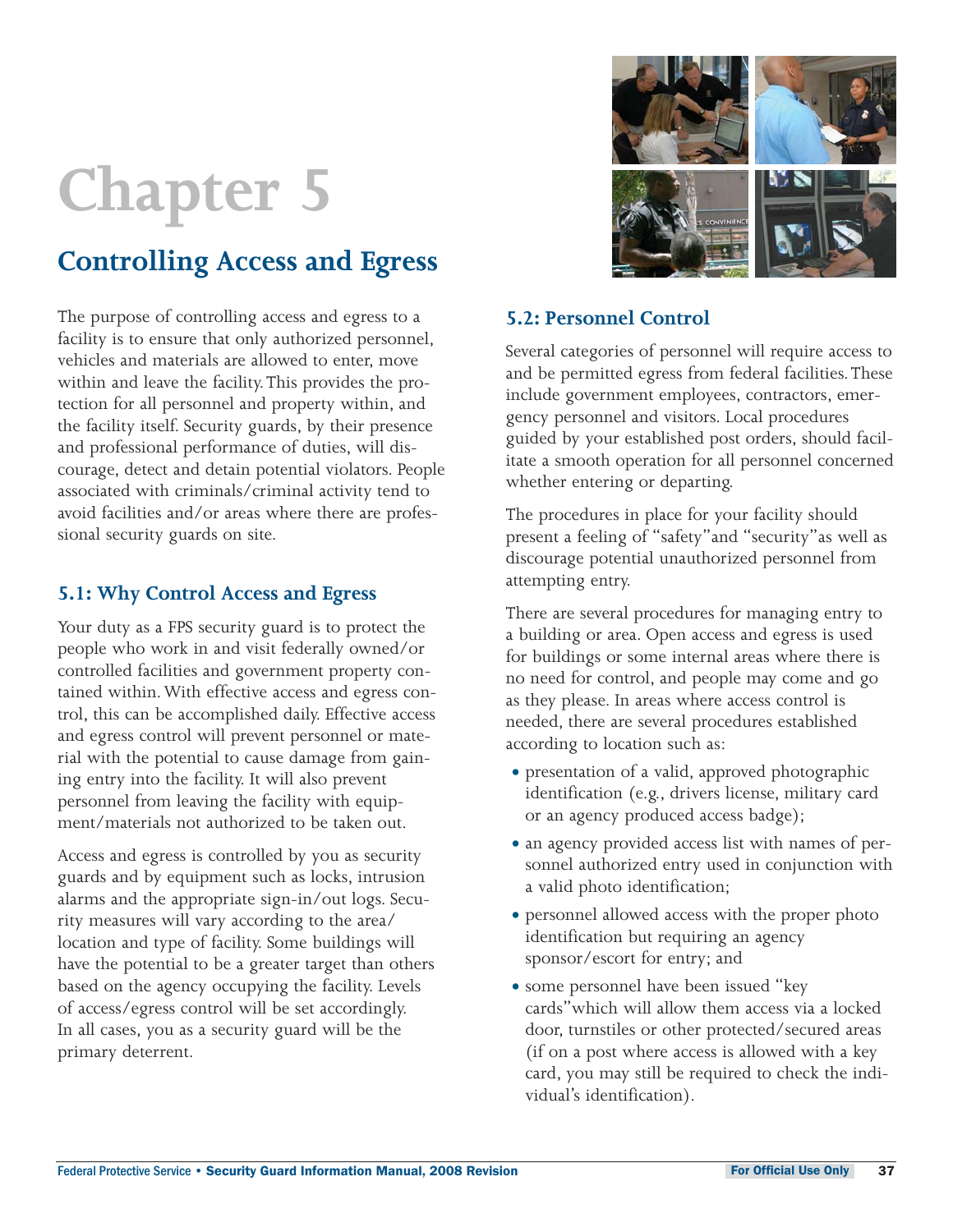# Chapter 5

## Controlling Access and Egress

The purpose of controlling access and egress to a facility is to ensure that only authorized personnel, vehicles and materials are allowed to enter, move within and leave the facility. This provides the protection for all personnel and property within, and the facility itself. Security guards, by their presence and professional performance of duties, will discourage, detect and detain potential violators. People associated with criminals/criminal activity tend to avoid facilities and/or areas where there are professional security guards on site.

### 5.1: Why Control Access and Egress

Your duty as a FPS security guard is to protect the people who work in and visit federally owned/or controlled facilities and government property contained within. With effective access and egress control, this can be accomplished daily. Effective access and egress control will prevent personnel or material with the potential to cause damage from gaining entry into the facility. It will also prevent personnel from leaving the facility with equipment/materials not authorized to be taken out.

Access and egress is controlled by you as security guards and by equipment such as locks, intrusion alarms and the appropriate sign-in/out logs. Security measures will vary according to the area/location and type of facility. Some buildings will have the potential to be a greater target than others based on the agency occupying the facility. Levels of access/egress control will be set accordingly. In all cases, you as a security guard will be the primary deterrent.

### 5.2: Personnel Control

Several categories of personnel will require access to and be permitted egress from federal facilities. These include government employees, contractors, emergency personnel and visitors. Local procedures guided by your established post orders, should facilitate a smooth operation for all personnel concerned whether entering or departing.

The procedures in place for your facility should present a feeling of "safety" and "security" as well as discourage potential unauthorized personnel from attempting entry.

There are several procedures for managing entry to a building or area. Open access and egress is used for buildings or some internal areas where there is no need for control, and people may come and go as they please. In areas where access control is needed, there are several procedures established according to location such as:

- presentation of a valid, approved photographic identification (e.g., drivers license, military card or an agency produced access badge);
- an agency provided access list with names of personnel authorized entry used in conjunction with a valid photo identification;
- personnel allowed access with the proper photo identification but requiring an agency sponsor/escort for entry; and
- some personnel have been issued "key cards" which will allow them access via a locked door, turnstiles or other protected/secured areas (if on a post where access is allowed with a key card, you may still be required to check the individual's identification).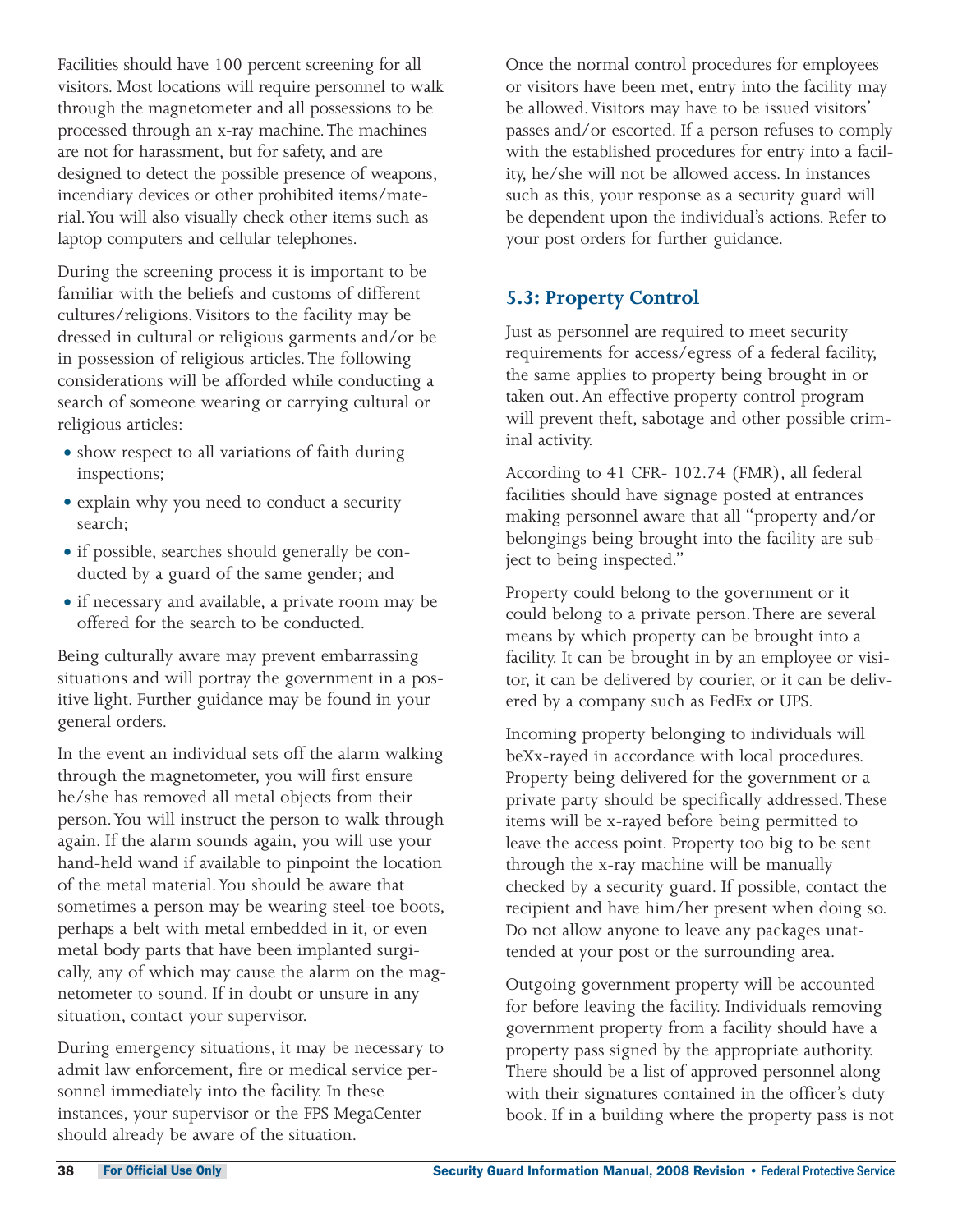Facilities should have 100 percent screening for all visitors. Most locations will require personnel to walk through the magnetometer and all possessions to be processed through an x-ray machine. The machines are not for harassment, but for safety, and are designed to detect the possible presence of weapons, incendiary devices or other prohibited items/material. You will also visually check other items such as laptop computers and cellular telephones.

During the screening process it is important to be familiar with the beliefs and customs of different cultures/religions. Visitors to the facility may be dressed in cultural or religious garments and/or be in possession of religious articles. The following considerations will be afforded while conducting a search of someone wearing or carrying cultural or religious articles:

- show respect to all variations of faith during inspections;
- explain why you need to conduct a security search;
- if possible, searches should generally be conducted by a guard of the same gender; and
- if necessary and available, a private room may be offered for the search to be conducted.

Being culturally aware may prevent embarrassing situations and will portray the government in a positive light. Further guidance may be found in your general orders.

In the event an individual sets off the alarm walking through the magnetometer, you will first ensure he/she has removed all metal objects from their person. You will instruct the person to walk through again. If the alarm sounds again, you will use your hand-held wand if available to pinpoint the location of the metal material. You should be aware that sometimes a person may be wearing steel-toe boots, perhaps a belt with metal embedded in it, or even metal body parts that have been implanted surgically, any of which may cause the alarm on the magnetometer to sound. If in doubt or unsure in any situation, contact your supervisor.

During emergency situations, it may be necessary to admit law enforcement, fire or medical service personnel immediately into the facility. In these instances, your supervisor or the FPS MegaCenter should already be aware of the situation.

Once the normal control procedures for employees or visitors have been met, entry into the facility may be allowed. Visitors may have to be issued visitors' passes and/or escorted. If a person refuses to comply with the established procedures for entry into a facility, he/she will not be allowed access. In instances such as this, your response as a security guard will be dependent upon the individual's actions. Refer to your post orders for further guidance.

## 5.3: Property Control

Just as personnel are required to meet security requirements for access/egress of a federal facility, the same applies to property being brought in or taken out. An effective property control program will prevent theft, sabotage and other possible criminal activity.

According to 41 CFR- 102.74 (FMR), all federal facilities should have signage posted at entrances making personnel aware that all "property and/or belongings being brought into the facility are subject to being inspected."

Property could belong to the government or it could belong to a private person. There are several means by which property can be brought into a facility. It can be brought in by an employee or visitor, it can be delivered by courier, or it can be delivered by a company such as FedEx or UPS.

Incoming property belonging to individuals will beXx-rayed in accordance with local procedures. Property being delivered for the government or a private party should be specifically addressed. These items will be x-rayed before being permitted to leave the access point. Property too big to be sent through the x-ray machine will be manually checked by a security guard. If possible, contact the recipient and have him/her present when doing so. Do not allow anyone to leave any packages unattended at your post or the surrounding area.

Outgoing government property will be accounted for before leaving the facility. Individuals removing government property from a facility should have a property pass signed by the appropriate authority. There should be a list of approved personnel along with their signatures contained in the officer's duty book. If in a building where the property pass is not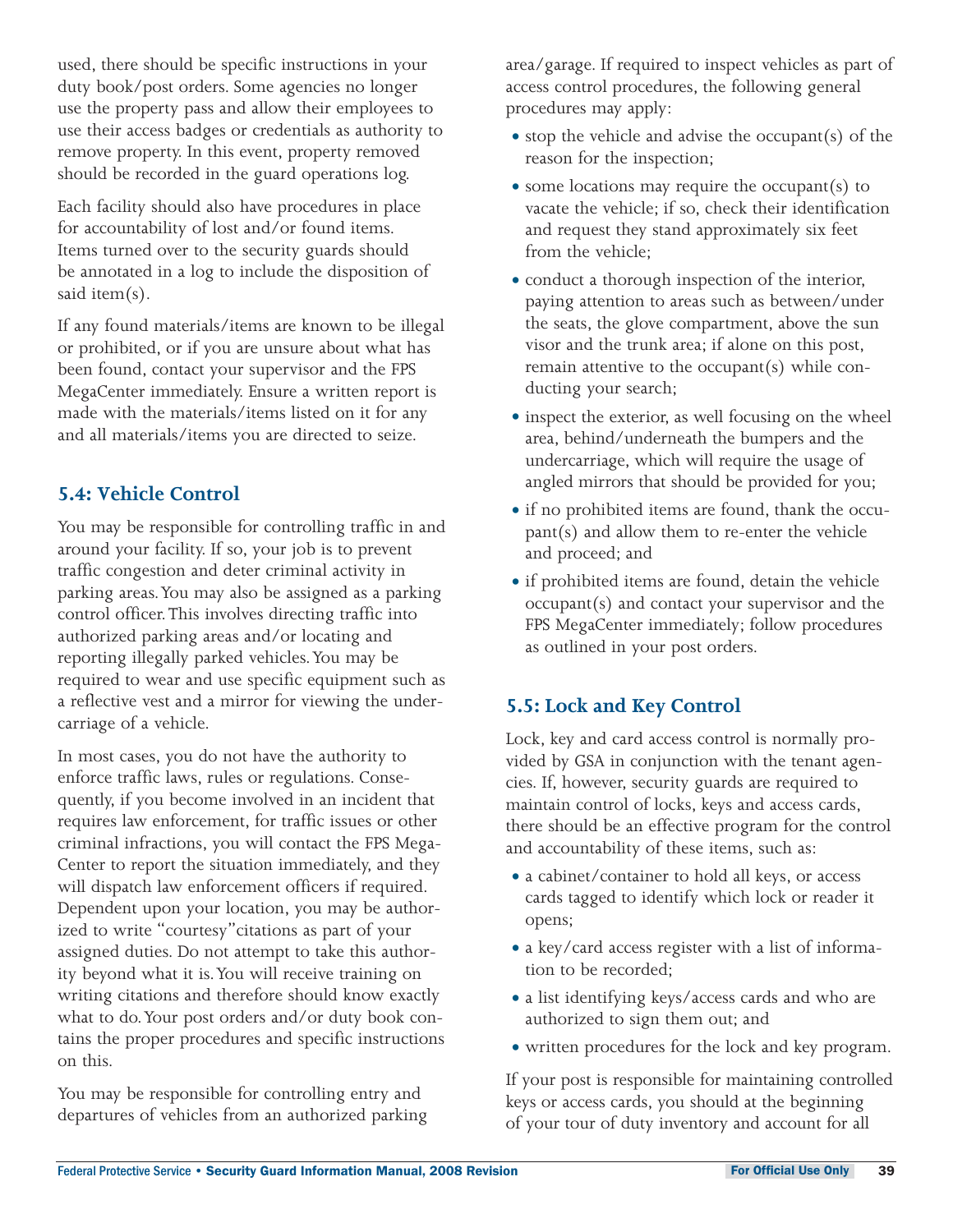used, there should be specific instructions in your duty book/post orders. Some agencies no longer use the property pass and allow their employees to use their access badges or credentials as authority to remove property. In this event, property removed should be recorded in the guard operations log.

Each facility should also have procedures in place for accountability of lost and/or found items. Items turned over to the security guards should be annotated in a log to include the disposition of said item(s).

If any found materials/items are known to be illegal or prohibited, or if you are unsure about what has been found, contact your supervisor and the FPS MegaCenter immediately. Ensure a written report is made with the materials/items listed on it for any and all materials/items you are directed to seize.

## 5.4: Vehicle Control

You may be responsible for controlling traffic in and around your facility. If so, your job is to prevent traffic congestion and deter criminal activity in parking areas. You may also be assigned as a parking control officer. This involves directing traffic into authorized parking areas and/or locating and reporting illegally parked vehicles. You may be required to wear and use specific equipment such as a reflective vest and a mirror for viewing the undercarriage of a vehicle.

In most cases, you do not have the authority to enforce traffic laws, rules or regulations. Consequently, if you become involved in an incident that requires law enforcement, for traffic issues or other criminal infractions, you will contact the FPS MegaCenter to report the situation immediately, and they will dispatch law enforcement officers if required. Dependent upon your location, you may be authorized to write "courtesy" citations as part of your assigned duties. Do not attempt to take this authority beyond what it is. You will receive training on writing citations and therefore should know exactly what to do. Your post orders and/or duty book contains the proper procedures and specific instructions on this.

You may be responsible for controlling entry and departures of vehicles from an authorized parking area/garage. If required to inspect vehicles as part of access control procedures, the following general procedures may apply:

- stop the vehicle and advise the occupant(s) of the reason for the inspection;
- some locations may require the occupant(s) to vacate the vehicle; if so, check their identification and request they stand approximately six feet from the vehicle;
- conduct a thorough inspection of the interior, paying attention to areas such as between/under the seats, the glove compartment, above the sun visor and the trunk area; if alone on this post, remain attentive to the occupant(s) while conducting your search;
- inspect the exterior, as well focusing on the wheel area, behind/underneath the bumpers and the undercarriage, which will require the usage of angled mirrors that should be provided for you;
- if no prohibited items are found, thank the occupant(s) and allow them to re-enter the vehicle and proceed; and
- if prohibited items are found, detain the vehicle occupant(s) and contact your supervisor and the FPS MegaCenter immediately; follow procedures as outlined in your post orders.

## 5.5: Lock and Key Control

Lock, key and card access control is normally provided by GSA in conjunction with the tenant agencies. If, however, security guards are required to maintain control of locks, keys and access cards, there should be an effective program for the control and accountability of these items, such as:

- a cabinet/container to hold all keys, or access cards tagged to identify which lock or reader it opens;
- a key/card access register with a list of information to be recorded;
- a list identifying keys/access cards and who are authorized to sign them out; and
- written procedures for the lock and key program.

If your post is responsible for maintaining controlled keys or access cards, you should at the beginning of your tour of duty inventory and account for all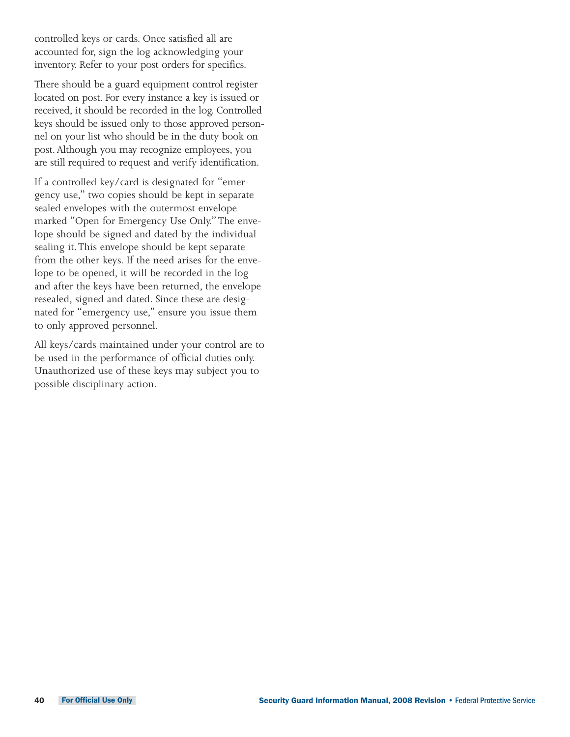controlled keys or cards. Once satisfied all are accounted for, sign the log acknowledging your inventory. Refer to your post orders for specifics.

There should be a guard equipment control register located on post. For every instance a key is issued or received, it should be recorded in the log. Controlled keys should be issued only to those approved personnel on your list who should be in the duty book on post. Although you may recognize employees, you are still required to request and verify identification.

If a controlled key/card is designated for "emergency use," two copies should be kept in separate sealed envelopes with the outermost envelope marked "Open for Emergency Use Only." The envelope should be signed and dated by the individual sealing it. This envelope should be kept separate from the other keys. If the need arises for the envelope to be opened, it will be recorded in the log and after the keys have been returned, the envelope resealed, signed and dated. Since these are designated for "emergency use," ensure you issue them to only approved personnel.

All keys/cards maintained under your control are to be used in the performance of official duties only. Unauthorized use of these keys may subject you to possible disciplinary action.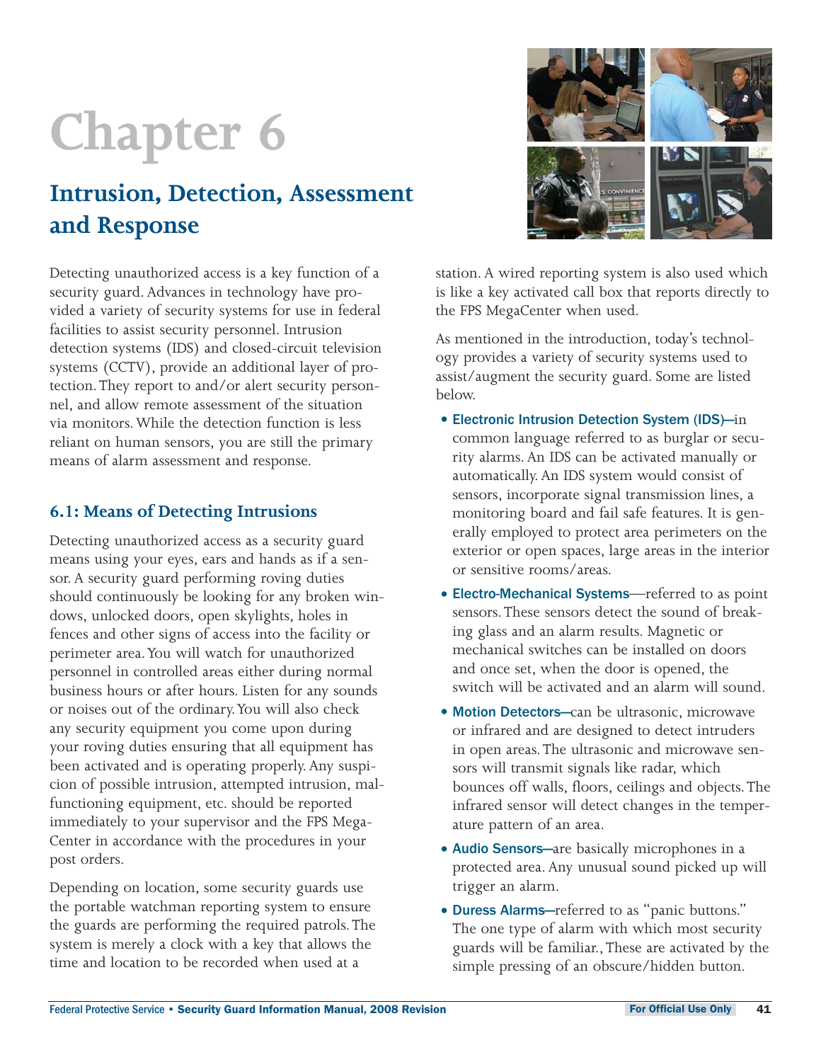# Chapter 6

## Intrusion, Detection, Assessment and Response

Detecting unauthorized access is a key function of a security guard. Advances in technology have provided a variety of security systems for use in federal facilities to assist security personnel. Intrusion detection systems (IDS) and closed-circuit television systems (CCTV), provide an additional layer of protection. They report to and/or alert security personnel, and allow remote assessment of the situation via monitors. While the detection function is less reliant on human sensors, you are still the primary means of alarm assessment and response.

### 6.1: Means of Detecting Intrusions

Detecting unauthorized access as a security guard means using your eyes, ears and hands as if a sensor. A security guard performing roving duties should continuously be looking for any broken windows, unlocked doors, open skylights, holes in fences and other signs of access into the facility or perimeter area. You will watch for unauthorized personnel in controlled areas either during normal business hours or after hours. Listen for any sounds or noises out of the ordinary. You will also check any security equipment you come upon during your roving duties ensuring that all equipment has been activated and is operating properly. Any suspicion of possible intrusion, attempted intrusion, malfunctioning equipment, etc. should be reported immediately to your supervisor and the FPS MegaCenter in accordance with the procedures in your post orders.

Depending on location, some security guards use the portable watchman reporting system to ensure the guards are performing the required patrols. The system is merely a clock with a key that allows the time and location to be recorded when used at a station. A wired reporting system is also used which is like a key activated call box that reports directly to the FPS MegaCenter when used.

As mentioned in the introduction, today's technology provides a variety of security systems used to assist/augment the security guard. Some are listed below.

- **Electronic Intrusion Detection System (IDS)**—in common language referred to as burglar or security alarms. An IDS can be activated manually or automatically. An IDS system would consist of sensors, incorporate signal transmission lines, a monitoring board and fail safe features. It is generally employed to protect area perimeters on the exterior or open spaces, large areas in the interior or sensitive rooms/areas.
- **Electro-Mechanical Systems**—referred to as point sensors. These sensors detect the sound of breaking glass and an alarm results. Magnetic or mechanical switches can be installed on doors and once set, when the door is opened, the switch will be activated and an alarm will sound.
- **Motion Detectors**—can be ultrasonic, microwave or infrared and are designed to detect intruders in open areas. The ultrasonic and microwave sensors will transmit signals like radar, which bounces off walls, floors, ceilings and objects. The infrared sensor will detect changes in the temperature pattern of an area.
- **Audio Sensors**—are basically microphones in a protected area. Any unusual sound picked up will trigger an alarm.
- **Duress Alarms**—referred to as "panic buttons." The one type of alarm with which most security guards will be familiar., These are activated by the simple pressing of an obscure/hidden button.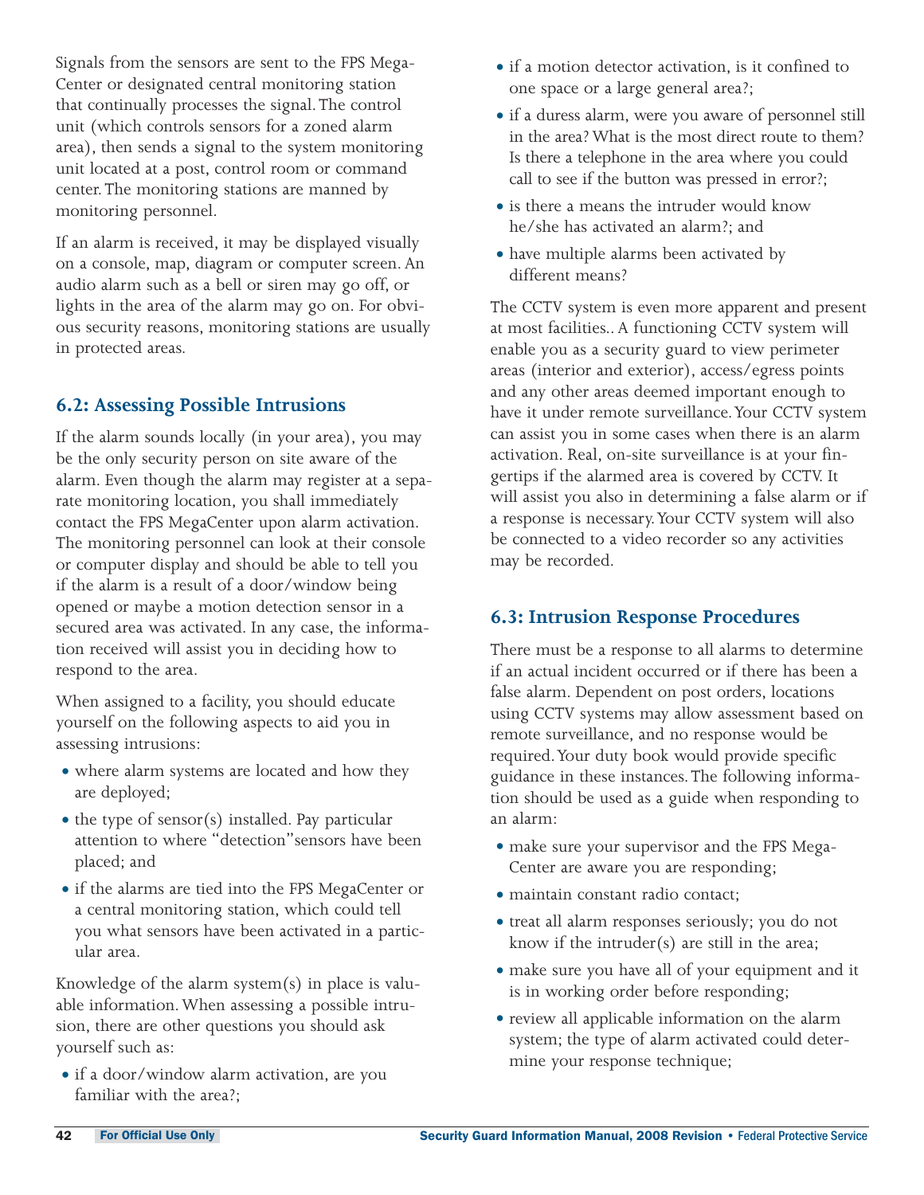Signals from the sensors are sent to the FPS MegaCenter or designated central monitoring station that continually processes the signal. The control unit (which controls sensors for a zoned alarm area), then sends a signal to the system monitoring unit located at a post, control room or command center. The monitoring stations are manned by monitoring personnel.

If an alarm is received, it may be displayed visually on a console, map, diagram or computer screen. An audio alarm such as a bell or siren may go off, or lights in the area of the alarm may go on. For obvious security reasons, monitoring stations are usually in protected areas.

## 6.2: Assessing Possible Intrusions

If the alarm sounds locally (in your area), you may be the only security person on site aware of the alarm. Even though the alarm may register at a separate monitoring location, you shall immediately contact the FPS MegaCenter upon alarm activation. The monitoring personnel can look at their console or computer display and should be able to tell you if the alarm is a result of a door/window being opened or maybe a motion detection sensor in a secured area was activated. In any case, the information received will assist you in deciding how to respond to the area.

When assigned to a facility, you should educate yourself on the following aspects to aid you in assessing intrusions:

- where alarm systems are located and how they are deployed;
- the type of sensor(s) installed. Pay particular attention to where "detection"sensors have been placed; and
- if the alarms are tied into the FPS MegaCenter or a central monitoring station, which could tell you what sensors have been activated in a particular area.

Knowledge of the alarm system(s) in place is valuable information. When assessing a possible intrusion, there are other questions you should ask yourself such as:

- if a door/window alarm activation, are you familiar with the area?;
- if a motion detector activation, is it confined to one space or a large general area?;
- if a duress alarm, were you aware of personnel still in the area? What is the most direct route to them? Is there a telephone in the area where you could call to see if the button was pressed in error?;
- is there a means the intruder would know he/she has activated an alarm?; and
- have multiple alarms been activated by different means?

The CCTV system is even more apparent and present at most facilities.. A functioning CCTV system will enable you as a security guard to view perimeter areas (interior and exterior), access/egress points and any other areas deemed important enough to have it under remote surveillance. Your CCTV system can assist you in some cases when there is an alarm activation. Real, on-site surveillance is at your fingertips if the alarmed area is covered by CCTV. It will assist you also in determining a false alarm or if a response is necessary. Your CCTV system will also be connected to a video recorder so any activities may be recorded.

## 6.3: Intrusion Response Procedures

There must be a response to all alarms to determine if an actual incident occurred or if there has been a false alarm. Dependent on post orders, locations using CCTV systems may allow assessment based on remote surveillance, and no response would be required. Your duty book would provide specific guidance in these instances. The following information should be used as a guide when responding to an alarm:

- make sure your supervisor and the FPS MegaCenter are aware you are responding;
- maintain constant radio contact;
- treat all alarm responses seriously; you do not know if the intruder(s) are still in the area;
- make sure you have all of your equipment and it is in working order before responding;
- review all applicable information on the alarm system; the type of alarm activated could determine your response technique;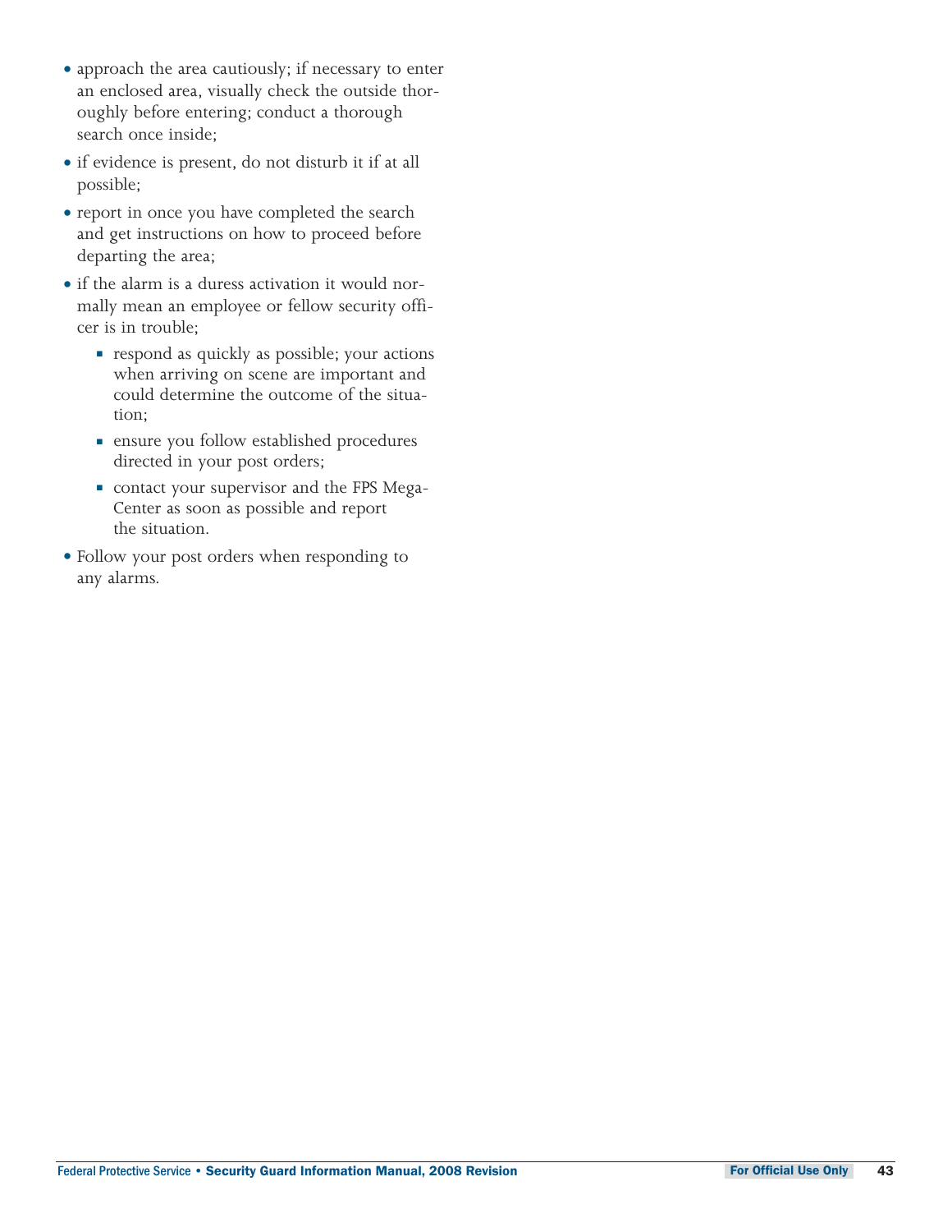- approach the area cautiously; if necessary to enter an enclosed area, visually check the outside thoroughly before entering; conduct a thorough search once inside;
- if evidence is present, do not disturb it if at all possible;
- report in once you have completed the search and get instructions on how to proceed before departing the area;
- if the alarm is a duress activation it would normally mean an employee or fellow security officer is in trouble;
  - respond as quickly as possible; your actions when arriving on scene are important and could determine the outcome of the situation;
  - ensure you follow established procedures directed in your post orders;
  - contact your supervisor and the FPS Mega-Center as soon as possible and report the situation.
- Follow your post orders when responding to any alarms.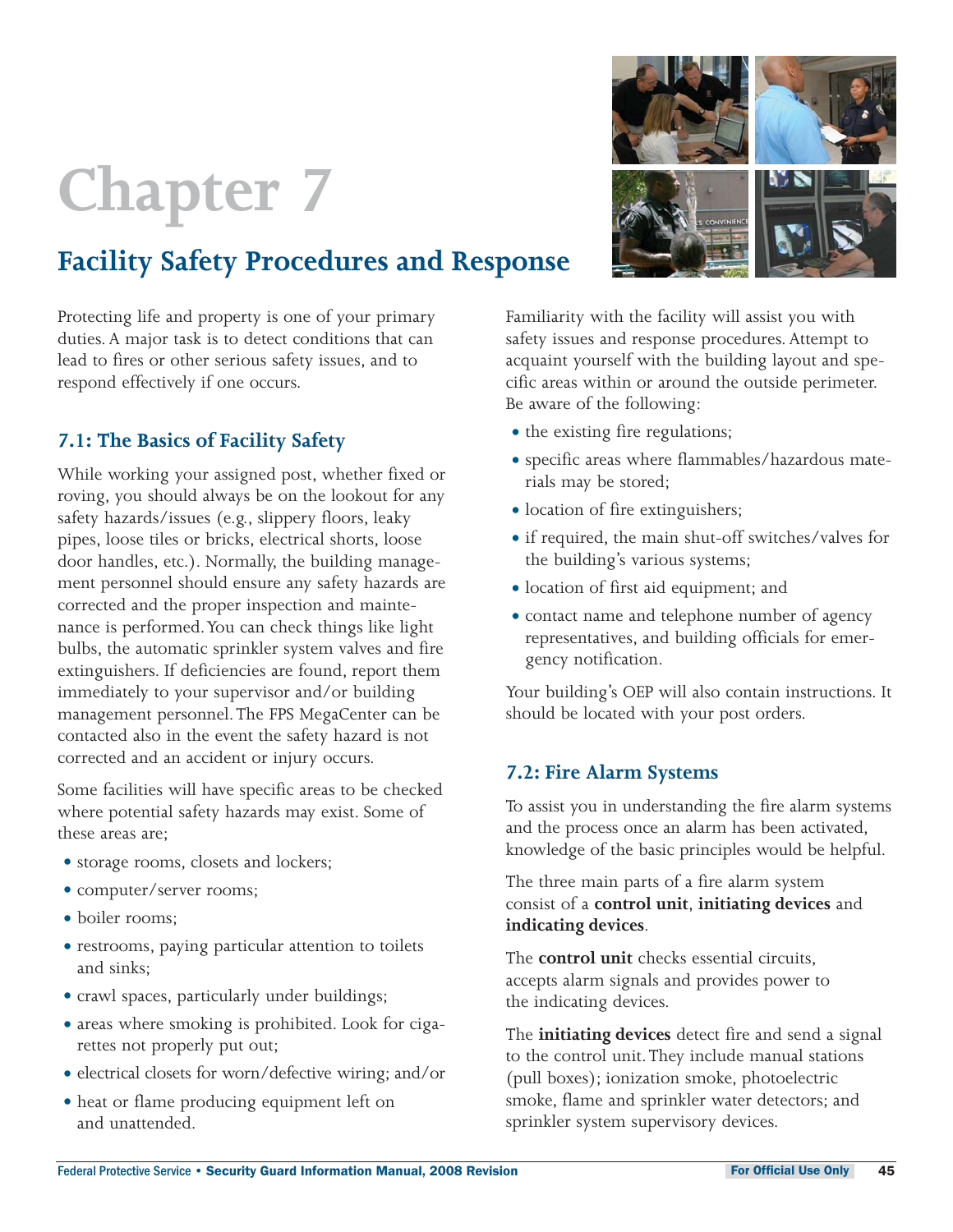# Chapter 7

## Facility Safety Procedures and Response

Protecting life and property is one of your primary duties. A major task is to detect conditions that can lead to fires or other serious safety issues, and to respond effectively if one occurs.

### 7.1: The Basics of Facility Safety

While working your assigned post, whether fixed or roving, you should always be on the lookout for any safety hazards/issues (e.g., slippery floors, leaky pipes, loose tiles or bricks, electrical shorts, loose door handles, etc.). Normally, the building management personnel should ensure any safety hazards are corrected and the proper inspection and maintenance is performed. You can check things like light bulbs, the automatic sprinkler system valves and fire extinguishers. If deficiencies are found, report them immediately to your supervisor and/or building management personnel. The FPS MegaCenter can be contacted also in the event the safety hazard is not corrected and an accident or injury occurs.

Some facilities will have specific areas to be checked where potential safety hazards may exist. Some of these areas are;

- storage rooms, closets and lockers;
- computer/server rooms;
- boiler rooms;
- restrooms, paying particular attention to toilets and sinks;
- crawl spaces, particularly under buildings;
- areas where smoking is prohibited. Look for cigarettes not properly put out;
- electrical closets for worn/defective wiring; and/or
- heat or flame producing equipment left on and unattended.

Familiarity with the facility will assist you with safety issues and response procedures. Attempt to acquaint yourself with the building layout and specific areas within or around the outside perimeter. Be aware of the following:

- the existing fire regulations;
- specific areas where flammables/hazardous materials may be stored;
- location of fire extinguishers;
- if required, the main shut-off switches/valves for the building's various systems;
- location of first aid equipment; and
- contact name and telephone number of agency representatives, and building officials for emergency notification.

Your building's OEP will also contain instructions. It should be located with your post orders.

### 7.2: Fire Alarm Systems

To assist you in understanding the fire alarm systems and the process once an alarm has been activated, knowledge of the basic principles would be helpful.

The three main parts of a fire alarm system consist of a **control unit**, **initiating devices** and **indicating devices**.

The **control unit** checks essential circuits, accepts alarm signals and provides power to the indicating devices.

The **initiating devices** detect fire and send a signal to the control unit. They include manual stations (pull boxes); ionization smoke, photoelectric smoke, flame and sprinkler water detectors; and sprinkler system supervisory devices.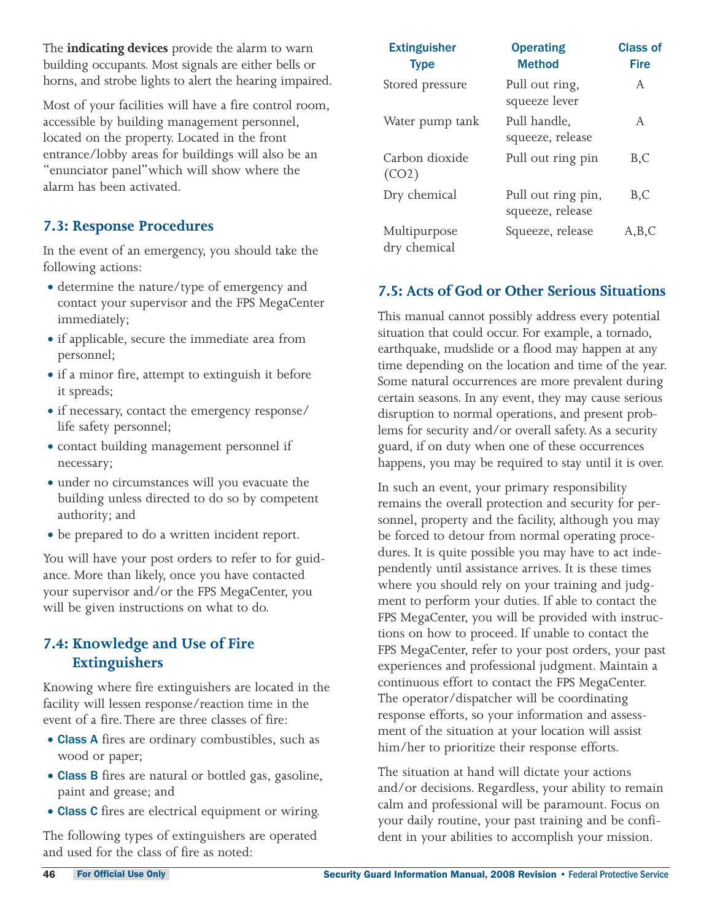The **indicating devices** provide the alarm to warn building occupants. Most signals are either bells or horns, and strobe lights to alert the hearing impaired.

Most of your facilities will have a fire control room, accessible by building management personnel, located on the property. Located in the front entrance/lobby areas for buildings will also be an "enunciator panel" which will show where the alarm has been activated.

## 7.3: Response Procedures

In the event of an emergency, you should take the following actions:

- determine the nature/type of emergency and contact your supervisor and the FPS MegaCenter immediately;
- if applicable, secure the immediate area from personnel;
- if a minor fire, attempt to extinguish it before it spreads;
- if necessary, contact the emergency response/ life safety personnel;
- contact building management personnel if necessary;
- under no circumstances will you evacuate the building unless directed to do so by competent authority; and
- be prepared to do a written incident report.

You will have your post orders to refer to for guidance. More than likely, once you have contacted your supervisor and/or the FPS MegaCenter, you will be given instructions on what to do.

## 7.4: Knowledge and Use of Fire Extinguishers

Knowing where fire extinguishers are located in the facility will lessen response/reaction time in the event of a fire. There are three classes of fire:

- **Class A** fires are ordinary combustibles, such as wood or paper;
- **Class B** fires are natural or bottled gas, gasoline, paint and grease; and
- **Class C** fires are electrical equipment or wiring.

The following types of extinguishers are operated and used for the class of fire as noted:

| Extinguisher Type | Operating Method | Class of Fire |
|---|---|---|
| Stored pressure | Pull out ring, squeeze lever | A |
| Water pump tank | Pull handle, squeeze, release | A |
| Carbon dioxide ($CO_2$) | Pull out ring pin | B,C |
| Dry chemical | Pull out ring pin, squeeze, release | B,C |
| Multipurpose dry chemical | Squeeze, release | A,B,C |

## 7.5: Acts of God or Other Serious Situations

This manual cannot possibly address every potential situation that could occur. For example, a tornado, earthquake, mudslide or a flood may happen at any time depending on the location and time of the year. Some natural occurrences are more prevalent during certain seasons. In any event, they may cause serious disruption to normal operations, and present problems for security and/or overall safety. As a security guard, if on duty when one of these occurrences happens, you may be required to stay until it is over.

In such an event, your primary responsibility remains the overall protection and security for personnel, property and the facility, although you may be forced to detour from normal operating procedures. It is quite possible you may have to act independently until assistance arrives. It is these times where you should rely on your training and judgment to perform your duties. If able to contact the FPS MegaCenter, you will be provided with instructions on how to proceed. If unable to contact the FPS MegaCenter, refer to your post orders, your past experiences and professional judgment. Maintain a continuous effort to contact the FPS MegaCenter. The operator/dispatcher will be coordinating response efforts, so your information and assessment of the situation at your location will assist him/her to prioritize their response efforts.

The situation at hand will dictate your actions and/or decisions. Regardless, your ability to remain calm and professional will be paramount. Focus on your daily routine, your past training and be confident in your abilities to accomplish your mission.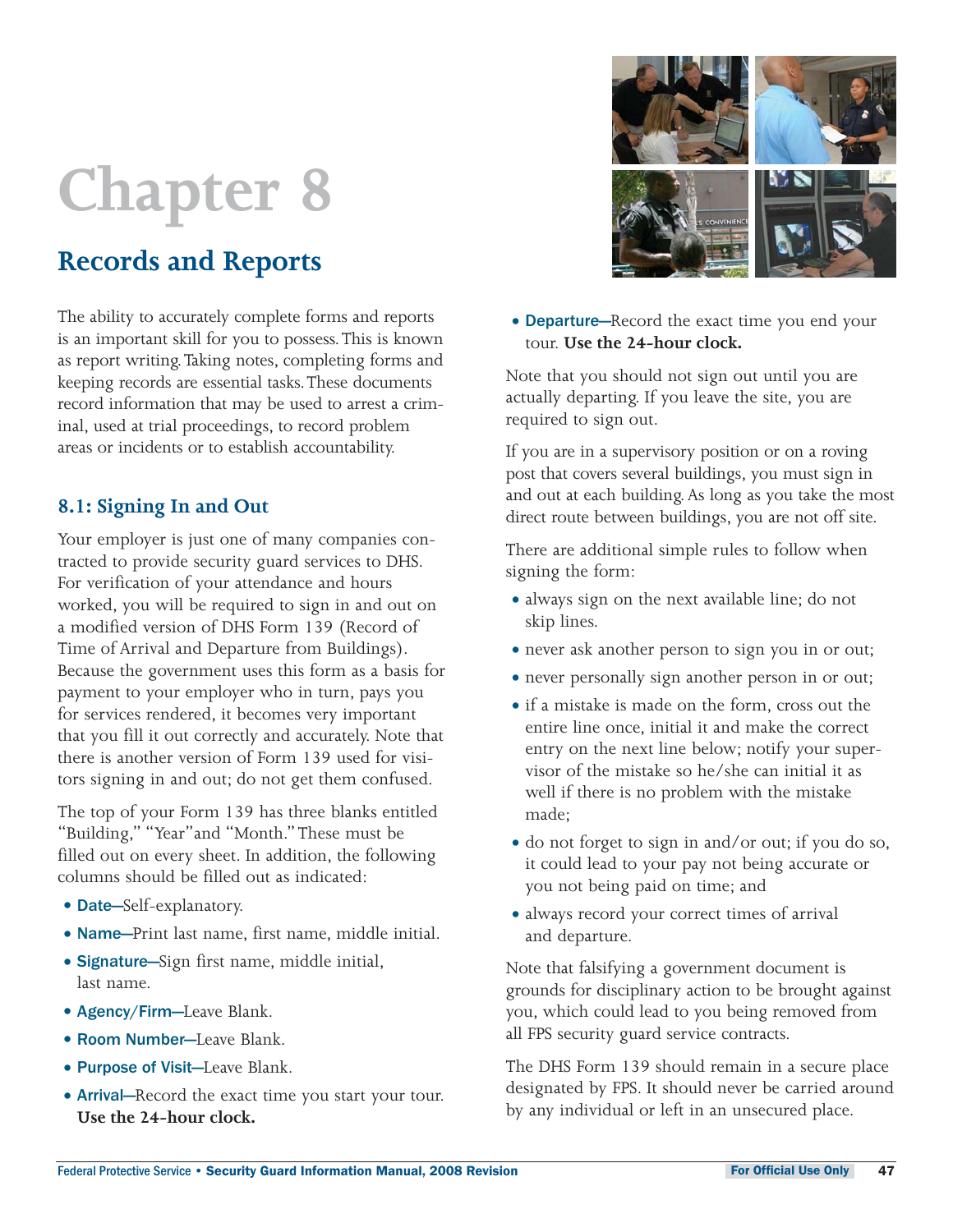# Chapter 8

## Records and Reports

The ability to accurately complete forms and reports is an important skill for you to possess. This is known as report writing. Taking notes, completing forms and keeping records are essential tasks. These documents record information that may be used to arrest a criminal, used at trial proceedings, to record problem areas or incidents or to establish accountability.

### 8.1: Signing In and Out

Your employer is just one of many companies contracted to provide security guard services to DHS. For verification of your attendance and hours worked, you will be required to sign in and out on a modified version of DHS Form 139 (Record of Time of Arrival and Departure from Buildings). Because the government uses this form as a basis for payment to your employer who in turn, pays you for services rendered, it becomes very important that you fill it out correctly and accurately. Note that there is another version of Form 139 used for visitors signing in and out; do not get them confused.

The top of your Form 139 has three blanks entitled "Building," "Year" and "Month." These must be filled out on every sheet. In addition, the following columns should be filled out as indicated:

- **Date**—Self-explanatory.
- **Name**—Print last name, first name, middle initial.
- **Signature**—Sign first name, middle initial, last name.
- **Agency/Firm**—Leave Blank.
- **Room Number**—Leave Blank.
- **Purpose of Visit**—Leave Blank.
- **Arrival**—Record the exact time you start your tour. **Use the 24-hour clock.**
- **Departure**—Record the exact time you end your tour. **Use the 24-hour clock.**

Note that you should not sign out until you are actually departing. If you leave the site, you are required to sign out.

If you are in a supervisory position or on a roving post that covers several buildings, you must sign in and out at each building. As long as you take the most direct route between buildings, you are not off site.

There are additional simple rules to follow when signing the form:

- always sign on the next available line; do not skip lines.
- never ask another person to sign you in or out;
- never personally sign another person in or out;
- if a mistake is made on the form, cross out the entire line once, initial it and make the correct entry on the next line below; notify your supervisor of the mistake so he/she can initial it as well if there is no problem with the mistake made;
- do not forget to sign in and/or out; if you do so, it could lead to your pay not being accurate or you not being paid on time; and
- always record your correct times of arrival and departure.

Note that falsifying a government document is grounds for disciplinary action to be brought against you, which could lead to you being removed from all FPS security guard service contracts.

The DHS Form 139 should remain in a secure place designated by FPS. It should never be carried around by any individual or left in an unsecured place.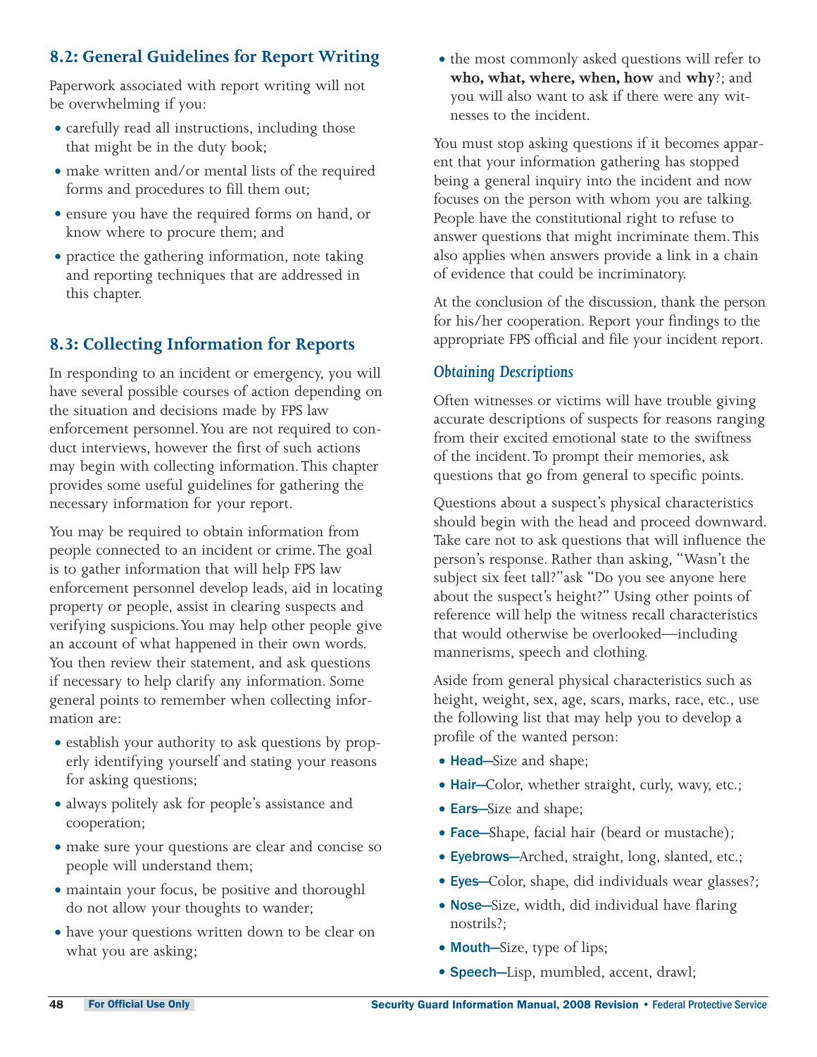## 8.2: General Guidelines for Report Writing

Paperwork associated with report writing will not be overwhelming if you:

- carefully read all instructions, including those that might be in the duty book;
- make written and/or mental lists of the required forms and procedures to fill them out;
- ensure you have the required forms on hand, or know where to procure them; and
- practice the gathering information, note taking and reporting techniques that are addressed in this chapter.

## 8.3: Collecting Information for Reports

In responding to an incident or emergency, you will have several possible courses of action depending on the situation and decisions made by FPS law enforcement personnel. You are not required to conduct interviews, however the first of such actions may begin with collecting information. This chapter provides some useful guidelines for gathering the necessary information for your report.

You may be required to obtain information from people connected to an incident or crime. The goal is to gather information that will help FPS law enforcement personnel develop leads, aid in locating property or people, assist in clearing suspects and verifying suspicions. You may help other people give an account of what happened in their own words. You then review their statement, and ask questions if necessary to help clarify any information. Some general points to remember when collecting information are:

- establish your authority to ask questions by properly identifying yourself and stating your reasons for asking questions;
- always politely ask for people's assistance and cooperation;
- make sure your questions are clear and concise so people will understand them;
- maintain your focus, be positive and thoroughl do not allow your thoughts to wander;
- have your questions written down to be clear on what you are asking;
- the most commonly asked questions will refer to **who, what, where, when, how** and **why**?; and you will also want to ask if there were any witnesses to the incident.

You must stop asking questions if it becomes apparent that your information gathering has stopped being a general inquiry into the incident and now focuses on the person with whom you are talking. People have the constitutional right to refuse to answer questions that might incriminate them. This also applies when answers provide a link in a chain of evidence that could be incriminatory.

At the conclusion of the discussion, thank the person for his/her cooperation. Report your findings to the appropriate FPS official and file your incident report.

### *Obtaining Descriptions*

Often witnesses or victims will have trouble giving accurate descriptions of suspects for reasons ranging from their excited emotional state to the swiftness of the incident. To prompt their memories, ask questions that go from general to specific points.

Questions about a suspect's physical characteristics should begin with the head and proceed downward. Take care not to ask questions that will influence the person's response. Rather than asking, "Wasn't the subject six feet tall?" ask "Do you see anyone here about the suspect's height?" Using other points of reference will help the witness recall characteristics that would otherwise be overlooked—including mannerisms, speech and clothing.

Aside from general physical characteristics such as height, weight, sex, age, scars, marks, race, etc., use the following list that may help you to develop a profile of the wanted person:

- **Head**—Size and shape;
- **Hair**—Color, whether straight, curly, wavy, etc.;
- **Ears**—Size and shape;
- **Face**—Shape, facial hair (beard or mustache);
- **Eyebrows**—Arched, straight, long, slanted, etc.;
- **Eyes**—Color, shape, did individuals wear glasses?;
- **Nose**—Size, width, did individual have flaring nostrils?;
- **Mouth**—Size, type of lips;
- **Speech**—Lisp, mumbled, accent, drawl;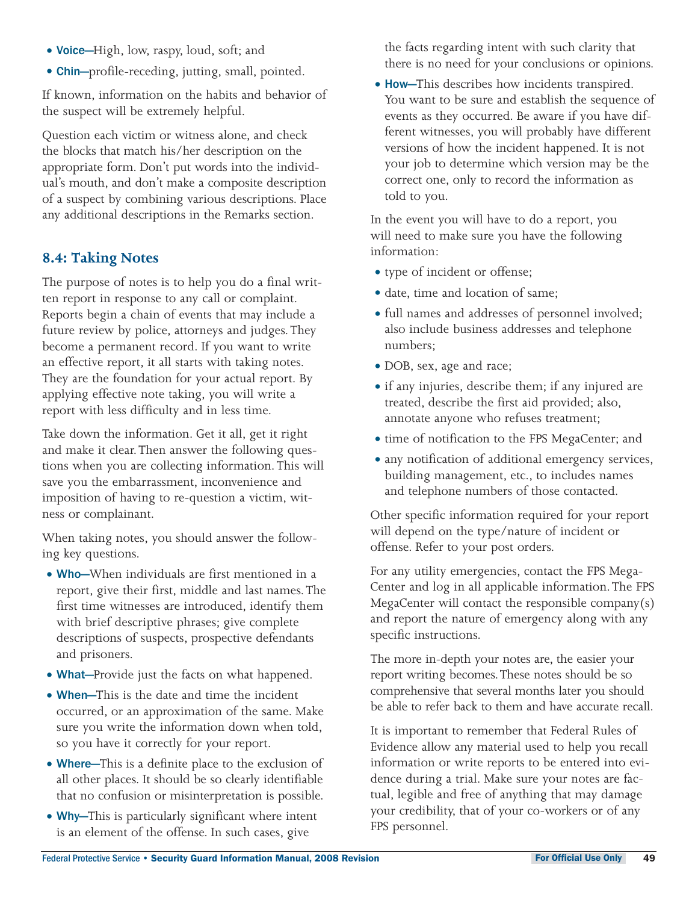- **Voice**—High, low, raspy, loud, soft; and
- **Chin**—profile-receding, jutting, small, pointed.

If known, information on the habits and behavior of the suspect will be extremely helpful.

Question each victim or witness alone, and check the blocks that match his/her description on the appropriate form. Don't put words into the individual's mouth, and don't make a composite description of a suspect by combining various descriptions. Place any additional descriptions in the Remarks section.

## 8.4: Taking Notes

The purpose of notes is to help you do a final written report in response to any call or complaint. Reports begin a chain of events that may include a future review by police, attorneys and judges. They become a permanent record. If you want to write an effective report, it all starts with taking notes. They are the foundation for your actual report. By applying effective note taking, you will write a report with less difficulty and in less time.

Take down the information. Get it all, get it right and make it clear. Then answer the following questions when you are collecting information. This will save you the embarrassment, inconvenience and imposition of having to re-question a victim, witness or complainant.

When taking notes, you should answer the following key questions.

- **Who**—When individuals are first mentioned in a report, give their first, middle and last names. The first time witnesses are introduced, identify them with brief descriptive phrases; give complete descriptions of suspects, prospective defendants and prisoners.
- **What**—Provide just the facts on what happened.
- **When**—This is the date and time the incident occurred, or an approximation of the same. Make sure you write the information down when told, so you have it correctly for your report.
- **Where**—This is a definite place to the exclusion of all other places. It should be so clearly identifiable that no confusion or misinterpretation is possible.
- **Why**—This is particularly significant where intent is an element of the offense. In such cases, give the facts regarding intent with such clarity that there is no need for your conclusions or opinions.
- **How**—This describes how incidents transpired. You want to be sure and establish the sequence of events as they occurred. Be aware if you have different witnesses, you will probably have different versions of how the incident happened. It is not your job to determine which version may be the correct one, only to record the information as told to you.

In the event you will have to do a report, you will need to make sure you have the following information:

- type of incident or offense;
- date, time and location of same;
- full names and addresses of personnel involved; also include business addresses and telephone numbers;
- DOB, sex, age and race;
- if any injuries, describe them; if any injured are treated, describe the first aid provided; also, annotate anyone who refuses treatment;
- time of notification to the FPS MegaCenter; and
- any notification of additional emergency services, building management, etc., to includes names and telephone numbers of those contacted.

Other specific information required for your report will depend on the type/nature of incident or offense. Refer to your post orders.

For any utility emergencies, contact the FPS MegaCenter and log in all applicable information. The FPS MegaCenter will contact the responsible company(s) and report the nature of emergency along with any specific instructions.

The more in-depth your notes are, the easier your report writing becomes. These notes should be so comprehensive that several months later you should be able to refer back to them and have accurate recall.

It is important to remember that Federal Rules of Evidence allow any material used to help you recall information or write reports to be entered into evidence during a trial. Make sure your notes are factual, legible and free of anything that may damage your credibility, that of your co-workers or of any FPS personnel.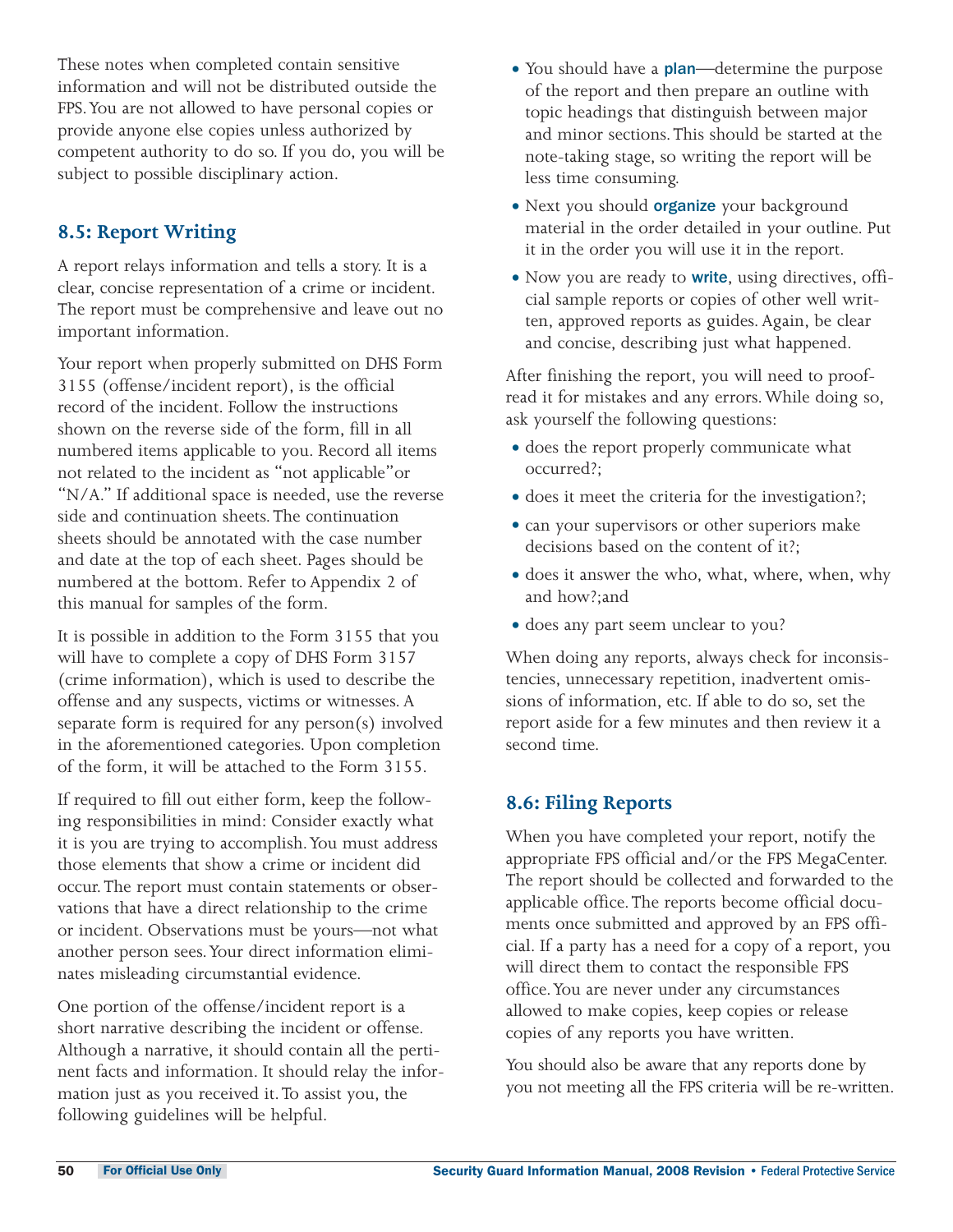These notes when completed contain sensitive information and will not be distributed outside the FPS. You are not allowed to have personal copies or provide anyone else copies unless authorized by competent authority to do so. If you do, you will be subject to possible disciplinary action.

## 8.5: Report Writing

A report relays information and tells a story. It is a clear, concise representation of a crime or incident. The report must be comprehensive and leave out no important information.

Your report when properly submitted on DHS Form 3155 (offense/incident report), is the official record of the incident. Follow the instructions shown on the reverse side of the form, fill in all numbered items applicable to you. Record all items not related to the incident as "not applicable"or "N/A." If additional space is needed, use the reverse side and continuation sheets. The continuation sheets should be annotated with the case number and date at the top of each sheet. Pages should be numbered at the bottom. Refer to Appendix 2 of this manual for samples of the form.

It is possible in addition to the Form 3155 that you will have to complete a copy of DHS Form 3157 (crime information), which is used to describe the offense and any suspects, victims or witnesses. A separate form is required for any person(s) involved in the aforementioned categories. Upon completion of the form, it will be attached to the Form 3155.

If required to fill out either form, keep the following responsibilities in mind: Consider exactly what it is you are trying to accomplish. You must address those elements that show a crime or incident did occur. The report must contain statements or observations that have a direct relationship to the crime or incident. Observations must be yours—not what another person sees. Your direct information eliminates misleading circumstantial evidence.

One portion of the offense/incident report is a short narrative describing the incident or offense. Although a narrative, it should contain all the pertinent facts and information. It should relay the information just as you received it. To assist you, the following guidelines will be helpful.

- You should have a **plan**—determine the purpose of the report and then prepare an outline with topic headings that distinguish between major and minor sections. This should be started at the note-taking stage, so writing the report will be less time consuming.
- Next you should **organize** your background material in the order detailed in your outline. Put it in the order you will use it in the report.
- Now you are ready to **write**, using directives, official sample reports or copies of other well written, approved reports as guides. Again, be clear and concise, describing just what happened.

After finishing the report, you will need to proofread it for mistakes and any errors. While doing so, ask yourself the following questions:

- does the report properly communicate what occurred?;
- does it meet the criteria for the investigation?;
- can your supervisors or other superiors make decisions based on the content of it?;
- does it answer the who, what, where, when, why and how?;and
- does any part seem unclear to you?

When doing any reports, always check for inconsistencies, unnecessary repetition, inadvertent omissions of information, etc. If able to do so, set the report aside for a few minutes and then review it a second time.

## 8.6: Filing Reports

When you have completed your report, notify the appropriate FPS official and/or the FPS MegaCenter. The report should be collected and forwarded to the applicable office. The reports become official documents once submitted and approved by an FPS official. If a party has a need for a copy of a report, you will direct them to contact the responsible FPS office. You are never under any circumstances allowed to make copies, keep copies or release copies of any reports you have written.

You should also be aware that any reports done by you not meeting all the FPS criteria will be re-written.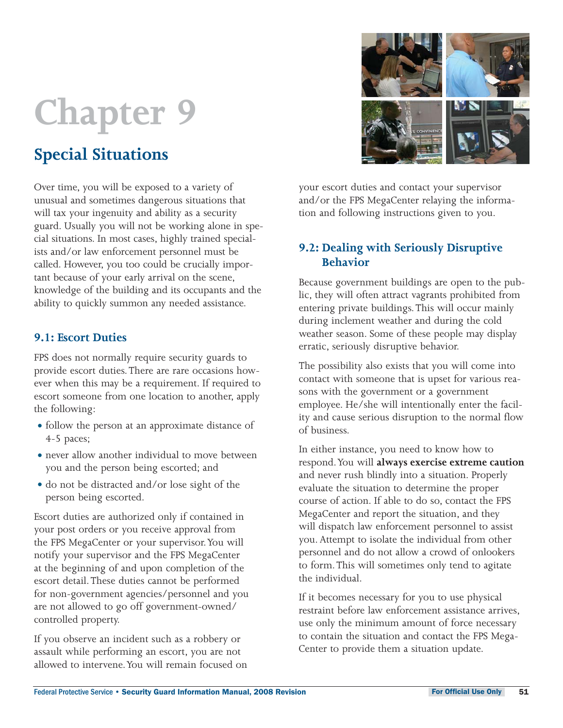# Chapter 9

## Special Situations

Over time, you will be exposed to a variety of unusual and sometimes dangerous situations that will tax your ingenuity and ability as a security guard. Usually you will not be working alone in special situations. In most cases, highly trained specialists and/or law enforcement personnel must be called. However, you too could be crucially important because of your early arrival on the scene, knowledge of the building and its occupants and the ability to quickly summon any needed assistance.

### 9.1: Escort Duties

FPS does not normally require security guards to provide escort duties. There are rare occasions however when this may be a requirement. If required to escort someone from one location to another, apply the following:

- follow the person at an approximate distance of 4-5 paces;
- never allow another individual to move between you and the person being escorted; and
- do not be distracted and/or lose sight of the person being escorted.

Escort duties are authorized only if contained in your post orders or you receive approval from the FPS MegaCenter or your supervisor. You will notify your supervisor and the FPS MegaCenter at the beginning of and upon completion of the escort detail. These duties cannot be performed for non-government agencies/personnel and you are not allowed to go off government-owned/controlled property.

If you observe an incident such as a robbery or assault while performing an escort, you are not allowed to intervene. You will remain focused on your escort duties and contact your supervisor and/or the FPS MegaCenter relaying the information and following instructions given to you.

### 9.2: Dealing with Seriously Disruptive Behavior

Because government buildings are open to the public, they will often attract vagrants prohibited from entering private buildings. This will occur mainly during inclement weather and during the cold weather season. Some of these people may display erratic, seriously disruptive behavior.

The possibility also exists that you will come into contact with someone that is upset for various reasons with the government or a government employee. He/she will intentionally enter the facility and cause serious disruption to the normal flow of business.

In either instance, you need to know how to respond. You will **always exercise extreme caution** and never rush blindly into a situation. Properly evaluate the situation to determine the proper course of action. If able to do so, contact the FPS MegaCenter and report the situation, and they will dispatch law enforcement personnel to assist you. Attempt to isolate the individual from other personnel and do not allow a crowd of onlookers to form. This will sometimes only tend to agitate the individual.

If it becomes necessary for you to use physical restraint before law enforcement assistance arrives, use only the minimum amount of force necessary to contain the situation and contact the FPS MegaCenter to provide them a situation update.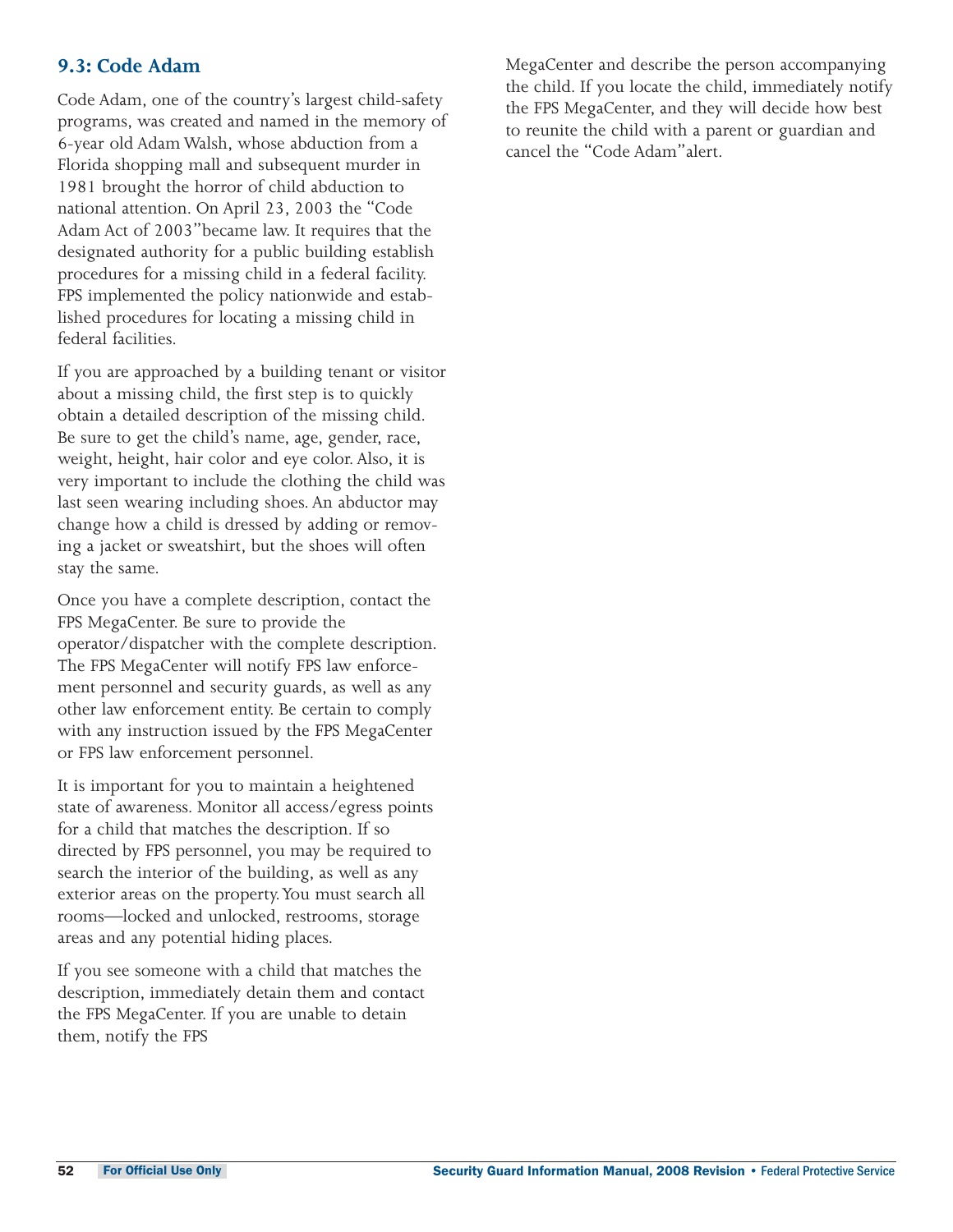### 9.3: Code Adam

Code Adam, one of the country's largest child-safety programs, was created and named in the memory of 6-year old Adam Walsh, whose abduction from a Florida shopping mall and subsequent murder in 1981 brought the horror of child abduction to national attention. On April 23, 2003 the "Code Adam Act of 2003"became law. It requires that the designated authority for a public building establish procedures for a missing child in a federal facility. FPS implemented the policy nationwide and established procedures for locating a missing child in federal facilities.

If you are approached by a building tenant or visitor about a missing child, the first step is to quickly obtain a detailed description of the missing child. Be sure to get the child's name, age, gender, race, weight, height, hair color and eye color. Also, it is very important to include the clothing the child was last seen wearing including shoes. An abductor may change how a child is dressed by adding or removing a jacket or sweatshirt, but the shoes will often stay the same.

Once you have a complete description, contact the FPS MegaCenter. Be sure to provide the operator/dispatcher with the complete description. The FPS MegaCenter will notify FPS law enforcement personnel and security guards, as well as any other law enforcement entity. Be certain to comply with any instruction issued by the FPS MegaCenter or FPS law enforcement personnel.

It is important for you to maintain a heightened state of awareness. Monitor all access/egress points for a child that matches the description. If so directed by FPS personnel, you may be required to search the interior of the building, as well as any exterior areas on the property. You must search all rooms—locked and unlocked, restrooms, storage areas and any potential hiding places.

If you see someone with a child that matches the description, immediately detain them and contact the FPS MegaCenter. If you are unable to detain them, notify the FPS MegaCenter and describe the person accompanying the child. If you locate the child, immediately notify the FPS MegaCenter, and they will decide how best to reunite the child with a parent or guardian and cancel the "Code Adam"alert.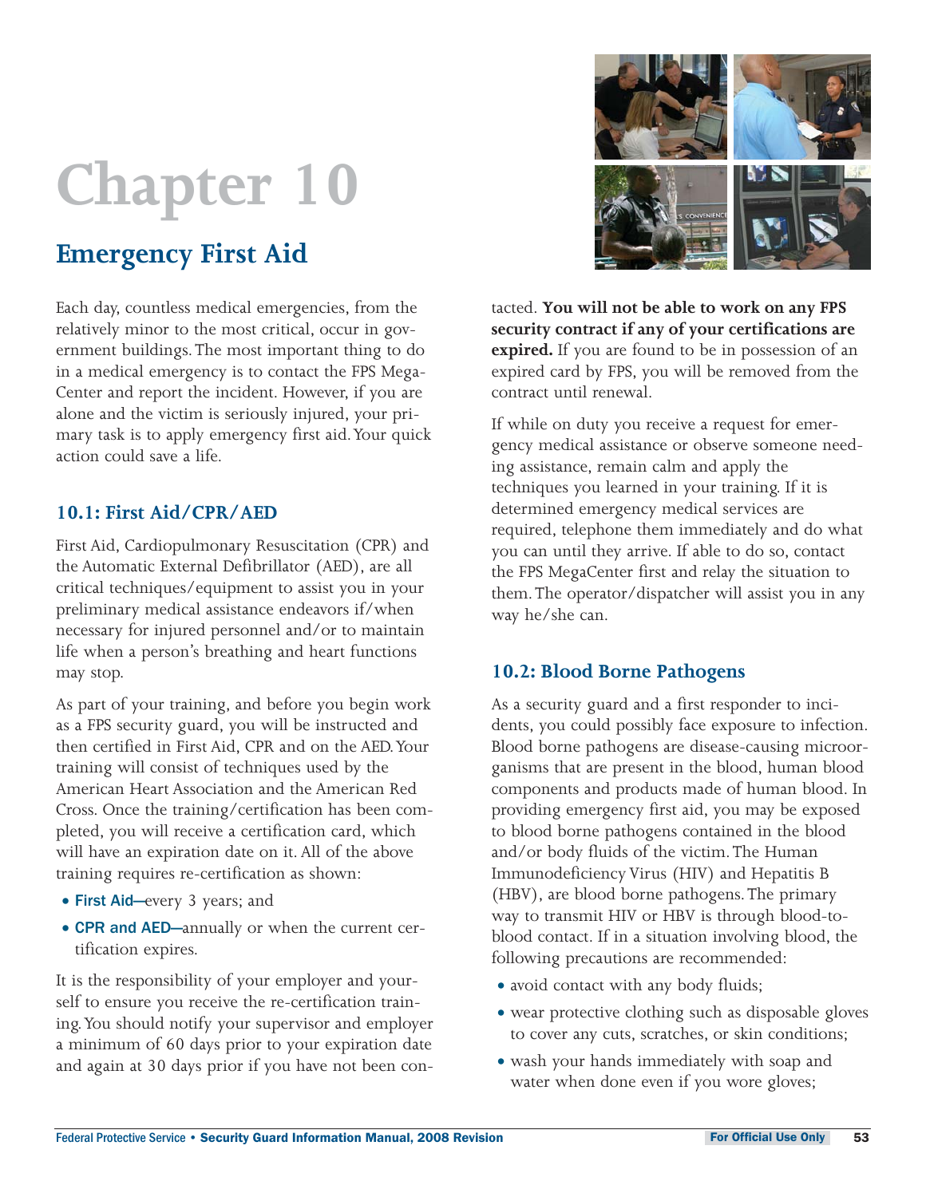# Chapter 10

## Emergency First Aid

Each day, countless medical emergencies, from the relatively minor to the most critical, occur in government buildings. The most important thing to do in a medical emergency is to contact the FPS MegaCenter and report the incident. However, if you are alone and the victim is seriously injured, your primary task is to apply emergency first aid. Your quick action could save a life.

### 10.1: First Aid/CPR/AED

First Aid, Cardiopulmonary Resuscitation (CPR) and the Automatic External Defibrillator (AED), are all critical techniques/equipment to assist you in your preliminary medical assistance endeavors if/when necessary for injured personnel and/or to maintain life when a person's breathing and heart functions may stop.

As part of your training, and before you begin work as a FPS security guard, you will be instructed and then certified in First Aid, CPR and on the AED. Your training will consist of techniques used by the American Heart Association and the American Red Cross. Once the training/certification has been completed, you will receive a certification card, which will have an expiration date on it. All of the above training requires re-certification as shown:

- First Aid—every 3 years; and
- CPR and AED—annually or when the current certification expires.

It is the responsibility of your employer and yourself to ensure you receive the re-certification training. You should notify your supervisor and employer a minimum of 60 days prior to your expiration date and again at 30 days prior if you have not been contacted. **You will not be able to work on any FPS security contract if any of your certifications are expired.** If you are found to be in possession of an expired card by FPS, you will be removed from the contract until renewal.

If while on duty you receive a request for emergency medical assistance or observe someone needing assistance, remain calm and apply the techniques you learned in your training. If it is determined emergency medical services are required, telephone them immediately and do what you can until they arrive. If able to do so, contact the FPS MegaCenter first and relay the situation to them. The operator/dispatcher will assist you in any way he/she can.

### 10.2: Blood Borne Pathogens

As a security guard and a first responder to incidents, you could possibly face exposure to infection. Blood borne pathogens are disease-causing microorganisms that are present in the blood, human blood components and products made of human blood. In providing emergency first aid, you may be exposed to blood borne pathogens contained in the blood and/or body fluids of the victim. The Human Immunodeficiency Virus (HIV) and Hepatitis B (HBV), are blood borne pathogens. The primary way to transmit HIV or HBV is through blood-to-blood contact. If in a situation involving blood, the following precautions are recommended:

- avoid contact with any body fluids;
- wear protective clothing such as disposable gloves to cover any cuts, scratches, or skin conditions;
- wash your hands immediately with soap and water when done even if you wore gloves;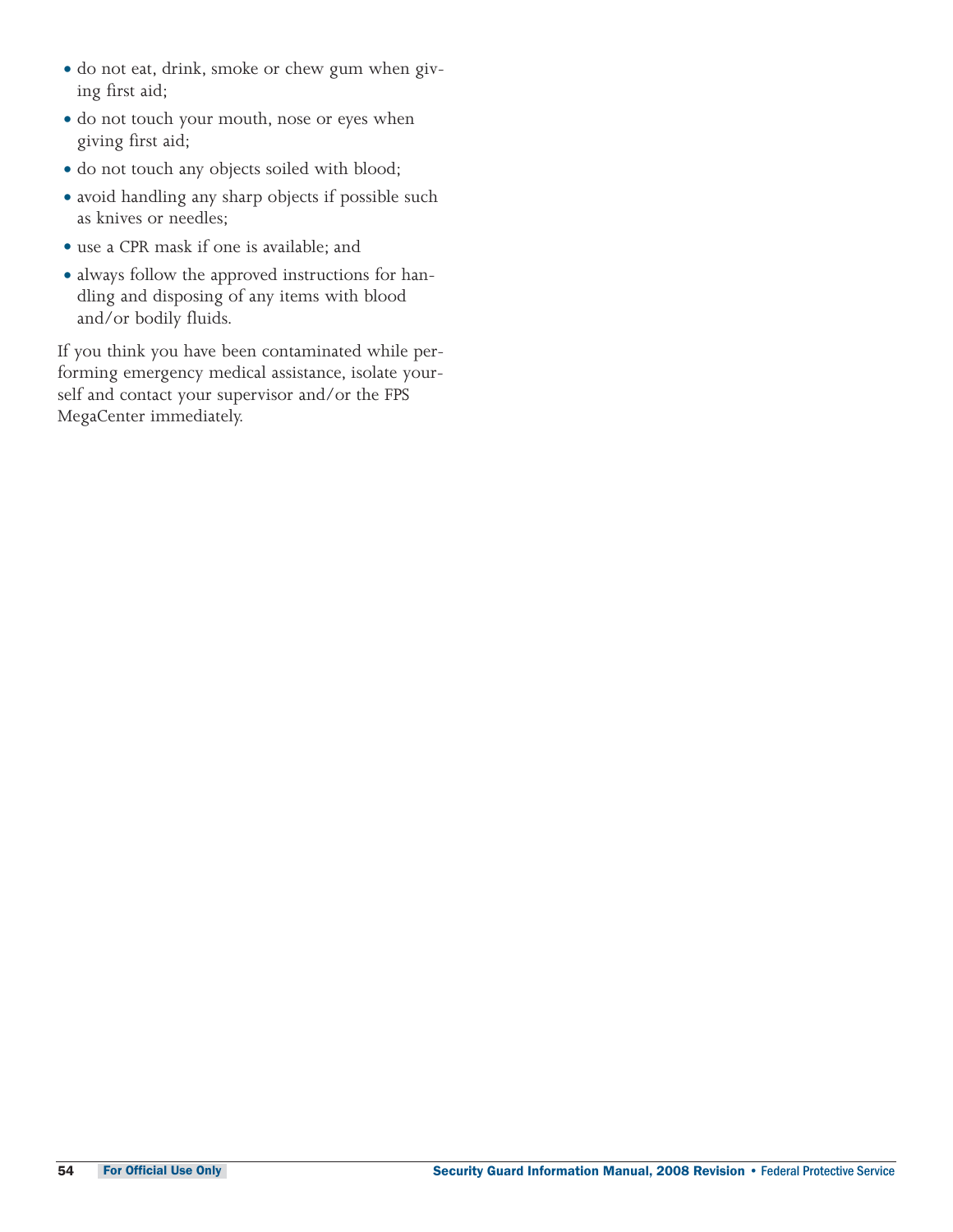- do not eat, drink, smoke or chew gum when giving first aid;
- do not touch your mouth, nose or eyes when giving first aid;
- do not touch any objects soiled with blood;
- avoid handling any sharp objects if possible such as knives or needles;
- use a CPR mask if one is available; and
- always follow the approved instructions for handling and disposing of any items with blood and/or bodily fluids.

If you think you have been contaminated while performing emergency medical assistance, isolate yourself and contact your supervisor and/or the FPS MegaCenter immediately.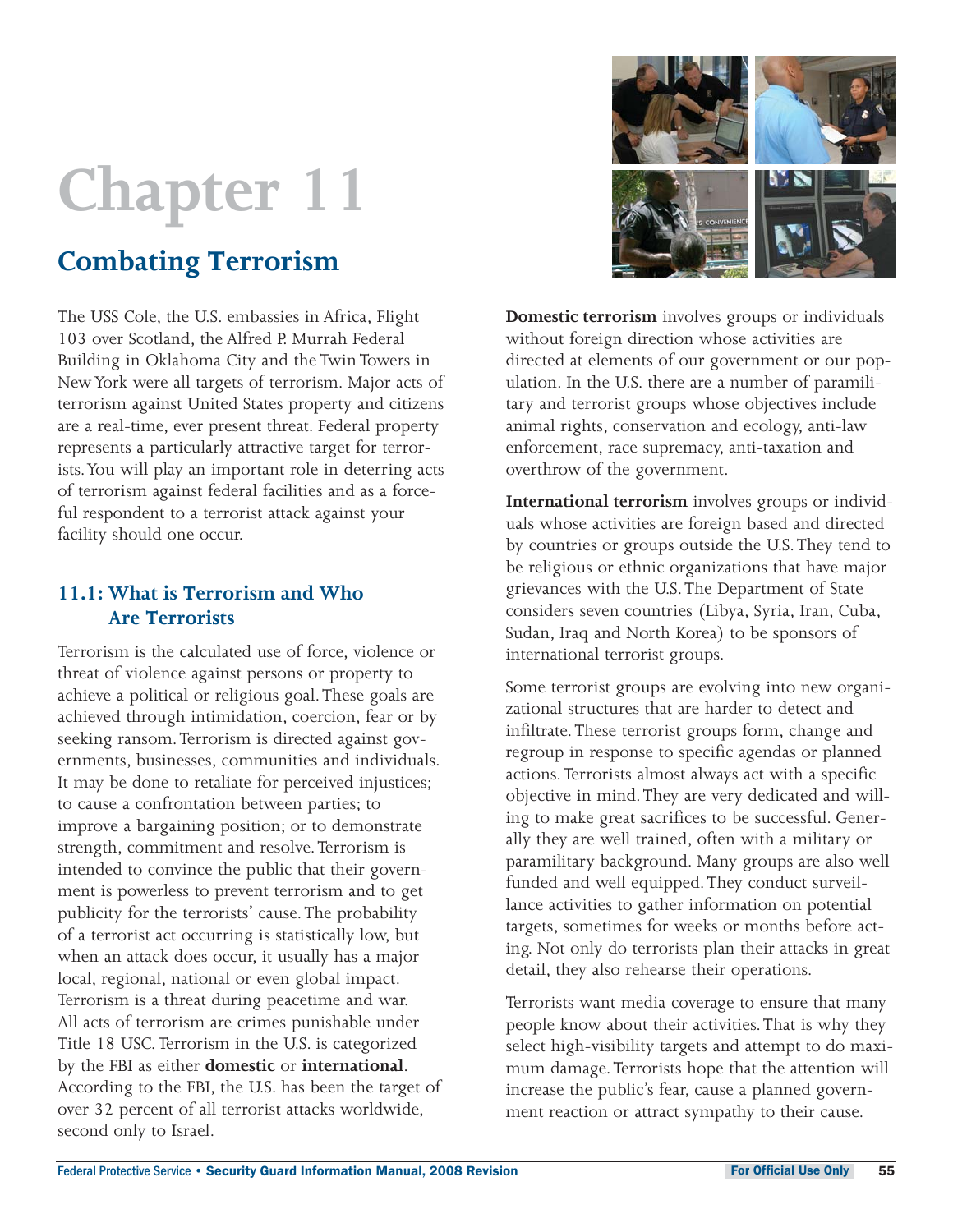# Chapter 11

## Combating Terrorism

The USS Cole, the U.S. embassies in Africa, Flight 103 over Scotland, the Alfred P. Murrah Federal Building in Oklahoma City and the Twin Towers in New York were all targets of terrorism. Major acts of terrorism against United States property and citizens are a real-time, ever present threat. Federal property represents a particularly attractive target for terrorists. You will play an important role in deterring acts of terrorism against federal facilities and as a forceful respondent to a terrorist attack against your facility should one occur.

### 11.1: What is Terrorism and Who Are Terrorists

Terrorism is the calculated use of force, violence or threat of violence against persons or property to achieve a political or religious goal. These goals are achieved through intimidation, coercion, fear or by seeking ransom. Terrorism is directed against governments, businesses, communities and individuals. It may be done to retaliate for perceived injustices; to cause a confrontation between parties; to improve a bargaining position; or to demonstrate strength, commitment and resolve. Terrorism is intended to convince the public that their government is powerless to prevent terrorism and to get publicity for the terrorists' cause. The probability of a terrorist act occurring is statistically low, but when an attack does occur, it usually has a major local, regional, national or even global impact. Terrorism is a threat during peacetime and war. All acts of terrorism are crimes punishable under Title 18 USC. Terrorism in the U.S. is categorized by the FBI as either **domestic** or **international**. According to the FBI, the U.S. has been the target of over 32 percent of all terrorist attacks worldwide, second only to Israel.

**Domestic terrorism** involves groups or individuals without foreign direction whose activities are directed at elements of our government or our population. In the U.S. there are a number of paramilitary and terrorist groups whose objectives include animal rights, conservation and ecology, anti-law enforcement, race supremacy, anti-taxation and overthrow of the government.

**International terrorism** involves groups or individuals whose activities are foreign based and directed by countries or groups outside the U.S. They tend to be religious or ethnic organizations that have major grievances with the U.S. The Department of State considers seven countries (Libya, Syria, Iran, Cuba, Sudan, Iraq and North Korea) to be sponsors of international terrorist groups.

Some terrorist groups are evolving into new organizational structures that are harder to detect and infiltrate. These terrorist groups form, change and regroup in response to specific agendas or planned actions. Terrorists almost always act with a specific objective in mind. They are very dedicated and willing to make great sacrifices to be successful. Generally they are well trained, often with a military or paramilitary background. Many groups are also well funded and well equipped. They conduct surveillance activities to gather information on potential targets, sometimes for weeks or months before acting. Not only do terrorists plan their attacks in great detail, they also rehearse their operations.

Terrorists want media coverage to ensure that many people know about their activities. That is why they select high-visibility targets and attempt to do maximum damage. Terrorists hope that the attention will increase the public's fear, cause a planned government reaction or attract sympathy to their cause.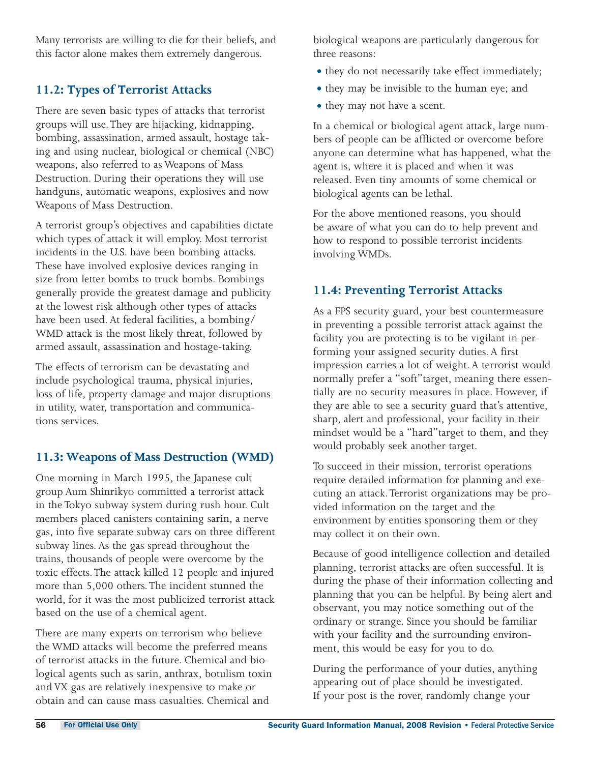Many terrorists are willing to die for their beliefs, and this factor alone makes them extremely dangerous.

## 11.2: Types of Terrorist Attacks

There are seven basic types of attacks that terrorist groups will use. They are hijacking, kidnapping, bombing, assassination, armed assault, hostage taking and using nuclear, biological or chemical (NBC) weapons, also referred to as Weapons of Mass Destruction. During their operations they will use handguns, automatic weapons, explosives and now Weapons of Mass Destruction.

A terrorist group's objectives and capabilities dictate which types of attack it will employ. Most terrorist incidents in the U.S. have been bombing attacks. These have involved explosive devices ranging in size from letter bombs to truck bombs. Bombings generally provide the greatest damage and publicity at the lowest risk although other types of attacks have been used. At federal facilities, a bombing/WMD attack is the most likely threat, followed by armed assault, assassination and hostage-taking.

The effects of terrorism can be devastating and include psychological trauma, physical injuries, loss of life, property damage and major disruptions in utility, water, transportation and communications services.

## 11.3: Weapons of Mass Destruction (WMD)

One morning in March 1995, the Japanese cult group Aum Shinrikyo committed a terrorist attack in the Tokyo subway system during rush hour. Cult members placed canisters containing sarin, a nerve gas, into five separate subway cars on three different subway lines. As the gas spread throughout the trains, thousands of people were overcome by the toxic effects. The attack killed 12 people and injured more than 5,000 others. The incident stunned the world, for it was the most publicized terrorist attack based on the use of a chemical agent.

There are many experts on terrorism who believe the WMD attacks will become the preferred means of terrorist attacks in the future. Chemical and biological agents such as sarin, anthrax, botulism toxin and VX gas are relatively inexpensive to make or obtain and can cause mass casualties. Chemical and biological weapons are particularly dangerous for three reasons:

- they do not necessarily take effect immediately;
- they may be invisible to the human eye; and
- they may not have a scent.

In a chemical or biological agent attack, large numbers of people can be afflicted or overcome before anyone can determine what has happened, what the agent is, where it is placed and when it was released. Even tiny amounts of some chemical or biological agents can be lethal.

For the above mentioned reasons, you should be aware of what you can do to help prevent and how to respond to possible terrorist incidents involving WMDs.

## 11.4: Preventing Terrorist Attacks

As a FPS security guard, your best countermeasure in preventing a possible terrorist attack against the facility you are protecting is to be vigilant in performing your assigned security duties. A first impression carries a lot of weight. A terrorist would normally prefer a "soft" target, meaning there essentially are no security measures in place. However, if they are able to see a security guard that's attentive, sharp, alert and professional, your facility in their mindset would be a "hard" target to them, and they would probably seek another target.

To succeed in their mission, terrorist operations require detailed information for planning and executing an attack. Terrorist organizations may be provided information on the target and the environment by entities sponsoring them or they may collect it on their own.

Because of good intelligence collection and detailed planning, terrorist attacks are often successful. It is during the phase of their information collecting and planning that you can be helpful. By being alert and observant, you may notice something out of the ordinary or strange. Since you should be familiar with your facility and the surrounding environment, this would be easy for you to do.

During the performance of your duties, anything appearing out of place should be investigated. If your post is the rover, randomly change your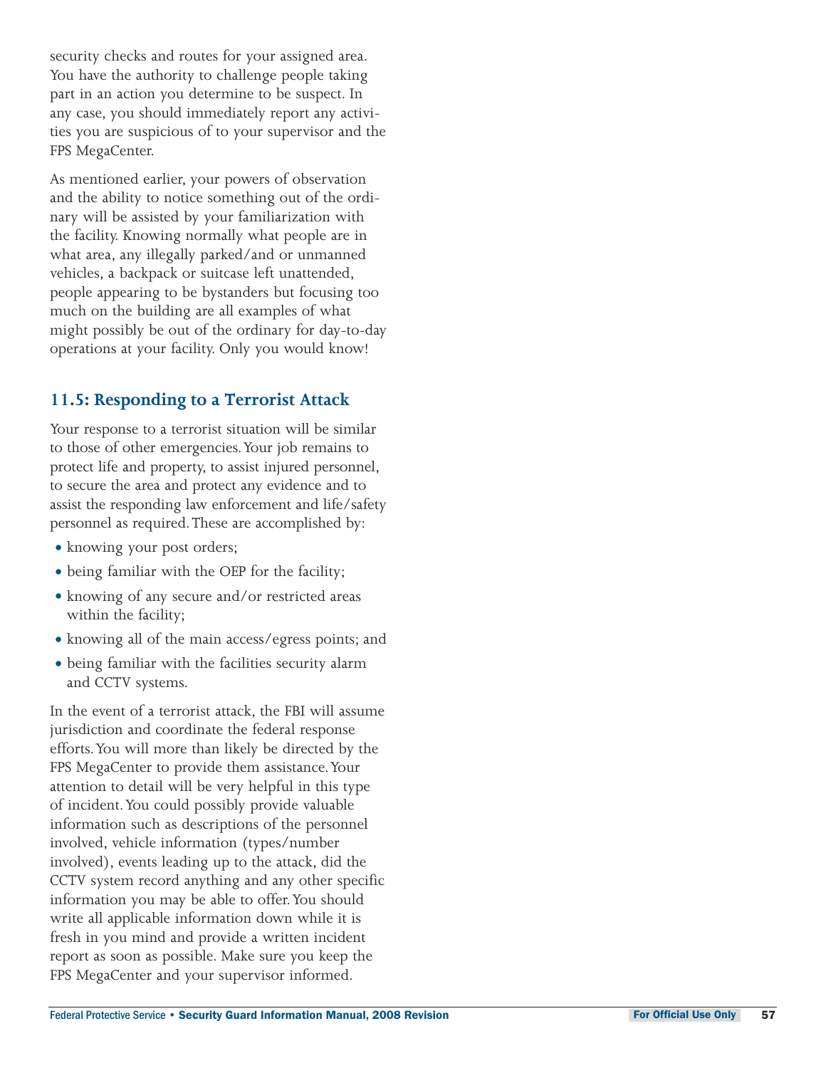security checks and routes for your assigned area. You have the authority to challenge people taking part in an action you determine to be suspect. In any case, you should immediately report any activities you are suspicious of to your supervisor and the FPS MegaCenter.

As mentioned earlier, your powers of observation and the ability to notice something out of the ordinary will be assisted by your familiarization with the facility. Knowing normally what people are in what area, any illegally parked/and or unmanned vehicles, a backpack or suitcase left unattended, people appearing to be bystanders but focusing too much on the building are all examples of what might possibly be out of the ordinary for day-to-day operations at your facility. Only you would know!

### 11.5: Responding to a Terrorist Attack

Your response to a terrorist situation will be similar to those of other emergencies. Your job remains to protect life and property, to assist injured personnel, to secure the area and protect any evidence and to assist the responding law enforcement and life/safety personnel as required. These are accomplished by:

- knowing your post orders;
- being familiar with the OEP for the facility;
- knowing of any secure and/or restricted areas within the facility;
- knowing all of the main access/egress points; and
- being familiar with the facilities security alarm and CCTV systems.

In the event of a terrorist attack, the FBI will assume jurisdiction and coordinate the federal response efforts. You will more than likely be directed by the FPS MegaCenter to provide them assistance. Your attention to detail will be very helpful in this type of incident. You could possibly provide valuable information such as descriptions of the personnel involved, vehicle information (types/number involved), events leading up to the attack, did the CCTV system record anything and any other specific information you may be able to offer. You should write all applicable information down while it is fresh in you mind and provide a written incident report as soon as possible. Make sure you keep the FPS MegaCenter and your supervisor informed.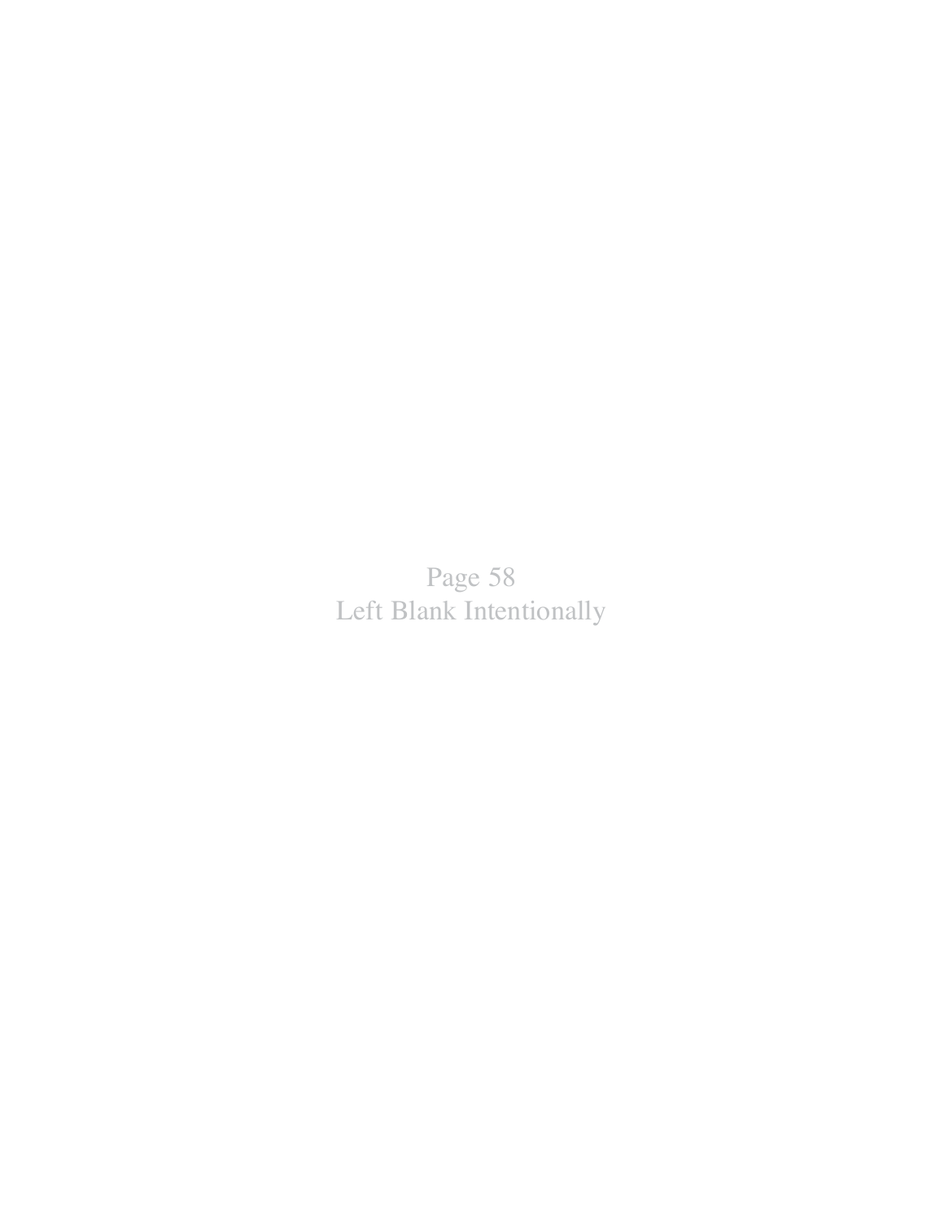Page 58
Left Blank Intentionally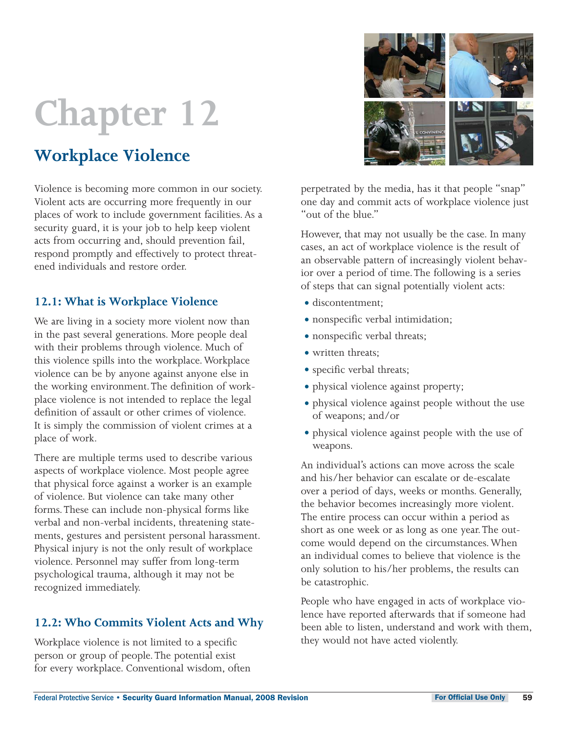# Chapter 12

## Workplace Violence

Violence is becoming more common in our society. Violent acts are occurring more frequently in our places of work to include government facilities. As a security guard, it is your job to help keep violent acts from occurring and, should prevention fail, respond promptly and effectively to protect threatened individuals and restore order.

### 12.1: What is Workplace Violence

We are living in a society more violent now than in the past several generations. More people deal with their problems through violence. Much of this violence spills into the workplace. Workplace violence can be by anyone against anyone else in the working environment. The definition of workplace violence is not intended to replace the legal definition of assault or other crimes of violence. It is simply the commission of violent crimes at a place of work.

There are multiple terms used to describe various aspects of workplace violence. Most people agree that physical force against a worker is an example of violence. But violence can take many other forms. These can include non-physical forms like verbal and non-verbal incidents, threatening statements, gestures and persistent personal harassment. Physical injury is not the only result of workplace violence. Personnel may suffer from long-term psychological trauma, although it may not be recognized immediately.

### 12.2: Who Commits Violent Acts and Why

Workplace violence is not limited to a specific person or group of people. The potential exist for every workplace. Conventional wisdom, often perpetrated by the media, has it that people "snap" one day and commit acts of workplace violence just "out of the blue."

However, that may not usually be the case. In many cases, an act of workplace violence is the result of an observable pattern of increasingly violent behavior over a period of time. The following is a series of steps that can signal potentially violent acts:

- discontentment;
- nonspecific verbal intimidation;
- nonspecific verbal threats;
- written threats;
- specific verbal threats;
- physical violence against property;
- physical violence against people without the use of weapons; and/or
- physical violence against people with the use of weapons.

An individual's actions can move across the scale and his/her behavior can escalate or de-escalate over a period of days, weeks or months. Generally, the behavior becomes increasingly more violent. The entire process can occur within a period as short as one week or as long as one year. The outcome would depend on the circumstances. When an individual comes to believe that violence is the only solution to his/her problems, the results can be catastrophic.

People who have engaged in acts of workplace violence have reported afterwards that if someone had been able to listen, understand and work with them, they would not have acted violently.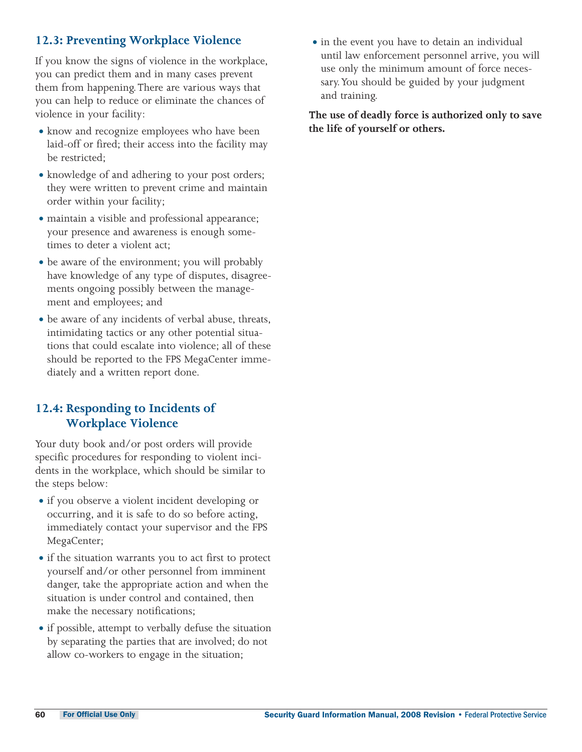## 12.3: Preventing Workplace Violence

If you know the signs of violence in the workplace, you can predict them and in many cases prevent them from happening. There are various ways that you can help to reduce or eliminate the chances of violence in your facility:

- know and recognize employees who have been laid-off or fired; their access into the facility may be restricted;
- knowledge of and adhering to your post orders; they were written to prevent crime and maintain order within your facility;
- maintain a visible and professional appearance; your presence and awareness is enough sometimes to deter a violent act;
- be aware of the environment; you will probably have knowledge of any type of disputes, disagreements ongoing possibly between the management and employees; and
- be aware of any incidents of verbal abuse, threats, intimidating tactics or any other potential situations that could escalate into violence; all of these should be reported to the FPS MegaCenter immediately and a written report done.

## 12.4: Responding to Incidents of Workplace Violence

Your duty book and/or post orders will provide specific procedures for responding to violent incidents in the workplace, which should be similar to the steps below:

- if you observe a violent incident developing or occurring, and it is safe to do so before acting, immediately contact your supervisor and the FPS MegaCenter;
- if the situation warrants you to act first to protect yourself and/or other personnel from imminent danger, take the appropriate action and when the situation is under control and contained, then make the necessary notifications;
- if possible, attempt to verbally defuse the situation by separating the parties that are involved; do not allow co-workers to engage in the situation;
- in the event you have to detain an individual until law enforcement personnel arrive, you will use only the minimum amount of force necessary. You should be guided by your judgment and training.

**The use of deadly force is authorized only to save the life of yourself or others.**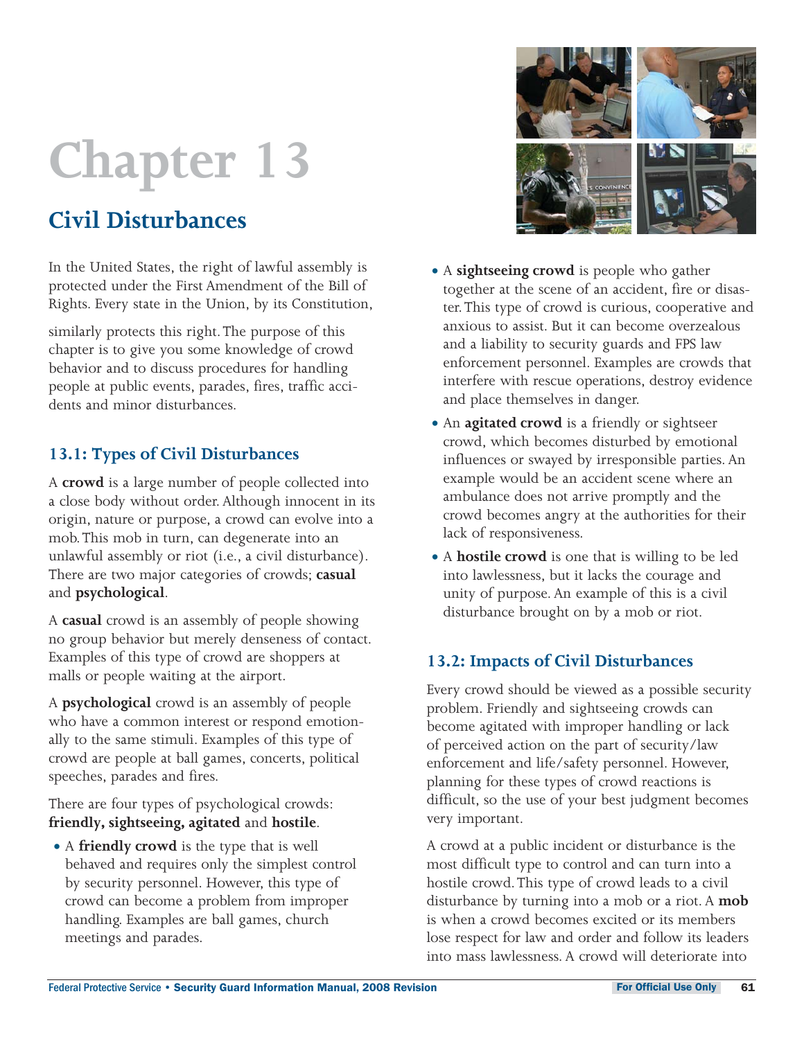# Chapter 13

## Civil Disturbances

In the United States, the right of lawful assembly is protected under the First Amendment of the Bill of Rights. Every state in the Union, by its Constitution, similarly protects this right. The purpose of this chapter is to give you some knowledge of crowd behavior and to discuss procedures for handling people at public events, parades, fires, traffic accidents and minor disturbances.

### 13.1: Types of Civil Disturbances

A **crowd** is a large number of people collected into a close body without order. Although innocent in its origin, nature or purpose, a crowd can evolve into a mob. This mob in turn, can degenerate into an unlawful assembly or riot (i.e., a civil disturbance). There are two major categories of crowds; **casual** and **psychological**.

A **casual** crowd is an assembly of people showing no group behavior but merely denseness of contact. Examples of this type of crowd are shoppers at malls or people waiting at the airport.

A **psychological** crowd is an assembly of people who have a common interest or respond emotionally to the same stimuli. Examples of this type of crowd are people at ball games, concerts, political speeches, parades and fires.

There are four types of psychological crowds: **friendly, sightseeing, agitated** and **hostile**.

- A **friendly crowd** is the type that is well behaved and requires only the simplest control by security personnel. However, this type of crowd can become a problem from improper handling. Examples are ball games, church meetings and parades.
- A **sightseeing crowd** is people who gather together at the scene of an accident, fire or disaster. This type of crowd is curious, cooperative and anxious to assist. But it can become overzealous and a liability to security guards and FPS law enforcement personnel. Examples are crowds that interfere with rescue operations, destroy evidence and place themselves in danger.
- An **agitated crowd** is a friendly or sightseer crowd, which becomes disturbed by emotional influences or swayed by irresponsible parties. An example would be an accident scene where an ambulance does not arrive promptly and the crowd becomes angry at the authorities for their lack of responsiveness.
- A **hostile crowd** is one that is willing to be led into lawlessness, but it lacks the courage and unity of purpose. An example of this is a civil disturbance brought on by a mob or riot.

### 13.2: Impacts of Civil Disturbances

Every crowd should be viewed as a possible security problem. Friendly and sightseeing crowds can become agitated with improper handling or lack of perceived action on the part of security/law enforcement and life/safety personnel. However, planning for these types of crowd reactions is difficult, so the use of your best judgment becomes very important.

A crowd at a public incident or disturbance is the most difficult type to control and can turn into a hostile crowd. This type of crowd leads to a civil disturbance by turning into a mob or a riot. A **mob** is when a crowd becomes excited or its members lose respect for law and order and follow its leaders into mass lawlessness. A crowd will deteriorate into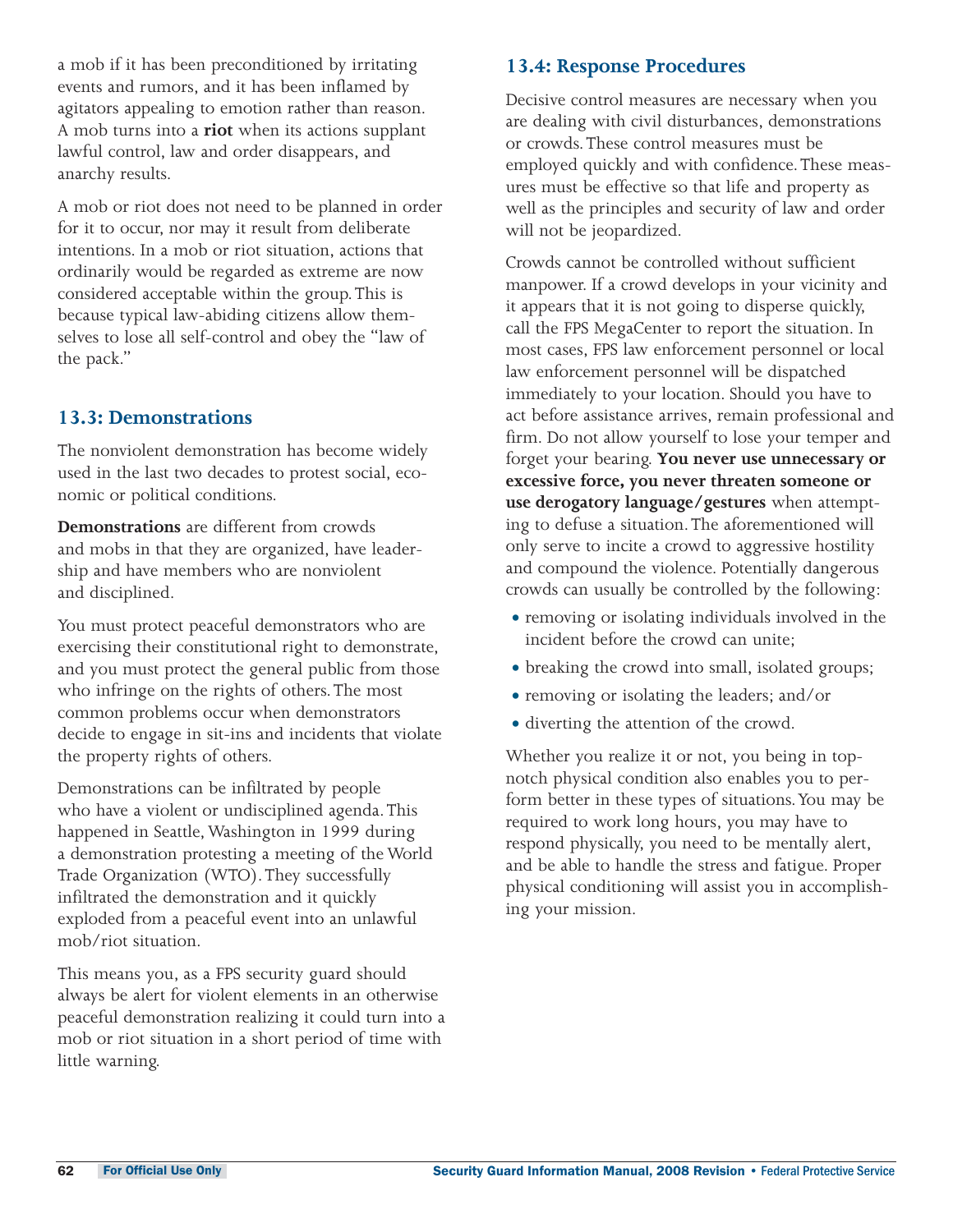a mob if it has been preconditioned by irritating events and rumors, and it has been inflamed by agitators appealing to emotion rather than reason. A mob turns into a **riot** when its actions supplant lawful control, law and order disappears, and anarchy results.

A mob or riot does not need to be planned in order for it to occur, nor may it result from deliberate intentions. In a mob or riot situation, actions that ordinarily would be regarded as extreme are now considered acceptable within the group. This is because typical law-abiding citizens allow themselves to lose all self-control and obey the "law of the pack."

## 13.3: Demonstrations

The nonviolent demonstration has become widely used in the last two decades to protest social, economic or political conditions.

**Demonstrations** are different from crowds and mobs in that they are organized, have leadership and have members who are nonviolent and disciplined.

You must protect peaceful demonstrators who are exercising their constitutional right to demonstrate, and you must protect the general public from those who infringe on the rights of others. The most common problems occur when demonstrators decide to engage in sit-ins and incidents that violate the property rights of others.

Demonstrations can be infiltrated by people who have a violent or undisciplined agenda. This happened in Seattle, Washington in 1999 during a demonstration protesting a meeting of the World Trade Organization (WTO). They successfully infiltrated the demonstration and it quickly exploded from a peaceful event into an unlawful mob/riot situation.

This means you, as a FPS security guard should always be alert for violent elements in an otherwise peaceful demonstration realizing it could turn into a mob or riot situation in a short period of time with little warning.

## 13.4: Response Procedures

Decisive control measures are necessary when you are dealing with civil disturbances, demonstrations or crowds. These control measures must be employed quickly and with confidence. These measures must be effective so that life and property as well as the principles and security of law and order will not be jeopardized.

Crowds cannot be controlled without sufficient manpower. If a crowd develops in your vicinity and it appears that it is not going to disperse quickly, call the FPS MegaCenter to report the situation. In most cases, FPS law enforcement personnel or local law enforcement personnel will be dispatched immediately to your location. Should you have to act before assistance arrives, remain professional and firm. Do not allow yourself to lose your temper and forget your bearing. **You never use unnecessary or excessive force, you never threaten someone or use derogatory language/gestures** when attempting to defuse a situation. The aforementioned will only serve to incite a crowd to aggressive hostility and compound the violence. Potentially dangerous crowds can usually be controlled by the following:

- removing or isolating individuals involved in the incident before the crowd can unite;
- breaking the crowd into small, isolated groups;
- removing or isolating the leaders; and/or
- diverting the attention of the crowd.

Whether you realize it or not, you being in top-notch physical condition also enables you to perform better in these types of situations. You may be required to work long hours, you may have to respond physically, you need to be mentally alert, and be able to handle the stress and fatigue. Proper physical conditioning will assist you in accomplishing your mission.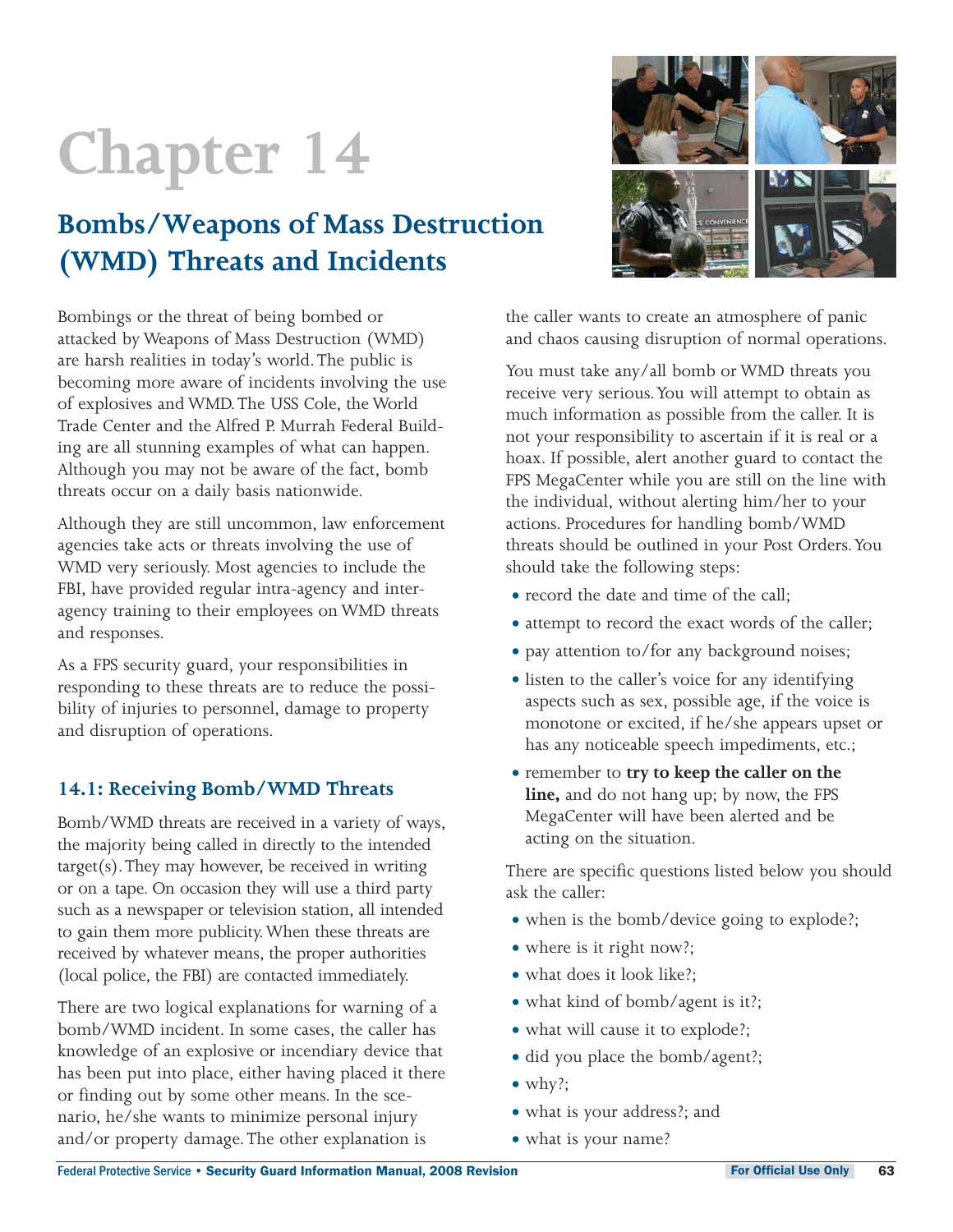# Chapter 14

## Bombs/Weapons of Mass Destruction (WMD) Threats and Incidents

Bombings or the threat of being bombed or attacked by Weapons of Mass Destruction (WMD) are harsh realities in today's world. The public is becoming more aware of incidents involving the use of explosives and WMD. The USS Cole, the World Trade Center and the Alfred P. Murrah Federal Building are all stunning examples of what can happen. Although you may not be aware of the fact, bomb threats occur on a daily basis nationwide.

Although they are still uncommon, law enforcement agencies take acts or threats involving the use of WMD very seriously. Most agencies to include the FBI, have provided regular intra-agency and inter-agency training to their employees on WMD threats and responses.

As a FPS security guard, your responsibilities in responding to these threats are to reduce the possibility of injuries to personnel, damage to property and disruption of operations.

### 14.1: Receiving Bomb/WMD Threats

Bomb/WMD threats are received in a variety of ways, the majority being called in directly to the intended target(s). They may however, be received in writing or on a tape. On occasion they will use a third party such as a newspaper or television station, all intended to gain them more publicity. When these threats are received by whatever means, the proper authorities (local police, the FBI) are contacted immediately.

There are two logical explanations for warning of a bomb/WMD incident. In some cases, the caller has knowledge of an explosive or incendiary device that has been put into place, either having placed it there or finding out by some other means. In the scenario, he/she wants to minimize personal injury and/or property damage. The other explanation is the caller wants to create an atmosphere of panic and chaos causing disruption of normal operations.

You must take any/all bomb or WMD threats you receive very serious. You will attempt to obtain as much information as possible from the caller. It is not your responsibility to ascertain if it is real or a hoax. If possible, alert another guard to contact the FPS MegaCenter while you are still on the line with the individual, without alerting him/her to your actions. Procedures for handling bomb/WMD threats should be outlined in your Post Orders. You should take the following steps:

- record the date and time of the call;
- attempt to record the exact words of the caller;
- pay attention to/for any background noises;
- listen to the caller's voice for any identifying aspects such as sex, possible age, if the voice is monotone or excited, if he/she appears upset or has any noticeable speech impediments, etc.;
- remember to **try to keep the caller on the line,** and do not hang up; by now, the FPS MegaCenter will have been alerted and be acting on the situation.

There are specific questions listed below you should ask the caller:

- when is the bomb/device going to explode?;
- where is it right now?;
- what does it look like?;
- what kind of bomb/agent is it?;
- what will cause it to explode?;
- did you place the bomb/agent?;
- why?;
- what is your address?; and
- what is your name?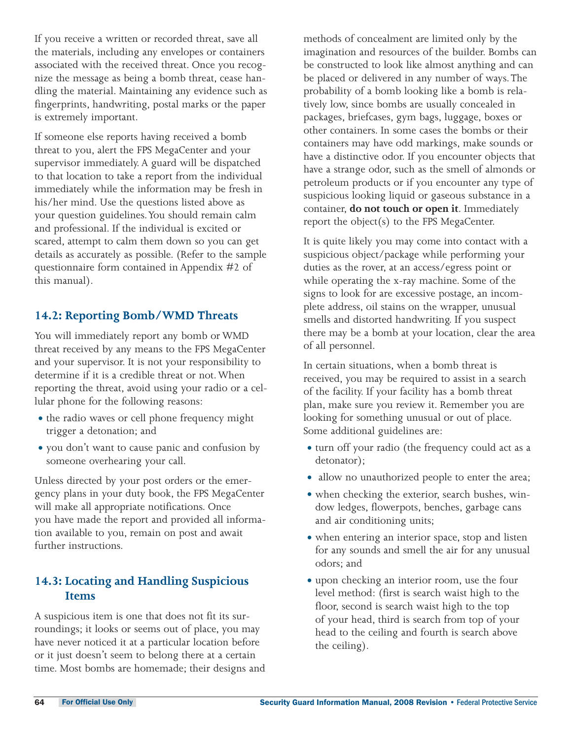If you receive a written or recorded threat, save all the materials, including any envelopes or containers associated with the received threat. Once you recognize the message as being a bomb threat, cease handling the material. Maintaining any evidence such as fingerprints, handwriting, postal marks or the paper is extremely important.

If someone else reports having received a bomb threat to you, alert the FPS MegaCenter and your supervisor immediately. A guard will be dispatched to that location to take a report from the individual immediately while the information may be fresh in his/her mind. Use the questions listed above as your question guidelines. You should remain calm and professional. If the individual is excited or scared, attempt to calm them down so you can get details as accurately as possible. (Refer to the sample questionnaire form contained in Appendix #2 of this manual).

## 14.2: Reporting Bomb/WMD Threats

You will immediately report any bomb or WMD threat received by any means to the FPS MegaCenter and your supervisor. It is not your responsibility to determine if it is a credible threat or not. When reporting the threat, avoid using your radio or a cellular phone for the following reasons:

- the radio waves or cell phone frequency might trigger a detonation; and
- you don't want to cause panic and confusion by someone overhearing your call.

Unless directed by your post orders or the emergency plans in your duty book, the FPS MegaCenter will make all appropriate notifications. Once you have made the report and provided all information available to you, remain on post and await further instructions.

## 14.3: Locating and Handling Suspicious Items

A suspicious item is one that does not fit its surroundings; it looks or seems out of place, you may have never noticed it at a particular location before or it just doesn't seem to belong there at a certain time. Most bombs are homemade; their designs and methods of concealment are limited only by the imagination and resources of the builder. Bombs can be constructed to look like almost anything and can be placed or delivered in any number of ways. The probability of a bomb looking like a bomb is relatively low, since bombs are usually concealed in packages, briefcases, gym bags, luggage, boxes or other containers. In some cases the bombs or their containers may have odd markings, make sounds or have a distinctive odor. If you encounter objects that have a strange odor, such as the smell of almonds or petroleum products or if you encounter any type of suspicious looking liquid or gaseous substance in a container, **do not touch or open it**. Immediately report the object(s) to the FPS MegaCenter.

It is quite likely you may come into contact with a suspicious object/package while performing your duties as the rover, at an access/egress point or while operating the x-ray machine. Some of the signs to look for are excessive postage, an incomplete address, oil stains on the wrapper, unusual smells and distorted handwriting. If you suspect there may be a bomb at your location, clear the area of all personnel.

In certain situations, when a bomb threat is received, you may be required to assist in a search of the facility. If your facility has a bomb threat plan, make sure you review it. Remember you are looking for something unusual or out of place. Some additional guidelines are:

- turn off your radio (the frequency could act as a detonator);
- allow no unauthorized people to enter the area;
- when checking the exterior, search bushes, window ledges, flowerpots, benches, garbage cans and air conditioning units;
- when entering an interior space, stop and listen for any sounds and smell the air for any unusual odors; and
- upon checking an interior room, use the four level method: (first is search waist high to the floor, second is search waist high to the top of your head, third is search from top of your head to the ceiling and fourth is search above the ceiling).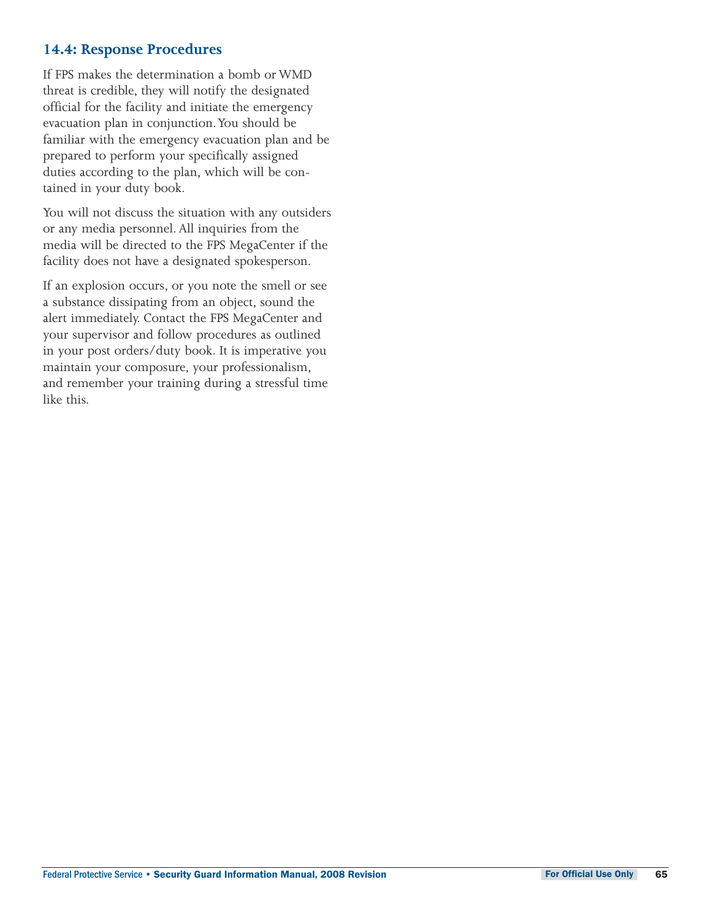## 14.4: Response Procedures

If FPS makes the determination a bomb or WMD threat is credible, they will notify the designated official for the facility and initiate the emergency evacuation plan in conjunction. You should be familiar with the emergency evacuation plan and be prepared to perform your specifically assigned duties according to the plan, which will be contained in your duty book.

You will not discuss the situation with any outsiders or any media personnel. All inquiries from the media will be directed to the FPS MegaCenter if the facility does not have a designated spokesperson.

If an explosion occurs, or you note the smell or see a substance dissipating from an object, sound the alert immediately. Contact the FPS MegaCenter and your supervisor and follow procedures as outlined in your post orders/duty book. It is imperative you maintain your composure, your professionalism, and remember your training during a stressful time like this.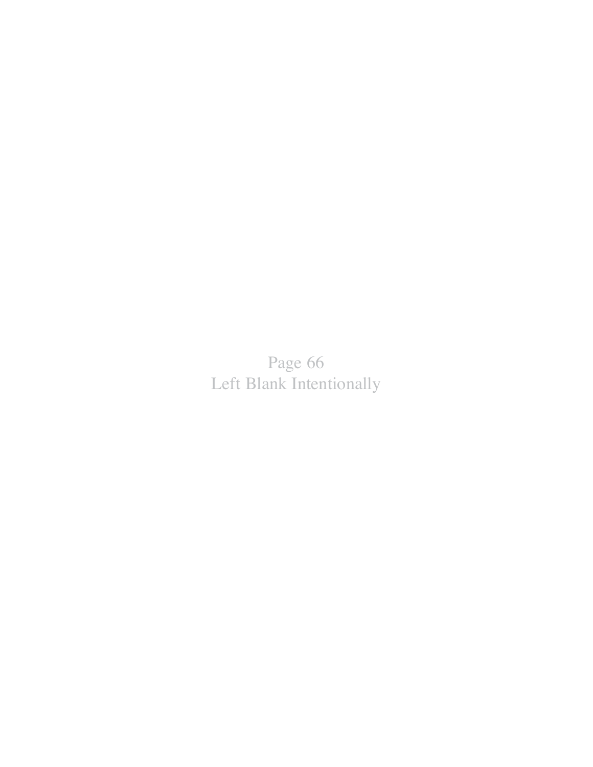Page 66

Left Blank Intentionally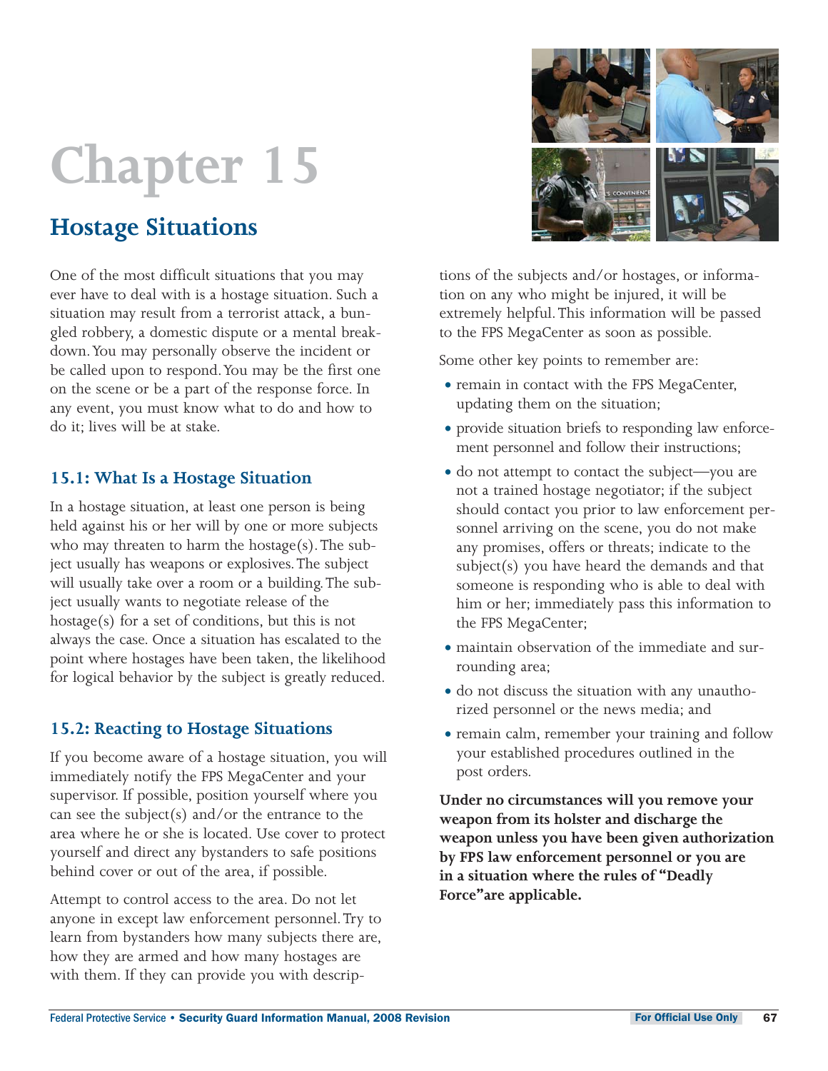# Chapter 15

## Hostage Situations

One of the most difficult situations that you may ever have to deal with is a hostage situation. Such a situation may result from a terrorist attack, a bungled robbery, a domestic dispute or a mental breakdown. You may personally observe the incident or be called upon to respond. You may be the first one on the scene or be a part of the response force. In any event, you must know what to do and how to do it; lives will be at stake.

### 15.1: What Is a Hostage Situation

In a hostage situation, at least one person is being held against his or her will by one or more subjects who may threaten to harm the hostage(s). The subject usually has weapons or explosives. The subject will usually take over a room or a building. The subject usually wants to negotiate release of the hostage(s) for a set of conditions, but this is not always the case. Once a situation has escalated to the point where hostages have been taken, the likelihood for logical behavior by the subject is greatly reduced.

### 15.2: Reacting to Hostage Situations

If you become aware of a hostage situation, you will immediately notify the FPS MegaCenter and your supervisor. If possible, position yourself where you can see the subject(s) and/or the entrance to the area where he or she is located. Use cover to protect yourself and direct any bystanders to safe positions behind cover or out of the area, if possible.

Attempt to control access to the area. Do not let anyone in except law enforcement personnel. Try to learn from bystanders how many subjects there are, how they are armed and how many hostages are with them. If they can provide you with descriptions of the subjects and/or hostages, or information on any who might be injured, it will be extremely helpful. This information will be passed to the FPS MegaCenter as soon as possible.

Some other key points to remember are:

- remain in contact with the FPS MegaCenter, updating them on the situation;
- provide situation briefs to responding law enforcement personnel and follow their instructions;
- do not attempt to contact the subject—you are not a trained hostage negotiator; if the subject should contact you prior to law enforcement personnel arriving on the scene, you do not make any promises, offers or threats; indicate to the subject(s) you have heard the demands and that someone is responding who is able to deal with him or her; immediately pass this information to the FPS MegaCenter;
- maintain observation of the immediate and surrounding area;
- do not discuss the situation with any unauthorized personnel or the news media; and
- remain calm, remember your training and follow your established procedures outlined in the post orders.

**Under no circumstances will you remove your weapon from its holster and discharge the weapon unless you have been given authorization by FPS law enforcement personnel or you are in a situation where the rules of "Deadly Force" are applicable.**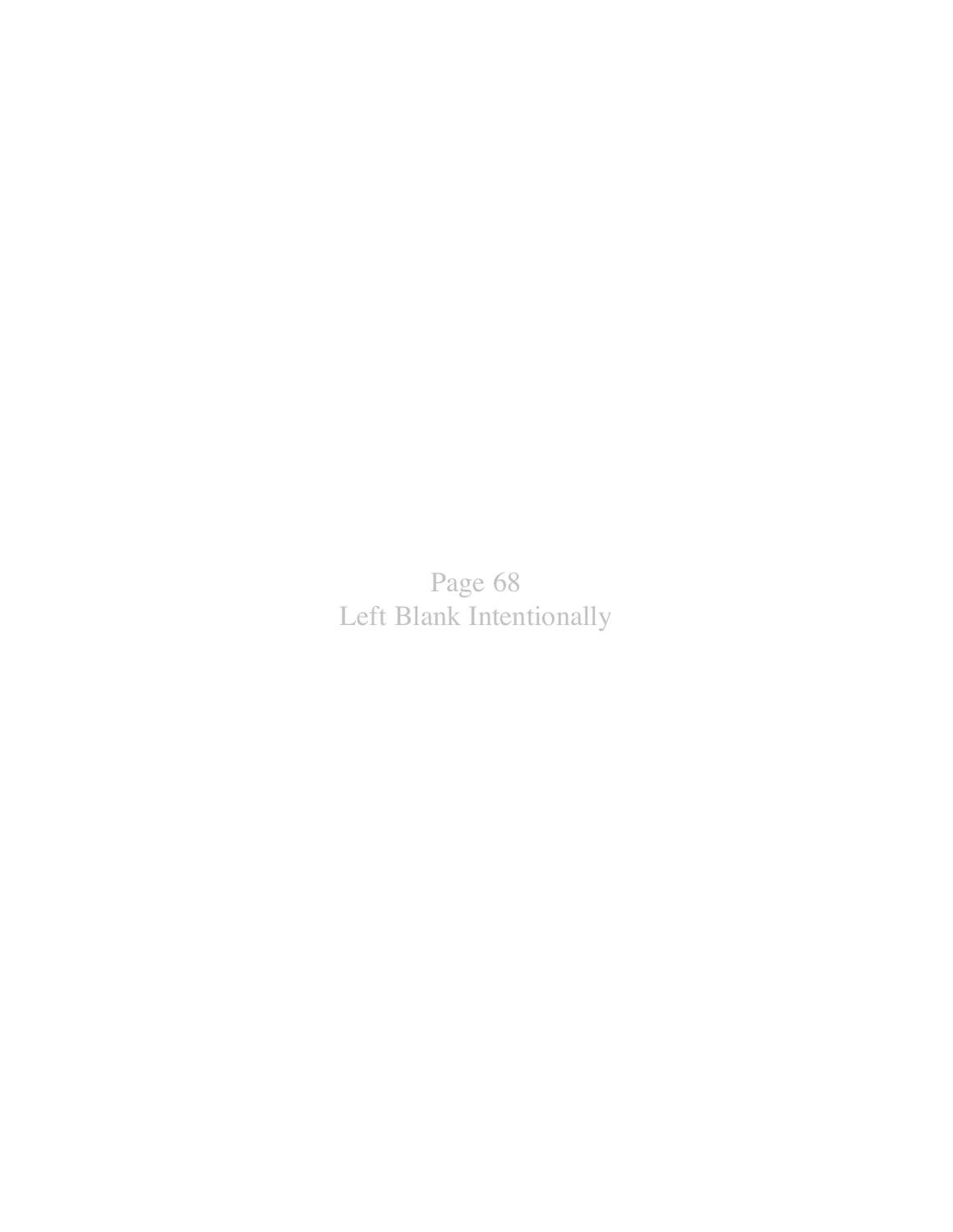Page 68
Left Blank Intentionally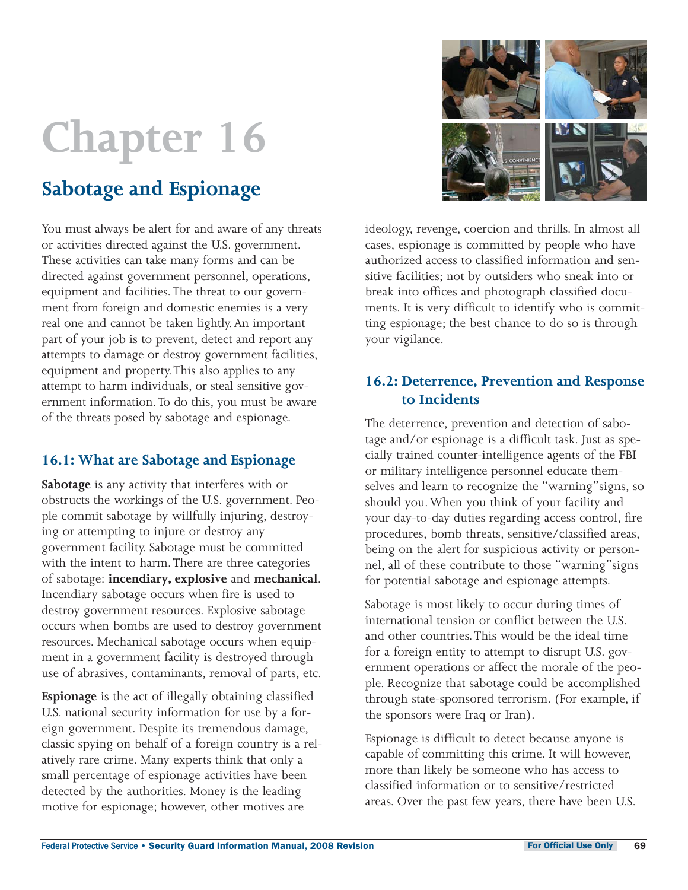# Chapter 16

## Sabotage and Espionage

You must always be alert for and aware of any threats or activities directed against the U.S. government. These activities can take many forms and can be directed against government personnel, operations, equipment and facilities. The threat to our government from foreign and domestic enemies is a very real one and cannot be taken lightly. An important part of your job is to prevent, detect and report any attempts to damage or destroy government facilities, equipment and property. This also applies to any attempt to harm individuals, or steal sensitive government information. To do this, you must be aware of the threats posed by sabotage and espionage.

### 16.1: What are Sabotage and Espionage

**Sabotage** is any activity that interferes with or obstructs the workings of the U.S. government. People commit sabotage by willfully injuring, destroying or attempting to injure or destroy any government facility. Sabotage must be committed with the intent to harm. There are three categories of sabotage: **incendiary, explosive** and **mechanical**. Incendiary sabotage occurs when fire is used to destroy government resources. Explosive sabotage occurs when bombs are used to destroy government resources. Mechanical sabotage occurs when equipment in a government facility is destroyed through use of abrasives, contaminants, removal of parts, etc.

**Espionage** is the act of illegally obtaining classified U.S. national security information for use by a foreign government. Despite its tremendous damage, classic spying on behalf of a foreign country is a relatively rare crime. Many experts think that only a small percentage of espionage activities have been detected by the authorities. Money is the leading motive for espionage; however, other motives are ideology, revenge, coercion and thrills. In almost all cases, espionage is committed by people who have authorized access to classified information and sensitive facilities; not by outsiders who sneak into or break into offices and photograph classified documents. It is very difficult to identify who is committing espionage; the best chance to do so is through your vigilance.

### 16.2: Deterrence, Prevention and Response to Incidents

The deterrence, prevention and detection of sabotage and/or espionage is a difficult task. Just as specially trained counter-intelligence agents of the FBI or military intelligence personnel educate themselves and learn to recognize the "warning"signs, so should you. When you think of your facility and your day-to-day duties regarding access control, fire procedures, bomb threats, sensitive/classified areas, being on the alert for suspicious activity or personnel, all of these contribute to those "warning"signs for potential sabotage and espionage attempts.

Sabotage is most likely to occur during times of international tension or conflict between the U.S. and other countries. This would be the ideal time for a foreign entity to attempt to disrupt U.S. government operations or affect the morale of the people. Recognize that sabotage could be accomplished through state-sponsored terrorism. (For example, if the sponsors were Iraq or Iran).

Espionage is difficult to detect because anyone is capable of committing this crime. It will however, more than likely be someone who has access to classified information or to sensitive/restricted areas. Over the past few years, there have been U.S.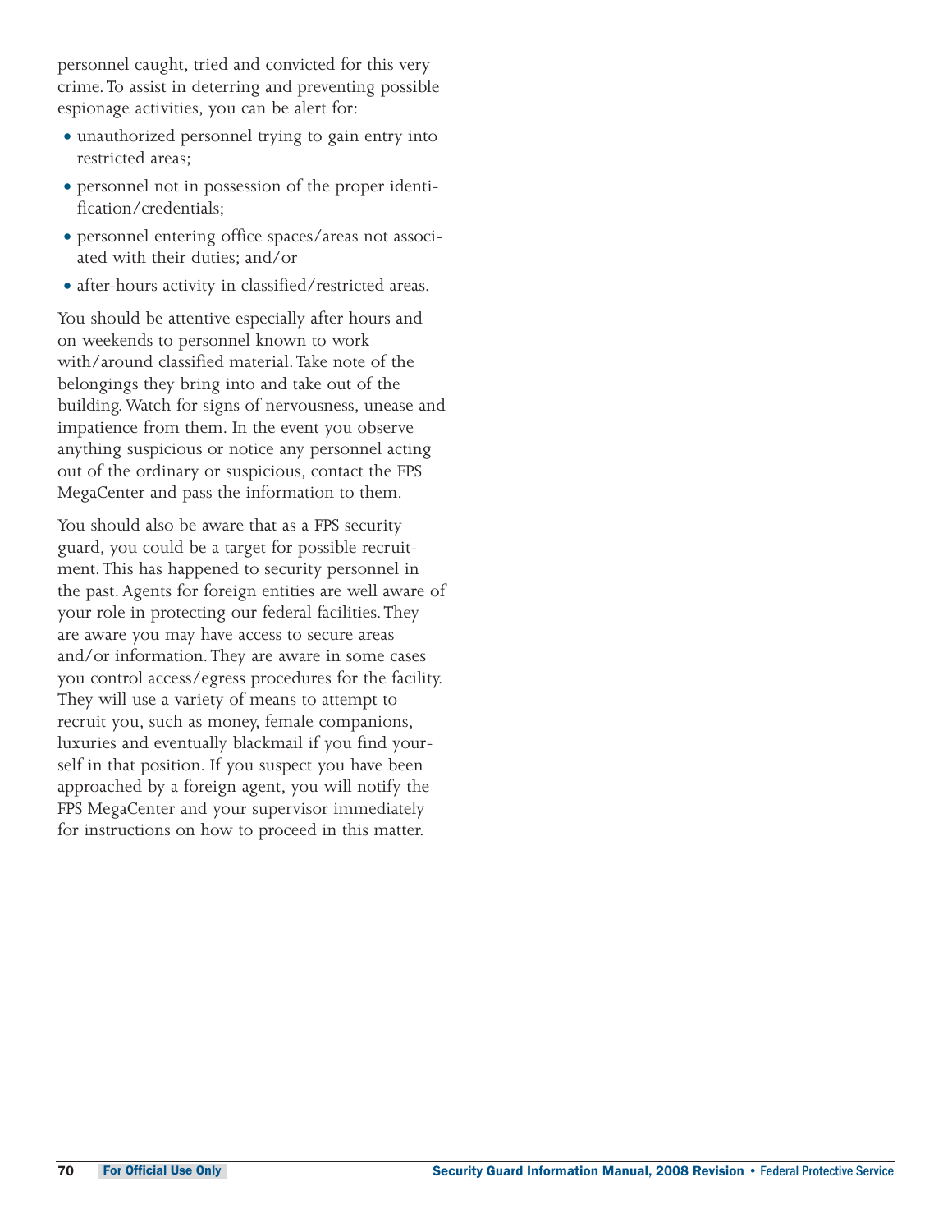personnel caught, tried and convicted for this very crime. To assist in deterring and preventing possible espionage activities, you can be alert for:

- unauthorized personnel trying to gain entry into restricted areas;
- personnel not in possession of the proper identification/credentials;
- personnel entering office spaces/areas not associated with their duties; and/or
- after-hours activity in classified/restricted areas.

You should be attentive especially after hours and on weekends to personnel known to work with/around classified material. Take note of the belongings they bring into and take out of the building. Watch for signs of nervousness, unease and impatience from them. In the event you observe anything suspicious or notice any personnel acting out of the ordinary or suspicious, contact the FPS MegaCenter and pass the information to them.

You should also be aware that as a FPS security guard, you could be a target for possible recruitment. This has happened to security personnel in the past. Agents for foreign entities are well aware of your role in protecting our federal facilities. They are aware you may have access to secure areas and/or information. They are aware in some cases you control access/egress procedures for the facility. They will use a variety of means to attempt to recruit you, such as money, female companions, luxuries and eventually blackmail if you find yourself in that position. If you suspect you have been approached by a foreign agent, you will notify the FPS MegaCenter and your supervisor immediately for instructions on how to proceed in this matter.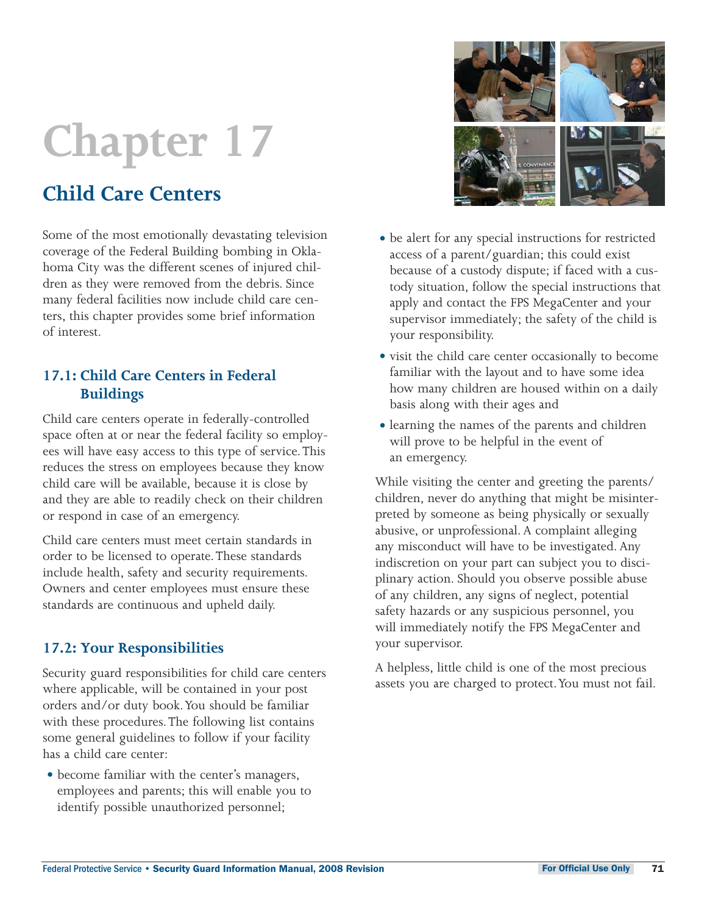# Chapter 17

## Child Care Centers

Some of the most emotionally devastating television coverage of the Federal Building bombing in Oklahoma City was the different scenes of injured children as they were removed from the debris. Since many federal facilities now include child care centers, this chapter provides some brief information of interest.

### 17.1: Child Care Centers in Federal Buildings

Child care centers operate in federally-controlled space often at or near the federal facility so employees will have easy access to this type of service. This reduces the stress on employees because they know child care will be available, because it is close by and they are able to readily check on their children or respond in case of an emergency.

Child care centers must meet certain standards in order to be licensed to operate. These standards include health, safety and security requirements. Owners and center employees must ensure these standards are continuous and upheld daily.

### 17.2: Your Responsibilities

Security guard responsibilities for child care centers where applicable, will be contained in your post orders and/or duty book. You should be familiar with these procedures. The following list contains some general guidelines to follow if your facility has a child care center:

- become familiar with the center's managers, employees and parents; this will enable you to identify possible unauthorized personnel;
- be alert for any special instructions for restricted access of a parent/guardian; this could exist because of a custody dispute; if faced with a custody situation, follow the special instructions that apply and contact the FPS MegaCenter and your supervisor immediately; the safety of the child is your responsibility.
- visit the child care center occasionally to become familiar with the layout and to have some idea how many children are housed within on a daily basis along with their ages and
- learning the names of the parents and children will prove to be helpful in the event of an emergency.

While visiting the center and greeting the parents/children, never do anything that might be misinterpreted by someone as being physically or sexually abusive, or unprofessional. A complaint alleging any misconduct will have to be investigated. Any indiscretion on your part can subject you to disciplinary action. Should you observe possible abuse of any children, any signs of neglect, potential safety hazards or any suspicious personnel, you will immediately notify the FPS MegaCenter and your supervisor.

A helpless, little child is one of the most precious assets you are charged to protect. You must not fail.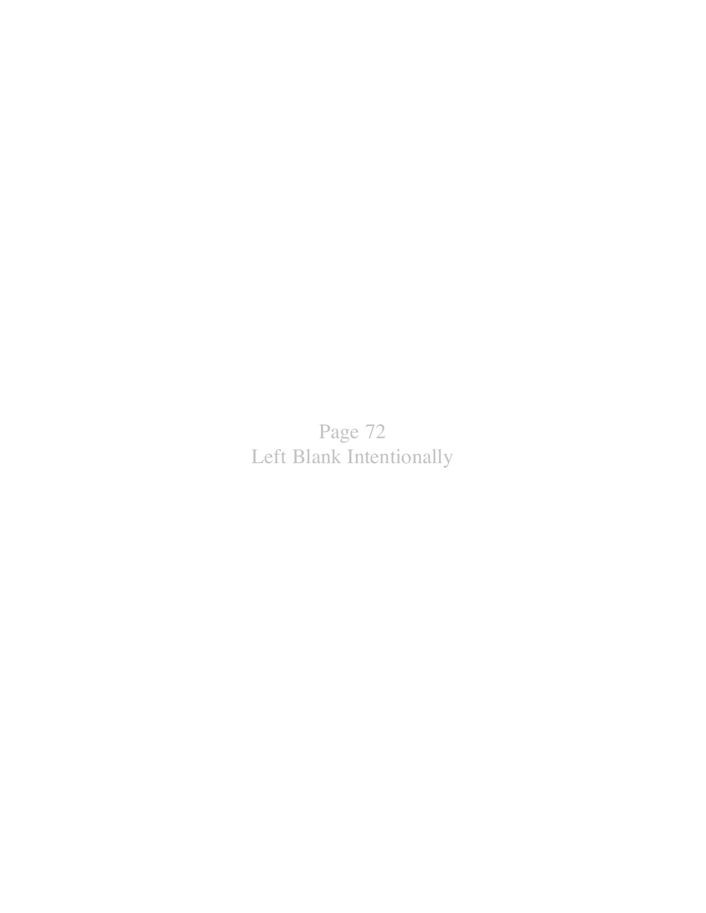Page 72

Left Blank Intentionally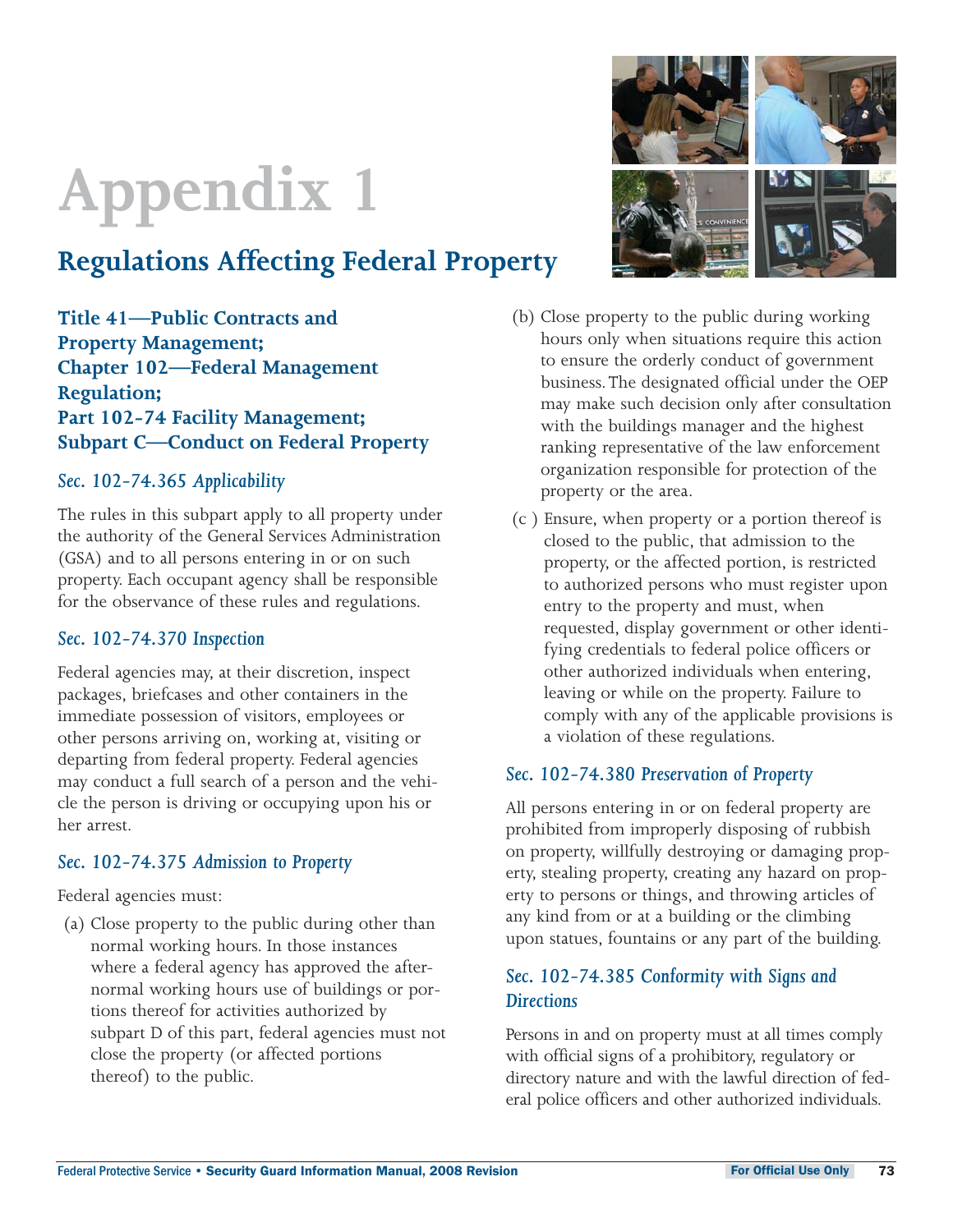# Appendix 1

## Regulations Affecting Federal Property

### Title 41—Public Contracts and Property Management; Chapter 102—Federal Management Regulation; Part 102-74 Facility Management; Subpart C—Conduct on Federal Property

#### *Sec. 102-74.365 Applicability*

The rules in this subpart apply to all property under the authority of the General Services Administration (GSA) and to all persons entering in or on such property. Each occupant agency shall be responsible for the observance of these rules and regulations.

#### *Sec. 102-74.370 Inspection*

Federal agencies may, at their discretion, inspect packages, briefcases and other containers in the immediate possession of visitors, employees or other persons arriving on, working at, visiting or departing from federal property. Federal agencies may conduct a full search of a person and the vehicle the person is driving or occupying upon his or her arrest.

#### *Sec. 102-74.375 Admission to Property*

Federal agencies must:

(a) Close property to the public during other than normal working hours. In those instances where a federal agency has approved the after-normal working hours use of buildings or portions thereof for activities authorized by subpart D of this part, federal agencies must not close the property (or affected portions thereof) to the public.

(b) Close property to the public during working hours only when situations require this action to ensure the orderly conduct of government business. The designated official under the OEP may make such decision only after consultation with the buildings manager and the highest ranking representative of the law enforcement organization responsible for protection of the property or the area.

(c ) Ensure, when property or a portion thereof is closed to the public, that admission to the property, or the affected portion, is restricted to authorized persons who must register upon entry to the property and must, when requested, display government or other identifying credentials to federal police officers or other authorized individuals when entering, leaving or while on the property. Failure to comply with any of the applicable provisions is a violation of these regulations.

#### *Sec. 102-74.380 Preservation of Property*

All persons entering in or on federal property are prohibited from improperly disposing of rubbish on property, willfully destroying or damaging property, stealing property, creating any hazard on property to persons or things, and throwing articles of any kind from or at a building or the climbing upon statues, fountains or any part of the building.

#### *Sec. 102-74.385 Conformity with Signs and Directions*

Persons in and on property must at all times comply with official signs of a prohibitory, regulatory or directory nature and with the lawful direction of federal police officers and other authorized individuals.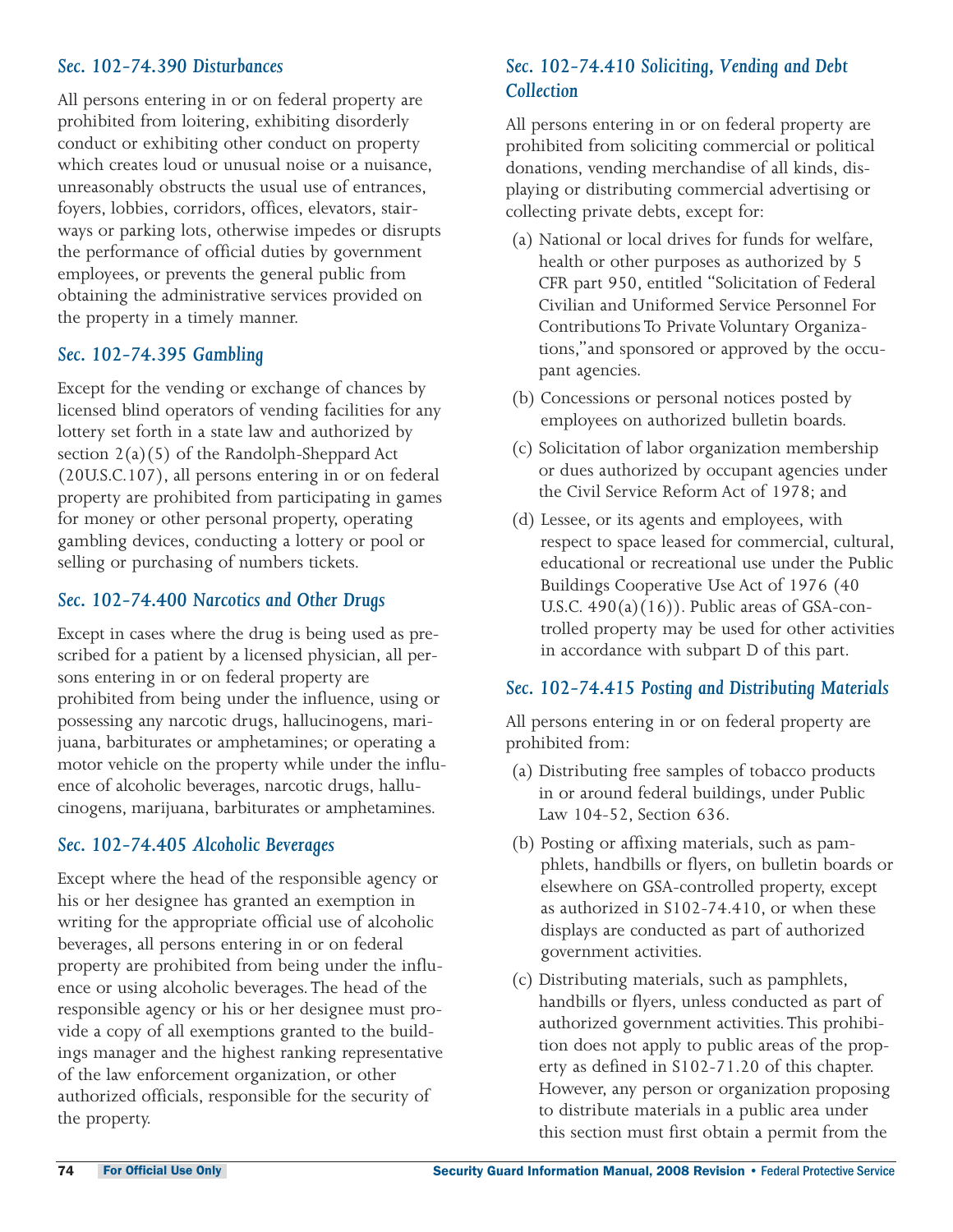### *Sec. 102-74.390 Disturbances*

All persons entering in or on federal property are prohibited from loitering, exhibiting disorderly conduct or exhibiting other conduct on property which creates loud or unusual noise or a nuisance, unreasonably obstructs the usual use of entrances, foyers, lobbies, corridors, offices, elevators, stairways or parking lots, otherwise impedes or disrupts the performance of official duties by government employees, or prevents the general public from obtaining the administrative services provided on the property in a timely manner.

### *Sec. 102-74.395 Gambling*

Except for the vending or exchange of chances by licensed blind operators of vending facilities for any lottery set forth in a state law and authorized by section 2(a)(5) of the Randolph-Sheppard Act (20U.S.C.107), all persons entering in or on federal property are prohibited from participating in games for money or other personal property, operating gambling devices, conducting a lottery or pool or selling or purchasing of numbers tickets.

### *Sec. 102-74.400 Narcotics and Other Drugs*

Except in cases where the drug is being used as prescribed for a patient by a licensed physician, all persons entering in or on federal property are prohibited from being under the influence, using or possessing any narcotic drugs, hallucinogens, marijuana, barbiturates or amphetamines; or operating a motor vehicle on the property while under the influence of alcoholic beverages, narcotic drugs, hallucinogens, marijuana, barbiturates or amphetamines.

### *Sec. 102-74.405 Alcoholic Beverages*

Except where the head of the responsible agency or his or her designee has granted an exemption in writing for the appropriate official use of alcoholic beverages, all persons entering in or on federal property are prohibited from being under the influence or using alcoholic beverages. The head of the responsible agency or his or her designee must provide a copy of all exemptions granted to the buildings manager and the highest ranking representative of the law enforcement organization, or other authorized officials, responsible for the security of the property.

### *Sec. 102-74.410 Soliciting, Vending and Debt Collection*

All persons entering in or on federal property are prohibited from soliciting commercial or political donations, vending merchandise of all kinds, displaying or distributing commercial advertising or collecting private debts, except for:

(a) National or local drives for funds for welfare, health or other purposes as authorized by 5 CFR part 950, entitled "Solicitation of Federal Civilian and Uniformed Service Personnel For Contributions To Private Voluntary Organizations,"and sponsored or approved by the occupant agencies.

(b) Concessions or personal notices posted by employees on authorized bulletin boards.

(c) Solicitation of labor organization membership or dues authorized by occupant agencies under the Civil Service Reform Act of 1978; and

(d) Lessee, or its agents and employees, with respect to space leased for commercial, cultural, educational or recreational use under the Public Buildings Cooperative Use Act of 1976 (40 U.S.C. 490(a)(16)). Public areas of GSA-controlled property may be used for other activities in accordance with subpart D of this part.

### *Sec. 102-74.415 Posting and Distributing Materials*

All persons entering in or on federal property are prohibited from:

(a) Distributing free samples of tobacco products in or around federal buildings, under Public Law 104-52, Section 636.

(b) Posting or affixing materials, such as pamphlets, handbills or flyers, on bulletin boards or elsewhere on GSA-controlled property, except as authorized in S102-74.410, or when these displays are conducted as part of authorized government activities.

(c) Distributing materials, such as pamphlets, handbills or flyers, unless conducted as part of authorized government activities. This prohibition does not apply to public areas of the property as defined in S102-71.20 of this chapter. However, any person or organization proposing to distribute materials in a public area under this section must first obtain a permit from the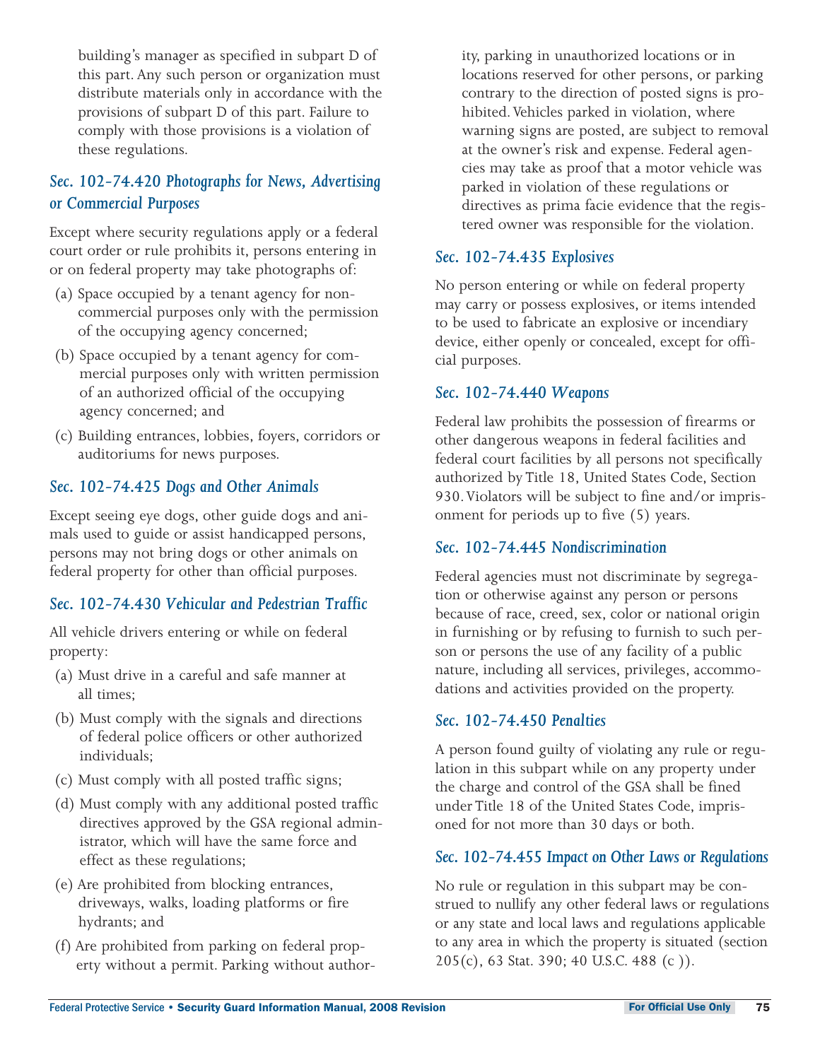building's manager as specified in subpart D of this part. Any such person or organization must distribute materials only in accordance with the provisions of subpart D of this part. Failure to comply with those provisions is a violation of these regulations.

### *Sec. 102-74.420 Photographs for News, Advertising or Commercial Purposes*

Except where security regulations apply or a federal court order or rule prohibits it, persons entering in or on federal property may take photographs of:

(a) Space occupied by a tenant agency for non-commercial purposes only with the permission of the occupying agency concerned;

(b) Space occupied by a tenant agency for commercial purposes only with written permission of an authorized official of the occupying agency concerned; and

(c) Building entrances, lobbies, foyers, corridors or auditoriums for news purposes.

### *Sec. 102-74.425 Dogs and Other Animals*

Except seeing eye dogs, other guide dogs and animals used to guide or assist handicapped persons, persons may not bring dogs or other animals on federal property for other than official purposes.

### *Sec. 102-74.430 Vehicular and Pedestrian Traffic*

All vehicle drivers entering or while on federal property:

(a) Must drive in a careful and safe manner at all times;

(b) Must comply with the signals and directions of federal police officers or other authorized individuals;

(c) Must comply with all posted traffic signs;

(d) Must comply with any additional posted traffic directives approved by the GSA regional administrator, which will have the same force and effect as these regulations;

(e) Are prohibited from blocking entrances, driveways, walks, loading platforms or fire hydrants; and

(f) Are prohibited from parking on federal property without a permit. Parking without authority, parking in unauthorized locations or in locations reserved for other persons, or parking contrary to the direction of posted signs is prohibited. Vehicles parked in violation, where warning signs are posted, are subject to removal at the owner's risk and expense. Federal agencies may take as proof that a motor vehicle was parked in violation of these regulations or directives as prima facie evidence that the registered owner was responsible for the violation.

### *Sec. 102-74.435 Explosives*

No person entering or while on federal property may carry or possess explosives, or items intended to be used to fabricate an explosive or incendiary device, either openly or concealed, except for official purposes.

### *Sec. 102-74.440 Weapons*

Federal law prohibits the possession of firearms or other dangerous weapons in federal facilities and federal court facilities by all persons not specifically authorized by Title 18, United States Code, Section 930. Violators will be subject to fine and/or imprisonment for periods up to five (5) years.

### *Sec. 102-74.445 Nondiscrimination*

Federal agencies must not discriminate by segregation or otherwise against any person or persons because of race, creed, sex, color or national origin in furnishing or by refusing to furnish to such person or persons the use of any facility of a public nature, including all services, privileges, accommodations and activities provided on the property.

### *Sec. 102-74.450 Penalties*

A person found guilty of violating any rule or regulation in this subpart while on any property under the charge and control of the GSA shall be fined under Title 18 of the United States Code, imprisoned for not more than 30 days or both.

### *Sec. 102-74.455 Impact on Other Laws or Regulations*

No rule or regulation in this subpart may be construed to nullify any other federal laws or regulations or any state and local laws and regulations applicable to any area in which the property is situated (section 205(c), 63 Stat. 390; 40 U.S.C. 488 (c )).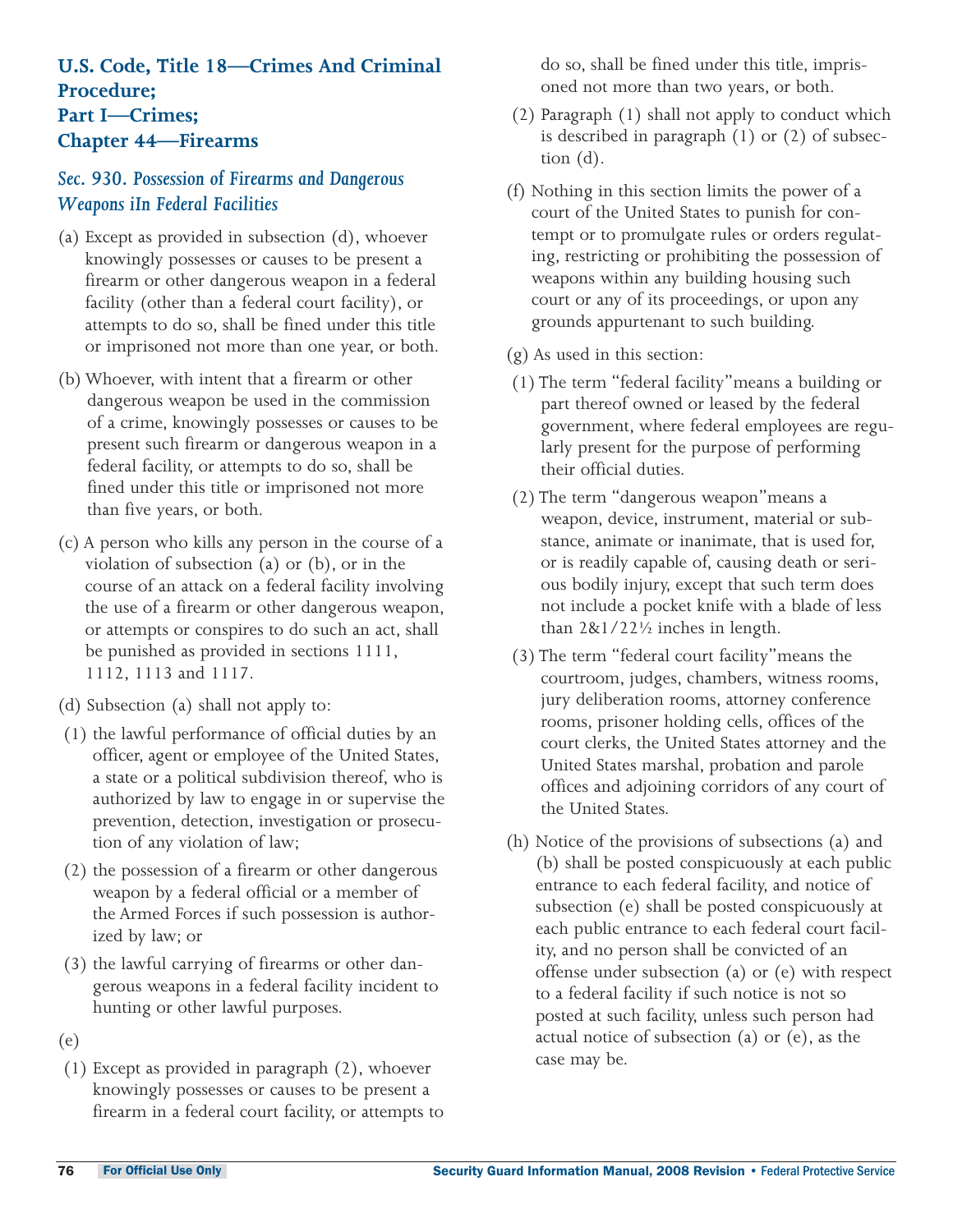## U.S. Code, Title 18—Crimes And Criminal Procedure; Part I—Crimes; Chapter 44—Firearms

### *Sec. 930. Possession of Firearms and Dangerous Weapons iIn Federal Facilities*

(a) Except as provided in subsection (d), whoever knowingly possesses or causes to be present a firearm or other dangerous weapon in a federal facility (other than a federal court facility), or attempts to do so, shall be fined under this title or imprisoned not more than one year, or both.

(b) Whoever, with intent that a firearm or other dangerous weapon be used in the commission of a crime, knowingly possesses or causes to be present such firearm or dangerous weapon in a federal facility, or attempts to do so, shall be fined under this title or imprisoned not more than five years, or both.

(c) A person who kills any person in the course of a violation of subsection (a) or (b), or in the course of an attack on a federal facility involving the use of a firearm or other dangerous weapon, or attempts or conspires to do such an act, shall be punished as provided in sections 1111, 1112, 1113 and 1117.

(d) Subsection (a) shall not apply to:

(1) the lawful performance of official duties by an officer, agent or employee of the United States, a state or a political subdivision thereof, who is authorized by law to engage in or supervise the prevention, detection, investigation or prosecution of any violation of law;

(2) the possession of a firearm or other dangerous weapon by a federal official or a member of the Armed Forces if such possession is authorized by law; or

(3) the lawful carrying of firearms or other dangerous weapons in a federal facility incident to hunting or other lawful purposes.

(e)

(1) Except as provided in paragraph (2), whoever knowingly possesses or causes to be present a firearm in a federal court facility, or attempts to do so, shall be fined under this title, imprisoned not more than two years, or both.

(2) Paragraph (1) shall not apply to conduct which is described in paragraph (1) or (2) of subsection (d).

(f) Nothing in this section limits the power of a court of the United States to punish for contempt or to promulgate rules or orders regulating, restricting or prohibiting the possession of weapons within any building housing such court or any of its proceedings, or upon any grounds appurtenant to such building.

(g) As used in this section:

(1) The term "federal facility"means a building or part thereof owned or leased by the federal government, where federal employees are regularly present for the purpose of performing their official duties.

(2) The term "dangerous weapon"means a weapon, device, instrument, material or substance, animate or inanimate, that is used for, or is readily capable of, causing death or serious bodily injury, except that such term does not include a pocket knife with a blade of less than 2&1/22½ inches in length.

(3) The term "federal court facility"means the courtroom, judges, chambers, witness rooms, jury deliberation rooms, attorney conference rooms, prisoner holding cells, offices of the court clerks, the United States attorney and the United States marshal, probation and parole offices and adjoining corridors of any court of the United States.

(h) Notice of the provisions of subsections (a) and (b) shall be posted conspicuously at each public entrance to each federal facility, and notice of subsection (e) shall be posted conspicuously at each public entrance to each federal court facility, and no person shall be convicted of an offense under subsection (a) or (e) with respect to a federal facility if such notice is not so posted at such facility, unless such person had actual notice of subsection (a) or (e), as the case may be.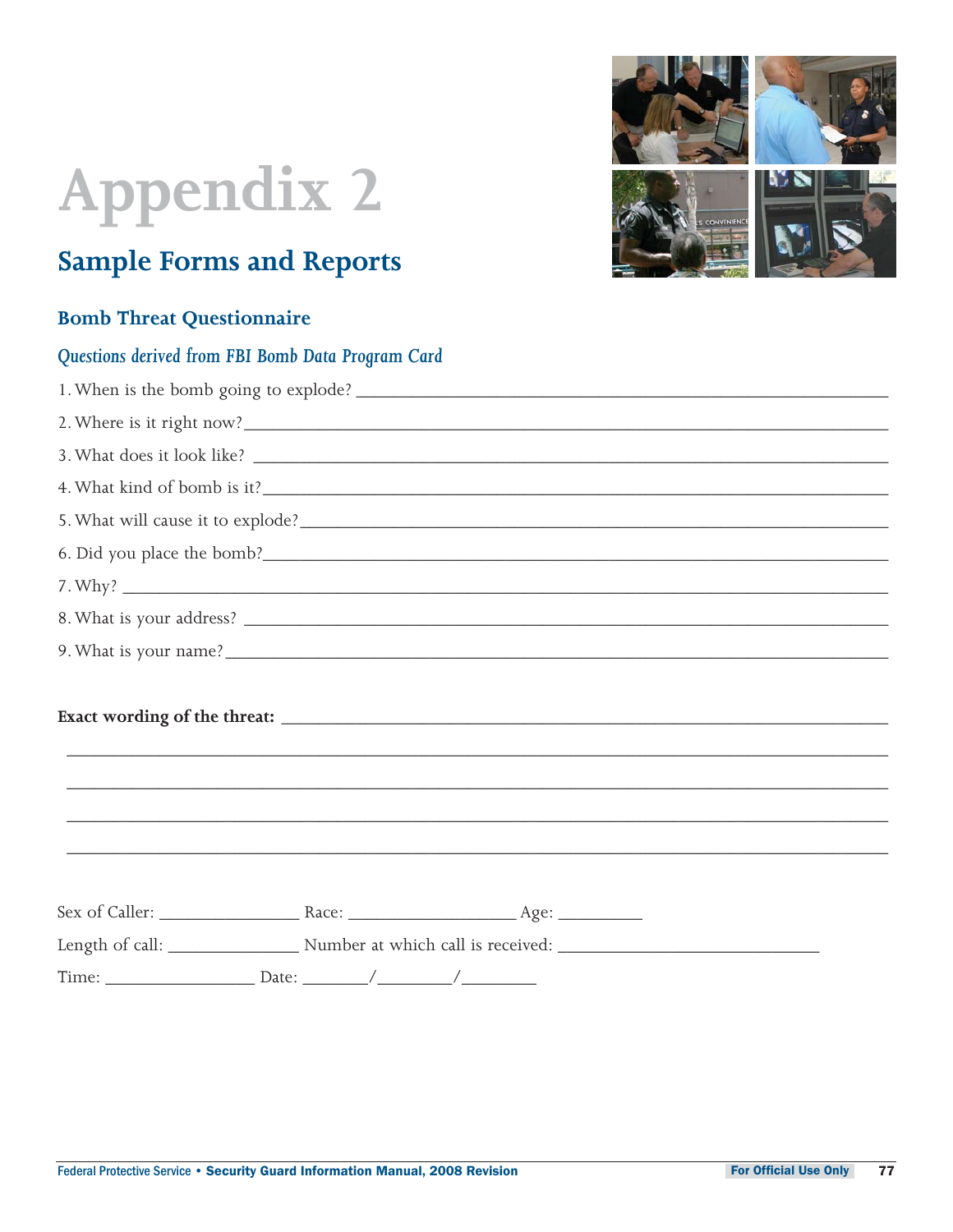# Appendix 2

## Sample Forms and Reports

### Bomb Threat Questionnaire

*Questions derived from FBI Bomb Data Program Card*

1. When is the bomb going to explode? ____________________
2. Where is it right now? ____________________
3. What does it look like? ____________________
4. What kind of bomb is it? ____________________
5. What will cause it to explode? ____________________
6. Did you place the bomb? ____________________
7. Why? ____________________
8. What is your address? ____________________
9. What is your name? ____________________

**Exact wording of the threat:** ____________________

____________________

____________________

____________________

____________________

Sex of Caller: ______________ Race: ________________ Age: _________

Length of call: _____________ Number at which call is received: _________________________

Time: _______________ Date: _______/________/________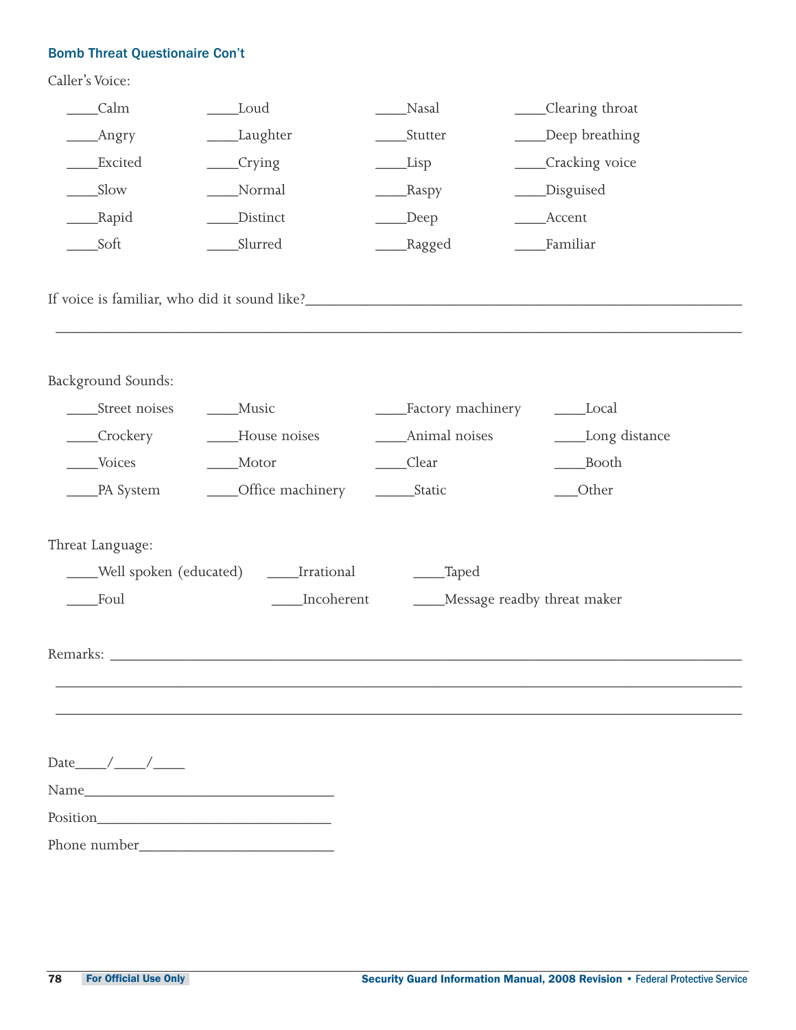### Bomb Threat Questionaire Con't

Caller's Voice:

| | | | |
|---|---|---|---|
| _____Calm | _____Loud | _____Nasal | _____Clearing throat |
| _____Angry | _____Laughter | _____Stutter | _____Deep breathing |
| _____Excited | _____Crying | _____Lisp | _____Cracking voice |
| _____Slow | _____Normal | _____Raspy | _____Disguised |
| _____Rapid | _____Distinct | _____Deep | _____Accent |
| _____Soft | _____Slurred | _____Ragged | _____Familiar |

If voice is familiar, who did it sound like?_______________________________________________

__________________________________________________________________________

Background Sounds:

| | | | |
|---|---|---|---|
| _____Street noises | _____Music | _____Factory machinery | _____Local |
| _____Crockery | _____House noises | _____Animal noises | _____Long distance |
| _____Voices | _____Motor | _____Clear | _____Booth |
| _____PA System | _____Office machinery | ______Static | ___Other |

Threat Language:

| | | |
|---|---|---|
| _____Well spoken (educated) | _____Irrational | _____Taped |
| _____Foul | _____Incoherent | _____Message readby threat maker |

Remarks: __________________________________________________________________

__________________________________________________________________________

__________________________________________________________________________

Date_____/_____/_____

Name__________________________________

Position________________________________

Phone number___________________________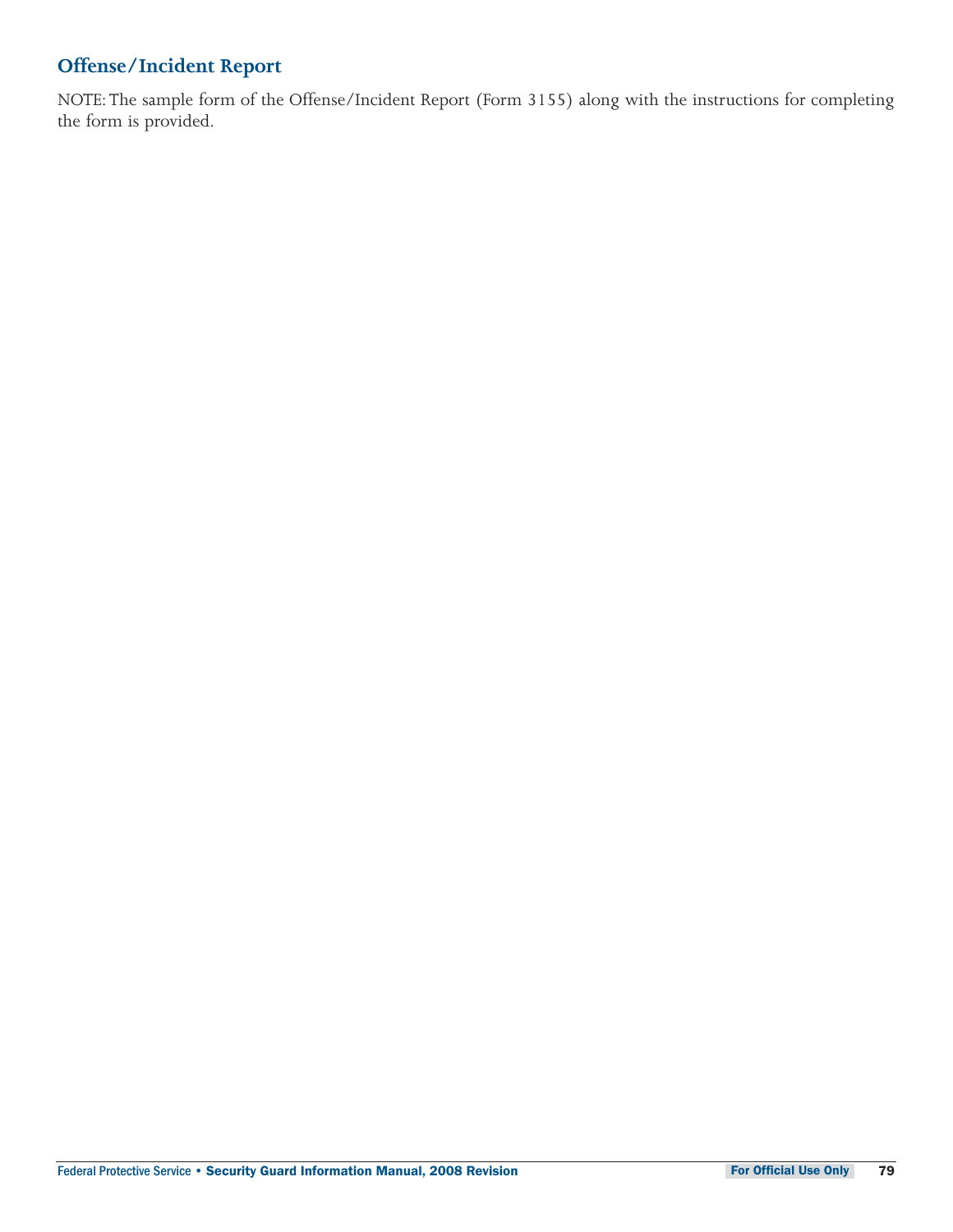## Offense/Incident Report

NOTE: The sample form of the Offense/Incident Report (Form 3155) along with the instructions for completing the form is provided.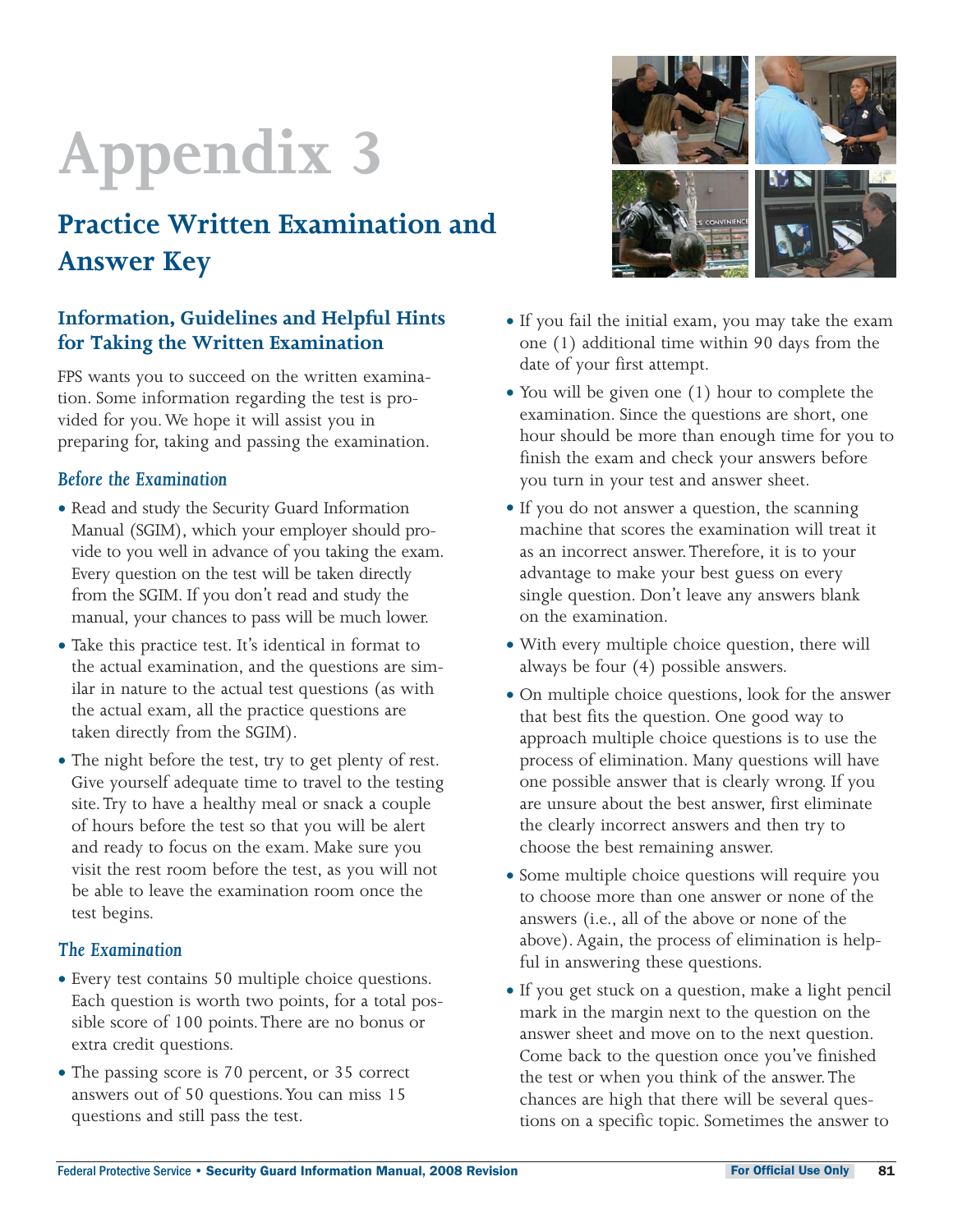# Appendix 3

## Practice Written Examination and Answer Key

### Information, Guidelines and Helpful Hints for Taking the Written Examination

FPS wants you to succeed on the written examination. Some information regarding the test is provided for you. We hope it will assist you in preparing for, taking and passing the examination.

#### *Before the Examination*

- Read and study the Security Guard Information Manual (SGIM), which your employer should provide to you well in advance of you taking the exam. Every question on the test will be taken directly from the SGIM. If you don't read and study the manual, your chances to pass will be much lower.
- Take this practice test. It's identical in format to the actual examination, and the questions are similar in nature to the actual test questions (as with the actual exam, all the practice questions are taken directly from the SGIM).
- The night before the test, try to get plenty of rest. Give yourself adequate time to travel to the testing site. Try to have a healthy meal or snack a couple of hours before the test so that you will be alert and ready to focus on the exam. Make sure you visit the rest room before the test, as you will not be able to leave the examination room once the test begins.

#### *The Examination*

- Every test contains 50 multiple choice questions. Each question is worth two points, for a total possible score of 100 points. There are no bonus or extra credit questions.
- The passing score is 70 percent, or 35 correct answers out of 50 questions. You can miss 15 questions and still pass the test.
- If you fail the initial exam, you may take the exam one (1) additional time within 90 days from the date of your first attempt.
- You will be given one (1) hour to complete the examination. Since the questions are short, one hour should be more than enough time for you to finish the exam and check your answers before you turn in your test and answer sheet.
- If you do not answer a question, the scanning machine that scores the examination will treat it as an incorrect answer. Therefore, it is to your advantage to make your best guess on every single question. Don't leave any answers blank on the examination.
- With every multiple choice question, there will always be four (4) possible answers.
- On multiple choice questions, look for the answer that best fits the question. One good way to approach multiple choice questions is to use the process of elimination. Many questions will have one possible answer that is clearly wrong. If you are unsure about the best answer, first eliminate the clearly incorrect answers and then try to choose the best remaining answer.
- Some multiple choice questions will require you to choose more than one answer or none of the answers (i.e., all of the above or none of the above). Again, the process of elimination is helpful in answering these questions.
- If you get stuck on a question, make a light pencil mark in the margin next to the question on the answer sheet and move on to the next question. Come back to the question once you've finished the test or when you think of the answer. The chances are high that there will be several questions on a specific topic. Sometimes the answer to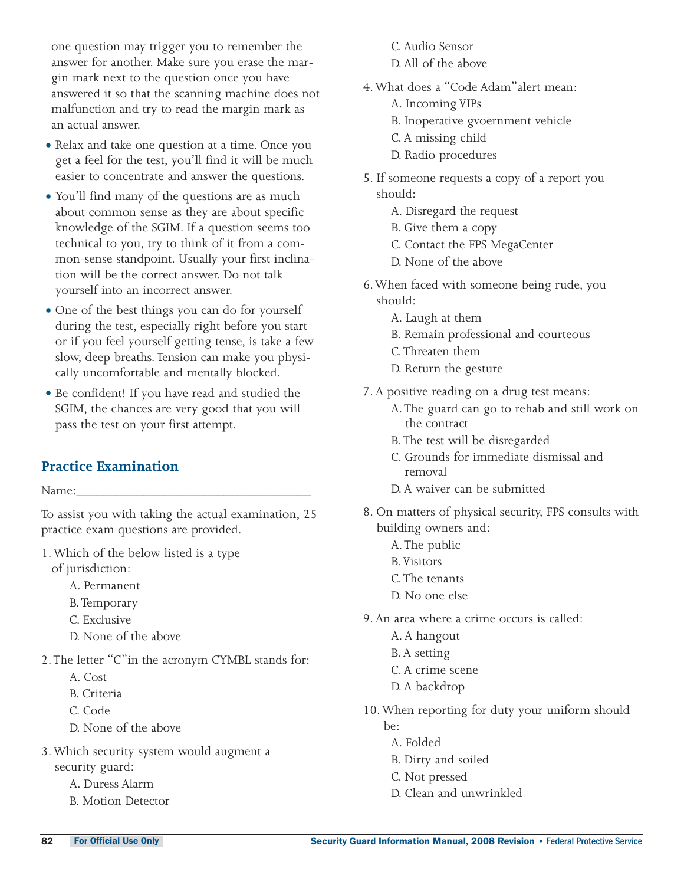one question may trigger you to remember the answer for another. Make sure you erase the margin mark next to the question once you have answered it so that the scanning machine does not malfunction and try to read the margin mark as an actual answer.

- Relax and take one question at a time. Once you get a feel for the test, you'll find it will be much easier to concentrate and answer the questions.
- You'll find many of the questions are as much about common sense as they are about specific knowledge of the SGIM. If a question seems too technical to you, try to think of it from a common-sense standpoint. Usually your first inclination will be the correct answer. Do not talk yourself into an incorrect answer.
- One of the best things you can do for yourself during the test, especially right before you start or if you feel yourself getting tense, is take a few slow, deep breaths. Tension can make you physically uncomfortable and mentally blocked.
- Be confident! If you have read and studied the SGIM, the chances are very good that you will pass the test on your first attempt.

## Practice Examination

Name:____________________________________

To assist you with taking the actual examination, 25 practice exam questions are provided.

1. Which of the below listed is a type of jurisdiction:
   A. Permanent
   B. Temporary
   C. Exclusive
   D. None of the above

2. The letter "C" in the acronym CYMBL stands for:
   A. Cost
   B. Criteria
   C. Code
   D. None of the above

3. Which security system would augment a security guard:
   A. Duress Alarm
   B. Motion Detector
   C. Audio Sensor
   D. All of the above

4. What does a "Code Adam" alert mean:
   A. Incoming VIPs
   B. Inoperative gvoernment vehicle
   C. A missing child
   D. Radio procedures

5. If someone requests a copy of a report you should:
   A. Disregard the request
   B. Give them a copy
   C. Contact the FPS MegaCenter
   D. None of the above

6. When faced with someone being rude, you should:
   A. Laugh at them
   B. Remain professional and courteous
   C. Threaten them
   D. Return the gesture

7. A positive reading on a drug test means:
   A. The guard can go to rehab and still work on the contract
   B. The test will be disregarded
   C. Grounds for immediate dismissal and removal
   D. A waiver can be submitted

8. On matters of physical security, FPS consults with building owners and:
   A. The public
   B. Visitors
   C. The tenants
   D. No one else

9. An area where a crime occurs is called:
   A. A hangout
   B. A setting
   C. A crime scene
   D. A backdrop

10. When reporting for duty your uniform should be:
    A. Folded
    B. Dirty and soiled
    C. Not pressed
    D. Clean and unwrinkled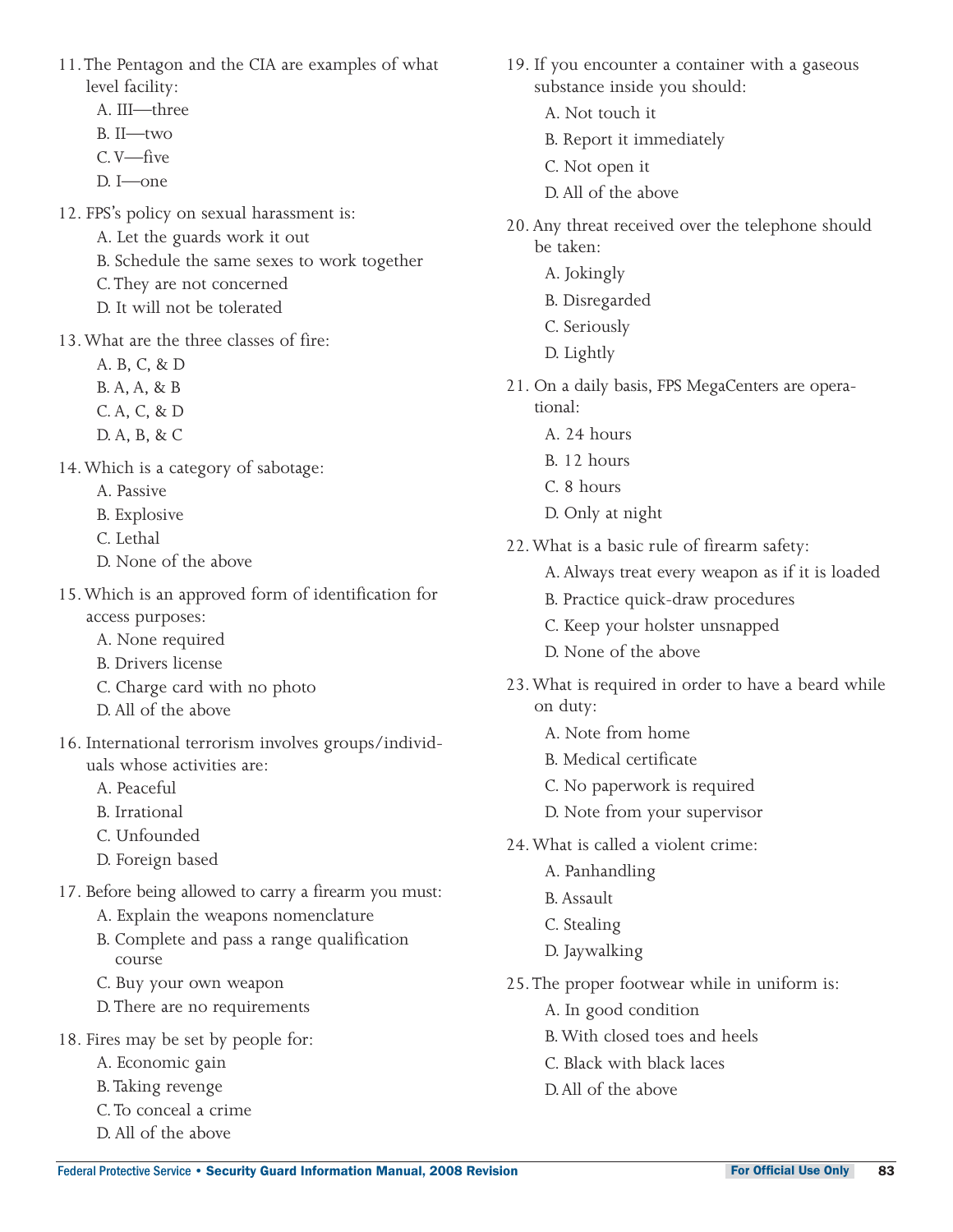11. The Pentagon and the CIA are examples of what level facility:
    - A. III—three
    - B. II—two
    - C. V—five
    - D. I—one
12. FPS's policy on sexual harassment is:
    - A. Let the guards work it out
    - B. Schedule the same sexes to work together
    - C. They are not concerned
    - D. It will not be tolerated
13. What are the three classes of fire:
    - A. B, C, & D
    - B. A, A, & B
    - C. A, C, & D
    - D. A, B, & C
14. Which is a category of sabotage:
    - A. Passive
    - B. Explosive
    - C. Lethal
    - D. None of the above
15. Which is an approved form of identification for access purposes:
    - A. None required
    - B. Drivers license
    - C. Charge card with no photo
    - D. All of the above
16. International terrorism involves groups/individuals whose activities are:
    - A. Peaceful
    - B. Irrational
    - C. Unfounded
    - D. Foreign based
17. Before being allowed to carry a firearm you must:
    - A. Explain the weapons nomenclature
    - B. Complete and pass a range qualification course
    - C. Buy your own weapon
    - D. There are no requirements
18. Fires may be set by people for:
    - A. Economic gain
    - B. Taking revenge
    - C. To conceal a crime
    - D. All of the above
19. If you encounter a container with a gaseous substance inside you should:
    - A. Not touch it
    - B. Report it immediately
    - C. Not open it
    - D. All of the above
20. Any threat received over the telephone should be taken:
    - A. Jokingly
    - B. Disregarded
    - C. Seriously
    - D. Lightly
21. On a daily basis, FPS MegaCenters are operational:
    - A. 24 hours
    - B. 12 hours
    - C. 8 hours
    - D. Only at night
22. What is a basic rule of firearm safety:
    - A. Always treat every weapon as if it is loaded
    - B. Practice quick-draw procedures
    - C. Keep your holster unsnapped
    - D. None of the above
23. What is required in order to have a beard while on duty:
    - A. Note from home
    - B. Medical certificate
    - C. No paperwork is required
    - D. Note from your supervisor
24. What is called a violent crime:
    - A. Panhandling
    - B. Assault
    - C. Stealing
    - D. Jaywalking
25. The proper footwear while in uniform is:
    - A. In good condition
    - B. With closed toes and heels
    - C. Black with black laces
    - D. All of the above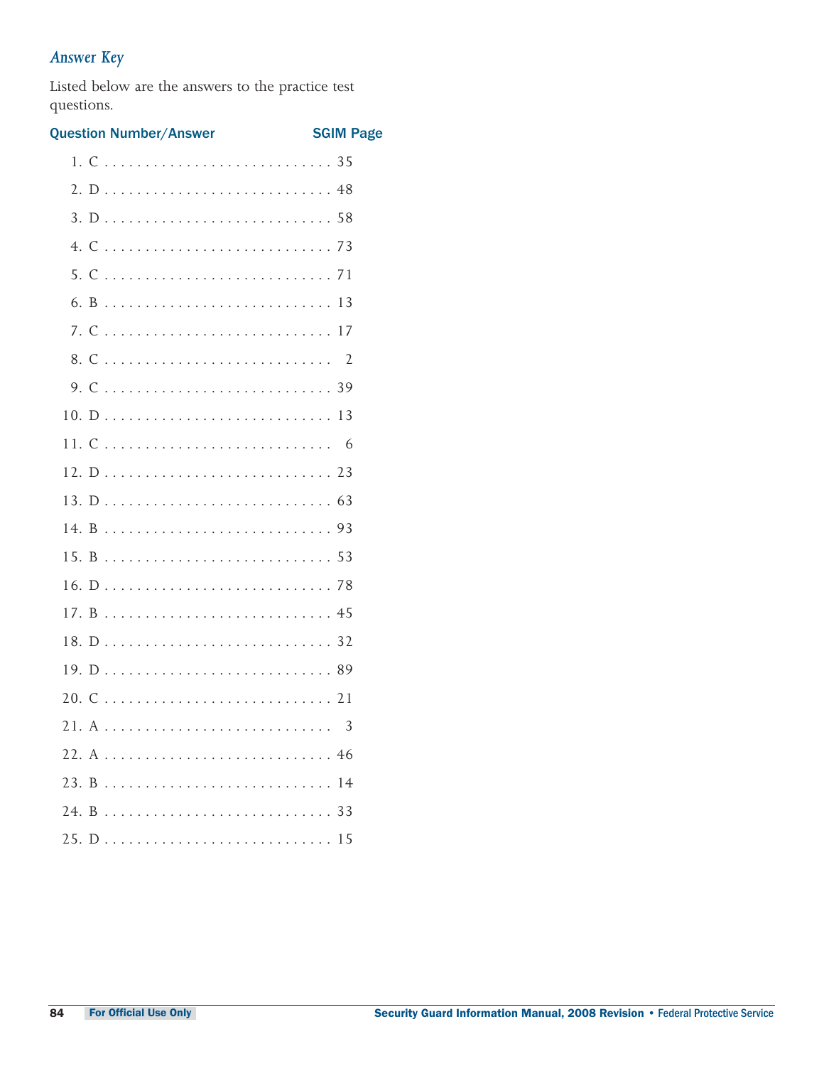## *Answer Key*

Listed below are the answers to the practice test questions.

| Question Number/Answer | SGIM Page |
| --- | --- |
| 1. C | 35 |
| 2. D | 48 |
| 3. D | 58 |
| 4. C | 73 |
| 5. C | 71 |
| 6. B | 13 |
| 7. C | 17 |
| 8. C | 2 |
| 9. C | 39 |
| 10. D | 13 |
| 11. C | 6 |
| 12. D | 23 |
| 13. D | 63 |
| 14. B | 93 |
| 15. B | 53 |
| 16. D | 78 |
| 17. B | 45 |
| 18. D | 32 |
| 19. D | 89 |
| 20. C | 21 |
| 21. A | 3 |
| 22. A | 46 |
| 23. B | 14 |
| 24. B | 33 |
| 25. D | 15 |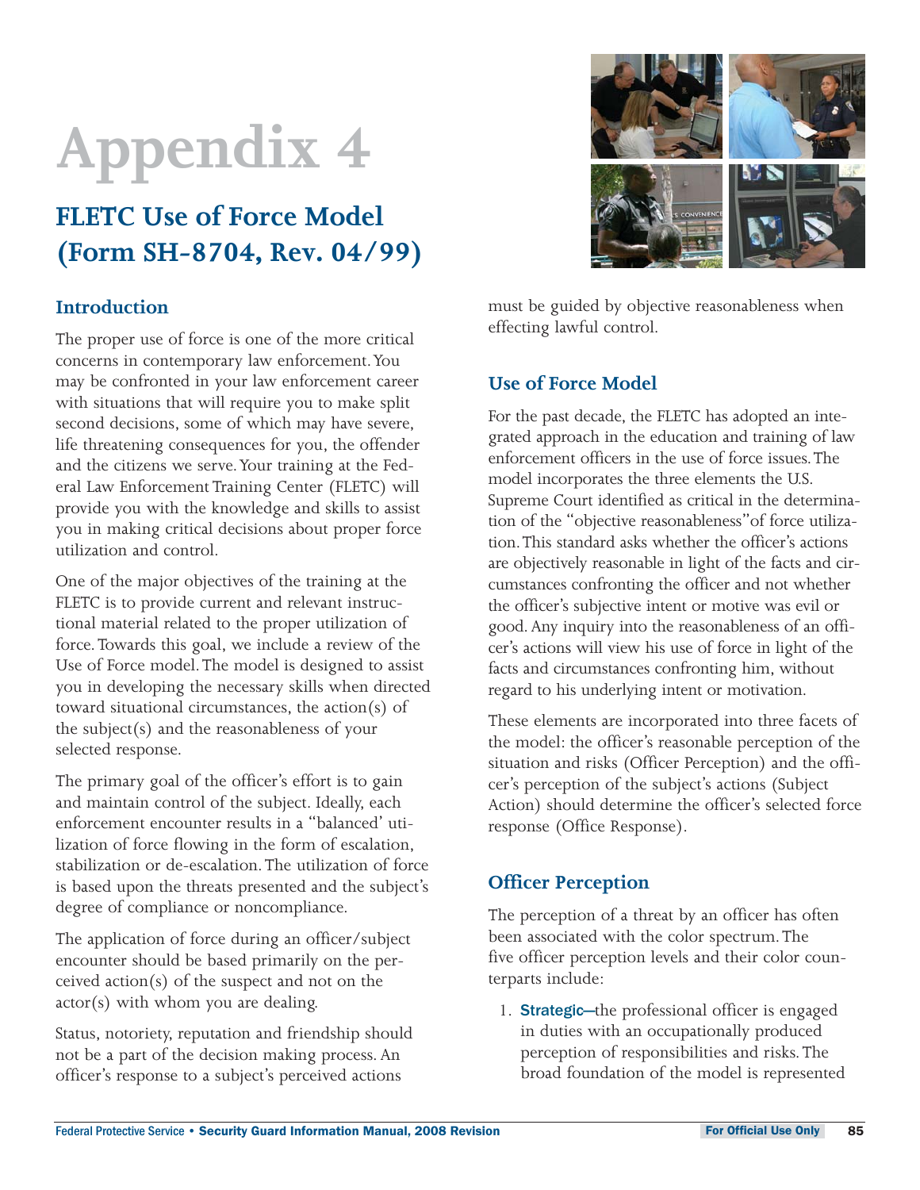# Appendix 4

## FLETC Use of Force Model (Form SH-8704, Rev. 04/99)

### Introduction

The proper use of force is one of the more critical concerns in contemporary law enforcement. You may be confronted in your law enforcement career with situations that will require you to make split second decisions, some of which may have severe, life threatening consequences for you, the offender and the citizens we serve. Your training at the Federal Law Enforcement Training Center (FLETC) will provide you with the knowledge and skills to assist you in making critical decisions about proper force utilization and control.

One of the major objectives of the training at the FLETC is to provide current and relevant instructional material related to the proper utilization of force. Towards this goal, we include a review of the Use of Force model. The model is designed to assist you in developing the necessary skills when directed toward situational circumstances, the action(s) of the subject(s) and the reasonableness of your selected response.

The primary goal of the officer's effort is to gain and maintain control of the subject. Ideally, each enforcement encounter results in a "balanced' utilization of force flowing in the form of escalation, stabilization or de-escalation. The utilization of force is based upon the threats presented and the subject's degree of compliance or noncompliance.

The application of force during an officer/subject encounter should be based primarily on the perceived action(s) of the suspect and not on the actor(s) with whom you are dealing.

Status, notoriety, reputation and friendship should not be a part of the decision making process. An officer's response to a subject's perceived actions must be guided by objective reasonableness when effecting lawful control.

### Use of Force Model

For the past decade, the FLETC has adopted an integrated approach in the education and training of law enforcement officers in the use of force issues. The model incorporates the three elements the U.S. Supreme Court identified as critical in the determination of the "objective reasonableness"of force utilization. This standard asks whether the officer's actions are objectively reasonable in light of the facts and circumstances confronting the officer and not whether the officer's subjective intent or motive was evil or good. Any inquiry into the reasonableness of an officer's actions will view his use of force in light of the facts and circumstances confronting him, without regard to his underlying intent or motivation.

These elements are incorporated into three facets of the model: the officer's reasonable perception of the situation and risks (Officer Perception) and the officer's perception of the subject's actions (Subject Action) should determine the officer's selected force response (Office Response).

### Officer Perception

The perception of a threat by an officer has often been associated with the color spectrum. The five officer perception levels and their color counterparts include:

1. **Strategic—**the professional officer is engaged in duties with an occupationally produced perception of responsibilities and risks. The broad foundation of the model is represented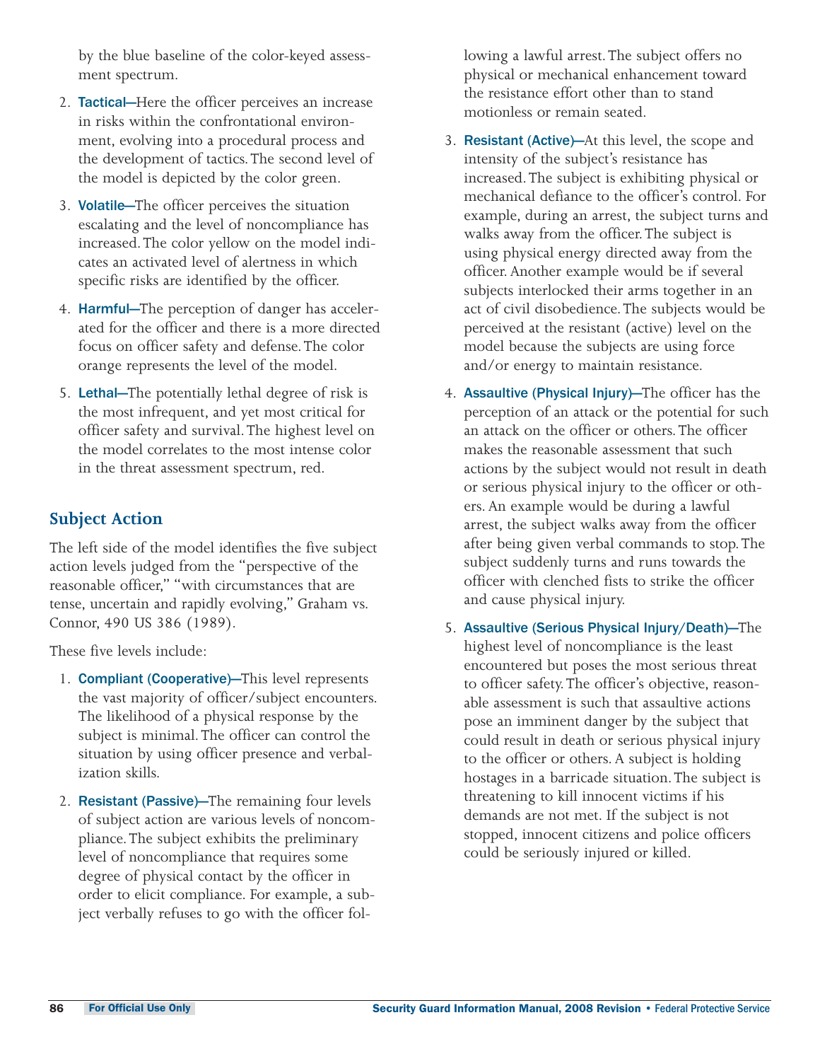by the blue baseline of the color-keyed assessment spectrum.

2. **Tactical**—Here the officer perceives an increase in risks within the confrontational environment, evolving into a procedural process and the development of tactics. The second level of the model is depicted by the color green.

3. **Volatile**—The officer perceives the situation escalating and the level of noncompliance has increased. The color yellow on the model indicates an activated level of alertness in which specific risks are identified by the officer.

4. **Harmful**—The perception of danger has accelerated for the officer and there is a more directed focus on officer safety and defense. The color orange represents the level of the model.

5. **Lethal**—The potentially lethal degree of risk is the most infrequent, and yet most critical for officer safety and survival. The highest level on the model correlates to the most intense color in the threat assessment spectrum, red.

## Subject Action

The left side of the model identifies the five subject action levels judged from the "perspective of the reasonable officer," "with circumstances that are tense, uncertain and rapidly evolving," Graham vs. Connor, 490 US 386 (1989).

These five levels include:

1. **Compliant (Cooperative)**—This level represents the vast majority of officer/subject encounters. The likelihood of a physical response by the subject is minimal. The officer can control the situation by using officer presence and verbalization skills.

2. **Resistant (Passive)**—The remaining four levels of subject action are various levels of noncompliance. The subject exhibits the preliminary level of noncompliance that requires some degree of physical contact by the officer in order to elicit compliance. For example, a subject verbally refuses to go with the officer following a lawful arrest. The subject offers no physical or mechanical enhancement toward the resistance effort other than to stand motionless or remain seated.

3. **Resistant (Active)**—At this level, the scope and intensity of the subject's resistance has increased. The subject is exhibiting physical or mechanical defiance to the officer's control. For example, during an arrest, the subject turns and walks away from the officer. The subject is using physical energy directed away from the officer. Another example would be if several subjects interlocked their arms together in an act of civil disobedience. The subjects would be perceived at the resistant (active) level on the model because the subjects are using force and/or energy to maintain resistance.

4. **Assaultive (Physical Injury)**—The officer has the perception of an attack or the potential for such an attack on the officer or others. The officer makes the reasonable assessment that such actions by the subject would not result in death or serious physical injury to the officer or others. An example would be during a lawful arrest, the subject walks away from the officer after being given verbal commands to stop. The subject suddenly turns and runs towards the officer with clenched fists to strike the officer and cause physical injury.

5. **Assaultive (Serious Physical Injury/Death)**—The highest level of noncompliance is the least encountered but poses the most serious threat to officer safety. The officer's objective, reasonable assessment is such that assaultive actions pose an imminent danger by the subject that could result in death or serious physical injury to the officer or others. A subject is holding hostages in a barricade situation. The subject is threatening to kill innocent victims if his demands are not met. If the subject is not stopped, innocent citizens and police officers could be seriously injured or killed.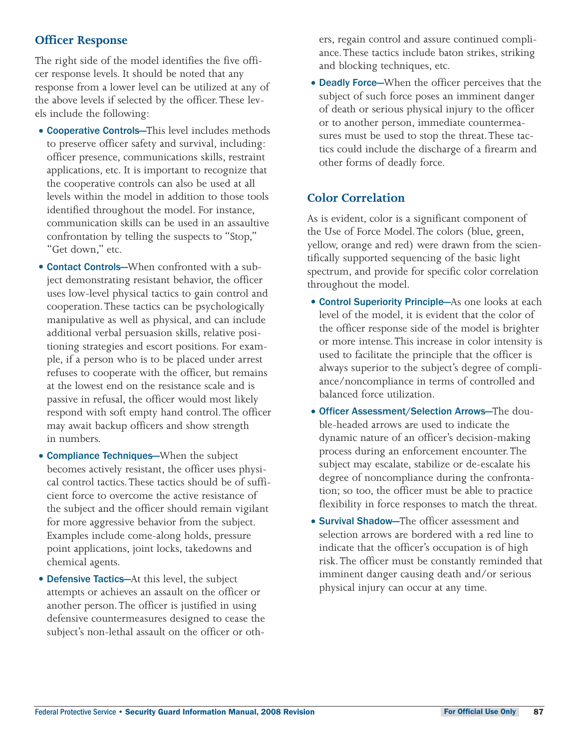## Officer Response

The right side of the model identifies the five officer response levels. It should be noted that any response from a lower level can be utilized at any of the above levels if selected by the officer. These levels include the following:

- **Cooperative Controls**—This level includes methods to preserve officer safety and survival, including: officer presence, communications skills, restraint applications, etc. It is important to recognize that the cooperative controls can also be used at all levels within the model in addition to those tools identified throughout the model. For instance, communication skills can be used in an assaultive confrontation by telling the suspects to "Stop," "Get down," etc.
- **Contact Controls**—When confronted with a subject demonstrating resistant behavior, the officer uses low-level physical tactics to gain control and cooperation. These tactics can be psychologically manipulative as well as physical, and can include additional verbal persuasion skills, relative positioning strategies and escort positions. For example, if a person who is to be placed under arrest refuses to cooperate with the officer, but remains at the lowest end on the resistance scale and is passive in refusal, the officer would most likely respond with soft empty hand control. The officer may await backup officers and show strength in numbers.
- **Compliance Techniques**—When the subject becomes actively resistant, the officer uses physical control tactics. These tactics should be of sufficient force to overcome the active resistance of the subject and the officer should remain vigilant for more aggressive behavior from the subject. Examples include come-along holds, pressure point applications, joint locks, takedowns and chemical agents.
- **Defensive Tactics**—At this level, the subject attempts or achieves an assault on the officer or another person. The officer is justified in using defensive countermeasures designed to cease the subject's non-lethal assault on the officer or others, regain control and assure continued compliance. These tactics include baton strikes, striking and blocking techniques, etc.
- **Deadly Force**—When the officer perceives that the subject of such force poses an imminent danger of death or serious physical injury to the officer or to another person, immediate countermeasures must be used to stop the threat. These tactics could include the discharge of a firearm and other forms of deadly force.

## Color Correlation

As is evident, color is a significant component of the Use of Force Model. The colors (blue, green, yellow, orange and red) were drawn from the scientifically supported sequencing of the basic light spectrum, and provide for specific color correlation throughout the model.

- **Control Superiority Principle**—As one looks at each level of the model, it is evident that the color of the officer response side of the model is brighter or more intense. This increase in color intensity is used to facilitate the principle that the officer is always superior to the subject's degree of compliance/noncompliance in terms of controlled and balanced force utilization.
- **Officer Assessment/Selection Arrows**—The double-headed arrows are used to indicate the dynamic nature of an officer's decision-making process during an enforcement encounter. The subject may escalate, stabilize or de-escalate his degree of noncompliance during the confrontation; so too, the officer must be able to practice flexibility in force responses to match the threat.
- **Survival Shadow**—The officer assessment and selection arrows are bordered with a red line to indicate that the officer's occupation is of high risk. The officer must be constantly reminded that imminent danger causing death and/or serious physical injury can occur at any time.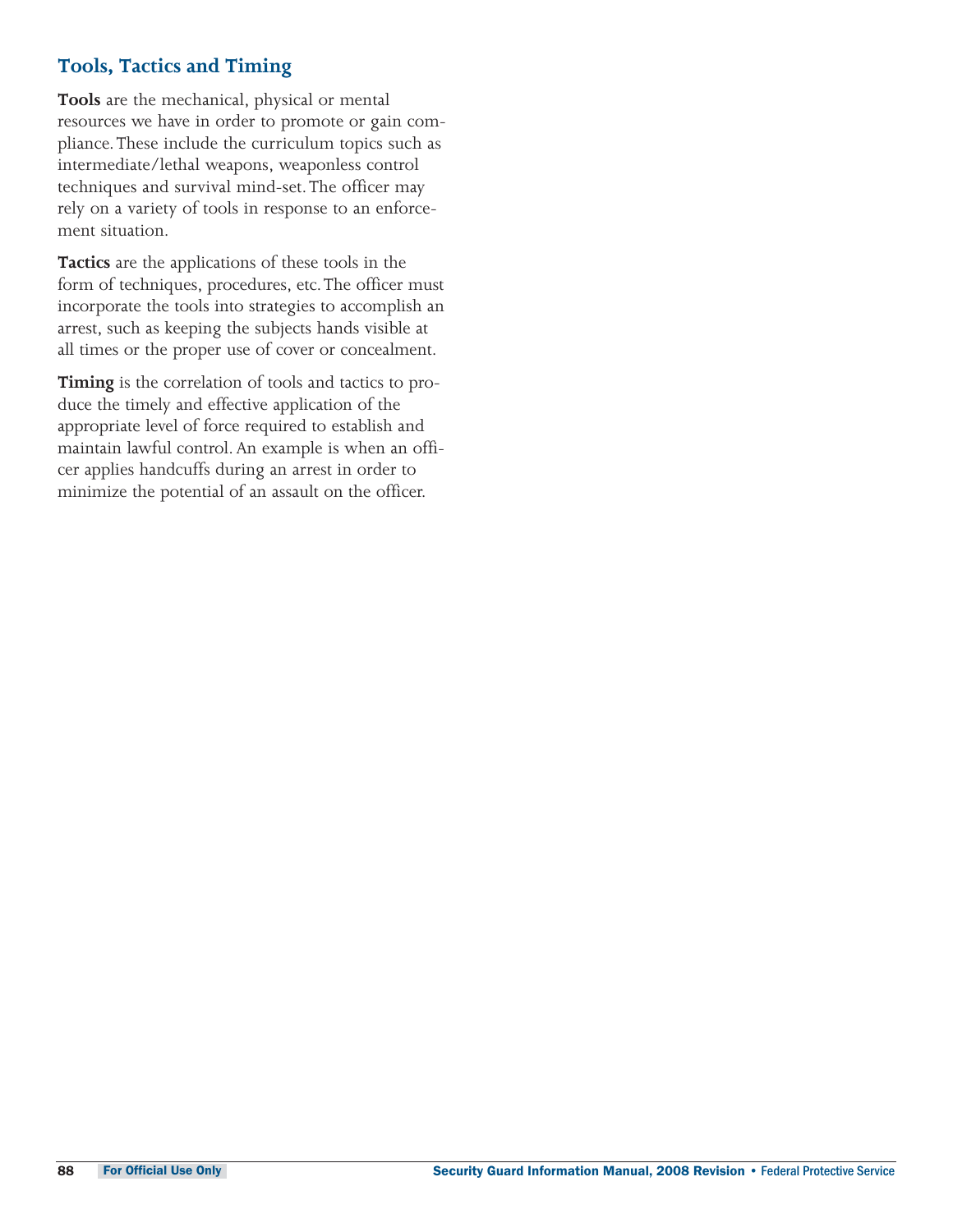## Tools, Tactics and Timing

**Tools** are the mechanical, physical or mental resources we have in order to promote or gain compliance. These include the curriculum topics such as intermediate/lethal weapons, weaponless control techniques and survival mind-set. The officer may rely on a variety of tools in response to an enforcement situation.

**Tactics** are the applications of these tools in the form of techniques, procedures, etc. The officer must incorporate the tools into strategies to accomplish an arrest, such as keeping the subjects hands visible at all times or the proper use of cover or concealment.

**Timing** is the correlation of tools and tactics to produce the timely and effective application of the appropriate level of force required to establish and maintain lawful control. An example is when an officer applies handcuffs during an arrest in order to minimize the potential of an assault on the officer.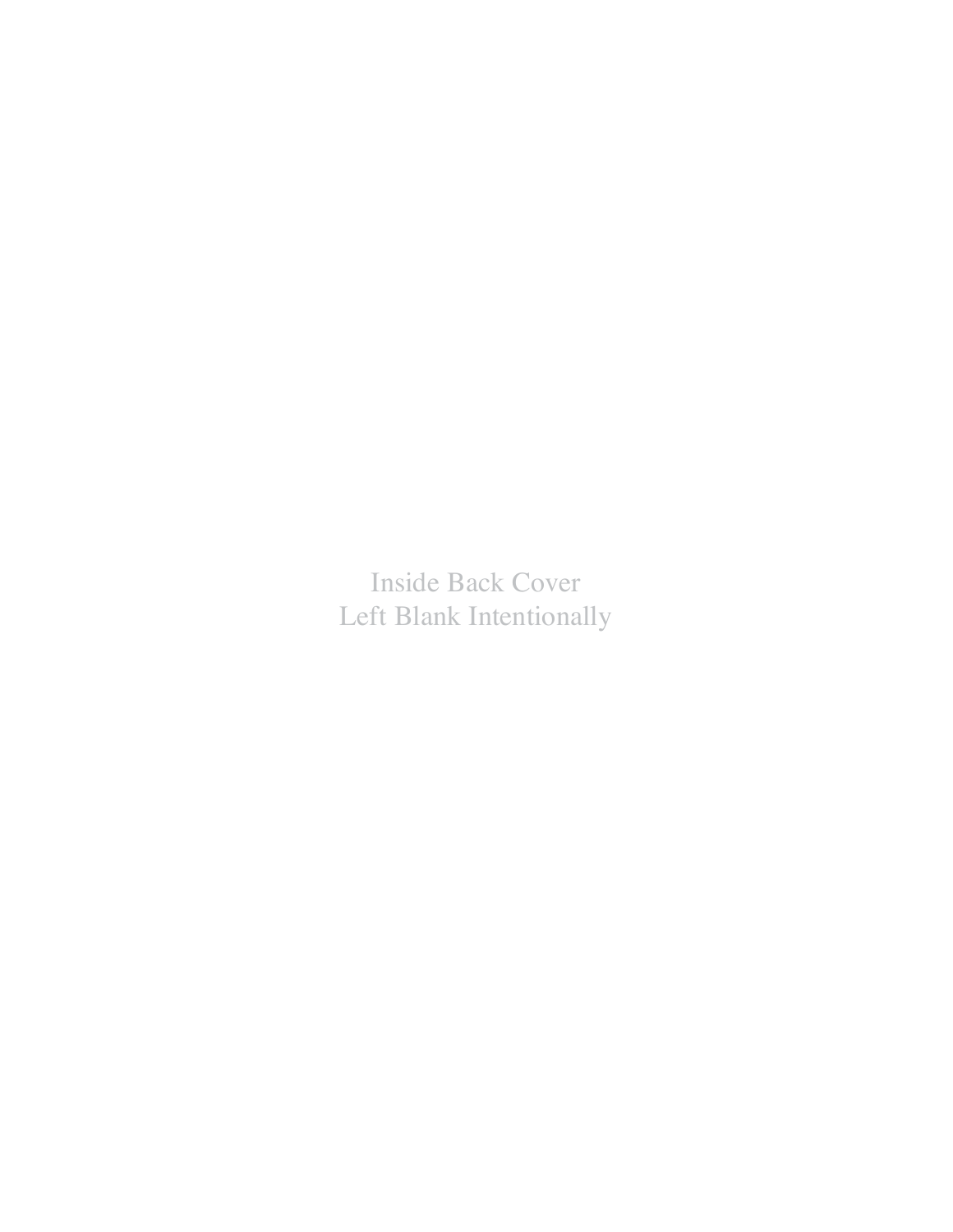Inside Back Cover
Left Blank Intentionally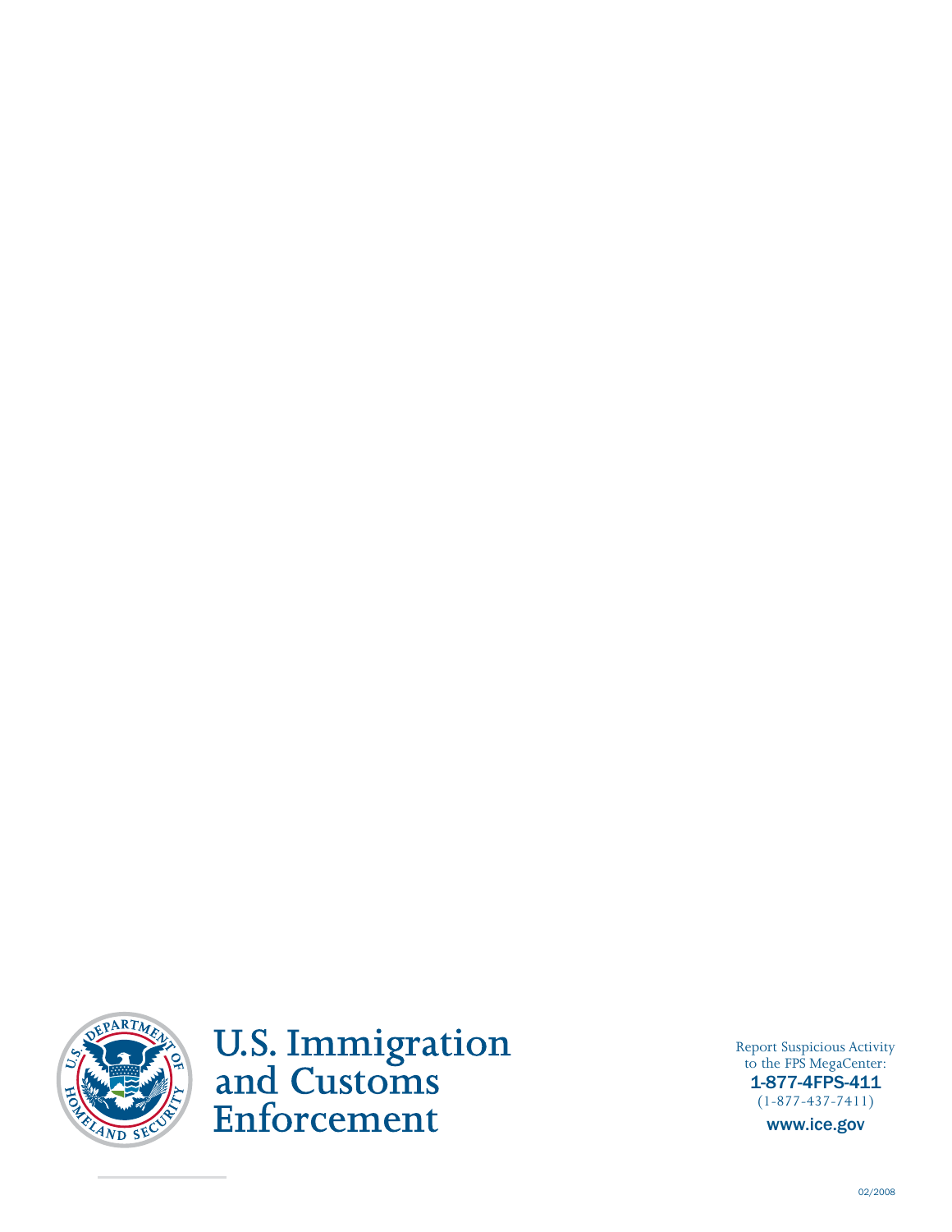U.S. Immigration and Customs Enforcement

Report Suspicious Activity to the FPS MegaCenter:
**1-877-4FPS-411**
(1-877-437-7411)

**www.ice.gov**

02/2008